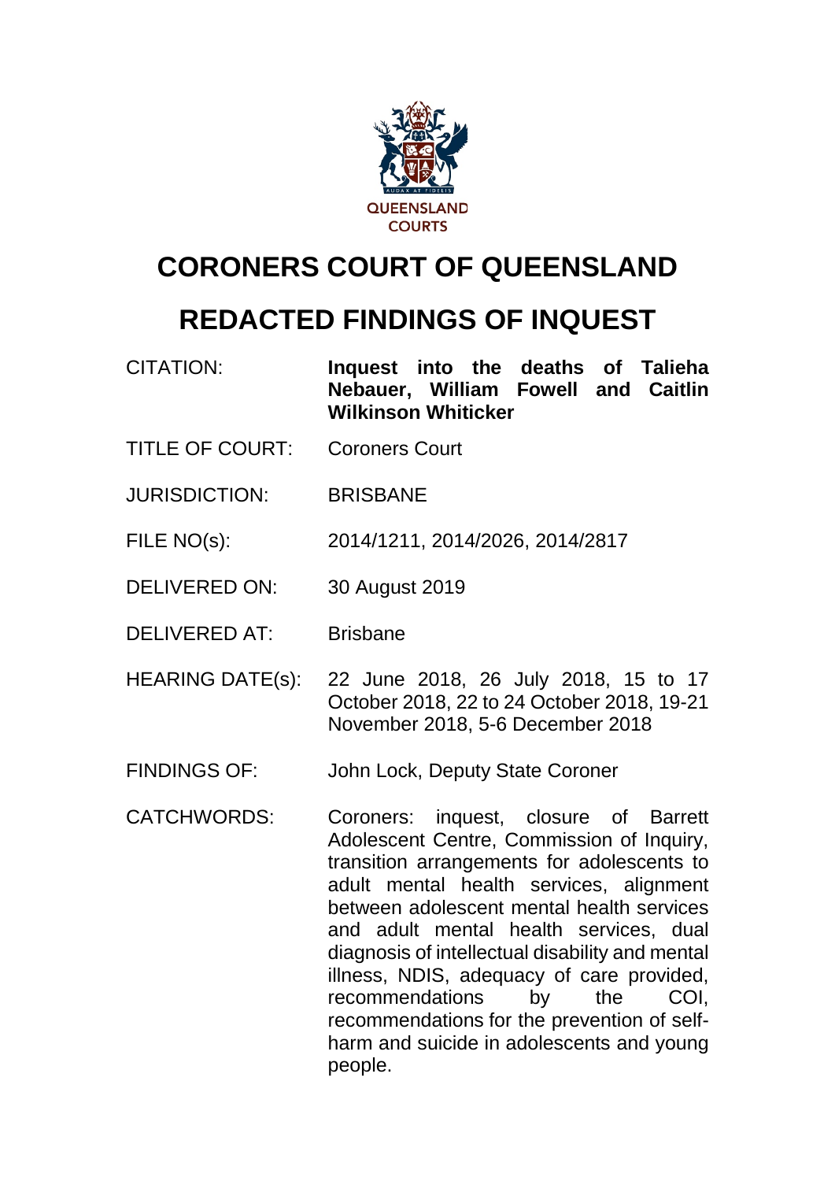QUEENSLAND COURTS

# CORONERS COURT OF QUEENSLAND

# REDACTED FINDINGS OF INQUEST

| | |
|---|---|
| CITATION: | **Inquest into the deaths of Talieha Nebauer, William Fowell and Caitlin Wilkinson Whiticker** |
| TITLE OF COURT: | Coroners Court |
| JURISDICTION: | BRISBANE |
| FILE NO(s): | 2014/1211, 2014/2026, 2014/2817 |
| DELIVERED ON: | 30 August 2019 |
| DELIVERED AT: | Brisbane |
| HEARING DATE(s): | 22 June 2018, 26 July 2018, 15 to 17 October 2018, 22 to 24 October 2018, 19-21 November 2018, 5-6 December 2018 |
| FINDINGS OF: | John Lock, Deputy State Coroner |
| CATCHWORDS: | Coroners: inquest, closure of Barrett Adolescent Centre, Commission of Inquiry, transition arrangements for adolescents to adult mental health services, alignment between adolescent mental health services and adult mental health services, dual diagnosis of intellectual disability and mental illness, NDIS, adequacy of care provided, recommendations by the COI, recommendations for the prevention of self-harm and suicide in adolescents and young people. |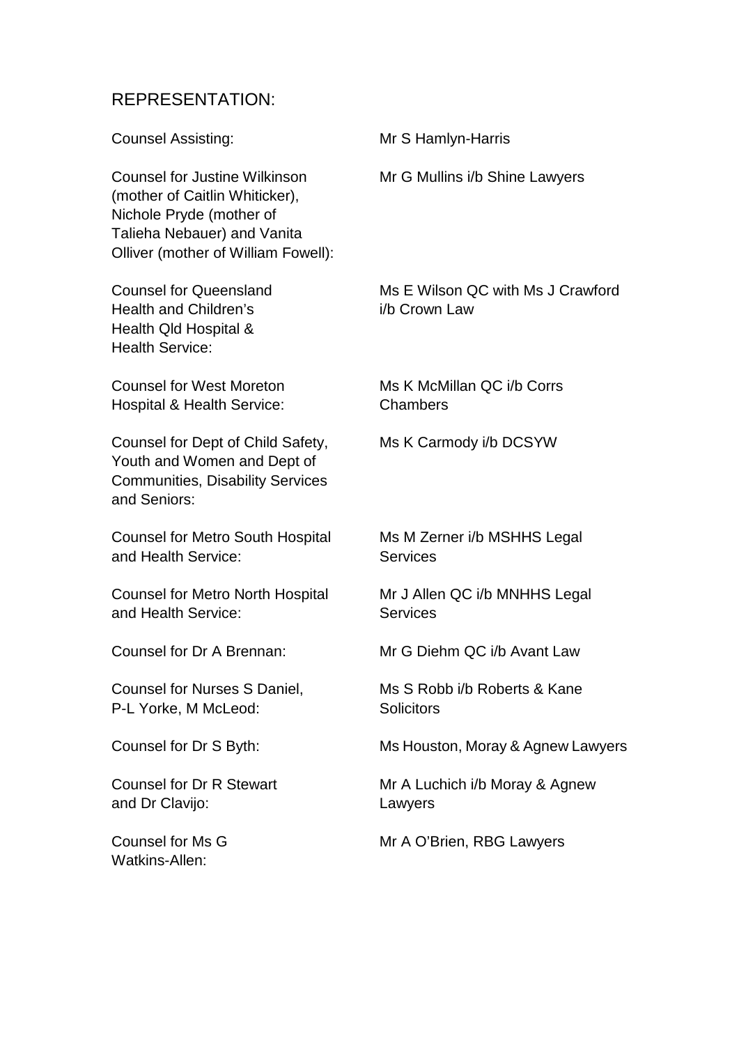## REPRESENTATION:

| | |
|---|---|
| Counsel Assisting: | Mr S Hamlyn-Harris |
| Counsel for Justine Wilkinson (mother of Caitlin Whiticker), Nichole Pryde (mother of Talieha Nebauer) and Vanita Olliver (mother of William Fowell): | Mr G Mullins i/b Shine Lawyers |
| Counsel for Queensland Health and Children's Health Qld Hospital & Health Service: | Ms E Wilson QC with Ms J Crawford i/b Crown Law |
| Counsel for West Moreton Hospital & Health Service: | Ms K McMillan QC i/b Corrs Chambers |
| Counsel for Dept of Child Safety, Youth and Women and Dept of Communities, Disability Services and Seniors: | Ms K Carmody i/b DCSYW |
| Counsel for Metro South Hospital and Health Service: | Ms M Zerner i/b MSHHS Legal Services |
| Counsel for Metro North Hospital and Health Service: | Mr J Allen QC i/b MNHHS Legal Services |
| Counsel for Dr A Brennan: | Mr G Diehm QC i/b Avant Law |
| Counsel for Nurses S Daniel, P-L Yorke, M McLeod: | Ms S Robb i/b Roberts & Kane Solicitors |
| Counsel for Dr S Byth: | Ms Houston, Moray & Agnew Lawyers |
| Counsel for Dr R Stewart and Dr Clavijo: | Mr A Luchich i/b Moray & Agnew Lawyers |
| Counsel for Ms G Watkins-Allen: | Mr A O'Brien, RBG Lawyers |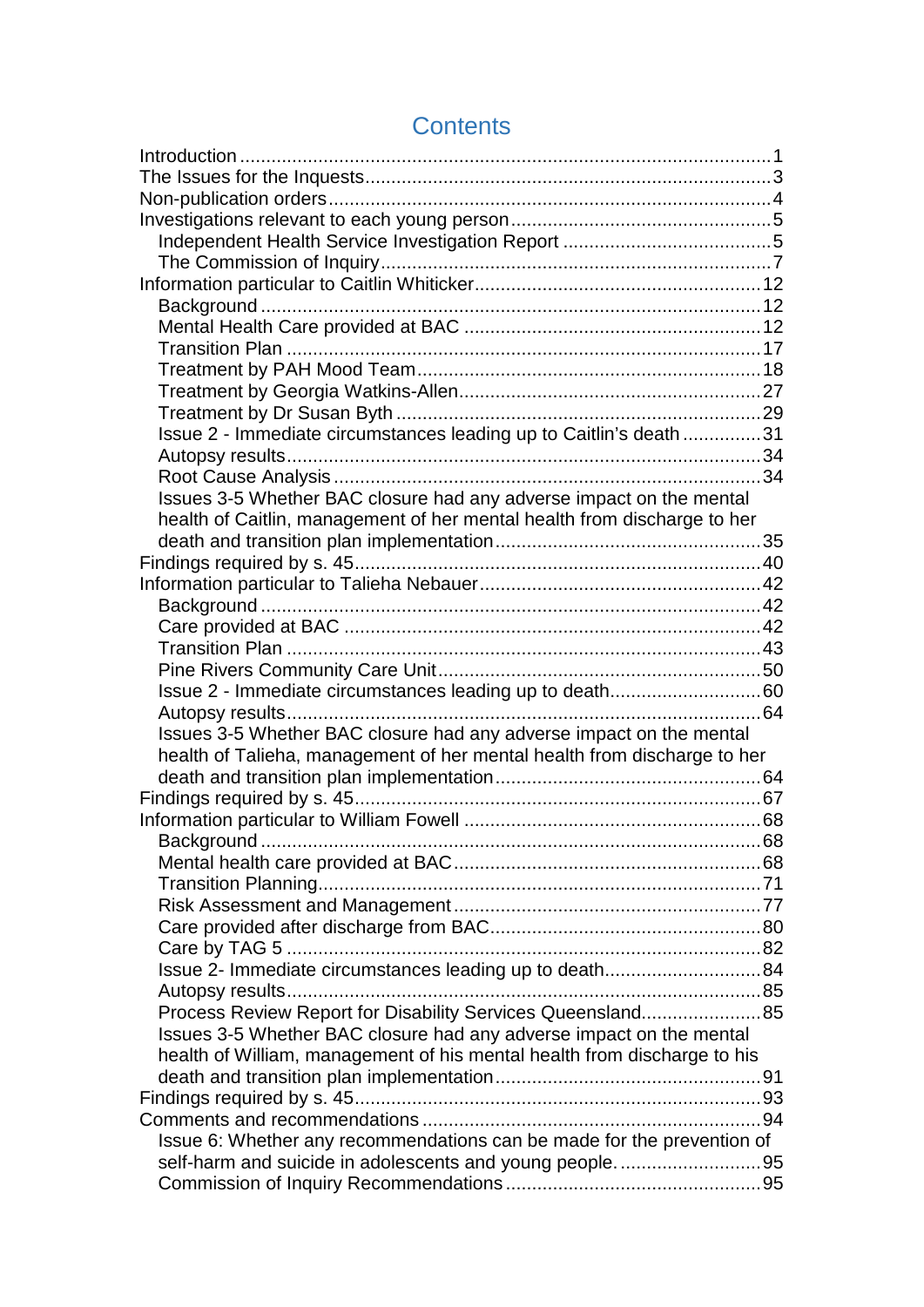# Contents

- Introduction ..... 1
- The Issues for the Inquests ..... 3
- Non-publication orders ..... 4
- Investigations relevant to each young person ..... 5
  - Independent Health Service Investigation Report ..... 5
  - The Commission of Inquiry ..... 7
- Information particular to Caitlin Whiticker ..... 12
  - Background ..... 12
  - Mental Health Care provided at BAC ..... 12
  - Transition Plan ..... 17
  - Treatment by PAH Mood Team ..... 18
  - Treatment by Georgia Watkins-Allen ..... 27
  - Treatment by Dr Susan Byth ..... 29
  - Issue 2 - Immediate circumstances leading up to Caitlin's death ..... 31
  - Autopsy results ..... 34
  - Root Cause Analysis ..... 34
  - Issues 3-5 Whether BAC closure had any adverse impact on the mental health of Caitlin, management of her mental health from discharge to her death and transition plan implementation ..... 35
- Findings required by s. 45 ..... 40
- Information particular to Talieha Nebauer ..... 42
  - Background ..... 42
  - Care provided at BAC ..... 42
  - Transition Plan ..... 43
  - Pine Rivers Community Care Unit ..... 50
  - Issue 2 - Immediate circumstances leading up to death ..... 60
  - Autopsy results ..... 64
  - Issues 3-5 Whether BAC closure had any adverse impact on the mental health of Talieha, management of her mental health from discharge to her death and transition plan implementation ..... 64
- Findings required by s. 45 ..... 67
- Information particular to William Fowell ..... 68
  - Background ..... 68
  - Mental health care provided at BAC ..... 68
  - Transition Planning ..... 71
  - Risk Assessment and Management ..... 77
  - Care provided after discharge from BAC ..... 80
  - Care by TAG 5 ..... 82
  - Issue 2- Immediate circumstances leading up to death ..... 84
  - Autopsy results ..... 85
  - Process Review Report for Disability Services Queensland ..... 85
  - Issues 3-5 Whether BAC closure had any adverse impact on the mental health of William, management of his mental health from discharge to his death and transition plan implementation ..... 91
- Findings required by s. 45 ..... 93
- Comments and recommendations ..... 94
  - Issue 6: Whether any recommendations can be made for the prevention of self-harm and suicide in adolescents and young people. ..... 95
  - Commission of Inquiry Recommendations ..... 95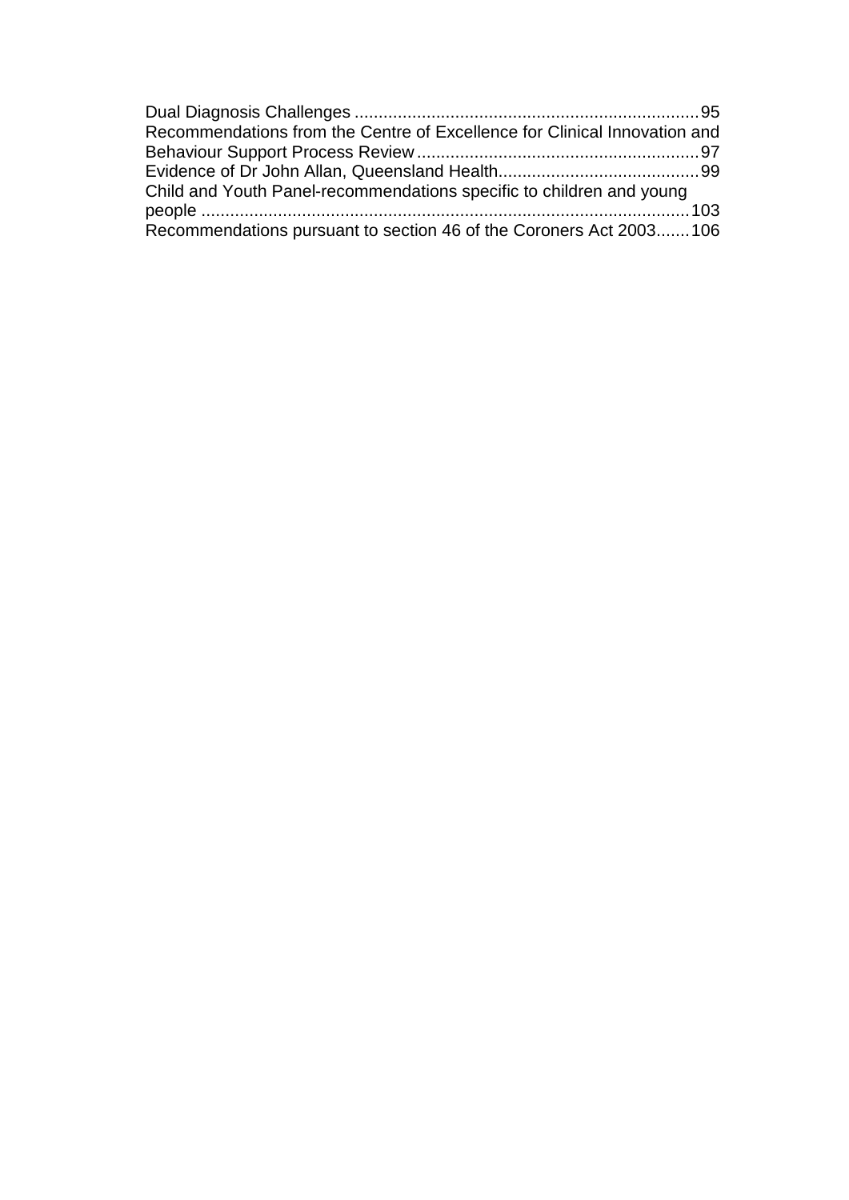Dual Diagnosis Challenges ........................................................................95
Recommendations from the Centre of Excellence for Clinical Innovation and Behaviour Support Process Review...........................................................97
Evidence of Dr John Allan, Queensland Health..........................................99
Child and Youth Panel-recommendations specific to children and young people .....................................................................................................103
Recommendations pursuant to section 46 of the Coroners Act 2003.......106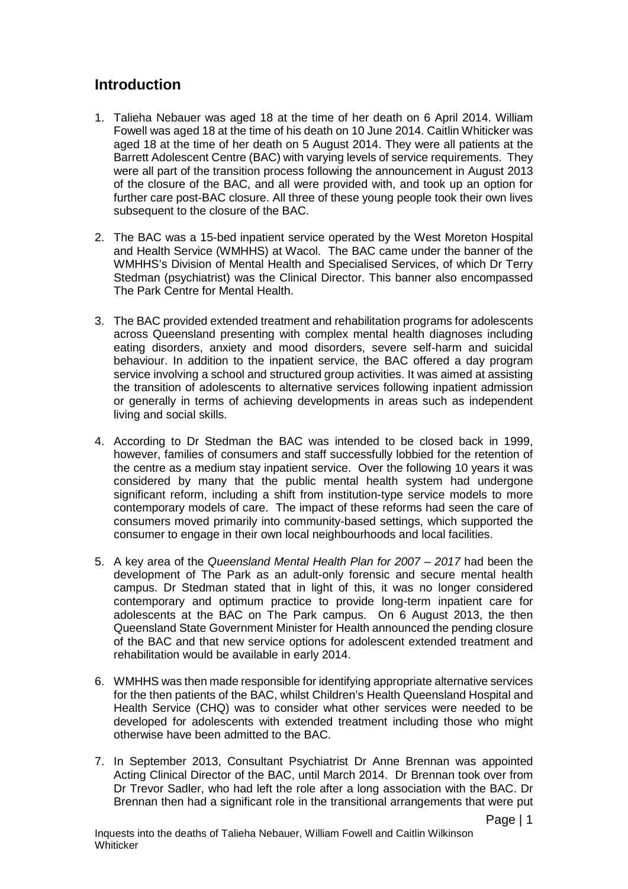## Introduction

1. Talieha Nebauer was aged 18 at the time of her death on 6 April 2014. William Fowell was aged 18 at the time of his death on 10 June 2014. Caitlin Whiticker was aged 18 at the time of her death on 5 August 2014. They were all patients at the Barrett Adolescent Centre (BAC) with varying levels of service requirements. They were all part of the transition process following the announcement in August 2013 of the closure of the BAC, and all were provided with, and took up an option for further care post-BAC closure. All three of these young people took their own lives subsequent to the closure of the BAC.

2. The BAC was a 15-bed inpatient service operated by the West Moreton Hospital and Health Service (WMHHS) at Wacol. The BAC came under the banner of the WMHHS's Division of Mental Health and Specialised Services, of which Dr Terry Stedman (psychiatrist) was the Clinical Director. This banner also encompassed The Park Centre for Mental Health.

3. The BAC provided extended treatment and rehabilitation programs for adolescents across Queensland presenting with complex mental health diagnoses including eating disorders, anxiety and mood disorders, severe self-harm and suicidal behaviour. In addition to the inpatient service, the BAC offered a day program service involving a school and structured group activities. It was aimed at assisting the transition of adolescents to alternative services following inpatient admission or generally in terms of achieving developments in areas such as independent living and social skills.

4. According to Dr Stedman the BAC was intended to be closed back in 1999, however, families of consumers and staff successfully lobbied for the retention of the centre as a medium stay inpatient service. Over the following 10 years it was considered by many that the public mental health system had undergone significant reform, including a shift from institution-type service models to more contemporary models of care. The impact of these reforms had seen the care of consumers moved primarily into community-based settings, which supported the consumer to engage in their own local neighbourhoods and local facilities.

5. A key area of the *Queensland Mental Health Plan for 2007 – 2017* had been the development of The Park as an adult-only forensic and secure mental health campus. Dr Stedman stated that in light of this, it was no longer considered contemporary and optimum practice to provide long-term inpatient care for adolescents at the BAC on The Park campus. On 6 August 2013, the then Queensland State Government Minister for Health announced the pending closure of the BAC and that new service options for adolescent extended treatment and rehabilitation would be available in early 2014.

6. WMHHS was then made responsible for identifying appropriate alternative services for the then patients of the BAC, whilst Children's Health Queensland Hospital and Health Service (CHQ) was to consider what other services were needed to be developed for adolescents with extended treatment including those who might otherwise have been admitted to the BAC.

7. In September 2013, Consultant Psychiatrist Dr Anne Brennan was appointed Acting Clinical Director of the BAC, until March 2014. Dr Brennan took over from Dr Trevor Sadler, who had left the role after a long association with the BAC. Dr Brennan then had a significant role in the transitional arrangements that were put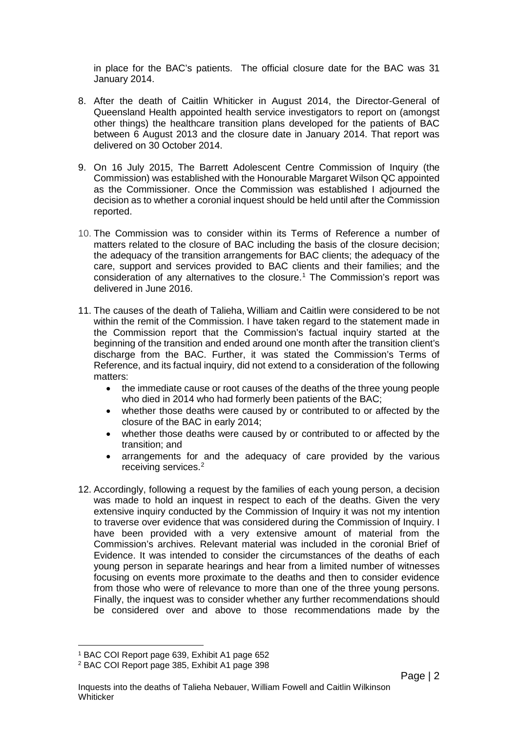in place for the BAC's patients. The official closure date for the BAC was 31 January 2014.

8. After the death of Caitlin Whiticker in August 2014, the Director-General of Queensland Health appointed health service investigators to report on (amongst other things) the healthcare transition plans developed for the patients of BAC between 6 August 2013 and the closure date in January 2014. That report was delivered on 30 October 2014.

9. On 16 July 2015, The Barrett Adolescent Centre Commission of Inquiry (the Commission) was established with the Honourable Margaret Wilson QC appointed as the Commissioner. Once the Commission was established I adjourned the decision as to whether a coronial inquest should be held until after the Commission reported.

10. The Commission was to consider within its Terms of Reference a number of matters related to the closure of BAC including the basis of the closure decision; the adequacy of the transition arrangements for BAC clients; the adequacy of the care, support and services provided to BAC clients and their families; and the consideration of any alternatives to the closure.[1] The Commission's report was delivered in June 2016.

11. The causes of the death of Talieha, William and Caitlin were considered to be not within the remit of the Commission. I have taken regard to the statement made in the Commission report that the Commission's factual inquiry started at the beginning of the transition and ended around one month after the transition client's discharge from the BAC. Further, it was stated the Commission's Terms of Reference, and its factual inquiry, did not extend to a consideration of the following matters:
    - the immediate cause or root causes of the deaths of the three young people who died in 2014 who had formerly been patients of the BAC;
    - whether those deaths were caused by or contributed to or affected by the closure of the BAC in early 2014;
    - whether those deaths were caused by or contributed to or affected by the transition; and
    - arrangements for and the adequacy of care provided by the various receiving services.[2]

12. Accordingly, following a request by the families of each young person, a decision was made to hold an inquest in respect to each of the deaths. Given the very extensive inquiry conducted by the Commission of Inquiry it was not my intention to traverse over evidence that was considered during the Commission of Inquiry. I have been provided with a very extensive amount of material from the Commission's archives. Relevant material was included in the coronial Brief of Evidence. It was intended to consider the circumstances of the deaths of each young person in separate hearings and hear from a limited number of witnesses focusing on events more proximate to the deaths and then to consider evidence from those who were of relevance to more than one of the three young persons. Finally, the inquest was to consider whether any further recommendations should be considered over and above to those recommendations made by the

---

[1] BAC COI Report page 639, Exhibit A1 page 652

[2] BAC COI Report page 385, Exhibit A1 page 398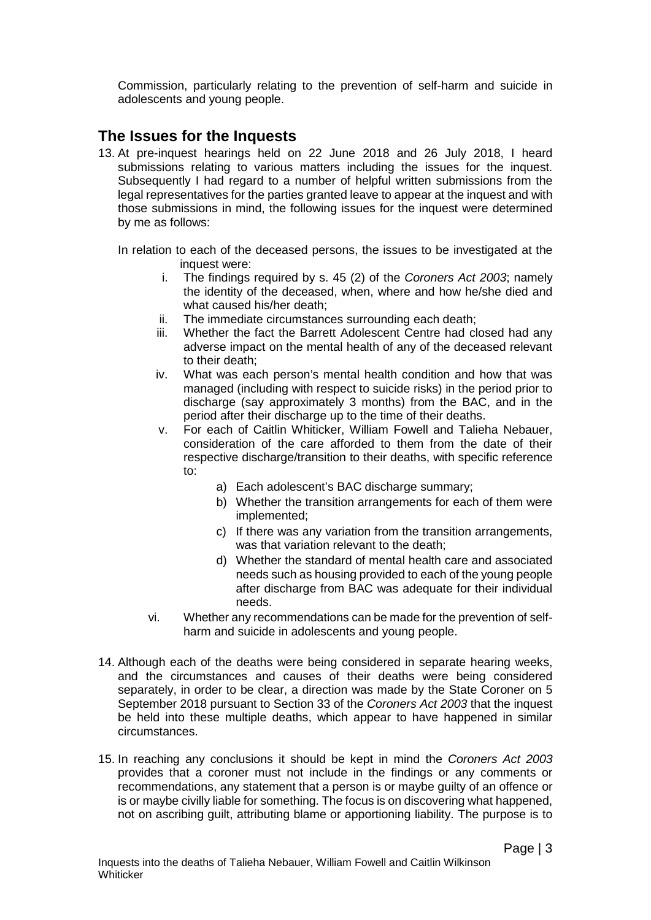Commission, particularly relating to the prevention of self-harm and suicide in adolescents and young people.

## The Issues for the Inquests

13. At pre-inquest hearings held on 22 June 2018 and 26 July 2018, I heard submissions relating to various matters including the issues for the inquest. Subsequently I had regard to a number of helpful written submissions from the legal representatives for the parties granted leave to appear at the inquest and with those submissions in mind, the following issues for the inquest were determined by me as follows:

    In relation to each of the deceased persons, the issues to be investigated at the inquest were:

    i. The findings required by s. 45 (2) of the *Coroners Act 2003*; namely the identity of the deceased, when, where and how he/she died and what caused his/her death;
    ii. The immediate circumstances surrounding each death;
    iii. Whether the fact the Barrett Adolescent Centre had closed had any adverse impact on the mental health of any of the deceased relevant to their death;
    iv. What was each person's mental health condition and how that was managed (including with respect to suicide risks) in the period prior to discharge (say approximately 3 months) from the BAC, and in the period after their discharge up to the time of their deaths.
    v. For each of Caitlin Whiticker, William Fowell and Talieha Nebauer, consideration of the care afforded to them from the date of their respective discharge/transition to their deaths, with specific reference to:
        a) Each adolescent's BAC discharge summary;
        b) Whether the transition arrangements for each of them were implemented;
        c) If there was any variation from the transition arrangements, was that variation relevant to the death;
        d) Whether the standard of mental health care and associated needs such as housing provided to each of the young people after discharge from BAC was adequate for their individual needs.
    vi. Whether any recommendations can be made for the prevention of self-harm and suicide in adolescents and young people.

14. Although each of the deaths were being considered in separate hearing weeks, and the circumstances and causes of their deaths were being considered separately, in order to be clear, a direction was made by the State Coroner on 5 September 2018 pursuant to Section 33 of the *Coroners Act 2003* that the inquest be held into these multiple deaths, which appear to have happened in similar circumstances.

15. In reaching any conclusions it should be kept in mind the *Coroners Act 2003* provides that a coroner must not include in the findings or any comments or recommendations, any statement that a person is or maybe guilty of an offence or is or maybe civilly liable for something. The focus is on discovering what happened, not on ascribing guilt, attributing blame or apportioning liability. The purpose is to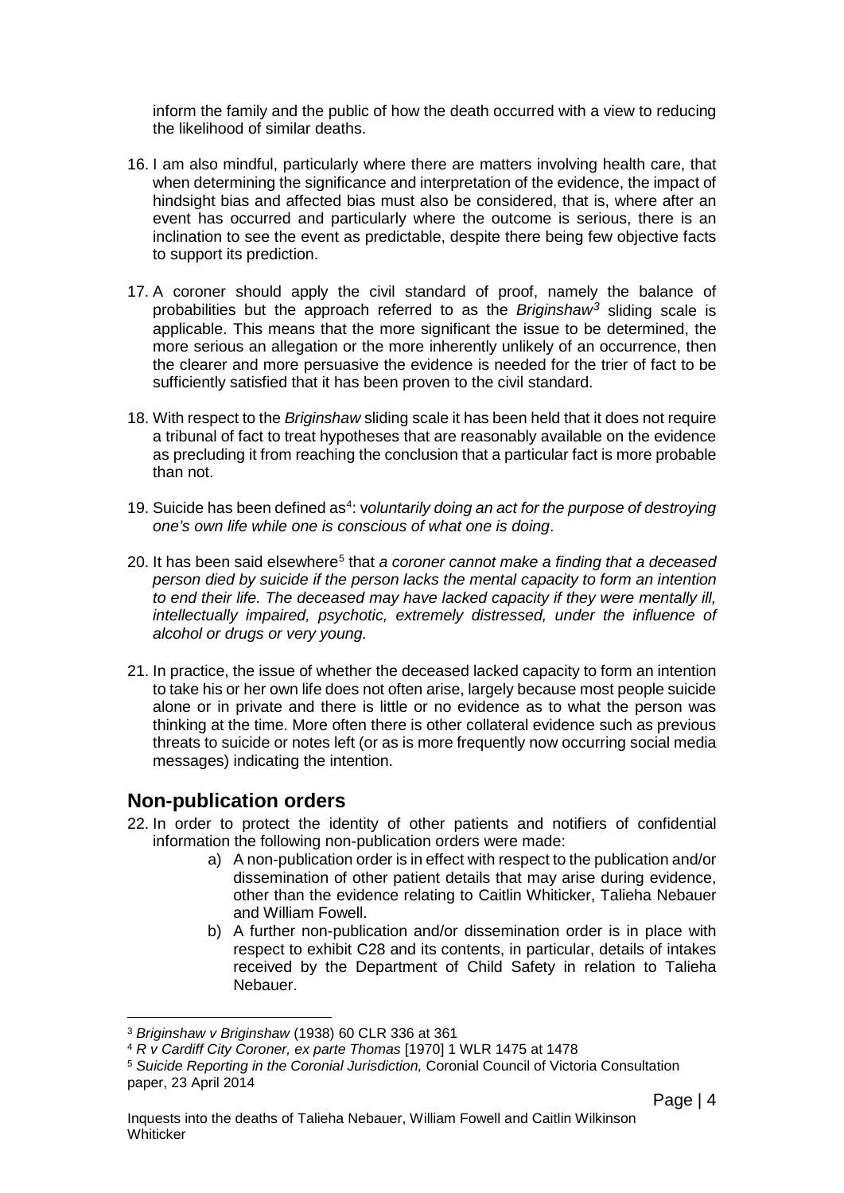inform the family and the public of how the death occurred with a view to reducing the likelihood of similar deaths.

16. I am also mindful, particularly where there are matters involving health care, that when determining the significance and interpretation of the evidence, the impact of hindsight bias and affected bias must also be considered, that is, where after an event has occurred and particularly where the outcome is serious, there is an inclination to see the event as predictable, despite there being few objective facts to support its prediction.

17. A coroner should apply the civil standard of proof, namely the balance of probabilities but the approach referred to as the *Briginshaw*[3] sliding scale is applicable. This means that the more significant the issue to be determined, the more serious an allegation or the more inherently unlikely of an occurrence, then the clearer and more persuasive the evidence is needed for the trier of fact to be sufficiently satisfied that it has been proven to the civil standard.

18. With respect to the *Briginshaw* sliding scale it has been held that it does not require a tribunal of fact to treat hypotheses that are reasonably available on the evidence as precluding it from reaching the conclusion that a particular fact is more probable than not.

19. Suicide has been defined as[4]: *voluntarily doing an act for the purpose of destroying one's own life while one is conscious of what one is doing*.

20. It has been said elsewhere[5] that *a coroner cannot make a finding that a deceased person died by suicide if the person lacks the mental capacity to form an intention to end their life. The deceased may have lacked capacity if they were mentally ill, intellectually impaired, psychotic, extremely distressed, under the influence of alcohol or drugs or very young.*

21. In practice, the issue of whether the deceased lacked capacity to form an intention to take his or her own life does not often arise, largely because most people suicide alone or in private and there is little or no evidence as to what the person was thinking at the time. More often there is other collateral evidence such as previous threats to suicide or notes left (or as is more frequently now occurring social media messages) indicating the intention.

## Non-publication orders

22. In order to protect the identity of other patients and notifiers of confidential information the following non-publication orders were made:
    a) A non-publication order is in effect with respect to the publication and/or dissemination of other patient details that may arise during evidence, other than the evidence relating to Caitlin Whiticker, Talieha Nebauer and William Fowell.
    b) A further non-publication and/or dissemination order is in place with respect to exhibit C28 and its contents, in particular, details of intakes received by the Department of Child Safety in relation to Talieha Nebauer.

---

[3] *Briginshaw v Briginshaw* (1938) 60 CLR 336 at 361

[4] *R v Cardiff City Coroner, ex parte Thomas* [1970] 1 WLR 1475 at 1478

[5] *Suicide Reporting in the Coronial Jurisdiction,* Coronial Council of Victoria Consultation paper, 23 April 2014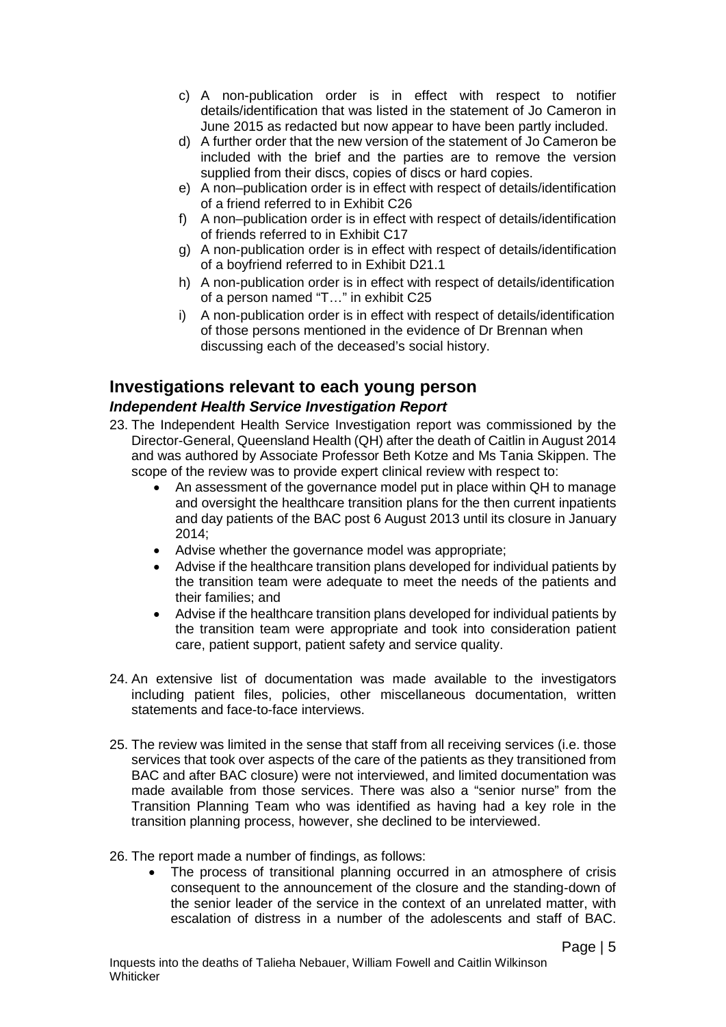c) A non-publication order is in effect with respect to notifier details/identification that was listed in the statement of Jo Cameron in June 2015 as redacted but now appear to have been partly included.

d) A further order that the new version of the statement of Jo Cameron be included with the brief and the parties are to remove the version supplied from their discs, copies of discs or hard copies.

e) A non–publication order is in effect with respect of details/identification of a friend referred to in Exhibit C26

f) A non–publication order is in effect with respect of details/identification of friends referred to in Exhibit C17

g) A non-publication order is in effect with respect of details/identification of a boyfriend referred to in Exhibit D21.1

h) A non-publication order is in effect with respect of details/identification of a person named "T…" in exhibit C25

i) A non-publication order is in effect with respect of details/identification of those persons mentioned in the evidence of Dr Brennan when discussing each of the deceased's social history.

## Investigations relevant to each young person

### *Independent Health Service Investigation Report*

23. The Independent Health Service Investigation report was commissioned by the Director-General, Queensland Health (QH) after the death of Caitlin in August 2014 and was authored by Associate Professor Beth Kotze and Ms Tania Skippen. The scope of the review was to provide expert clinical review with respect to:
    - An assessment of the governance model put in place within QH to manage and oversight the healthcare transition plans for the then current inpatients and day patients of the BAC post 6 August 2013 until its closure in January 2014;
    - Advise whether the governance model was appropriate;
    - Advise if the healthcare transition plans developed for individual patients by the transition team were adequate to meet the needs of the patients and their families; and
    - Advise if the healthcare transition plans developed for individual patients by the transition team were appropriate and took into consideration patient care, patient support, patient safety and service quality.

24. An extensive list of documentation was made available to the investigators including patient files, policies, other miscellaneous documentation, written statements and face-to-face interviews.

25. The review was limited in the sense that staff from all receiving services (i.e. those services that took over aspects of the care of the patients as they transitioned from BAC and after BAC closure) were not interviewed, and limited documentation was made available from those services. There was also a "senior nurse" from the Transition Planning Team who was identified as having had a key role in the transition planning process, however, she declined to be interviewed.

26. The report made a number of findings, as follows:
    - The process of transitional planning occurred in an atmosphere of crisis consequent to the announcement of the closure and the standing-down of the senior leader of the service in the context of an unrelated matter, with escalation of distress in a number of the adolescents and staff of BAC.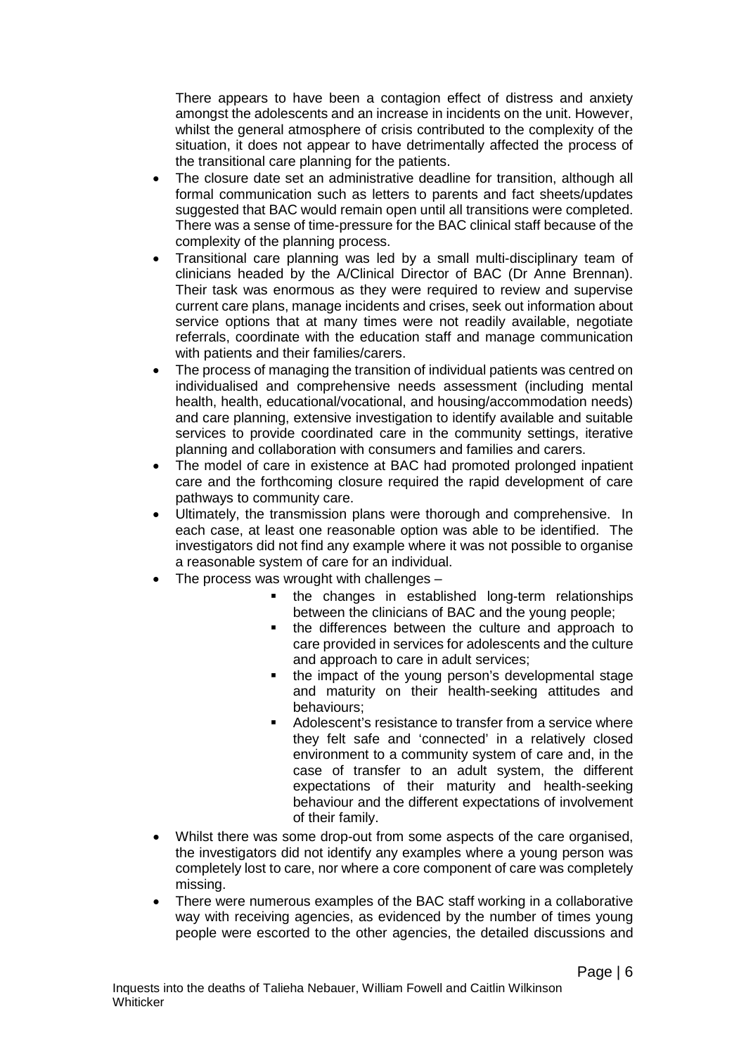There appears to have been a contagion effect of distress and anxiety amongst the adolescents and an increase in incidents on the unit. However, whilst the general atmosphere of crisis contributed to the complexity of the situation, it does not appear to have detrimentally affected the process of the transitional care planning for the patients.

- The closure date set an administrative deadline for transition, although all formal communication such as letters to parents and fact sheets/updates suggested that BAC would remain open until all transitions were completed. There was a sense of time-pressure for the BAC clinical staff because of the complexity of the planning process.
- Transitional care planning was led by a small multi-disciplinary team of clinicians headed by the A/Clinical Director of BAC (Dr Anne Brennan). Their task was enormous as they were required to review and supervise current care plans, manage incidents and crises, seek out information about service options that at many times were not readily available, negotiate referrals, coordinate with the education staff and manage communication with patients and their families/carers.
- The process of managing the transition of individual patients was centred on individualised and comprehensive needs assessment (including mental health, health, educational/vocational, and housing/accommodation needs) and care planning, extensive investigation to identify available and suitable services to provide coordinated care in the community settings, iterative planning and collaboration with consumers and families and carers.
- The model of care in existence at BAC had promoted prolonged inpatient care and the forthcoming closure required the rapid development of care pathways to community care.
- Ultimately, the transmission plans were thorough and comprehensive. In each case, at least one reasonable option was able to be identified. The investigators did not find any example where it was not possible to organise a reasonable system of care for an individual.
- The process was wrought with challenges –
  - the changes in established long-term relationships between the clinicians of BAC and the young people;
  - the differences between the culture and approach to care provided in services for adolescents and the culture and approach to care in adult services;
  - the impact of the young person's developmental stage and maturity on their health-seeking attitudes and behaviours;
  - Adolescent's resistance to transfer from a service where they felt safe and 'connected' in a relatively closed environment to a community system of care and, in the case of transfer to an adult system, the different expectations of their maturity and health-seeking behaviour and the different expectations of involvement of their family.
- Whilst there was some drop-out from some aspects of the care organised, the investigators did not identify any examples where a young person was completely lost to care, nor where a core component of care was completely missing.
- There were numerous examples of the BAC staff working in a collaborative way with receiving agencies, as evidenced by the number of times young people were escorted to the other agencies, the detailed discussions and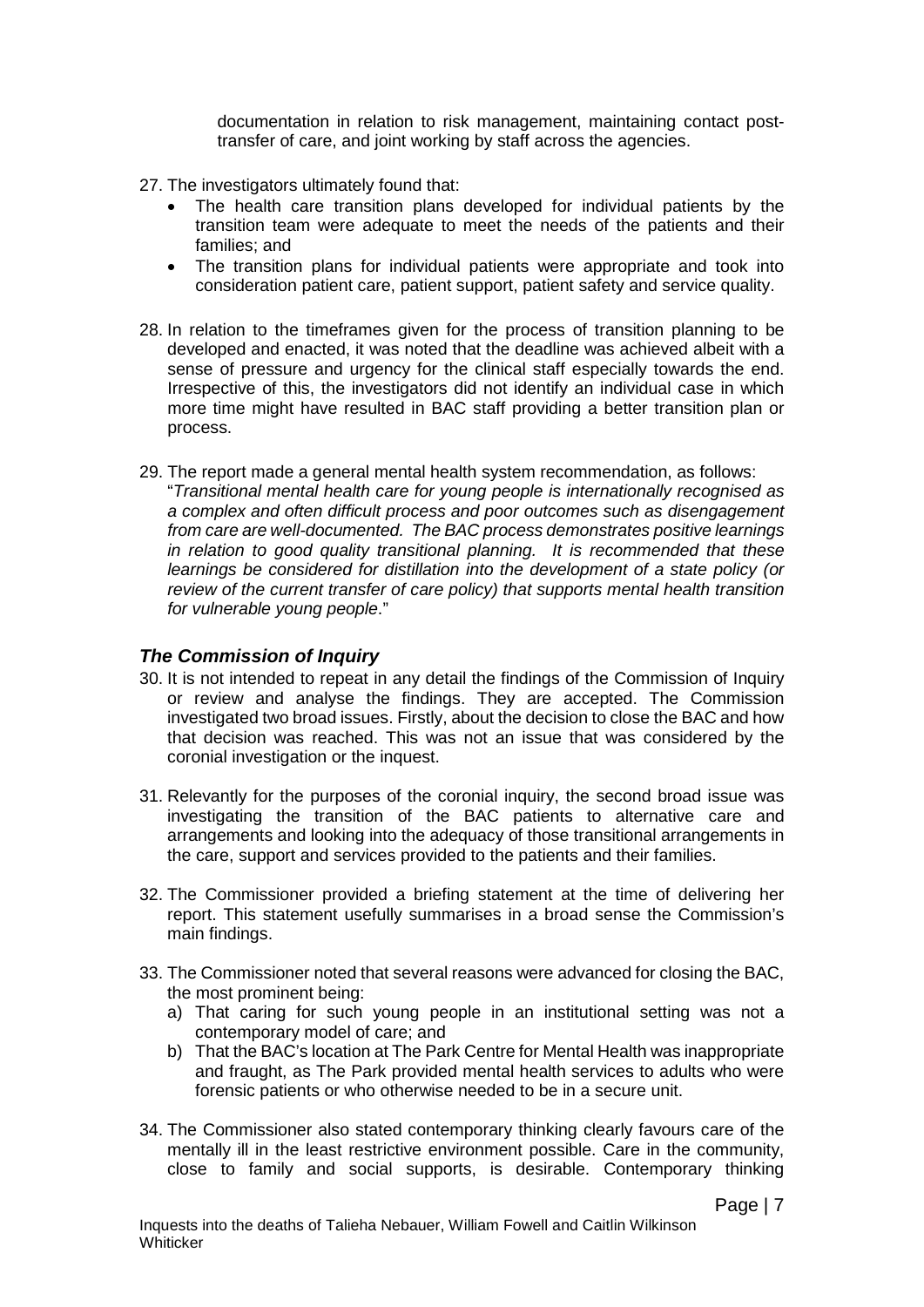documentation in relation to risk management, maintaining contact post-transfer of care, and joint working by staff across the agencies.

27. The investigators ultimately found that:
    - The health care transition plans developed for individual patients by the transition team were adequate to meet the needs of the patients and their families; and
    - The transition plans for individual patients were appropriate and took into consideration patient care, patient support, patient safety and service quality.

28. In relation to the timeframes given for the process of transition planning to be developed and enacted, it was noted that the deadline was achieved albeit with a sense of pressure and urgency for the clinical staff especially towards the end. Irrespective of this, the investigators did not identify an individual case in which more time might have resulted in BAC staff providing a better transition plan or process.

29. The report made a general mental health system recommendation, as follows: "*Transitional mental health care for young people is internationally recognised as a complex and often difficult process and poor outcomes such as disengagement from care are well-documented. The BAC process demonstrates positive learnings in relation to good quality transitional planning. It is recommended that these learnings be considered for distillation into the development of a state policy (or review of the current transfer of care policy) that supports mental health transition for vulnerable young people*."

### *The Commission of Inquiry*

30. It is not intended to repeat in any detail the findings of the Commission of Inquiry or review and analyse the findings. They are accepted. The Commission investigated two broad issues. Firstly, about the decision to close the BAC and how that decision was reached. This was not an issue that was considered by the coronial investigation or the inquest.

31. Relevantly for the purposes of the coronial inquiry, the second broad issue was investigating the transition of the BAC patients to alternative care and arrangements and looking into the adequacy of those transitional arrangements in the care, support and services provided to the patients and their families.

32. The Commissioner provided a briefing statement at the time of delivering her report. This statement usefully summarises in a broad sense the Commission's main findings.

33. The Commissioner noted that several reasons were advanced for closing the BAC, the most prominent being:
    a) That caring for such young people in an institutional setting was not a contemporary model of care; and
    b) That the BAC's location at The Park Centre for Mental Health was inappropriate and fraught, as The Park provided mental health services to adults who were forensic patients or who otherwise needed to be in a secure unit.

34. The Commissioner also stated contemporary thinking clearly favours care of the mentally ill in the least restrictive environment possible. Care in the community, close to family and social supports, is desirable. Contemporary thinking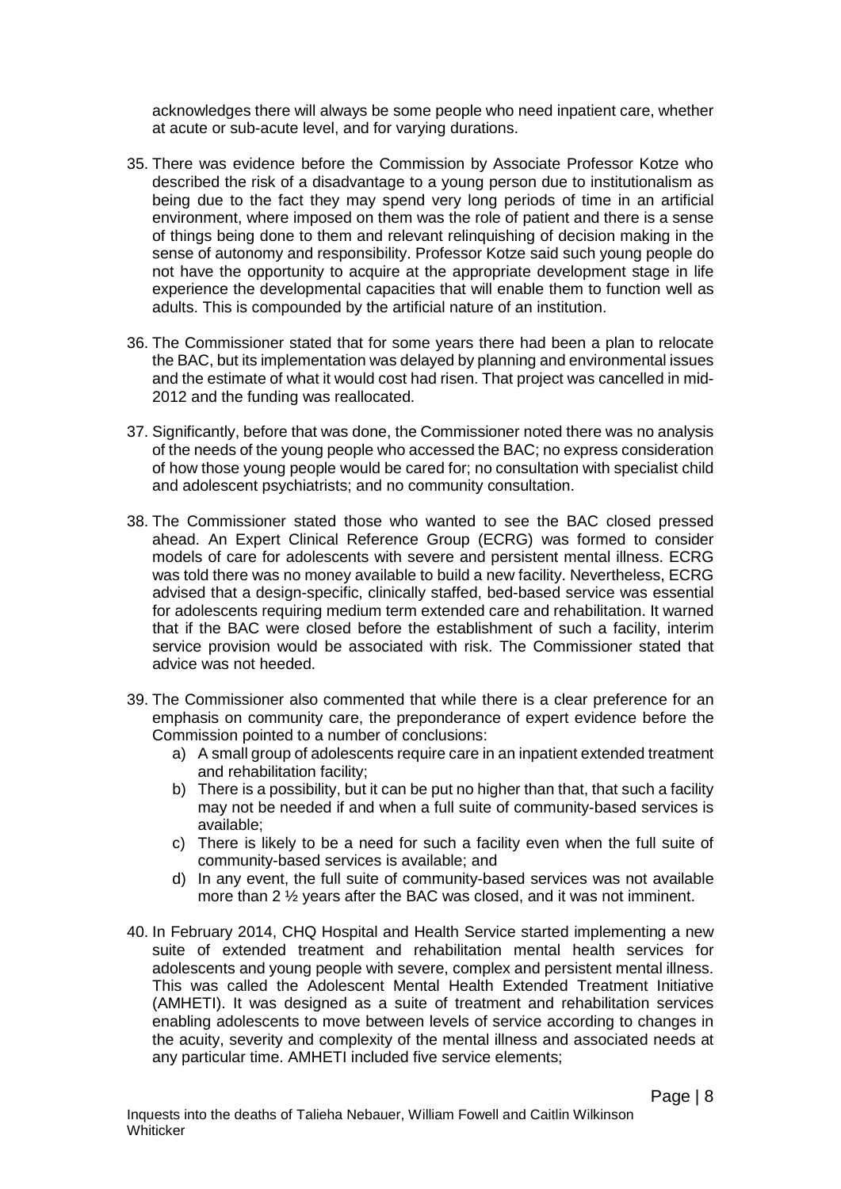acknowledges there will always be some people who need inpatient care, whether at acute or sub-acute level, and for varying durations.

35. There was evidence before the Commission by Associate Professor Kotze who described the risk of a disadvantage to a young person due to institutionalism as being due to the fact they may spend very long periods of time in an artificial environment, where imposed on them was the role of patient and there is a sense of things being done to them and relevant relinquishing of decision making in the sense of autonomy and responsibility. Professor Kotze said such young people do not have the opportunity to acquire at the appropriate development stage in life experience the developmental capacities that will enable them to function well as adults. This is compounded by the artificial nature of an institution.

36. The Commissioner stated that for some years there had been a plan to relocate the BAC, but its implementation was delayed by planning and environmental issues and the estimate of what it would cost had risen. That project was cancelled in mid-2012 and the funding was reallocated.

37. Significantly, before that was done, the Commissioner noted there was no analysis of the needs of the young people who accessed the BAC; no express consideration of how those young people would be cared for; no consultation with specialist child and adolescent psychiatrists; and no community consultation.

38. The Commissioner stated those who wanted to see the BAC closed pressed ahead. An Expert Clinical Reference Group (ECRG) was formed to consider models of care for adolescents with severe and persistent mental illness. ECRG was told there was no money available to build a new facility. Nevertheless, ECRG advised that a design-specific, clinically staffed, bed-based service was essential for adolescents requiring medium term extended care and rehabilitation. It warned that if the BAC were closed before the establishment of such a facility, interim service provision would be associated with risk. The Commissioner stated that advice was not heeded.

39. The Commissioner also commented that while there is a clear preference for an emphasis on community care, the preponderance of expert evidence before the Commission pointed to a number of conclusions:
    a) A small group of adolescents require care in an inpatient extended treatment and rehabilitation facility;
    b) There is a possibility, but it can be put no higher than that, that such a facility may not be needed if and when a full suite of community-based services is available;
    c) There is likely to be a need for such a facility even when the full suite of community-based services is available; and
    d) In any event, the full suite of community-based services was not available more than 2 ½ years after the BAC was closed, and it was not imminent.

40. In February 2014, CHQ Hospital and Health Service started implementing a new suite of extended treatment and rehabilitation mental health services for adolescents and young people with severe, complex and persistent mental illness. This was called the Adolescent Mental Health Extended Treatment Initiative (AMHETI). It was designed as a suite of treatment and rehabilitation services enabling adolescents to move between levels of service according to changes in the acuity, severity and complexity of the mental illness and associated needs at any particular time. AMHETI included five service elements;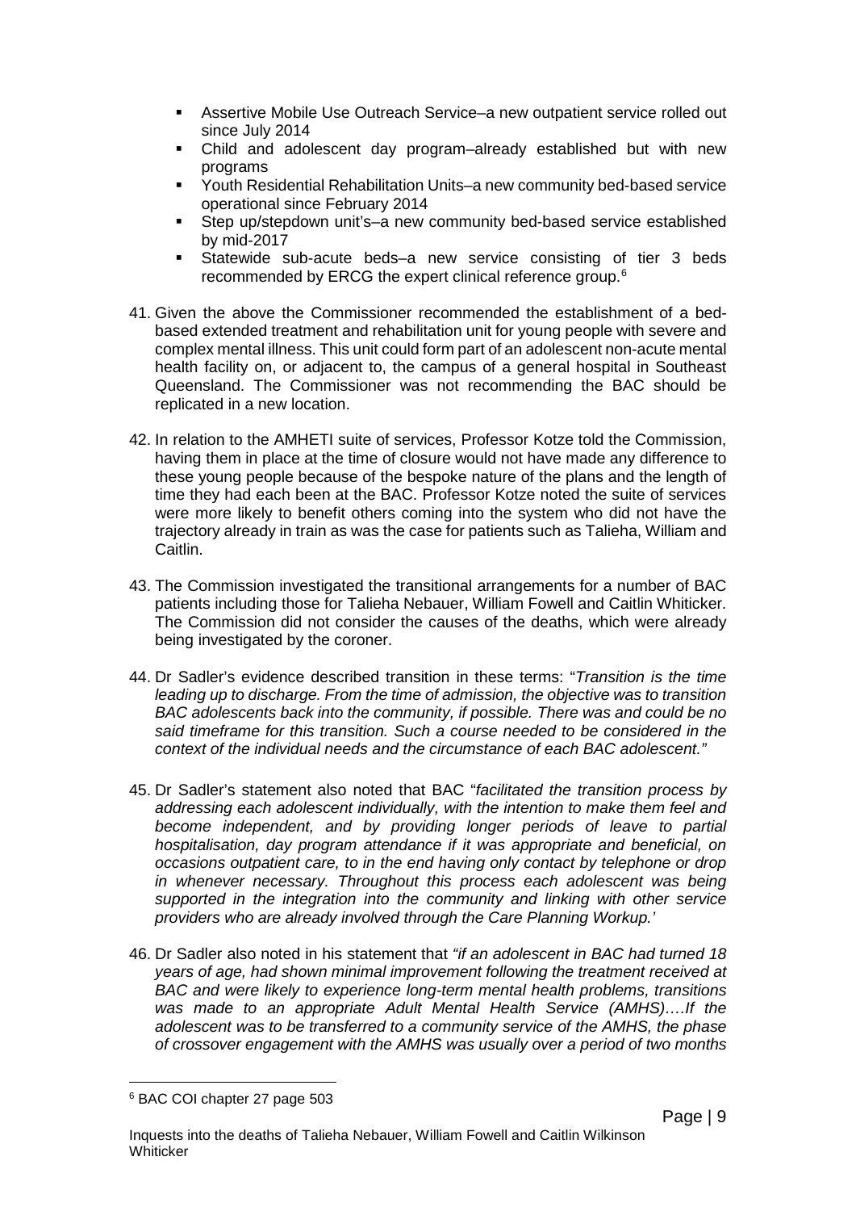- Assertive Mobile Use Outreach Service–a new outpatient service rolled out since July 2014
- Child and adolescent day program–already established but with new programs
- Youth Residential Rehabilitation Units–a new community bed-based service operational since February 2014
- Step up/stepdown unit's–a new community bed-based service established by mid-2017
- Statewide sub-acute beds–a new service consisting of tier 3 beds recommended by ERCG the expert clinical reference group.[6]

41. Given the above the Commissioner recommended the establishment of a bed-based extended treatment and rehabilitation unit for young people with severe and complex mental illness. This unit could form part of an adolescent non-acute mental health facility on, or adjacent to, the campus of a general hospital in Southeast Queensland. The Commissioner was not recommending the BAC should be replicated in a new location.

42. In relation to the AMHETI suite of services, Professor Kotze told the Commission, having them in place at the time of closure would not have made any difference to these young people because of the bespoke nature of the plans and the length of time they had each been at the BAC. Professor Kotze noted the suite of services were more likely to benefit others coming into the system who did not have the trajectory already in train as was the case for patients such as Talieha, William and Caitlin.

43. The Commission investigated the transitional arrangements for a number of BAC patients including those for Talieha Nebauer, William Fowell and Caitlin Whiticker. The Commission did not consider the causes of the deaths, which were already being investigated by the coroner.

44. Dr Sadler's evidence described transition in these terms: "*Transition is the time leading up to discharge. From the time of admission, the objective was to transition BAC adolescents back into the community, if possible. There was and could be no said timeframe for this transition. Such a course needed to be considered in the context of the individual needs and the circumstance of each BAC adolescent.*"

45. Dr Sadler's statement also noted that BAC "*facilitated the transition process by addressing each adolescent individually, with the intention to make them feel and become independent, and by providing longer periods of leave to partial hospitalisation, day program attendance if it was appropriate and beneficial, on occasions outpatient care, to in the end having only contact by telephone or drop in whenever necessary. Throughout this process each adolescent was being supported in the integration into the community and linking with other service providers who are already involved through the Care Planning Workup.*'

46. Dr Sadler also noted in his statement that *"if an adolescent in BAC had turned 18 years of age, had shown minimal improvement following the treatment received at BAC and were likely to experience long-term mental health problems, transitions was made to an appropriate Adult Mental Health Service (AMHS)….If the adolescent was to be transferred to a community service of the AMHS, the phase of crossover engagement with the AMHS was usually over a period of two months*

[6] BAC COI chapter 27 page 503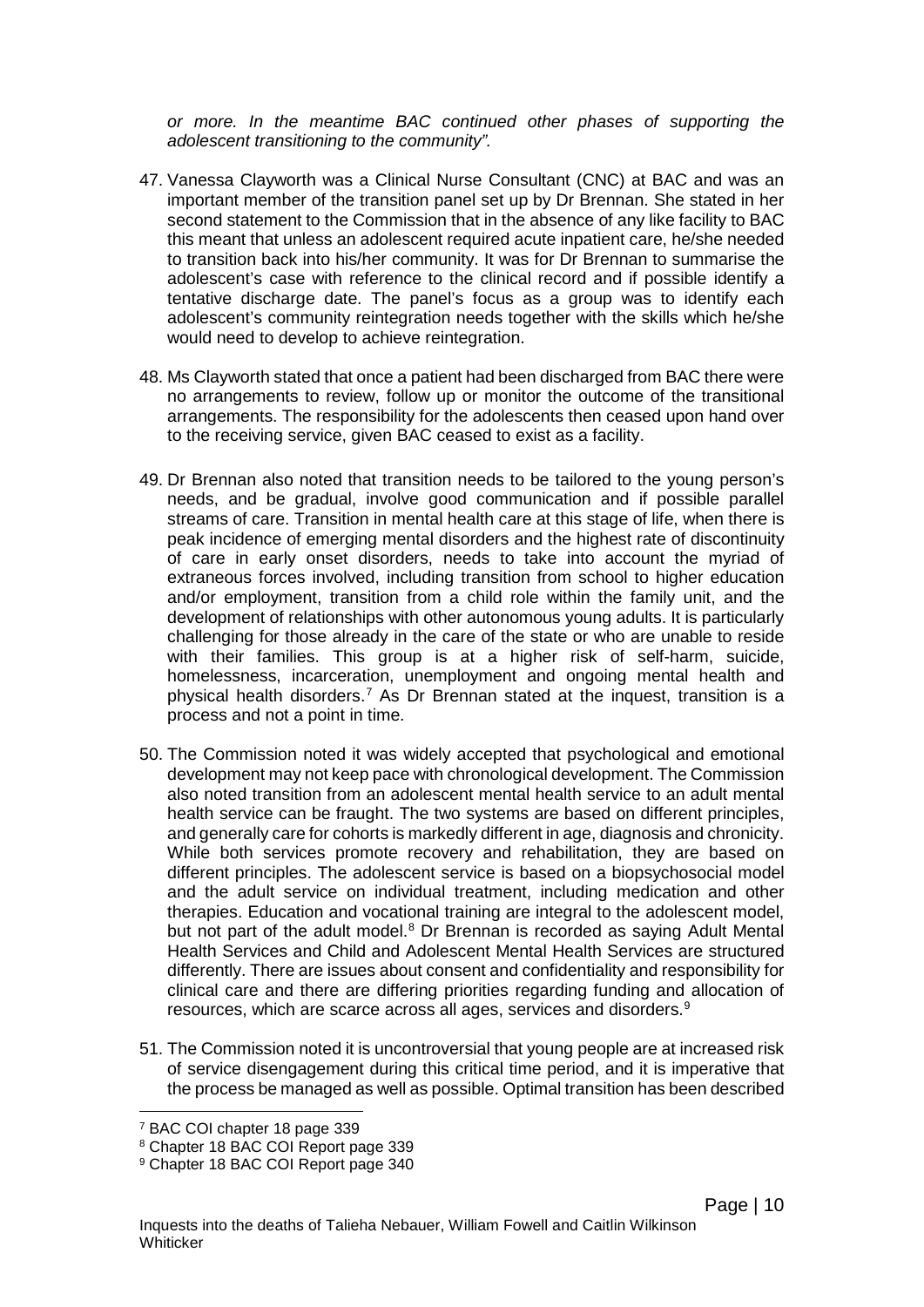*or more. In the meantime BAC continued other phases of supporting the adolescent transitioning to the community".*

47. Vanessa Clayworth was a Clinical Nurse Consultant (CNC) at BAC and was an important member of the transition panel set up by Dr Brennan. She stated in her second statement to the Commission that in the absence of any like facility to BAC this meant that unless an adolescent required acute inpatient care, he/she needed to transition back into his/her community. It was for Dr Brennan to summarise the adolescent's case with reference to the clinical record and if possible identify a tentative discharge date. The panel's focus as a group was to identify each adolescent's community reintegration needs together with the skills which he/she would need to develop to achieve reintegration.

48. Ms Clayworth stated that once a patient had been discharged from BAC there were no arrangements to review, follow up or monitor the outcome of the transitional arrangements. The responsibility for the adolescents then ceased upon hand over to the receiving service, given BAC ceased to exist as a facility.

49. Dr Brennan also noted that transition needs to be tailored to the young person's needs, and be gradual, involve good communication and if possible parallel streams of care. Transition in mental health care at this stage of life, when there is peak incidence of emerging mental disorders and the highest rate of discontinuity of care in early onset disorders, needs to take into account the myriad of extraneous forces involved, including transition from school to higher education and/or employment, transition from a child role within the family unit, and the development of relationships with other autonomous young adults. It is particularly challenging for those already in the care of the state or who are unable to reside with their families. This group is at a higher risk of self-harm, suicide, homelessness, incarceration, unemployment and ongoing mental health and physical health disorders.[7] As Dr Brennan stated at the inquest, transition is a process and not a point in time.

50. The Commission noted it was widely accepted that psychological and emotional development may not keep pace with chronological development. The Commission also noted transition from an adolescent mental health service to an adult mental health service can be fraught. The two systems are based on different principles, and generally care for cohorts is markedly different in age, diagnosis and chronicity. While both services promote recovery and rehabilitation, they are based on different principles. The adolescent service is based on a biopsychosocial model and the adult service on individual treatment, including medication and other therapies. Education and vocational training are integral to the adolescent model, but not part of the adult model.[8] Dr Brennan is recorded as saying Adult Mental Health Services and Child and Adolescent Mental Health Services are structured differently. There are issues about consent and confidentiality and responsibility for clinical care and there are differing priorities regarding funding and allocation of resources, which are scarce across all ages, services and disorders.[9]

51. The Commission noted it is uncontroversial that young people are at increased risk of service disengagement during this critical time period, and it is imperative that the process be managed as well as possible. Optimal transition has been described

[7] BAC COI chapter 18 page 339

[8] Chapter 18 BAC COI Report page 339

[9] Chapter 18 BAC COI Report page 340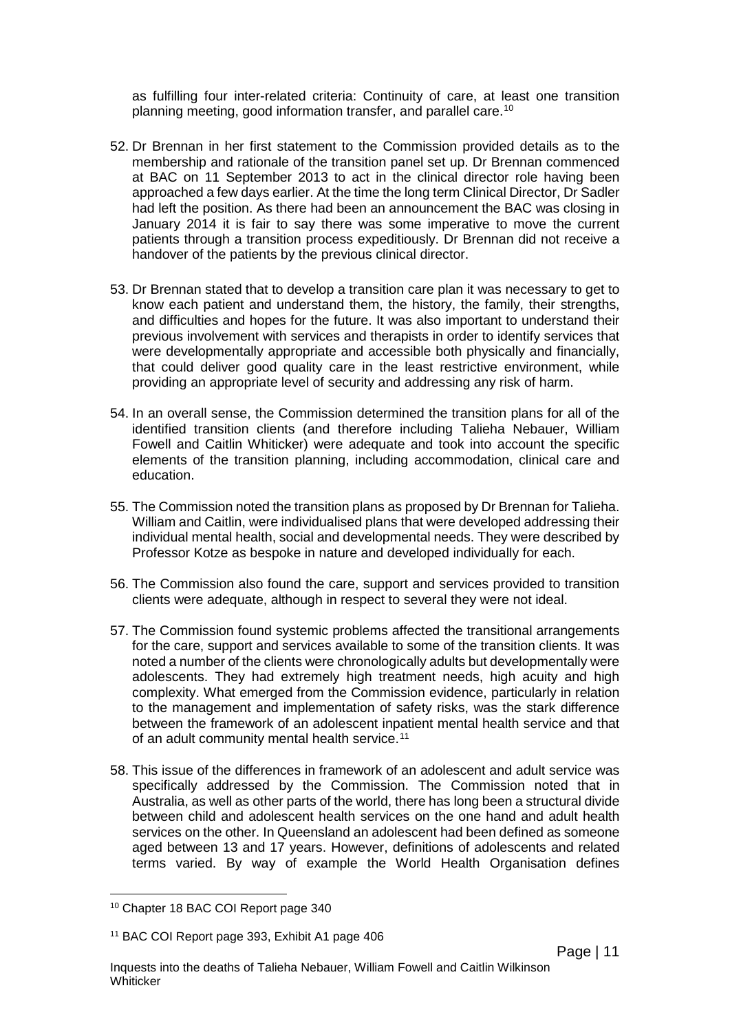as fulfilling four inter-related criteria: Continuity of care, at least one transition planning meeting, good information transfer, and parallel care.[10]

52. Dr Brennan in her first statement to the Commission provided details as to the membership and rationale of the transition panel set up. Dr Brennan commenced at BAC on 11 September 2013 to act in the clinical director role having been approached a few days earlier. At the time the long term Clinical Director, Dr Sadler had left the position. As there had been an announcement the BAC was closing in January 2014 it is fair to say there was some imperative to move the current patients through a transition process expeditiously. Dr Brennan did not receive a handover of the patients by the previous clinical director.

53. Dr Brennan stated that to develop a transition care plan it was necessary to get to know each patient and understand them, the history, the family, their strengths, and difficulties and hopes for the future. It was also important to understand their previous involvement with services and therapists in order to identify services that were developmentally appropriate and accessible both physically and financially, that could deliver good quality care in the least restrictive environment, while providing an appropriate level of security and addressing any risk of harm.

54. In an overall sense, the Commission determined the transition plans for all of the identified transition clients (and therefore including Talieha Nebauer, William Fowell and Caitlin Whiticker) were adequate and took into account the specific elements of the transition planning, including accommodation, clinical care and education.

55. The Commission noted the transition plans as proposed by Dr Brennan for Talieha. William and Caitlin, were individualised plans that were developed addressing their individual mental health, social and developmental needs. They were described by Professor Kotze as bespoke in nature and developed individually for each.

56. The Commission also found the care, support and services provided to transition clients were adequate, although in respect to several they were not ideal.

57. The Commission found systemic problems affected the transitional arrangements for the care, support and services available to some of the transition clients. It was noted a number of the clients were chronologically adults but developmentally were adolescents. They had extremely high treatment needs, high acuity and high complexity. What emerged from the Commission evidence, particularly in relation to the management and implementation of safety risks, was the stark difference between the framework of an adolescent inpatient mental health service and that of an adult community mental health service.[11]

58. This issue of the differences in framework of an adolescent and adult service was specifically addressed by the Commission. The Commission noted that in Australia, as well as other parts of the world, there has long been a structural divide between child and adolescent health services on the one hand and adult health services on the other. In Queensland an adolescent had been defined as someone aged between 13 and 17 years. However, definitions of adolescents and related terms varied. By way of example the World Health Organisation defines

---

[10] Chapter 18 BAC COI Report page 340

[11] BAC COI Report page 393, Exhibit A1 page 406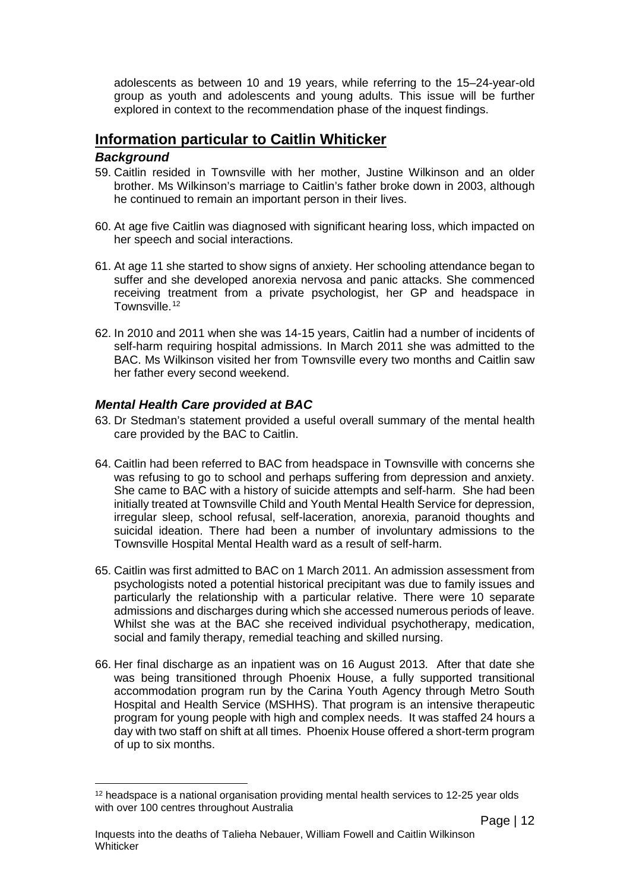adolescents as between 10 and 19 years, while referring to the 15–24-year-old group as youth and adolescents and young adults. This issue will be further explored in context to the recommendation phase of the inquest findings.

## Information particular to Caitlin Whiticker

### *Background*

59. Caitlin resided in Townsville with her mother, Justine Wilkinson and an older brother. Ms Wilkinson's marriage to Caitlin's father broke down in 2003, although he continued to remain an important person in their lives.

60. At age five Caitlin was diagnosed with significant hearing loss, which impacted on her speech and social interactions.

61. At age 11 she started to show signs of anxiety. Her schooling attendance began to suffer and she developed anorexia nervosa and panic attacks. She commenced receiving treatment from a private psychologist, her GP and headspace in Townsville.[12]

62. In 2010 and 2011 when she was 14-15 years, Caitlin had a number of incidents of self-harm requiring hospital admissions. In March 2011 she was admitted to the BAC. Ms Wilkinson visited her from Townsville every two months and Caitlin saw her father every second weekend.

### *Mental Health Care provided at BAC*

63. Dr Stedman's statement provided a useful overall summary of the mental health care provided by the BAC to Caitlin.

64. Caitlin had been referred to BAC from headspace in Townsville with concerns she was refusing to go to school and perhaps suffering from depression and anxiety. She came to BAC with a history of suicide attempts and self-harm. She had been initially treated at Townsville Child and Youth Mental Health Service for depression, irregular sleep, school refusal, self-laceration, anorexia, paranoid thoughts and suicidal ideation. There had been a number of involuntary admissions to the Townsville Hospital Mental Health ward as a result of self-harm.

65. Caitlin was first admitted to BAC on 1 March 2011. An admission assessment from psychologists noted a potential historical precipitant was due to family issues and particularly the relationship with a particular relative. There were 10 separate admissions and discharges during which she accessed numerous periods of leave. Whilst she was at the BAC she received individual psychotherapy, medication, social and family therapy, remedial teaching and skilled nursing.

66. Her final discharge as an inpatient was on 16 August 2013. After that date she was being transitioned through Phoenix House, a fully supported transitional accommodation program run by the Carina Youth Agency through Metro South Hospital and Health Service (MSHHS). That program is an intensive therapeutic program for young people with high and complex needs. It was staffed 24 hours a day with two staff on shift at all times. Phoenix House offered a short-term program of up to six months.

---

[12] headspace is a national organisation providing mental health services to 12-25 year olds with over 100 centres throughout Australia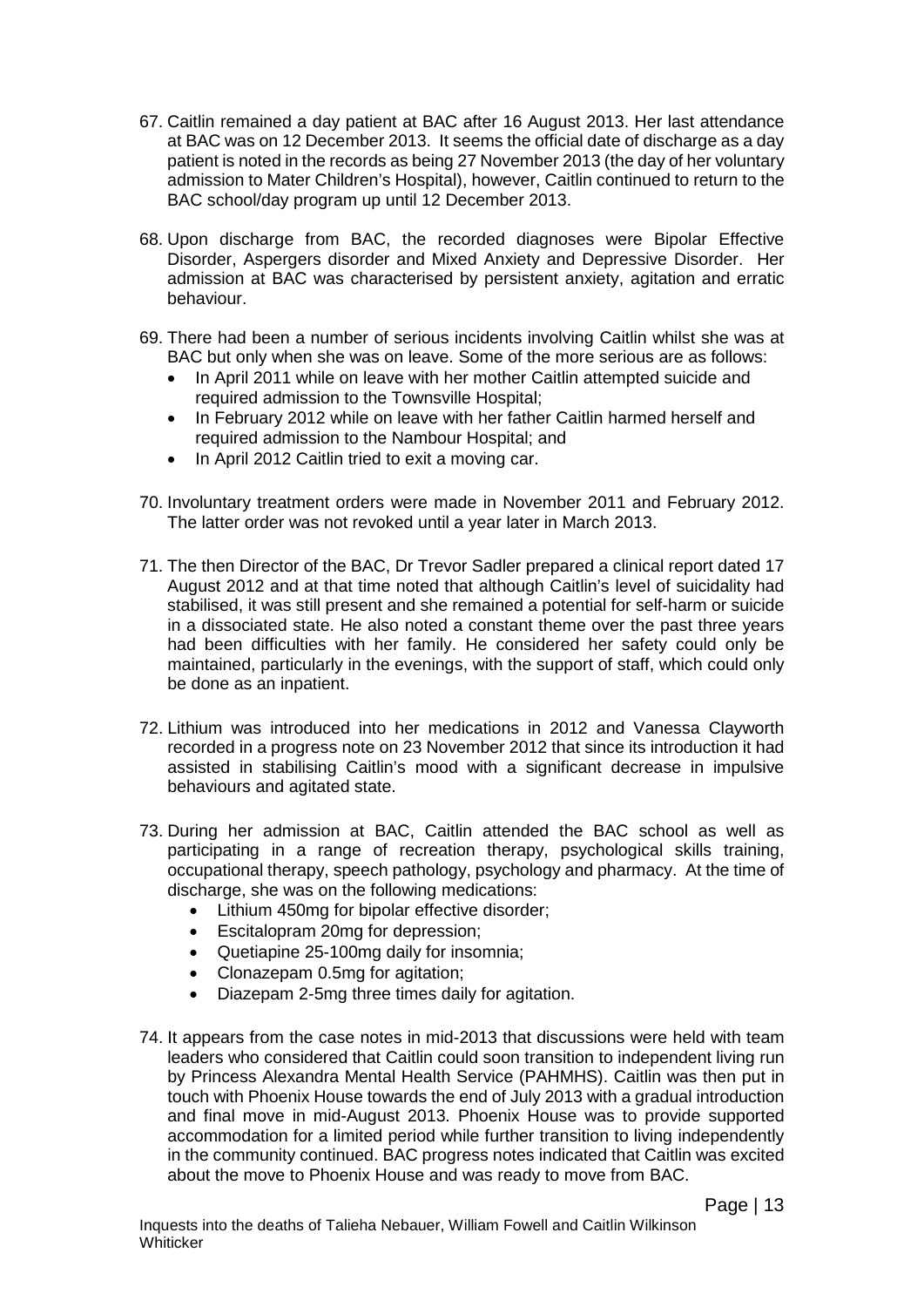67. Caitlin remained a day patient at BAC after 16 August 2013. Her last attendance at BAC was on 12 December 2013. It seems the official date of discharge as a day patient is noted in the records as being 27 November 2013 (the day of her voluntary admission to Mater Children's Hospital), however, Caitlin continued to return to the BAC school/day program up until 12 December 2013.

68. Upon discharge from BAC, the recorded diagnoses were Bipolar Effective Disorder, Aspergers disorder and Mixed Anxiety and Depressive Disorder. Her admission at BAC was characterised by persistent anxiety, agitation and erratic behaviour.

69. There had been a number of serious incidents involving Caitlin whilst she was at BAC but only when she was on leave. Some of the more serious are as follows:
    - In April 2011 while on leave with her mother Caitlin attempted suicide and required admission to the Townsville Hospital;
    - In February 2012 while on leave with her father Caitlin harmed herself and required admission to the Nambour Hospital; and
    - In April 2012 Caitlin tried to exit a moving car.

70. Involuntary treatment orders were made in November 2011 and February 2012. The latter order was not revoked until a year later in March 2013.

71. The then Director of the BAC, Dr Trevor Sadler prepared a clinical report dated 17 August 2012 and at that time noted that although Caitlin's level of suicidality had stabilised, it was still present and she remained a potential for self-harm or suicide in a dissociated state. He also noted a constant theme over the past three years had been difficulties with her family. He considered her safety could only be maintained, particularly in the evenings, with the support of staff, which could only be done as an inpatient.

72. Lithium was introduced into her medications in 2012 and Vanessa Clayworth recorded in a progress note on 23 November 2012 that since its introduction it had assisted in stabilising Caitlin's mood with a significant decrease in impulsive behaviours and agitated state.

73. During her admission at BAC, Caitlin attended the BAC school as well as participating in a range of recreation therapy, psychological skills training, occupational therapy, speech pathology, psychology and pharmacy. At the time of discharge, she was on the following medications:
    - Lithium 450mg for bipolar effective disorder;
    - Escitalopram 20mg for depression;
    - Quetiapine 25-100mg daily for insomnia;
    - Clonazepam 0.5mg for agitation;
    - Diazepam 2-5mg three times daily for agitation.

74. It appears from the case notes in mid-2013 that discussions were held with team leaders who considered that Caitlin could soon transition to independent living run by Princess Alexandra Mental Health Service (PAHMHS). Caitlin was then put in touch with Phoenix House towards the end of July 2013 with a gradual introduction and final move in mid-August 2013. Phoenix House was to provide supported accommodation for a limited period while further transition to living independently in the community continued. BAC progress notes indicated that Caitlin was excited about the move to Phoenix House and was ready to move from BAC.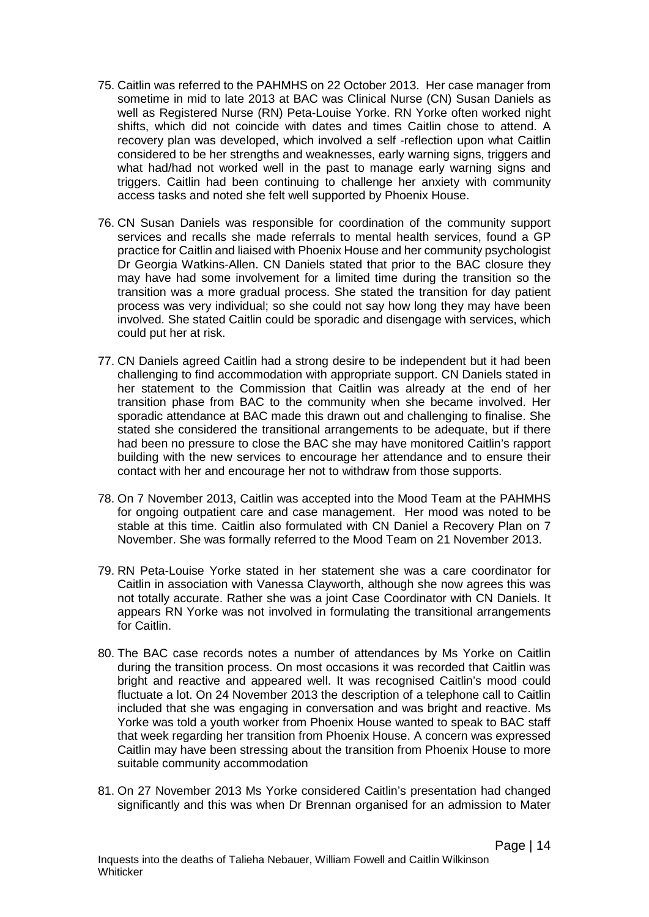75. Caitlin was referred to the PAHMHS on 22 October 2013. Her case manager from sometime in mid to late 2013 at BAC was Clinical Nurse (CN) Susan Daniels as well as Registered Nurse (RN) Peta-Louise Yorke. RN Yorke often worked night shifts, which did not coincide with dates and times Caitlin chose to attend. A recovery plan was developed, which involved a self -reflection upon what Caitlin considered to be her strengths and weaknesses, early warning signs, triggers and what had/had not worked well in the past to manage early warning signs and triggers. Caitlin had been continuing to challenge her anxiety with community access tasks and noted she felt well supported by Phoenix House.

76. CN Susan Daniels was responsible for coordination of the community support services and recalls she made referrals to mental health services, found a GP practice for Caitlin and liaised with Phoenix House and her community psychologist Dr Georgia Watkins-Allen. CN Daniels stated that prior to the BAC closure they may have had some involvement for a limited time during the transition so the transition was a more gradual process. She stated the transition for day patient process was very individual; so she could not say how long they may have been involved. She stated Caitlin could be sporadic and disengage with services, which could put her at risk.

77. CN Daniels agreed Caitlin had a strong desire to be independent but it had been challenging to find accommodation with appropriate support. CN Daniels stated in her statement to the Commission that Caitlin was already at the end of her transition phase from BAC to the community when she became involved. Her sporadic attendance at BAC made this drawn out and challenging to finalise. She stated she considered the transitional arrangements to be adequate, but if there had been no pressure to close the BAC she may have monitored Caitlin's rapport building with the new services to encourage her attendance and to ensure their contact with her and encourage her not to withdraw from those supports.

78. On 7 November 2013, Caitlin was accepted into the Mood Team at the PAHMHS for ongoing outpatient care and case management. Her mood was noted to be stable at this time. Caitlin also formulated with CN Daniel a Recovery Plan on 7 November. She was formally referred to the Mood Team on 21 November 2013.

79. RN Peta-Louise Yorke stated in her statement she was a care coordinator for Caitlin in association with Vanessa Clayworth, although she now agrees this was not totally accurate. Rather she was a joint Case Coordinator with CN Daniels. It appears RN Yorke was not involved in formulating the transitional arrangements for Caitlin.

80. The BAC case records notes a number of attendances by Ms Yorke on Caitlin during the transition process. On most occasions it was recorded that Caitlin was bright and reactive and appeared well. It was recognised Caitlin's mood could fluctuate a lot. On 24 November 2013 the description of a telephone call to Caitlin included that she was engaging in conversation and was bright and reactive. Ms Yorke was told a youth worker from Phoenix House wanted to speak to BAC staff that week regarding her transition from Phoenix House. A concern was expressed Caitlin may have been stressing about the transition from Phoenix House to more suitable community accommodation

81. On 27 November 2013 Ms Yorke considered Caitlin's presentation had changed significantly and this was when Dr Brennan organised for an admission to Mater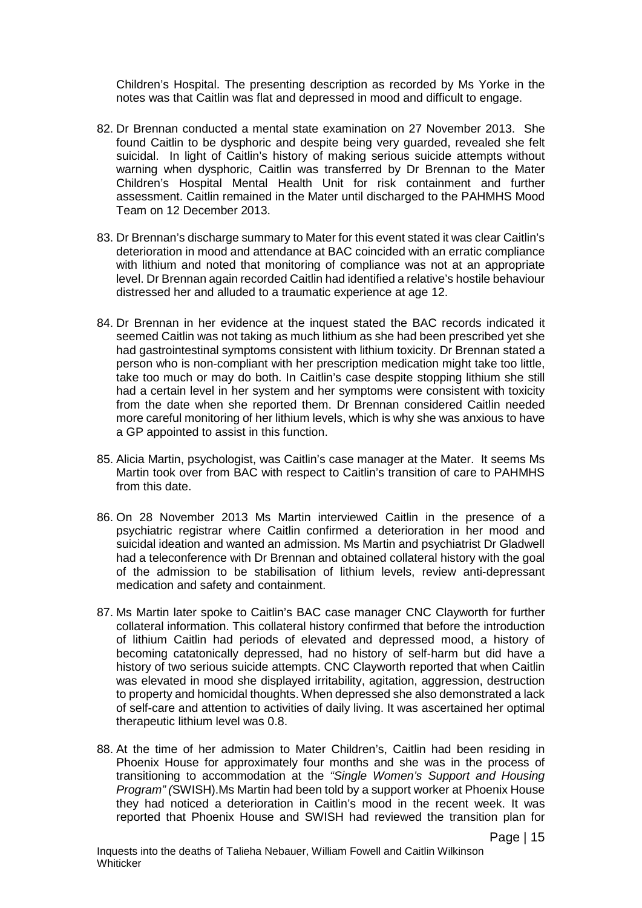Children's Hospital. The presenting description as recorded by Ms Yorke in the notes was that Caitlin was flat and depressed in mood and difficult to engage.

82. Dr Brennan conducted a mental state examination on 27 November 2013. She found Caitlin to be dysphoric and despite being very guarded, revealed she felt suicidal. In light of Caitlin's history of making serious suicide attempts without warning when dysphoric, Caitlin was transferred by Dr Brennan to the Mater Children's Hospital Mental Health Unit for risk containment and further assessment. Caitlin remained in the Mater until discharged to the PAHMHS Mood Team on 12 December 2013.

83. Dr Brennan's discharge summary to Mater for this event stated it was clear Caitlin's deterioration in mood and attendance at BAC coincided with an erratic compliance with lithium and noted that monitoring of compliance was not at an appropriate level. Dr Brennan again recorded Caitlin had identified a relative's hostile behaviour distressed her and alluded to a traumatic experience at age 12.

84. Dr Brennan in her evidence at the inquest stated the BAC records indicated it seemed Caitlin was not taking as much lithium as she had been prescribed yet she had gastrointestinal symptoms consistent with lithium toxicity. Dr Brennan stated a person who is non-compliant with her prescription medication might take too little, take too much or may do both. In Caitlin's case despite stopping lithium she still had a certain level in her system and her symptoms were consistent with toxicity from the date when she reported them. Dr Brennan considered Caitlin needed more careful monitoring of her lithium levels, which is why she was anxious to have a GP appointed to assist in this function.

85. Alicia Martin, psychologist, was Caitlin's case manager at the Mater. It seems Ms Martin took over from BAC with respect to Caitlin's transition of care to PAHMHS from this date.

86. On 28 November 2013 Ms Martin interviewed Caitlin in the presence of a psychiatric registrar where Caitlin confirmed a deterioration in her mood and suicidal ideation and wanted an admission. Ms Martin and psychiatrist Dr Gladwell had a teleconference with Dr Brennan and obtained collateral history with the goal of the admission to be stabilisation of lithium levels, review anti-depressant medication and safety and containment.

87. Ms Martin later spoke to Caitlin's BAC case manager CNC Clayworth for further collateral information. This collateral history confirmed that before the introduction of lithium Caitlin had periods of elevated and depressed mood, a history of becoming catatonically depressed, had no history of self-harm but did have a history of two serious suicide attempts. CNC Clayworth reported that when Caitlin was elevated in mood she displayed irritability, agitation, aggression, destruction to property and homicidal thoughts. When depressed she also demonstrated a lack of self-care and attention to activities of daily living. It was ascertained her optimal therapeutic lithium level was 0.8.

88. At the time of her admission to Mater Children's, Caitlin had been residing in Phoenix House for approximately four months and she was in the process of transitioning to accommodation at the *"Single Women's Support and Housing Program" (*SWISH).Ms Martin had been told by a support worker at Phoenix House they had noticed a deterioration in Caitlin's mood in the recent week. It was reported that Phoenix House and SWISH had reviewed the transition plan for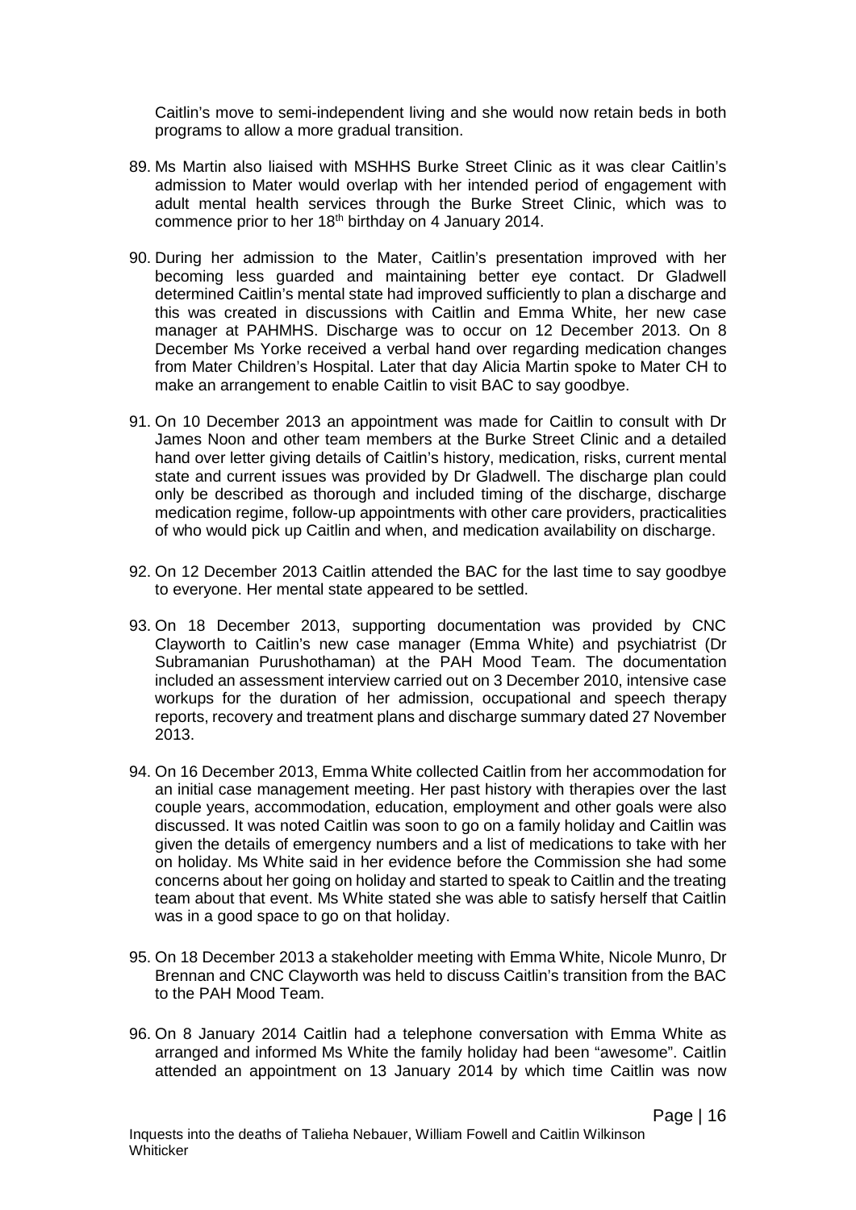Caitlin's move to semi-independent living and she would now retain beds in both programs to allow a more gradual transition.

89. Ms Martin also liaised with MSHHS Burke Street Clinic as it was clear Caitlin's admission to Mater would overlap with her intended period of engagement with adult mental health services through the Burke Street Clinic, which was to commence prior to her 18th birthday on 4 January 2014.

90. During her admission to the Mater, Caitlin's presentation improved with her becoming less guarded and maintaining better eye contact. Dr Gladwell determined Caitlin's mental state had improved sufficiently to plan a discharge and this was created in discussions with Caitlin and Emma White, her new case manager at PAHMHS. Discharge was to occur on 12 December 2013. On 8 December Ms Yorke received a verbal hand over regarding medication changes from Mater Children's Hospital. Later that day Alicia Martin spoke to Mater CH to make an arrangement to enable Caitlin to visit BAC to say goodbye.

91. On 10 December 2013 an appointment was made for Caitlin to consult with Dr James Noon and other team members at the Burke Street Clinic and a detailed hand over letter giving details of Caitlin's history, medication, risks, current mental state and current issues was provided by Dr Gladwell. The discharge plan could only be described as thorough and included timing of the discharge, discharge medication regime, follow-up appointments with other care providers, practicalities of who would pick up Caitlin and when, and medication availability on discharge.

92. On 12 December 2013 Caitlin attended the BAC for the last time to say goodbye to everyone. Her mental state appeared to be settled.

93. On 18 December 2013, supporting documentation was provided by CNC Clayworth to Caitlin's new case manager (Emma White) and psychiatrist (Dr Subramanian Purushothaman) at the PAH Mood Team. The documentation included an assessment interview carried out on 3 December 2010, intensive case workups for the duration of her admission, occupational and speech therapy reports, recovery and treatment plans and discharge summary dated 27 November 2013.

94. On 16 December 2013, Emma White collected Caitlin from her accommodation for an initial case management meeting. Her past history with therapies over the last couple years, accommodation, education, employment and other goals were also discussed. It was noted Caitlin was soon to go on a family holiday and Caitlin was given the details of emergency numbers and a list of medications to take with her on holiday. Ms White said in her evidence before the Commission she had some concerns about her going on holiday and started to speak to Caitlin and the treating team about that event. Ms White stated she was able to satisfy herself that Caitlin was in a good space to go on that holiday.

95. On 18 December 2013 a stakeholder meeting with Emma White, Nicole Munro, Dr Brennan and CNC Clayworth was held to discuss Caitlin's transition from the BAC to the PAH Mood Team.

96. On 8 January 2014 Caitlin had a telephone conversation with Emma White as arranged and informed Ms White the family holiday had been "awesome". Caitlin attended an appointment on 13 January 2014 by which time Caitlin was now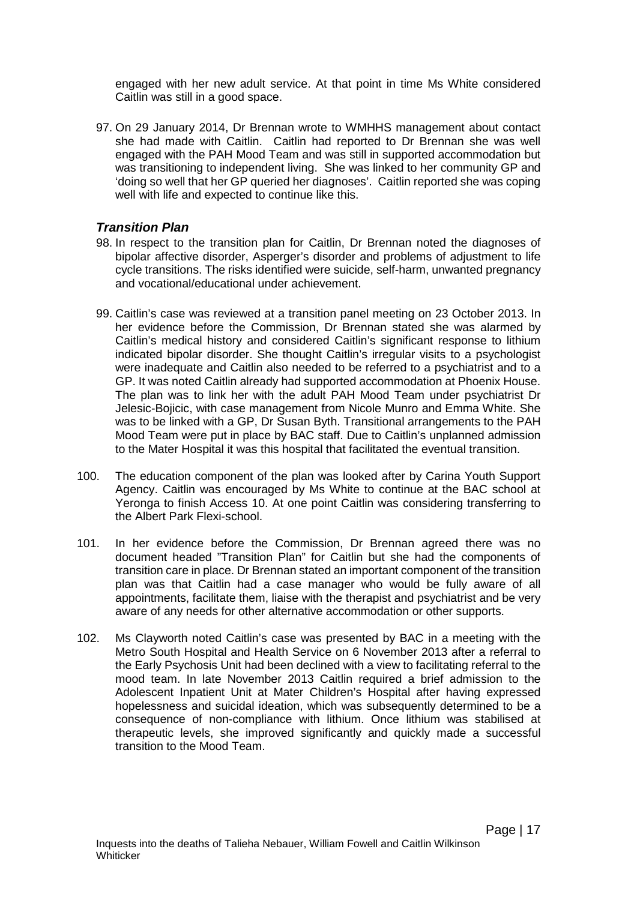engaged with her new adult service. At that point in time Ms White considered Caitlin was still in a good space.

97. On 29 January 2014, Dr Brennan wrote to WMHHS management about contact she had made with Caitlin. Caitlin had reported to Dr Brennan she was well engaged with the PAH Mood Team and was still in supported accommodation but was transitioning to independent living. She was linked to her community GP and 'doing so well that her GP queried her diagnoses'. Caitlin reported she was coping well with life and expected to continue like this.

### *Transition Plan*

98. In respect to the transition plan for Caitlin, Dr Brennan noted the diagnoses of bipolar affective disorder, Asperger's disorder and problems of adjustment to life cycle transitions. The risks identified were suicide, self-harm, unwanted pregnancy and vocational/educational under achievement.

99. Caitlin's case was reviewed at a transition panel meeting on 23 October 2013. In her evidence before the Commission, Dr Brennan stated she was alarmed by Caitlin's medical history and considered Caitlin's significant response to lithium indicated bipolar disorder. She thought Caitlin's irregular visits to a psychologist were inadequate and Caitlin also needed to be referred to a psychiatrist and to a GP. It was noted Caitlin already had supported accommodation at Phoenix House. The plan was to link her with the adult PAH Mood Team under psychiatrist Dr Jelesic-Bojicic, with case management from Nicole Munro and Emma White. She was to be linked with a GP, Dr Susan Byth. Transitional arrangements to the PAH Mood Team were put in place by BAC staff. Due to Caitlin's unplanned admission to the Mater Hospital it was this hospital that facilitated the eventual transition.

100. The education component of the plan was looked after by Carina Youth Support Agency. Caitlin was encouraged by Ms White to continue at the BAC school at Yeronga to finish Access 10. At one point Caitlin was considering transferring to the Albert Park Flexi-school.

101. In her evidence before the Commission, Dr Brennan agreed there was no document headed "Transition Plan" for Caitlin but she had the components of transition care in place. Dr Brennan stated an important component of the transition plan was that Caitlin had a case manager who would be fully aware of all appointments, facilitate them, liaise with the therapist and psychiatrist and be very aware of any needs for other alternative accommodation or other supports.

102. Ms Clayworth noted Caitlin's case was presented by BAC in a meeting with the Metro South Hospital and Health Service on 6 November 2013 after a referral to the Early Psychosis Unit had been declined with a view to facilitating referral to the mood team. In late November 2013 Caitlin required a brief admission to the Adolescent Inpatient Unit at Mater Children's Hospital after having expressed hopelessness and suicidal ideation, which was subsequently determined to be a consequence of non-compliance with lithium. Once lithium was stabilised at therapeutic levels, she improved significantly and quickly made a successful transition to the Mood Team.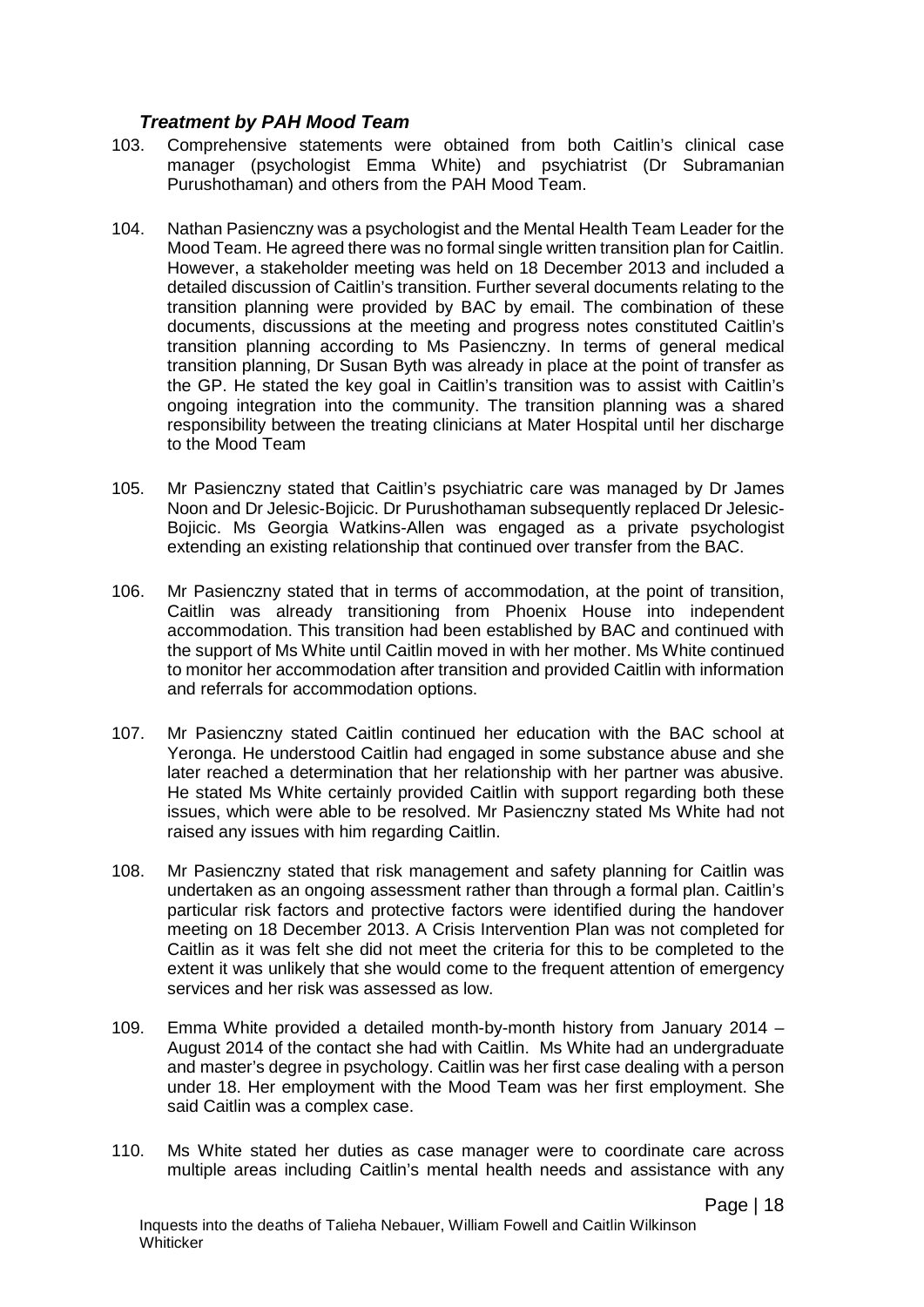### *Treatment by PAH Mood Team*

103. Comprehensive statements were obtained from both Caitlin's clinical case manager (psychologist Emma White) and psychiatrist (Dr Subramanian Purushothaman) and others from the PAH Mood Team.

104. Nathan Pasienczny was a psychologist and the Mental Health Team Leader for the Mood Team. He agreed there was no formal single written transition plan for Caitlin. However, a stakeholder meeting was held on 18 December 2013 and included a detailed discussion of Caitlin's transition. Further several documents relating to the transition planning were provided by BAC by email. The combination of these documents, discussions at the meeting and progress notes constituted Caitlin's transition planning according to Ms Pasienczny. In terms of general medical transition planning, Dr Susan Byth was already in place at the point of transfer as the GP. He stated the key goal in Caitlin's transition was to assist with Caitlin's ongoing integration into the community. The transition planning was a shared responsibility between the treating clinicians at Mater Hospital until her discharge to the Mood Team

105. Mr Pasienczny stated that Caitlin's psychiatric care was managed by Dr James Noon and Dr Jelesic-Bojicic. Dr Purushothaman subsequently replaced Dr Jelesic-Bojicic. Ms Georgia Watkins-Allen was engaged as a private psychologist extending an existing relationship that continued over transfer from the BAC.

106. Mr Pasienczny stated that in terms of accommodation, at the point of transition, Caitlin was already transitioning from Phoenix House into independent accommodation. This transition had been established by BAC and continued with the support of Ms White until Caitlin moved in with her mother. Ms White continued to monitor her accommodation after transition and provided Caitlin with information and referrals for accommodation options.

107. Mr Pasienczny stated Caitlin continued her education with the BAC school at Yeronga. He understood Caitlin had engaged in some substance abuse and she later reached a determination that her relationship with her partner was abusive. He stated Ms White certainly provided Caitlin with support regarding both these issues, which were able to be resolved. Mr Pasienczny stated Ms White had not raised any issues with him regarding Caitlin.

108. Mr Pasienczny stated that risk management and safety planning for Caitlin was undertaken as an ongoing assessment rather than through a formal plan. Caitlin's particular risk factors and protective factors were identified during the handover meeting on 18 December 2013. A Crisis Intervention Plan was not completed for Caitlin as it was felt she did not meet the criteria for this to be completed to the extent it was unlikely that she would come to the frequent attention of emergency services and her risk was assessed as low.

109. Emma White provided a detailed month-by-month history from January 2014 – August 2014 of the contact she had with Caitlin. Ms White had an undergraduate and master's degree in psychology. Caitlin was her first case dealing with a person under 18. Her employment with the Mood Team was her first employment. She said Caitlin was a complex case.

110. Ms White stated her duties as case manager were to coordinate care across multiple areas including Caitlin's mental health needs and assistance with any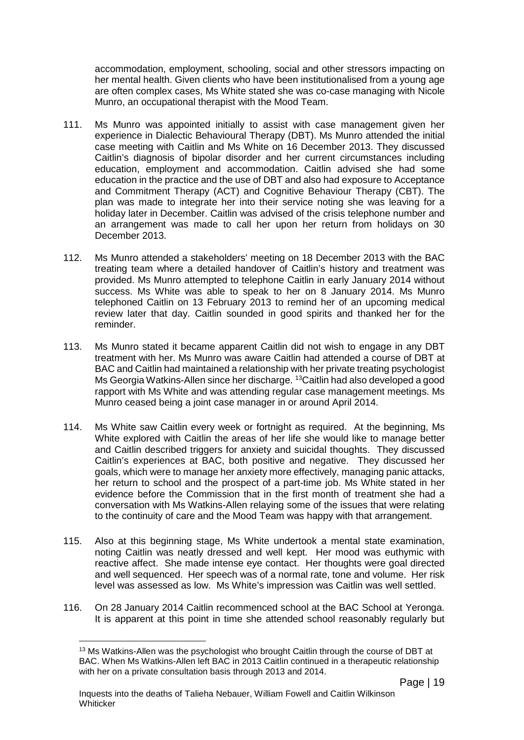accommodation, employment, schooling, social and other stressors impacting on her mental health. Given clients who have been institutionalised from a young age are often complex cases, Ms White stated she was co-case managing with Nicole Munro, an occupational therapist with the Mood Team.

111. Ms Munro was appointed initially to assist with case management given her experience in Dialectic Behavioural Therapy (DBT). Ms Munro attended the initial case meeting with Caitlin and Ms White on 16 December 2013. They discussed Caitlin's diagnosis of bipolar disorder and her current circumstances including education, employment and accommodation. Caitlin advised she had some education in the practice and the use of DBT and also had exposure to Acceptance and Commitment Therapy (ACT) and Cognitive Behaviour Therapy (CBT). The plan was made to integrate her into their service noting she was leaving for a holiday later in December. Caitlin was advised of the crisis telephone number and an arrangement was made to call her upon her return from holidays on 30 December 2013.

112. Ms Munro attended a stakeholders' meeting on 18 December 2013 with the BAC treating team where a detailed handover of Caitlin's history and treatment was provided. Ms Munro attempted to telephone Caitlin in early January 2014 without success. Ms White was able to speak to her on 8 January 2014. Ms Munro telephoned Caitlin on 13 February 2013 to remind her of an upcoming medical review later that day. Caitlin sounded in good spirits and thanked her for the reminder.

113. Ms Munro stated it became apparent Caitlin did not wish to engage in any DBT treatment with her. Ms Munro was aware Caitlin had attended a course of DBT at BAC and Caitlin had maintained a relationship with her private treating psychologist Ms Georgia Watkins-Allen since her discharge. [13]Caitlin had also developed a good rapport with Ms White and was attending regular case management meetings. Ms Munro ceased being a joint case manager in or around April 2014.

114. Ms White saw Caitlin every week or fortnight as required. At the beginning, Ms White explored with Caitlin the areas of her life she would like to manage better and Caitlin described triggers for anxiety and suicidal thoughts. They discussed Caitlin's experiences at BAC, both positive and negative. They discussed her goals, which were to manage her anxiety more effectively, managing panic attacks, her return to school and the prospect of a part-time job. Ms White stated in her evidence before the Commission that in the first month of treatment she had a conversation with Ms Watkins-Allen relaying some of the issues that were relating to the continuity of care and the Mood Team was happy with that arrangement.

115. Also at this beginning stage, Ms White undertook a mental state examination, noting Caitlin was neatly dressed and well kept. Her mood was euthymic with reactive affect. She made intense eye contact. Her thoughts were goal directed and well sequenced. Her speech was of a normal rate, tone and volume. Her risk level was assessed as low. Ms White's impression was Caitlin was well settled.

116. On 28 January 2014 Caitlin recommenced school at the BAC School at Yeronga. It is apparent at this point in time she attended school reasonably regularly but

---

[13] Ms Watkins-Allen was the psychologist who brought Caitlin through the course of DBT at BAC. When Ms Watkins-Allen left BAC in 2013 Caitlin continued in a therapeutic relationship with her on a private consultation basis through 2013 and 2014.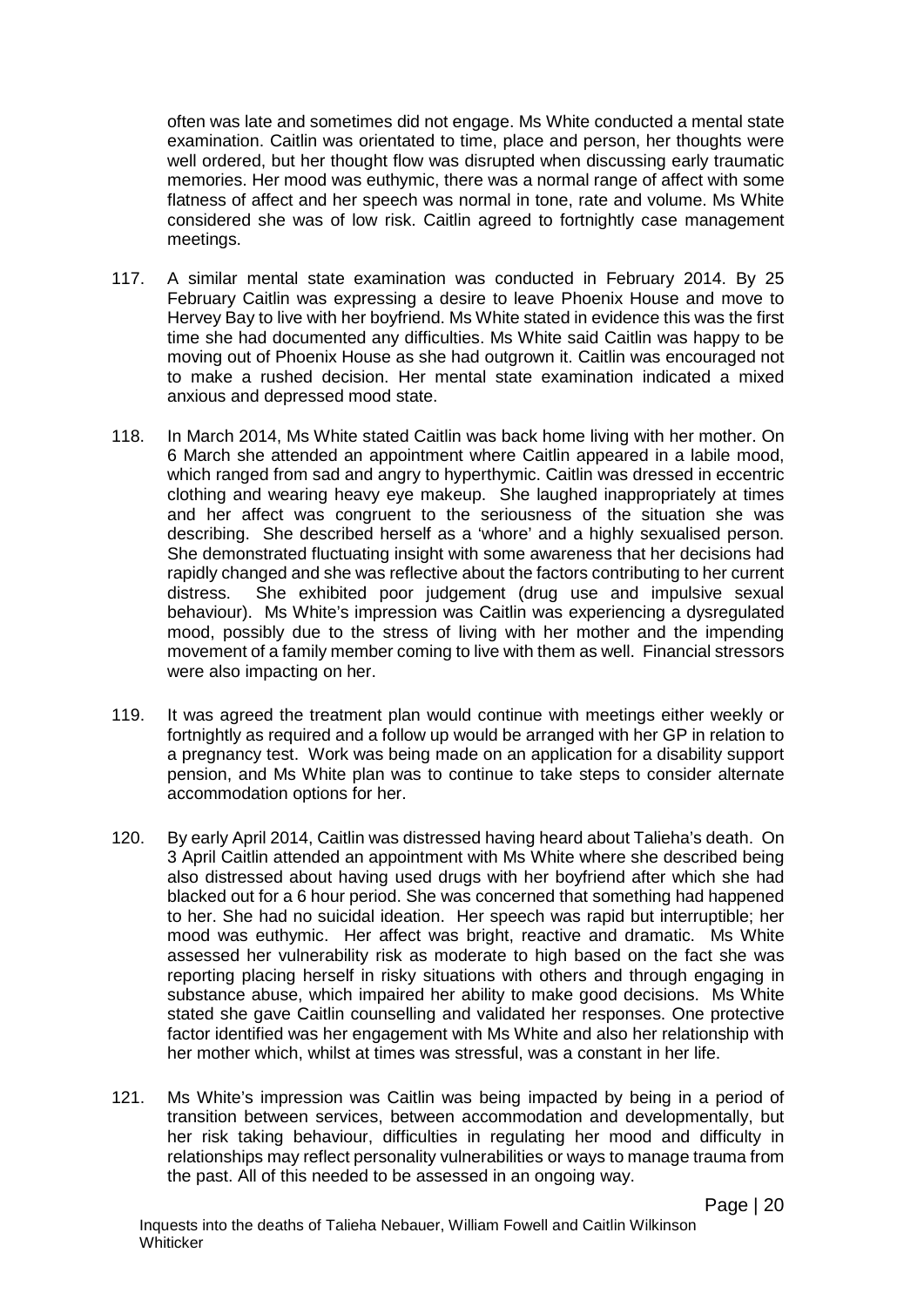often was late and sometimes did not engage. Ms White conducted a mental state examination. Caitlin was orientated to time, place and person, her thoughts were well ordered, but her thought flow was disrupted when discussing early traumatic memories. Her mood was euthymic, there was a normal range of affect with some flatness of affect and her speech was normal in tone, rate and volume. Ms White considered she was of low risk. Caitlin agreed to fortnightly case management meetings.

117. A similar mental state examination was conducted in February 2014. By 25 February Caitlin was expressing a desire to leave Phoenix House and move to Hervey Bay to live with her boyfriend. Ms White stated in evidence this was the first time she had documented any difficulties. Ms White said Caitlin was happy to be moving out of Phoenix House as she had outgrown it. Caitlin was encouraged not to make a rushed decision. Her mental state examination indicated a mixed anxious and depressed mood state.

118. In March 2014, Ms White stated Caitlin was back home living with her mother. On 6 March she attended an appointment where Caitlin appeared in a labile mood, which ranged from sad and angry to hyperthymic. Caitlin was dressed in eccentric clothing and wearing heavy eye makeup. She laughed inappropriately at times and her affect was congruent to the seriousness of the situation she was describing. She described herself as a 'whore' and a highly sexualised person. She demonstrated fluctuating insight with some awareness that her decisions had rapidly changed and she was reflective about the factors contributing to her current distress. She exhibited poor judgement (drug use and impulsive sexual behaviour). Ms White's impression was Caitlin was experiencing a dysregulated mood, possibly due to the stress of living with her mother and the impending movement of a family member coming to live with them as well. Financial stressors were also impacting on her.

119. It was agreed the treatment plan would continue with meetings either weekly or fortnightly as required and a follow up would be arranged with her GP in relation to a pregnancy test. Work was being made on an application for a disability support pension, and Ms White plan was to continue to take steps to consider alternate accommodation options for her.

120. By early April 2014, Caitlin was distressed having heard about Talieha's death. On 3 April Caitlin attended an appointment with Ms White where she described being also distressed about having used drugs with her boyfriend after which she had blacked out for a 6 hour period. She was concerned that something had happened to her. She had no suicidal ideation. Her speech was rapid but interruptible; her mood was euthymic. Her affect was bright, reactive and dramatic. Ms White assessed her vulnerability risk as moderate to high based on the fact she was reporting placing herself in risky situations with others and through engaging in substance abuse, which impaired her ability to make good decisions. Ms White stated she gave Caitlin counselling and validated her responses. One protective factor identified was her engagement with Ms White and also her relationship with her mother which, whilst at times was stressful, was a constant in her life.

121. Ms White's impression was Caitlin was being impacted by being in a period of transition between services, between accommodation and developmentally, but her risk taking behaviour, difficulties in regulating her mood and difficulty in relationships may reflect personality vulnerabilities or ways to manage trauma from the past. All of this needed to be assessed in an ongoing way.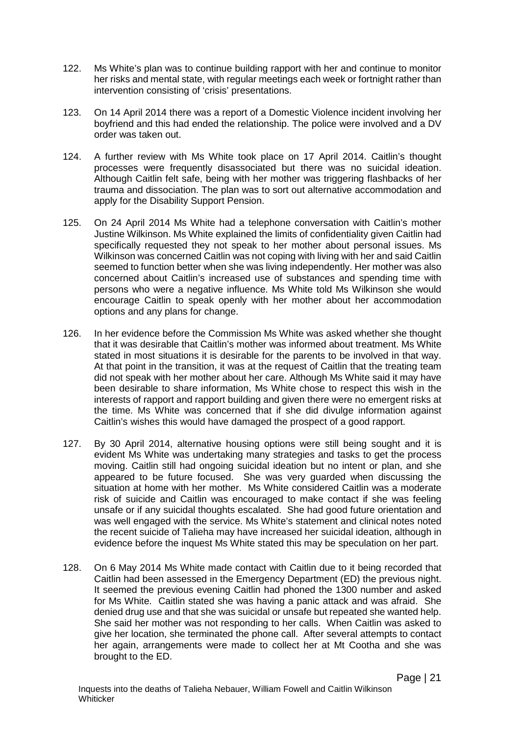122. Ms White's plan was to continue building rapport with her and continue to monitor her risks and mental state, with regular meetings each week or fortnight rather than intervention consisting of 'crisis' presentations.

123. On 14 April 2014 there was a report of a Domestic Violence incident involving her boyfriend and this had ended the relationship. The police were involved and a DV order was taken out.

124. A further review with Ms White took place on 17 April 2014. Caitlin's thought processes were frequently disassociated but there was no suicidal ideation. Although Caitlin felt safe, being with her mother was triggering flashbacks of her trauma and dissociation. The plan was to sort out alternative accommodation and apply for the Disability Support Pension.

125. On 24 April 2014 Ms White had a telephone conversation with Caitlin's mother Justine Wilkinson. Ms White explained the limits of confidentiality given Caitlin had specifically requested they not speak to her mother about personal issues. Ms Wilkinson was concerned Caitlin was not coping with living with her and said Caitlin seemed to function better when she was living independently. Her mother was also concerned about Caitlin's increased use of substances and spending time with persons who were a negative influence. Ms White told Ms Wilkinson she would encourage Caitlin to speak openly with her mother about her accommodation options and any plans for change.

126. In her evidence before the Commission Ms White was asked whether she thought that it was desirable that Caitlin's mother was informed about treatment. Ms White stated in most situations it is desirable for the parents to be involved in that way. At that point in the transition, it was at the request of Caitlin that the treating team did not speak with her mother about her care. Although Ms White said it may have been desirable to share information, Ms White chose to respect this wish in the interests of rapport and rapport building and given there were no emergent risks at the time. Ms White was concerned that if she did divulge information against Caitlin's wishes this would have damaged the prospect of a good rapport.

127. By 30 April 2014, alternative housing options were still being sought and it is evident Ms White was undertaking many strategies and tasks to get the process moving. Caitlin still had ongoing suicidal ideation but no intent or plan, and she appeared to be future focused. She was very guarded when discussing the situation at home with her mother. Ms White considered Caitlin was a moderate risk of suicide and Caitlin was encouraged to make contact if she was feeling unsafe or if any suicidal thoughts escalated. She had good future orientation and was well engaged with the service. Ms White's statement and clinical notes noted the recent suicide of Talieha may have increased her suicidal ideation, although in evidence before the inquest Ms White stated this may be speculation on her part.

128. On 6 May 2014 Ms White made contact with Caitlin due to it being recorded that Caitlin had been assessed in the Emergency Department (ED) the previous night. It seemed the previous evening Caitlin had phoned the 1300 number and asked for Ms White. Caitlin stated she was having a panic attack and was afraid. She denied drug use and that she was suicidal or unsafe but repeated she wanted help. She said her mother was not responding to her calls. When Caitlin was asked to give her location, she terminated the phone call. After several attempts to contact her again, arrangements were made to collect her at Mt Cootha and she was brought to the ED.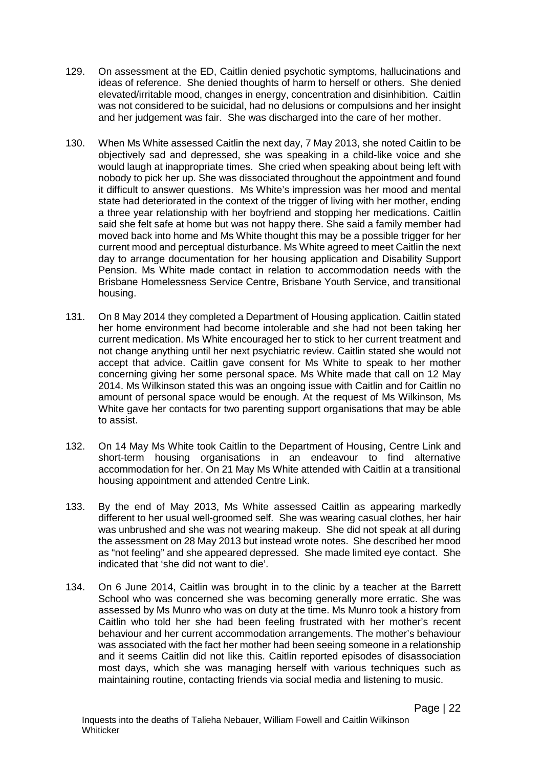129. On assessment at the ED, Caitlin denied psychotic symptoms, hallucinations and ideas of reference. She denied thoughts of harm to herself or others. She denied elevated/irritable mood, changes in energy, concentration and disinhibition. Caitlin was not considered to be suicidal, had no delusions or compulsions and her insight and her judgement was fair. She was discharged into the care of her mother.

130. When Ms White assessed Caitlin the next day, 7 May 2013, she noted Caitlin to be objectively sad and depressed, she was speaking in a child-like voice and she would laugh at inappropriate times. She cried when speaking about being left with nobody to pick her up. She was dissociated throughout the appointment and found it difficult to answer questions. Ms White's impression was her mood and mental state had deteriorated in the context of the trigger of living with her mother, ending a three year relationship with her boyfriend and stopping her medications. Caitlin said she felt safe at home but was not happy there. She said a family member had moved back into home and Ms White thought this may be a possible trigger for her current mood and perceptual disturbance. Ms White agreed to meet Caitlin the next day to arrange documentation for her housing application and Disability Support Pension. Ms White made contact in relation to accommodation needs with the Brisbane Homelessness Service Centre, Brisbane Youth Service, and transitional housing.

131. On 8 May 2014 they completed a Department of Housing application. Caitlin stated her home environment had become intolerable and she had not been taking her current medication. Ms White encouraged her to stick to her current treatment and not change anything until her next psychiatric review. Caitlin stated she would not accept that advice. Caitlin gave consent for Ms White to speak to her mother concerning giving her some personal space. Ms White made that call on 12 May 2014. Ms Wilkinson stated this was an ongoing issue with Caitlin and for Caitlin no amount of personal space would be enough. At the request of Ms Wilkinson, Ms White gave her contacts for two parenting support organisations that may be able to assist.

132. On 14 May Ms White took Caitlin to the Department of Housing, Centre Link and short-term housing organisations in an endeavour to find alternative accommodation for her. On 21 May Ms White attended with Caitlin at a transitional housing appointment and attended Centre Link.

133. By the end of May 2013, Ms White assessed Caitlin as appearing markedly different to her usual well-groomed self. She was wearing casual clothes, her hair was unbrushed and she was not wearing makeup. She did not speak at all during the assessment on 28 May 2013 but instead wrote notes. She described her mood as "not feeling" and she appeared depressed. She made limited eye contact. She indicated that 'she did not want to die'.

134. On 6 June 2014, Caitlin was brought in to the clinic by a teacher at the Barrett School who was concerned she was becoming generally more erratic. She was assessed by Ms Munro who was on duty at the time. Ms Munro took a history from Caitlin who told her she had been feeling frustrated with her mother's recent behaviour and her current accommodation arrangements. The mother's behaviour was associated with the fact her mother had been seeing someone in a relationship and it seems Caitlin did not like this. Caitlin reported episodes of disassociation most days, which she was managing herself with various techniques such as maintaining routine, contacting friends via social media and listening to music.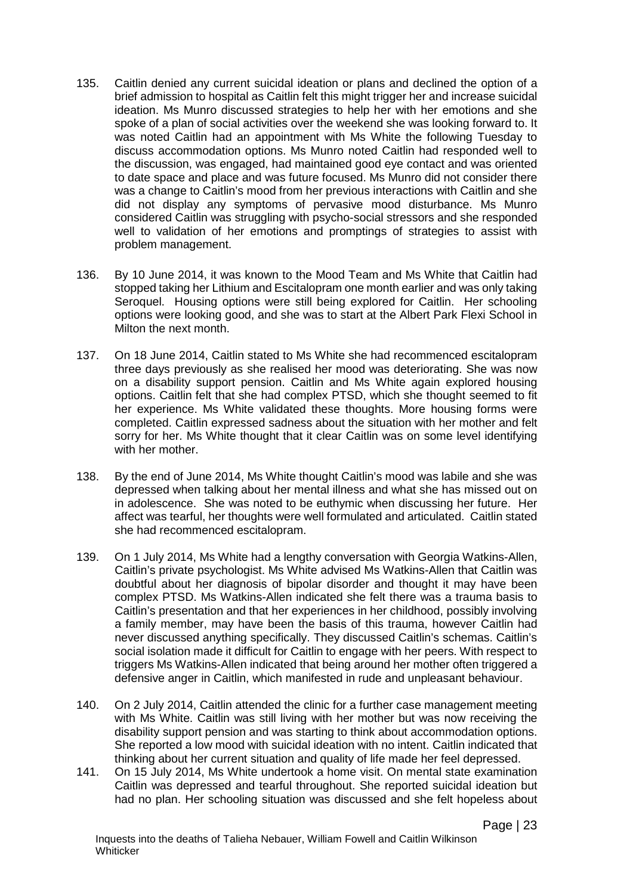135. Caitlin denied any current suicidal ideation or plans and declined the option of a brief admission to hospital as Caitlin felt this might trigger her and increase suicidal ideation. Ms Munro discussed strategies to help her with her emotions and she spoke of a plan of social activities over the weekend she was looking forward to. It was noted Caitlin had an appointment with Ms White the following Tuesday to discuss accommodation options. Ms Munro noted Caitlin had responded well to the discussion, was engaged, had maintained good eye contact and was oriented to date space and place and was future focused. Ms Munro did not consider there was a change to Caitlin's mood from her previous interactions with Caitlin and she did not display any symptoms of pervasive mood disturbance. Ms Munro considered Caitlin was struggling with psycho-social stressors and she responded well to validation of her emotions and promptings of strategies to assist with problem management.

136. By 10 June 2014, it was known to the Mood Team and Ms White that Caitlin had stopped taking her Lithium and Escitalopram one month earlier and was only taking Seroquel. Housing options were still being explored for Caitlin. Her schooling options were looking good, and she was to start at the Albert Park Flexi School in Milton the next month.

137. On 18 June 2014, Caitlin stated to Ms White she had recommenced escitalopram three days previously as she realised her mood was deteriorating. She was now on a disability support pension. Caitlin and Ms White again explored housing options. Caitlin felt that she had complex PTSD, which she thought seemed to fit her experience. Ms White validated these thoughts. More housing forms were completed. Caitlin expressed sadness about the situation with her mother and felt sorry for her. Ms White thought that it clear Caitlin was on some level identifying with her mother.

138. By the end of June 2014, Ms White thought Caitlin's mood was labile and she was depressed when talking about her mental illness and what she has missed out on in adolescence. She was noted to be euthymic when discussing her future. Her affect was tearful, her thoughts were well formulated and articulated. Caitlin stated she had recommenced escitalopram.

139. On 1 July 2014, Ms White had a lengthy conversation with Georgia Watkins-Allen, Caitlin's private psychologist. Ms White advised Ms Watkins-Allen that Caitlin was doubtful about her diagnosis of bipolar disorder and thought it may have been complex PTSD. Ms Watkins-Allen indicated she felt there was a trauma basis to Caitlin's presentation and that her experiences in her childhood, possibly involving a family member, may have been the basis of this trauma, however Caitlin had never discussed anything specifically. They discussed Caitlin's schemas. Caitlin's social isolation made it difficult for Caitlin to engage with her peers. With respect to triggers Ms Watkins-Allen indicated that being around her mother often triggered a defensive anger in Caitlin, which manifested in rude and unpleasant behaviour.

140. On 2 July 2014, Caitlin attended the clinic for a further case management meeting with Ms White. Caitlin was still living with her mother but was now receiving the disability support pension and was starting to think about accommodation options. She reported a low mood with suicidal ideation with no intent. Caitlin indicated that thinking about her current situation and quality of life made her feel depressed.

141. On 15 July 2014, Ms White undertook a home visit. On mental state examination Caitlin was depressed and tearful throughout. She reported suicidal ideation but had no plan. Her schooling situation was discussed and she felt hopeless about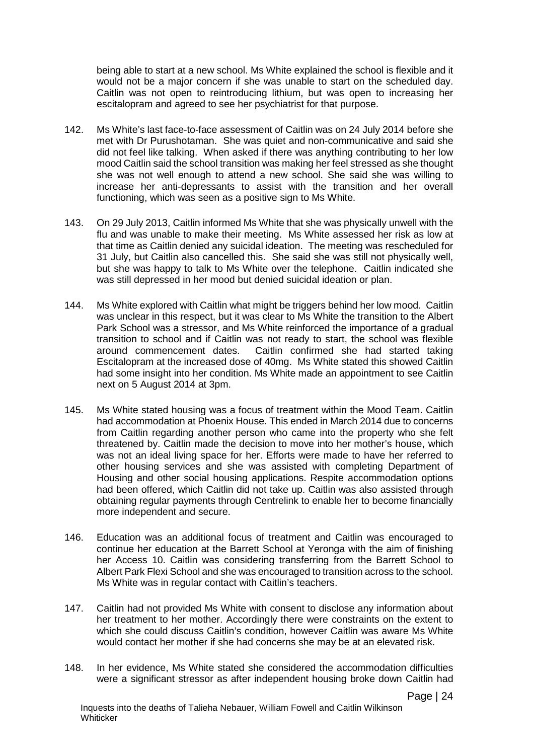being able to start at a new school. Ms White explained the school is flexible and it would not be a major concern if she was unable to start on the scheduled day. Caitlin was not open to reintroducing lithium, but was open to increasing her escitalopram and agreed to see her psychiatrist for that purpose.

142. Ms White's last face-to-face assessment of Caitlin was on 24 July 2014 before she met with Dr Purushotaman. She was quiet and non-communicative and said she did not feel like talking. When asked if there was anything contributing to her low mood Caitlin said the school transition was making her feel stressed as she thought she was not well enough to attend a new school. She said she was willing to increase her anti-depressants to assist with the transition and her overall functioning, which was seen as a positive sign to Ms White.

143. On 29 July 2013, Caitlin informed Ms White that she was physically unwell with the flu and was unable to make their meeting. Ms White assessed her risk as low at that time as Caitlin denied any suicidal ideation. The meeting was rescheduled for 31 July, but Caitlin also cancelled this. She said she was still not physically well, but she was happy to talk to Ms White over the telephone. Caitlin indicated she was still depressed in her mood but denied suicidal ideation or plan.

144. Ms White explored with Caitlin what might be triggers behind her low mood. Caitlin was unclear in this respect, but it was clear to Ms White the transition to the Albert Park School was a stressor, and Ms White reinforced the importance of a gradual transition to school and if Caitlin was not ready to start, the school was flexible around commencement dates. Caitlin confirmed she had started taking Escitalopram at the increased dose of 40mg. Ms White stated this showed Caitlin had some insight into her condition. Ms White made an appointment to see Caitlin next on 5 August 2014 at 3pm.

145. Ms White stated housing was a focus of treatment within the Mood Team. Caitlin had accommodation at Phoenix House. This ended in March 2014 due to concerns from Caitlin regarding another person who came into the property who she felt threatened by. Caitlin made the decision to move into her mother's house, which was not an ideal living space for her. Efforts were made to have her referred to other housing services and she was assisted with completing Department of Housing and other social housing applications. Respite accommodation options had been offered, which Caitlin did not take up. Caitlin was also assisted through obtaining regular payments through Centrelink to enable her to become financially more independent and secure.

146. Education was an additional focus of treatment and Caitlin was encouraged to continue her education at the Barrett School at Yeronga with the aim of finishing her Access 10. Caitlin was considering transferring from the Barrett School to Albert Park Flexi School and she was encouraged to transition across to the school. Ms White was in regular contact with Caitlin's teachers.

147. Caitlin had not provided Ms White with consent to disclose any information about her treatment to her mother. Accordingly there were constraints on the extent to which she could discuss Caitlin's condition, however Caitlin was aware Ms White would contact her mother if she had concerns she may be at an elevated risk.

148. In her evidence, Ms White stated she considered the accommodation difficulties were a significant stressor as after independent housing broke down Caitlin had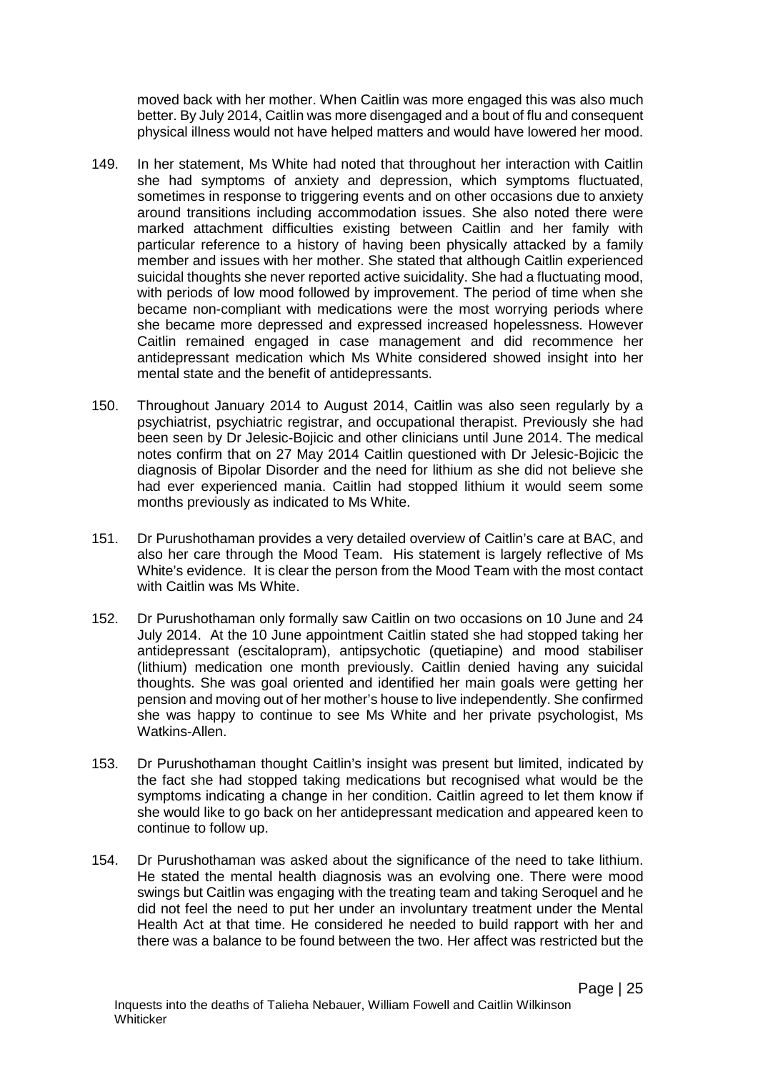moved back with her mother. When Caitlin was more engaged this was also much better. By July 2014, Caitlin was more disengaged and a bout of flu and consequent physical illness would not have helped matters and would have lowered her mood.

149. In her statement, Ms White had noted that throughout her interaction with Caitlin she had symptoms of anxiety and depression, which symptoms fluctuated, sometimes in response to triggering events and on other occasions due to anxiety around transitions including accommodation issues. She also noted there were marked attachment difficulties existing between Caitlin and her family with particular reference to a history of having been physically attacked by a family member and issues with her mother. She stated that although Caitlin experienced suicidal thoughts she never reported active suicidality. She had a fluctuating mood, with periods of low mood followed by improvement. The period of time when she became non-compliant with medications were the most worrying periods where she became more depressed and expressed increased hopelessness. However Caitlin remained engaged in case management and did recommence her antidepressant medication which Ms White considered showed insight into her mental state and the benefit of antidepressants.

150. Throughout January 2014 to August 2014, Caitlin was also seen regularly by a psychiatrist, psychiatric registrar, and occupational therapist. Previously she had been seen by Dr Jelesic-Bojicic and other clinicians until June 2014. The medical notes confirm that on 27 May 2014 Caitlin questioned with Dr Jelesic-Bojicic the diagnosis of Bipolar Disorder and the need for lithium as she did not believe she had ever experienced mania. Caitlin had stopped lithium it would seem some months previously as indicated to Ms White.

151. Dr Purushothaman provides a very detailed overview of Caitlin's care at BAC, and also her care through the Mood Team. His statement is largely reflective of Ms White's evidence. It is clear the person from the Mood Team with the most contact with Caitlin was Ms White.

152. Dr Purushothaman only formally saw Caitlin on two occasions on 10 June and 24 July 2014. At the 10 June appointment Caitlin stated she had stopped taking her antidepressant (escitalopram), antipsychotic (quetiapine) and mood stabiliser (lithium) medication one month previously. Caitlin denied having any suicidal thoughts. She was goal oriented and identified her main goals were getting her pension and moving out of her mother's house to live independently. She confirmed she was happy to continue to see Ms White and her private psychologist, Ms Watkins-Allen.

153. Dr Purushothaman thought Caitlin's insight was present but limited, indicated by the fact she had stopped taking medications but recognised what would be the symptoms indicating a change in her condition. Caitlin agreed to let them know if she would like to go back on her antidepressant medication and appeared keen to continue to follow up.

154. Dr Purushothaman was asked about the significance of the need to take lithium. He stated the mental health diagnosis was an evolving one. There were mood swings but Caitlin was engaging with the treating team and taking Seroquel and he did not feel the need to put her under an involuntary treatment under the Mental Health Act at that time. He considered he needed to build rapport with her and there was a balance to be found between the two. Her affect was restricted but the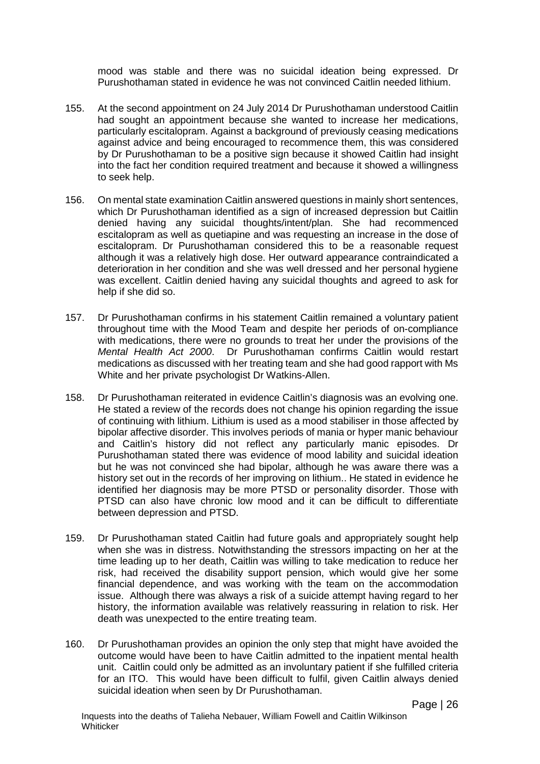mood was stable and there was no suicidal ideation being expressed. Dr Purushothaman stated in evidence he was not convinced Caitlin needed lithium.

155. At the second appointment on 24 July 2014 Dr Purushothaman understood Caitlin had sought an appointment because she wanted to increase her medications, particularly escitalopram. Against a background of previously ceasing medications against advice and being encouraged to recommence them, this was considered by Dr Purushothaman to be a positive sign because it showed Caitlin had insight into the fact her condition required treatment and because it showed a willingness to seek help.

156. On mental state examination Caitlin answered questions in mainly short sentences, which Dr Purushothaman identified as a sign of increased depression but Caitlin denied having any suicidal thoughts/intent/plan. She had recommenced escitalopram as well as quetiapine and was requesting an increase in the dose of escitalopram. Dr Purushothaman considered this to be a reasonable request although it was a relatively high dose. Her outward appearance contraindicated a deterioration in her condition and she was well dressed and her personal hygiene was excellent. Caitlin denied having any suicidal thoughts and agreed to ask for help if she did so.

157. Dr Purushothaman confirms in his statement Caitlin remained a voluntary patient throughout time with the Mood Team and despite her periods of on-compliance with medications, there were no grounds to treat her under the provisions of the *Mental Health Act 2000*. Dr Purushothaman confirms Caitlin would restart medications as discussed with her treating team and she had good rapport with Ms White and her private psychologist Dr Watkins-Allen.

158. Dr Purushothaman reiterated in evidence Caitlin's diagnosis was an evolving one. He stated a review of the records does not change his opinion regarding the issue of continuing with lithium. Lithium is used as a mood stabiliser in those affected by bipolar affective disorder. This involves periods of mania or hyper manic behaviour and Caitlin's history did not reflect any particularly manic episodes. Dr Purushothaman stated there was evidence of mood lability and suicidal ideation but he was not convinced she had bipolar, although he was aware there was a history set out in the records of her improving on lithium.. He stated in evidence he identified her diagnosis may be more PTSD or personality disorder. Those with PTSD can also have chronic low mood and it can be difficult to differentiate between depression and PTSD.

159. Dr Purushothaman stated Caitlin had future goals and appropriately sought help when she was in distress. Notwithstanding the stressors impacting on her at the time leading up to her death, Caitlin was willing to take medication to reduce her risk, had received the disability support pension, which would give her some financial dependence, and was working with the team on the accommodation issue. Although there was always a risk of a suicide attempt having regard to her history, the information available was relatively reassuring in relation to risk. Her death was unexpected to the entire treating team.

160. Dr Purushothaman provides an opinion the only step that might have avoided the outcome would have been to have Caitlin admitted to the inpatient mental health unit. Caitlin could only be admitted as an involuntary patient if she fulfilled criteria for an ITO. This would have been difficult to fulfil, given Caitlin always denied suicidal ideation when seen by Dr Purushothaman.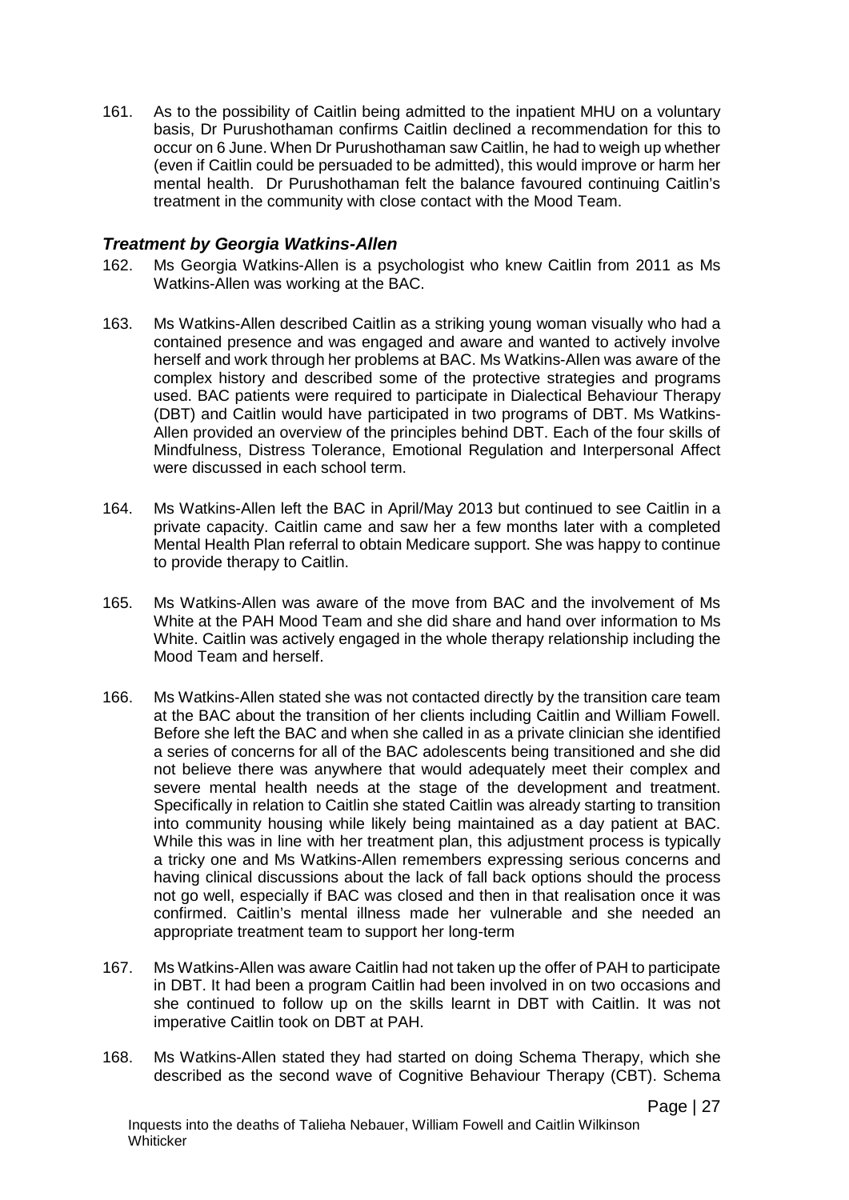161. As to the possibility of Caitlin being admitted to the inpatient MHU on a voluntary basis, Dr Purushothaman confirms Caitlin declined a recommendation for this to occur on 6 June. When Dr Purushothaman saw Caitlin, he had to weigh up whether (even if Caitlin could be persuaded to be admitted), this would improve or harm her mental health. Dr Purushothaman felt the balance favoured continuing Caitlin's treatment in the community with close contact with the Mood Team.

### *Treatment by Georgia Watkins-Allen*

162. Ms Georgia Watkins-Allen is a psychologist who knew Caitlin from 2011 as Ms Watkins-Allen was working at the BAC.

163. Ms Watkins-Allen described Caitlin as a striking young woman visually who had a contained presence and was engaged and aware and wanted to actively involve herself and work through her problems at BAC. Ms Watkins-Allen was aware of the complex history and described some of the protective strategies and programs used. BAC patients were required to participate in Dialectical Behaviour Therapy (DBT) and Caitlin would have participated in two programs of DBT. Ms Watkins-Allen provided an overview of the principles behind DBT. Each of the four skills of Mindfulness, Distress Tolerance, Emotional Regulation and Interpersonal Affect were discussed in each school term.

164. Ms Watkins-Allen left the BAC in April/May 2013 but continued to see Caitlin in a private capacity. Caitlin came and saw her a few months later with a completed Mental Health Plan referral to obtain Medicare support. She was happy to continue to provide therapy to Caitlin.

165. Ms Watkins-Allen was aware of the move from BAC and the involvement of Ms White at the PAH Mood Team and she did share and hand over information to Ms White. Caitlin was actively engaged in the whole therapy relationship including the Mood Team and herself.

166. Ms Watkins-Allen stated she was not contacted directly by the transition care team at the BAC about the transition of her clients including Caitlin and William Fowell. Before she left the BAC and when she called in as a private clinician she identified a series of concerns for all of the BAC adolescents being transitioned and she did not believe there was anywhere that would adequately meet their complex and severe mental health needs at the stage of the development and treatment. Specifically in relation to Caitlin she stated Caitlin was already starting to transition into community housing while likely being maintained as a day patient at BAC. While this was in line with her treatment plan, this adjustment process is typically a tricky one and Ms Watkins-Allen remembers expressing serious concerns and having clinical discussions about the lack of fall back options should the process not go well, especially if BAC was closed and then in that realisation once it was confirmed. Caitlin's mental illness made her vulnerable and she needed an appropriate treatment team to support her long-term

167. Ms Watkins-Allen was aware Caitlin had not taken up the offer of PAH to participate in DBT. It had been a program Caitlin had been involved in on two occasions and she continued to follow up on the skills learnt in DBT with Caitlin. It was not imperative Caitlin took on DBT at PAH.

168. Ms Watkins-Allen stated they had started on doing Schema Therapy, which she described as the second wave of Cognitive Behaviour Therapy (CBT). Schema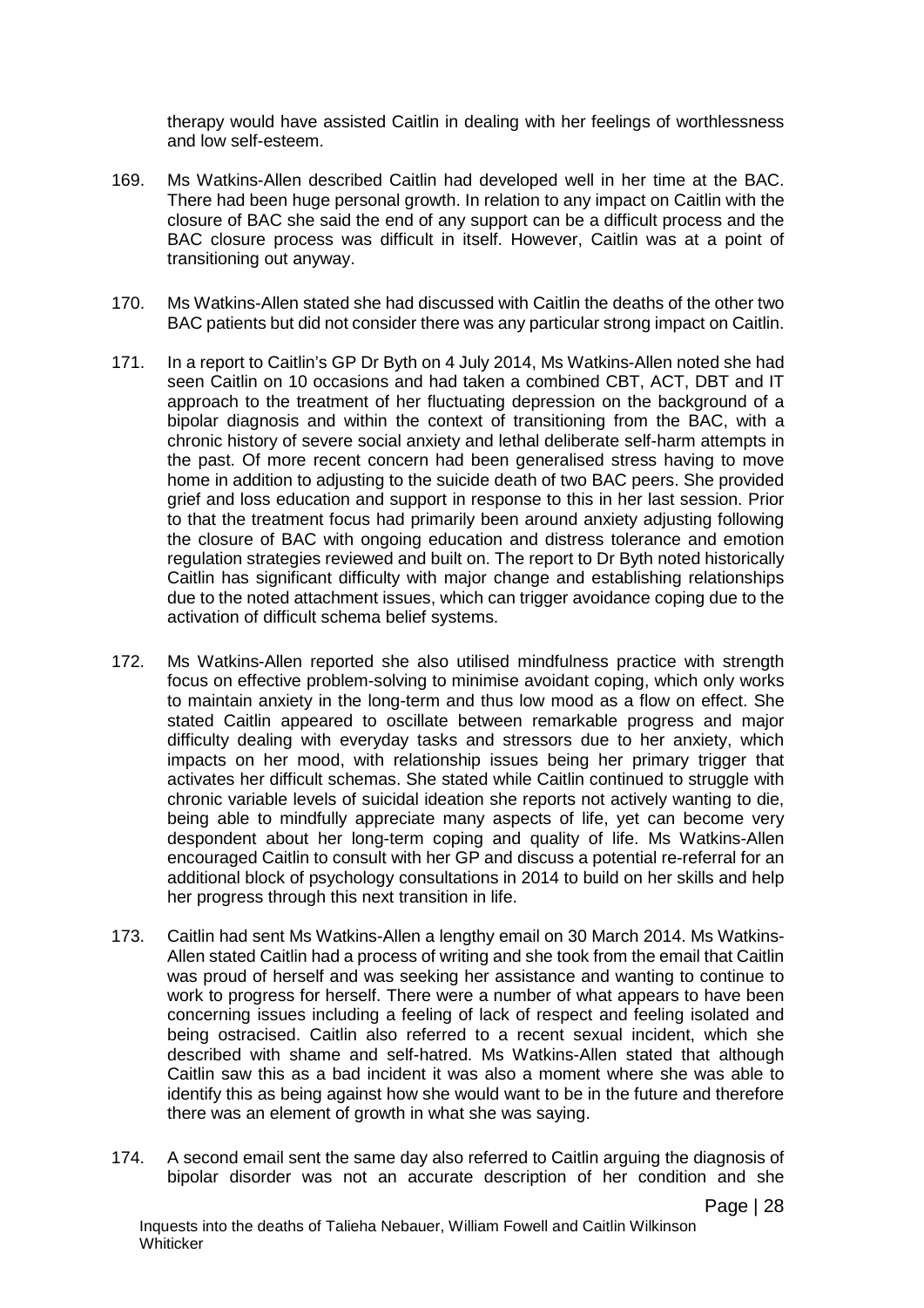therapy would have assisted Caitlin in dealing with her feelings of worthlessness and low self-esteem.

169. Ms Watkins-Allen described Caitlin had developed well in her time at the BAC. There had been huge personal growth. In relation to any impact on Caitlin with the closure of BAC she said the end of any support can be a difficult process and the BAC closure process was difficult in itself. However, Caitlin was at a point of transitioning out anyway.

170. Ms Watkins-Allen stated she had discussed with Caitlin the deaths of the other two BAC patients but did not consider there was any particular strong impact on Caitlin.

171. In a report to Caitlin's GP Dr Byth on 4 July 2014, Ms Watkins-Allen noted she had seen Caitlin on 10 occasions and had taken a combined CBT, ACT, DBT and IT approach to the treatment of her fluctuating depression on the background of a bipolar diagnosis and within the context of transitioning from the BAC, with a chronic history of severe social anxiety and lethal deliberate self-harm attempts in the past. Of more recent concern had been generalised stress having to move home in addition to adjusting to the suicide death of two BAC peers. She provided grief and loss education and support in response to this in her last session. Prior to that the treatment focus had primarily been around anxiety adjusting following the closure of BAC with ongoing education and distress tolerance and emotion regulation strategies reviewed and built on. The report to Dr Byth noted historically Caitlin has significant difficulty with major change and establishing relationships due to the noted attachment issues, which can trigger avoidance coping due to the activation of difficult schema belief systems.

172. Ms Watkins-Allen reported she also utilised mindfulness practice with strength focus on effective problem-solving to minimise avoidant coping, which only works to maintain anxiety in the long-term and thus low mood as a flow on effect. She stated Caitlin appeared to oscillate between remarkable progress and major difficulty dealing with everyday tasks and stressors due to her anxiety, which impacts on her mood, with relationship issues being her primary trigger that activates her difficult schemas. She stated while Caitlin continued to struggle with chronic variable levels of suicidal ideation she reports not actively wanting to die, being able to mindfully appreciate many aspects of life, yet can become very despondent about her long-term coping and quality of life. Ms Watkins-Allen encouraged Caitlin to consult with her GP and discuss a potential re-referral for an additional block of psychology consultations in 2014 to build on her skills and help her progress through this next transition in life.

173. Caitlin had sent Ms Watkins-Allen a lengthy email on 30 March 2014. Ms Watkins-Allen stated Caitlin had a process of writing and she took from the email that Caitlin was proud of herself and was seeking her assistance and wanting to continue to work to progress for herself. There were a number of what appears to have been concerning issues including a feeling of lack of respect and feeling isolated and being ostracised. Caitlin also referred to a recent sexual incident, which she described with shame and self-hatred. Ms Watkins-Allen stated that although Caitlin saw this as a bad incident it was also a moment where she was able to identify this as being against how she would want to be in the future and therefore there was an element of growth in what she was saying.

174. A second email sent the same day also referred to Caitlin arguing the diagnosis of bipolar disorder was not an accurate description of her condition and she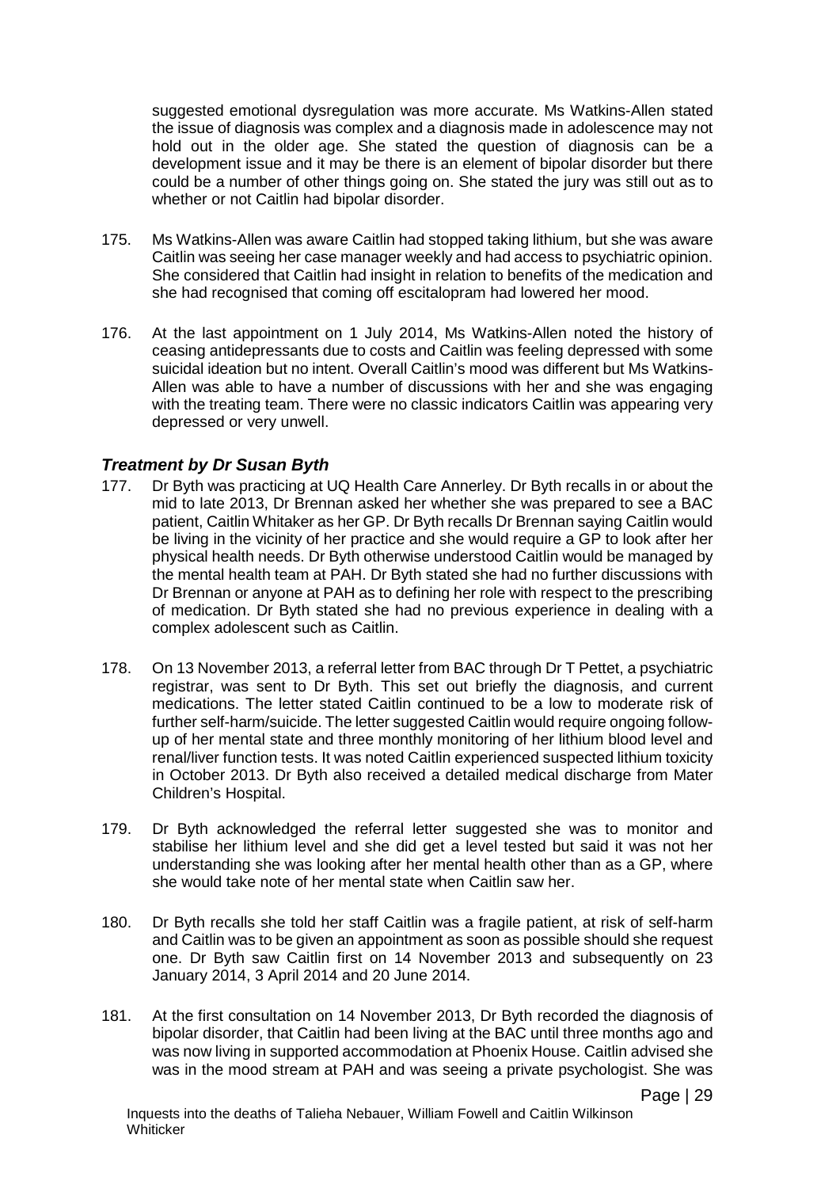suggested emotional dysregulation was more accurate. Ms Watkins-Allen stated the issue of diagnosis was complex and a diagnosis made in adolescence may not hold out in the older age. She stated the question of diagnosis can be a development issue and it may be there is an element of bipolar disorder but there could be a number of other things going on. She stated the jury was still out as to whether or not Caitlin had bipolar disorder.

175. Ms Watkins-Allen was aware Caitlin had stopped taking lithium, but she was aware Caitlin was seeing her case manager weekly and had access to psychiatric opinion. She considered that Caitlin had insight in relation to benefits of the medication and she had recognised that coming off escitalopram had lowered her mood.

176. At the last appointment on 1 July 2014, Ms Watkins-Allen noted the history of ceasing antidepressants due to costs and Caitlin was feeling depressed with some suicidal ideation but no intent. Overall Caitlin's mood was different but Ms Watkins-Allen was able to have a number of discussions with her and she was engaging with the treating team. There were no classic indicators Caitlin was appearing very depressed or very unwell.

### *Treatment by Dr Susan Byth*

177. Dr Byth was practicing at UQ Health Care Annerley. Dr Byth recalls in or about the mid to late 2013, Dr Brennan asked her whether she was prepared to see a BAC patient, Caitlin Whitaker as her GP. Dr Byth recalls Dr Brennan saying Caitlin would be living in the vicinity of her practice and she would require a GP to look after her physical health needs. Dr Byth otherwise understood Caitlin would be managed by the mental health team at PAH. Dr Byth stated she had no further discussions with Dr Brennan or anyone at PAH as to defining her role with respect to the prescribing of medication. Dr Byth stated she had no previous experience in dealing with a complex adolescent such as Caitlin.

178. On 13 November 2013, a referral letter from BAC through Dr T Pettet, a psychiatric registrar, was sent to Dr Byth. This set out briefly the diagnosis, and current medications. The letter stated Caitlin continued to be a low to moderate risk of further self-harm/suicide. The letter suggested Caitlin would require ongoing follow-up of her mental state and three monthly monitoring of her lithium blood level and renal/liver function tests. It was noted Caitlin experienced suspected lithium toxicity in October 2013. Dr Byth also received a detailed medical discharge from Mater Children's Hospital.

179. Dr Byth acknowledged the referral letter suggested she was to monitor and stabilise her lithium level and she did get a level tested but said it was not her understanding she was looking after her mental health other than as a GP, where she would take note of her mental state when Caitlin saw her.

180. Dr Byth recalls she told her staff Caitlin was a fragile patient, at risk of self-harm and Caitlin was to be given an appointment as soon as possible should she request one. Dr Byth saw Caitlin first on 14 November 2013 and subsequently on 23 January 2014, 3 April 2014 and 20 June 2014.

181. At the first consultation on 14 November 2013, Dr Byth recorded the diagnosis of bipolar disorder, that Caitlin had been living at the BAC until three months ago and was now living in supported accommodation at Phoenix House. Caitlin advised she was in the mood stream at PAH and was seeing a private psychologist. She was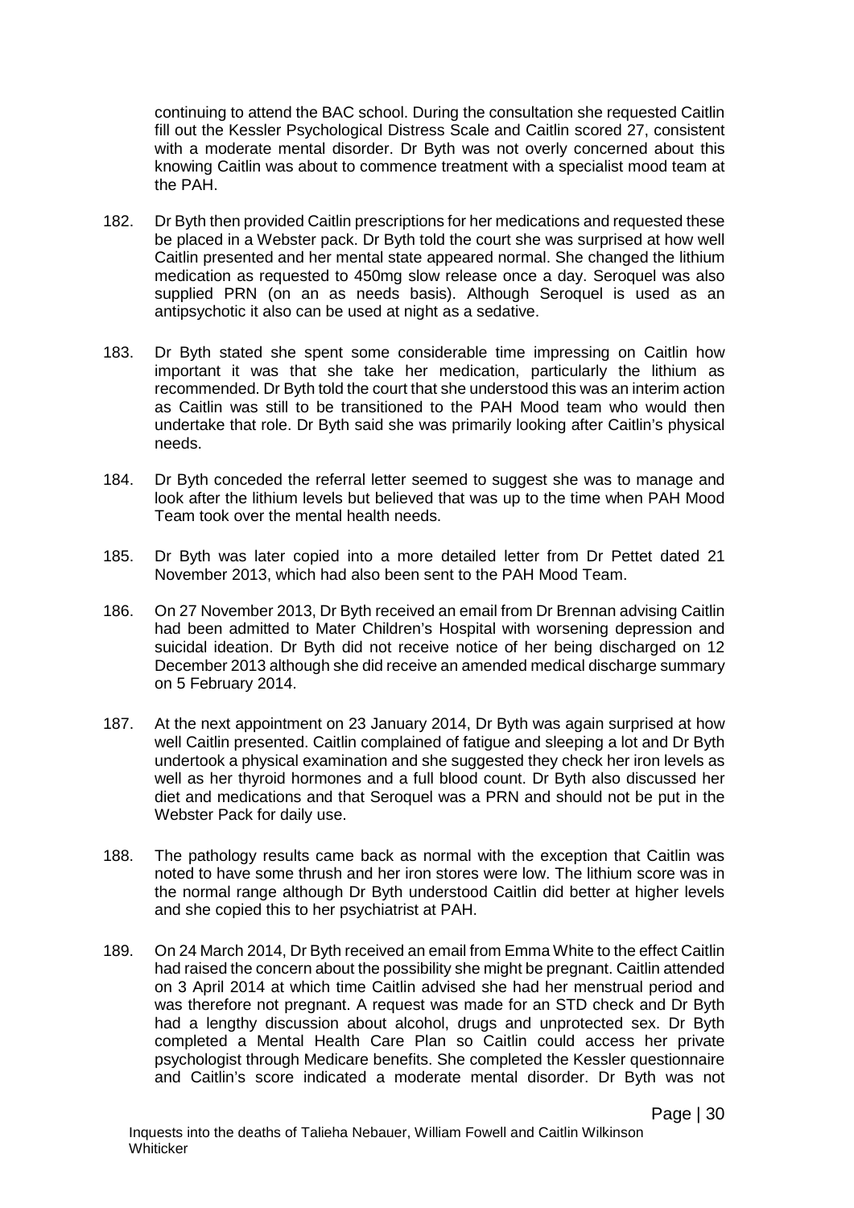continuing to attend the BAC school. During the consultation she requested Caitlin fill out the Kessler Psychological Distress Scale and Caitlin scored 27, consistent with a moderate mental disorder. Dr Byth was not overly concerned about this knowing Caitlin was about to commence treatment with a specialist mood team at the PAH.

182. Dr Byth then provided Caitlin prescriptions for her medications and requested these be placed in a Webster pack. Dr Byth told the court she was surprised at how well Caitlin presented and her mental state appeared normal. She changed the lithium medication as requested to 450mg slow release once a day. Seroquel was also supplied PRN (on an as needs basis). Although Seroquel is used as an antipsychotic it also can be used at night as a sedative.

183. Dr Byth stated she spent some considerable time impressing on Caitlin how important it was that she take her medication, particularly the lithium as recommended. Dr Byth told the court that she understood this was an interim action as Caitlin was still to be transitioned to the PAH Mood team who would then undertake that role. Dr Byth said she was primarily looking after Caitlin's physical needs.

184. Dr Byth conceded the referral letter seemed to suggest she was to manage and look after the lithium levels but believed that was up to the time when PAH Mood Team took over the mental health needs.

185. Dr Byth was later copied into a more detailed letter from Dr Pettet dated 21 November 2013, which had also been sent to the PAH Mood Team.

186. On 27 November 2013, Dr Byth received an email from Dr Brennan advising Caitlin had been admitted to Mater Children's Hospital with worsening depression and suicidal ideation. Dr Byth did not receive notice of her being discharged on 12 December 2013 although she did receive an amended medical discharge summary on 5 February 2014.

187. At the next appointment on 23 January 2014, Dr Byth was again surprised at how well Caitlin presented. Caitlin complained of fatigue and sleeping a lot and Dr Byth undertook a physical examination and she suggested they check her iron levels as well as her thyroid hormones and a full blood count. Dr Byth also discussed her diet and medications and that Seroquel was a PRN and should not be put in the Webster Pack for daily use.

188. The pathology results came back as normal with the exception that Caitlin was noted to have some thrush and her iron stores were low. The lithium score was in the normal range although Dr Byth understood Caitlin did better at higher levels and she copied this to her psychiatrist at PAH.

189. On 24 March 2014, Dr Byth received an email from Emma White to the effect Caitlin had raised the concern about the possibility she might be pregnant. Caitlin attended on 3 April 2014 at which time Caitlin advised she had her menstrual period and was therefore not pregnant. A request was made for an STD check and Dr Byth had a lengthy discussion about alcohol, drugs and unprotected sex. Dr Byth completed a Mental Health Care Plan so Caitlin could access her private psychologist through Medicare benefits. She completed the Kessler questionnaire and Caitlin's score indicated a moderate mental disorder. Dr Byth was not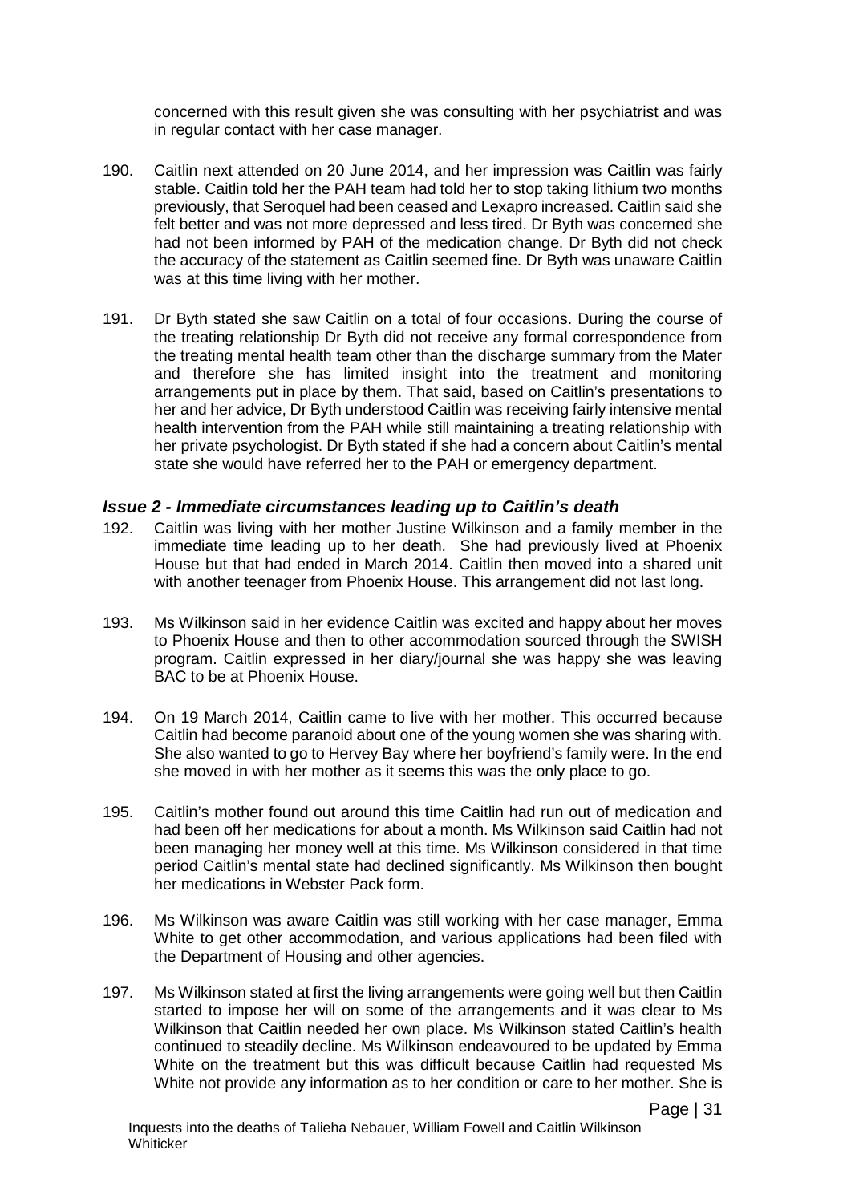concerned with this result given she was consulting with her psychiatrist and was in regular contact with her case manager.

190. Caitlin next attended on 20 June 2014, and her impression was Caitlin was fairly stable. Caitlin told her the PAH team had told her to stop taking lithium two months previously, that Seroquel had been ceased and Lexapro increased. Caitlin said she felt better and was not more depressed and less tired. Dr Byth was concerned she had not been informed by PAH of the medication change. Dr Byth did not check the accuracy of the statement as Caitlin seemed fine. Dr Byth was unaware Caitlin was at this time living with her mother.

191. Dr Byth stated she saw Caitlin on a total of four occasions. During the course of the treating relationship Dr Byth did not receive any formal correspondence from the treating mental health team other than the discharge summary from the Mater and therefore she has limited insight into the treatment and monitoring arrangements put in place by them. That said, based on Caitlin's presentations to her and her advice, Dr Byth understood Caitlin was receiving fairly intensive mental health intervention from the PAH while still maintaining a treating relationship with her private psychologist. Dr Byth stated if she had a concern about Caitlin's mental state she would have referred her to the PAH or emergency department.

### *Issue 2 - Immediate circumstances leading up to Caitlin's death*

192. Caitlin was living with her mother Justine Wilkinson and a family member in the immediate time leading up to her death. She had previously lived at Phoenix House but that had ended in March 2014. Caitlin then moved into a shared unit with another teenager from Phoenix House. This arrangement did not last long.

193. Ms Wilkinson said in her evidence Caitlin was excited and happy about her moves to Phoenix House and then to other accommodation sourced through the SWISH program. Caitlin expressed in her diary/journal she was happy she was leaving BAC to be at Phoenix House.

194. On 19 March 2014, Caitlin came to live with her mother. This occurred because Caitlin had become paranoid about one of the young women she was sharing with. She also wanted to go to Hervey Bay where her boyfriend's family were. In the end she moved in with her mother as it seems this was the only place to go.

195. Caitlin's mother found out around this time Caitlin had run out of medication and had been off her medications for about a month. Ms Wilkinson said Caitlin had not been managing her money well at this time. Ms Wilkinson considered in that time period Caitlin's mental state had declined significantly. Ms Wilkinson then bought her medications in Webster Pack form.

196. Ms Wilkinson was aware Caitlin was still working with her case manager, Emma White to get other accommodation, and various applications had been filed with the Department of Housing and other agencies.

197. Ms Wilkinson stated at first the living arrangements were going well but then Caitlin started to impose her will on some of the arrangements and it was clear to Ms Wilkinson that Caitlin needed her own place. Ms Wilkinson stated Caitlin's health continued to steadily decline. Ms Wilkinson endeavoured to be updated by Emma White on the treatment but this was difficult because Caitlin had requested Ms White not provide any information as to her condition or care to her mother. She is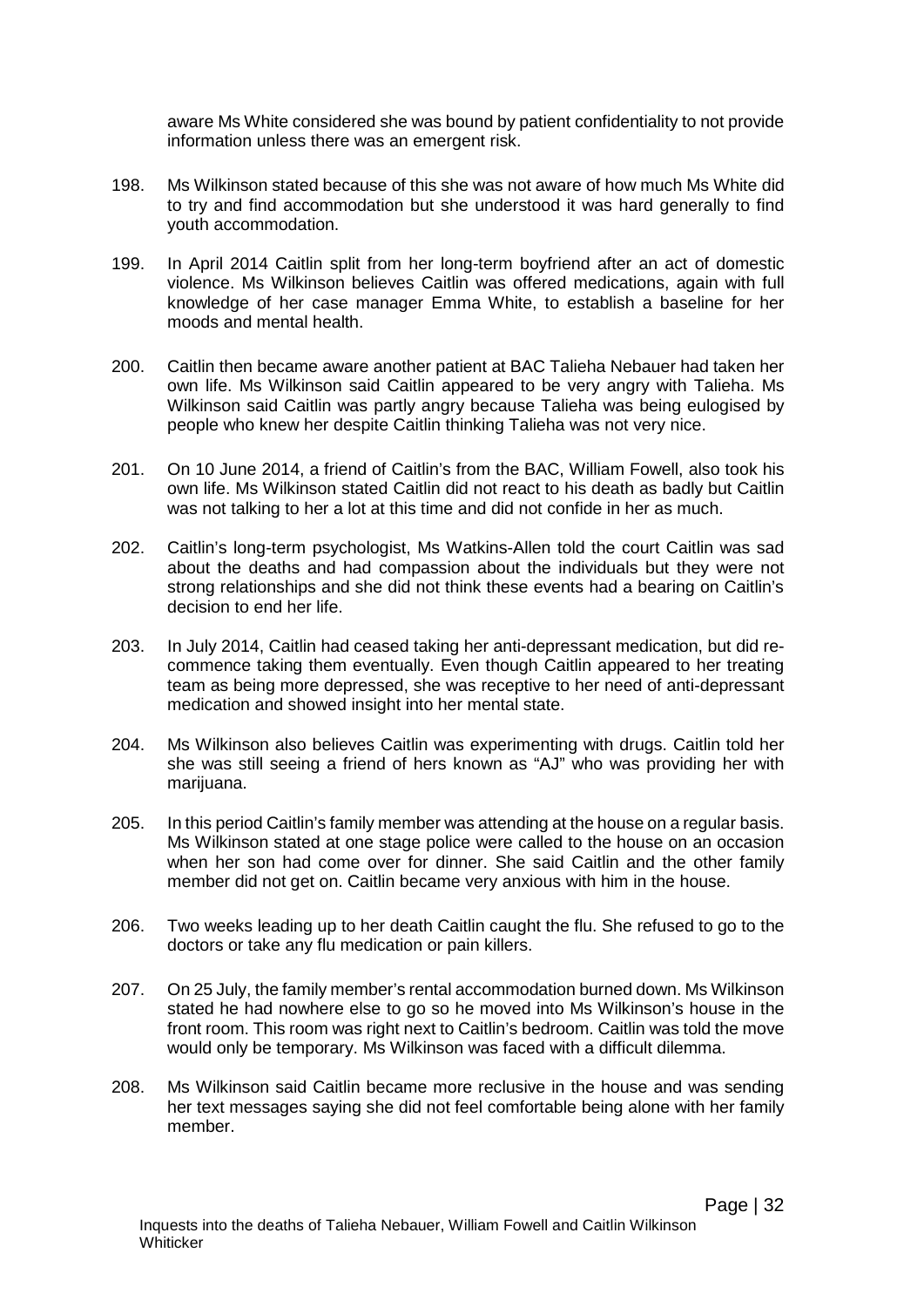aware Ms White considered she was bound by patient confidentiality to not provide information unless there was an emergent risk.

198. Ms Wilkinson stated because of this she was not aware of how much Ms White did to try and find accommodation but she understood it was hard generally to find youth accommodation.

199. In April 2014 Caitlin split from her long-term boyfriend after an act of domestic violence. Ms Wilkinson believes Caitlin was offered medications, again with full knowledge of her case manager Emma White, to establish a baseline for her moods and mental health.

200. Caitlin then became aware another patient at BAC Talieha Nebauer had taken her own life. Ms Wilkinson said Caitlin appeared to be very angry with Talieha. Ms Wilkinson said Caitlin was partly angry because Talieha was being eulogised by people who knew her despite Caitlin thinking Talieha was not very nice.

201. On 10 June 2014, a friend of Caitlin's from the BAC, William Fowell, also took his own life. Ms Wilkinson stated Caitlin did not react to his death as badly but Caitlin was not talking to her a lot at this time and did not confide in her as much.

202. Caitlin's long-term psychologist, Ms Watkins-Allen told the court Caitlin was sad about the deaths and had compassion about the individuals but they were not strong relationships and she did not think these events had a bearing on Caitlin's decision to end her life.

203. In July 2014, Caitlin had ceased taking her anti-depressant medication, but did re-commence taking them eventually. Even though Caitlin appeared to her treating team as being more depressed, she was receptive to her need of anti-depressant medication and showed insight into her mental state.

204. Ms Wilkinson also believes Caitlin was experimenting with drugs. Caitlin told her she was still seeing a friend of hers known as "AJ" who was providing her with marijuana.

205. In this period Caitlin's family member was attending at the house on a regular basis. Ms Wilkinson stated at one stage police were called to the house on an occasion when her son had come over for dinner. She said Caitlin and the other family member did not get on. Caitlin became very anxious with him in the house.

206. Two weeks leading up to her death Caitlin caught the flu. She refused to go to the doctors or take any flu medication or pain killers.

207. On 25 July, the family member's rental accommodation burned down. Ms Wilkinson stated he had nowhere else to go so he moved into Ms Wilkinson's house in the front room. This room was right next to Caitlin's bedroom. Caitlin was told the move would only be temporary. Ms Wilkinson was faced with a difficult dilemma.

208. Ms Wilkinson said Caitlin became more reclusive in the house and was sending her text messages saying she did not feel comfortable being alone with her family member.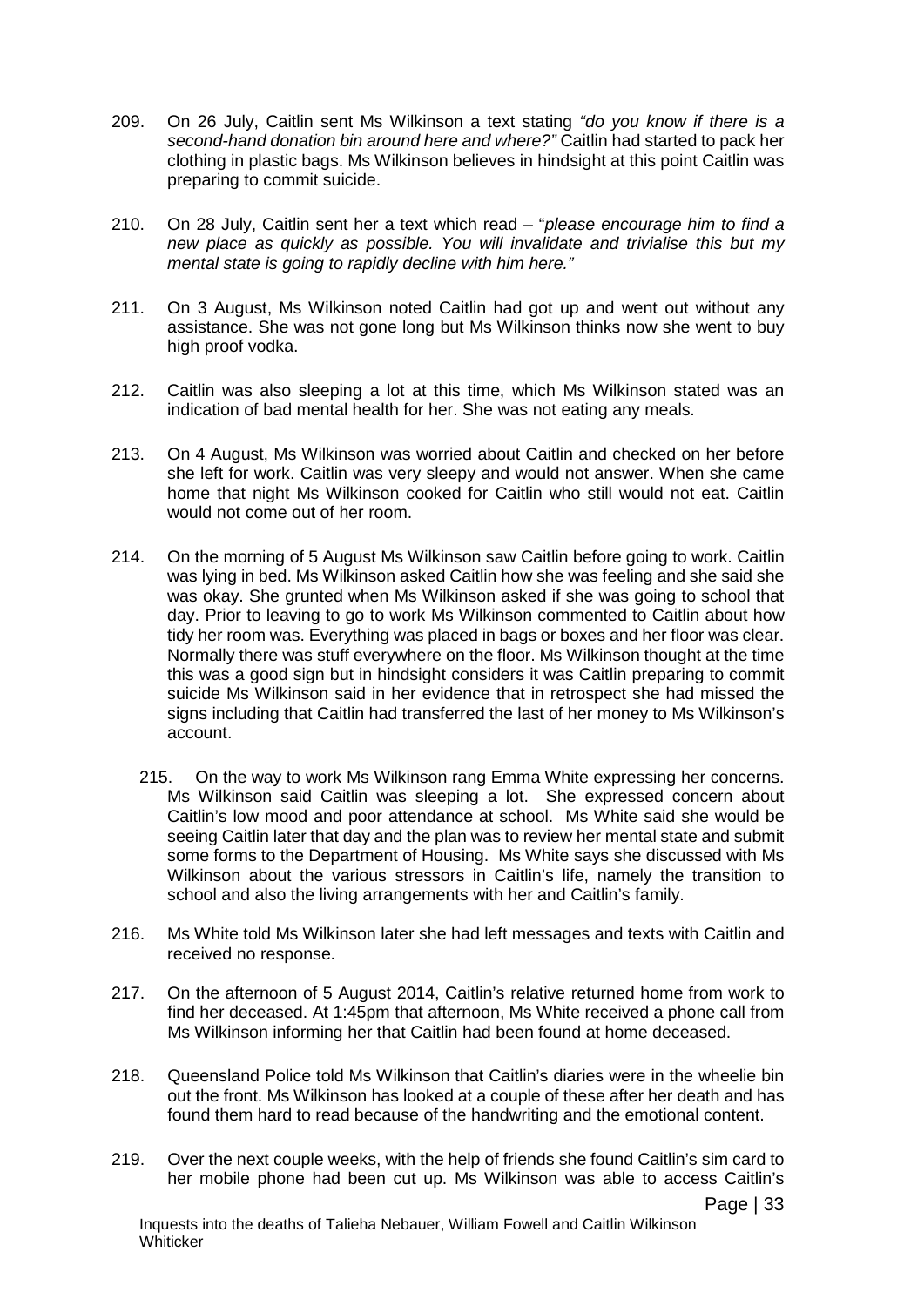209. On 26 July, Caitlin sent Ms Wilkinson a text stating *"do you know if there is a second-hand donation bin around here and where?"* Caitlin had started to pack her clothing in plastic bags. Ms Wilkinson believes in hindsight at this point Caitlin was preparing to commit suicide.

210. On 28 July, Caitlin sent her a text which read – "*please encourage him to find a new place as quickly as possible. You will invalidate and trivialise this but my mental state is going to rapidly decline with him here."*

211. On 3 August, Ms Wilkinson noted Caitlin had got up and went out without any assistance. She was not gone long but Ms Wilkinson thinks now she went to buy high proof vodka.

212. Caitlin was also sleeping a lot at this time, which Ms Wilkinson stated was an indication of bad mental health for her. She was not eating any meals.

213. On 4 August, Ms Wilkinson was worried about Caitlin and checked on her before she left for work. Caitlin was very sleepy and would not answer. When she came home that night Ms Wilkinson cooked for Caitlin who still would not eat. Caitlin would not come out of her room.

214. On the morning of 5 August Ms Wilkinson saw Caitlin before going to work. Caitlin was lying in bed. Ms Wilkinson asked Caitlin how she was feeling and she said she was okay. She grunted when Ms Wilkinson asked if she was going to school that day. Prior to leaving to go to work Ms Wilkinson commented to Caitlin about how tidy her room was. Everything was placed in bags or boxes and her floor was clear. Normally there was stuff everywhere on the floor. Ms Wilkinson thought at the time this was a good sign but in hindsight considers it was Caitlin preparing to commit suicide Ms Wilkinson said in her evidence that in retrospect she had missed the signs including that Caitlin had transferred the last of her money to Ms Wilkinson's account.

215. On the way to work Ms Wilkinson rang Emma White expressing her concerns. Ms Wilkinson said Caitlin was sleeping a lot. She expressed concern about Caitlin's low mood and poor attendance at school. Ms White said she would be seeing Caitlin later that day and the plan was to review her mental state and submit some forms to the Department of Housing. Ms White says she discussed with Ms Wilkinson about the various stressors in Caitlin's life, namely the transition to school and also the living arrangements with her and Caitlin's family.

216. Ms White told Ms Wilkinson later she had left messages and texts with Caitlin and received no response.

217. On the afternoon of 5 August 2014, Caitlin's relative returned home from work to find her deceased. At 1:45pm that afternoon, Ms White received a phone call from Ms Wilkinson informing her that Caitlin had been found at home deceased.

218. Queensland Police told Ms Wilkinson that Caitlin's diaries were in the wheelie bin out the front. Ms Wilkinson has looked at a couple of these after her death and has found them hard to read because of the handwriting and the emotional content.

219. Over the next couple weeks, with the help of friends she found Caitlin's sim card to her mobile phone had been cut up. Ms Wilkinson was able to access Caitlin's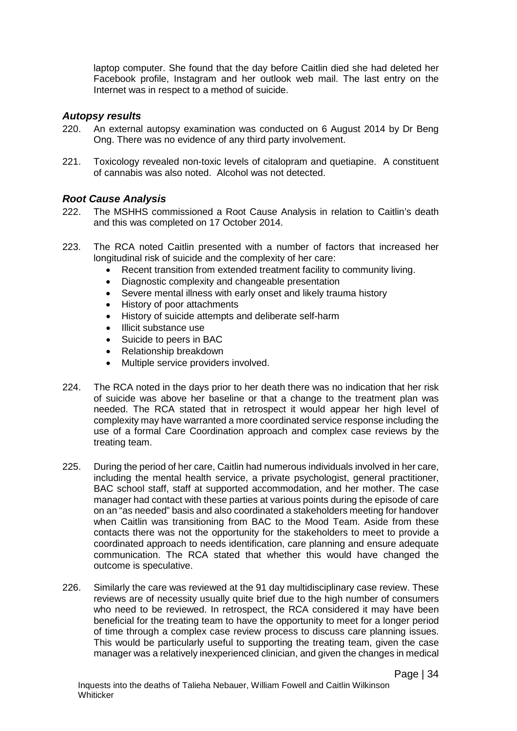laptop computer. She found that the day before Caitlin died she had deleted her Facebook profile, Instagram and her outlook web mail. The last entry on the Internet was in respect to a method of suicide.

### *Autopsy results*

220. An external autopsy examination was conducted on 6 August 2014 by Dr Beng Ong. There was no evidence of any third party involvement.

221. Toxicology revealed non-toxic levels of citalopram and quetiapine. A constituent of cannabis was also noted. Alcohol was not detected.

### *Root Cause Analysis*

222. The MSHHS commissioned a Root Cause Analysis in relation to Caitlin's death and this was completed on 17 October 2014.

223. The RCA noted Caitlin presented with a number of factors that increased her longitudinal risk of suicide and the complexity of her care:
    - Recent transition from extended treatment facility to community living.
    - Diagnostic complexity and changeable presentation
    - Severe mental illness with early onset and likely trauma history
    - History of poor attachments
    - History of suicide attempts and deliberate self-harm
    - Illicit substance use
    - Suicide to peers in BAC
    - Relationship breakdown
    - Multiple service providers involved.

224. The RCA noted in the days prior to her death there was no indication that her risk of suicide was above her baseline or that a change to the treatment plan was needed. The RCA stated that in retrospect it would appear her high level of complexity may have warranted a more coordinated service response including the use of a formal Care Coordination approach and complex case reviews by the treating team.

225. During the period of her care, Caitlin had numerous individuals involved in her care, including the mental health service, a private psychologist, general practitioner, BAC school staff, staff at supported accommodation, and her mother. The case manager had contact with these parties at various points during the episode of care on an "as needed" basis and also coordinated a stakeholders meeting for handover when Caitlin was transitioning from BAC to the Mood Team. Aside from these contacts there was not the opportunity for the stakeholders to meet to provide a coordinated approach to needs identification, care planning and ensure adequate communication. The RCA stated that whether this would have changed the outcome is speculative.

226. Similarly the care was reviewed at the 91 day multidisciplinary case review. These reviews are of necessity usually quite brief due to the high number of consumers who need to be reviewed. In retrospect, the RCA considered it may have been beneficial for the treating team to have the opportunity to meet for a longer period of time through a complex case review process to discuss care planning issues. This would be particularly useful to supporting the treating team, given the case manager was a relatively inexperienced clinician, and given the changes in medical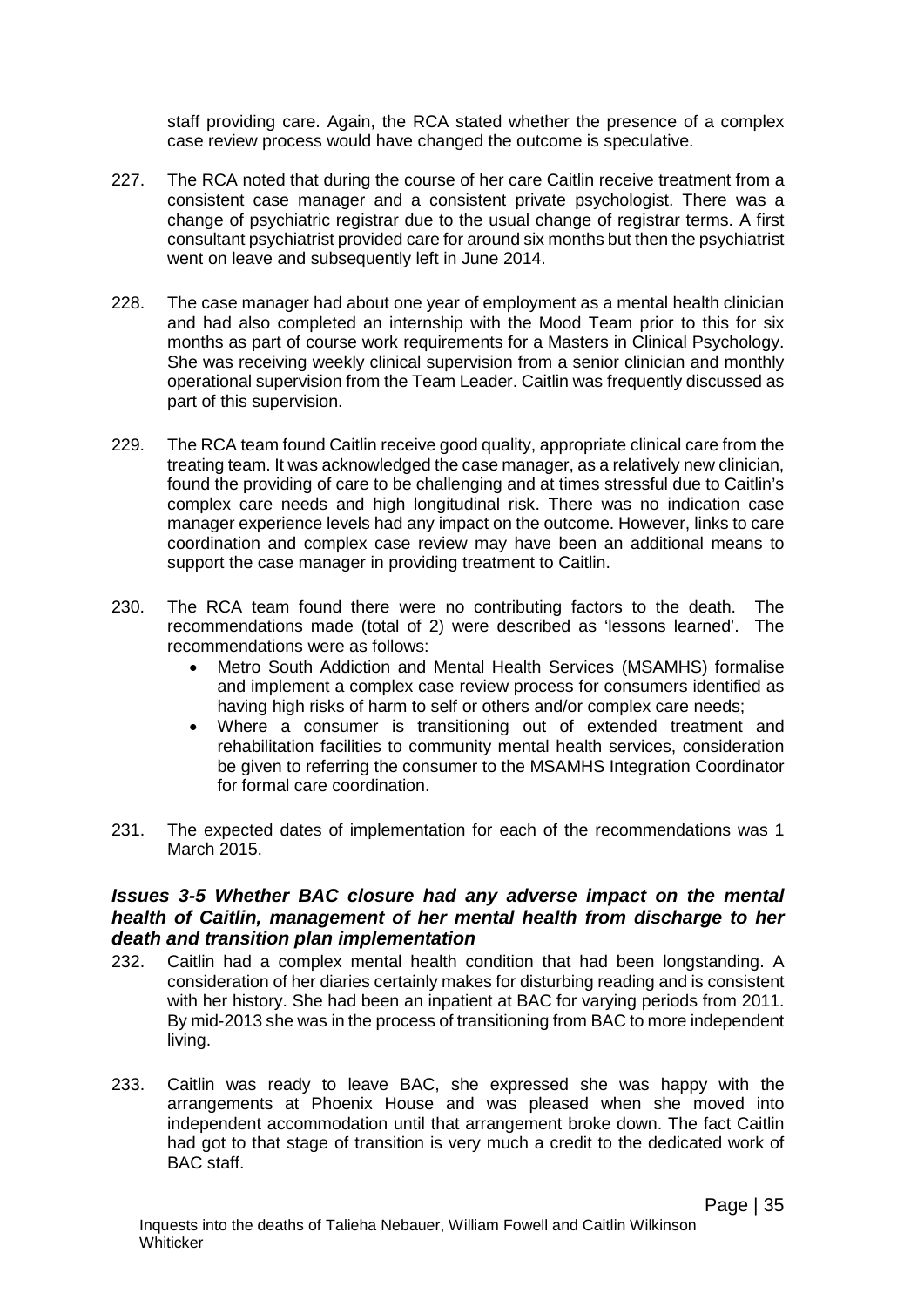staff providing care. Again, the RCA stated whether the presence of a complex case review process would have changed the outcome is speculative.

227. The RCA noted that during the course of her care Caitlin receive treatment from a consistent case manager and a consistent private psychologist. There was a change of psychiatric registrar due to the usual change of registrar terms. A first consultant psychiatrist provided care for around six months but then the psychiatrist went on leave and subsequently left in June 2014.

228. The case manager had about one year of employment as a mental health clinician and had also completed an internship with the Mood Team prior to this for six months as part of course work requirements for a Masters in Clinical Psychology. She was receiving weekly clinical supervision from a senior clinician and monthly operational supervision from the Team Leader. Caitlin was frequently discussed as part of this supervision.

229. The RCA team found Caitlin receive good quality, appropriate clinical care from the treating team. It was acknowledged the case manager, as a relatively new clinician, found the providing of care to be challenging and at times stressful due to Caitlin's complex care needs and high longitudinal risk. There was no indication case manager experience levels had any impact on the outcome. However, links to care coordination and complex case review may have been an additional means to support the case manager in providing treatment to Caitlin.

230. The RCA team found there were no contributing factors to the death. The recommendations made (total of 2) were described as 'lessons learned'. The recommendations were as follows:
    - Metro South Addiction and Mental Health Services (MSAMHS) formalise and implement a complex case review process for consumers identified as having high risks of harm to self or others and/or complex care needs;
    - Where a consumer is transitioning out of extended treatment and rehabilitation facilities to community mental health services, consideration be given to referring the consumer to the MSAMHS Integration Coordinator for formal care coordination.

231. The expected dates of implementation for each of the recommendations was 1 March 2015.

### *Issues 3-5 Whether BAC closure had any adverse impact on the mental health of Caitlin, management of her mental health from discharge to her death and transition plan implementation*

232. Caitlin had a complex mental health condition that had been longstanding. A consideration of her diaries certainly makes for disturbing reading and is consistent with her history. She had been an inpatient at BAC for varying periods from 2011. By mid-2013 she was in the process of transitioning from BAC to more independent living.

233. Caitlin was ready to leave BAC, she expressed she was happy with the arrangements at Phoenix House and was pleased when she moved into independent accommodation until that arrangement broke down. The fact Caitlin had got to that stage of transition is very much a credit to the dedicated work of BAC staff.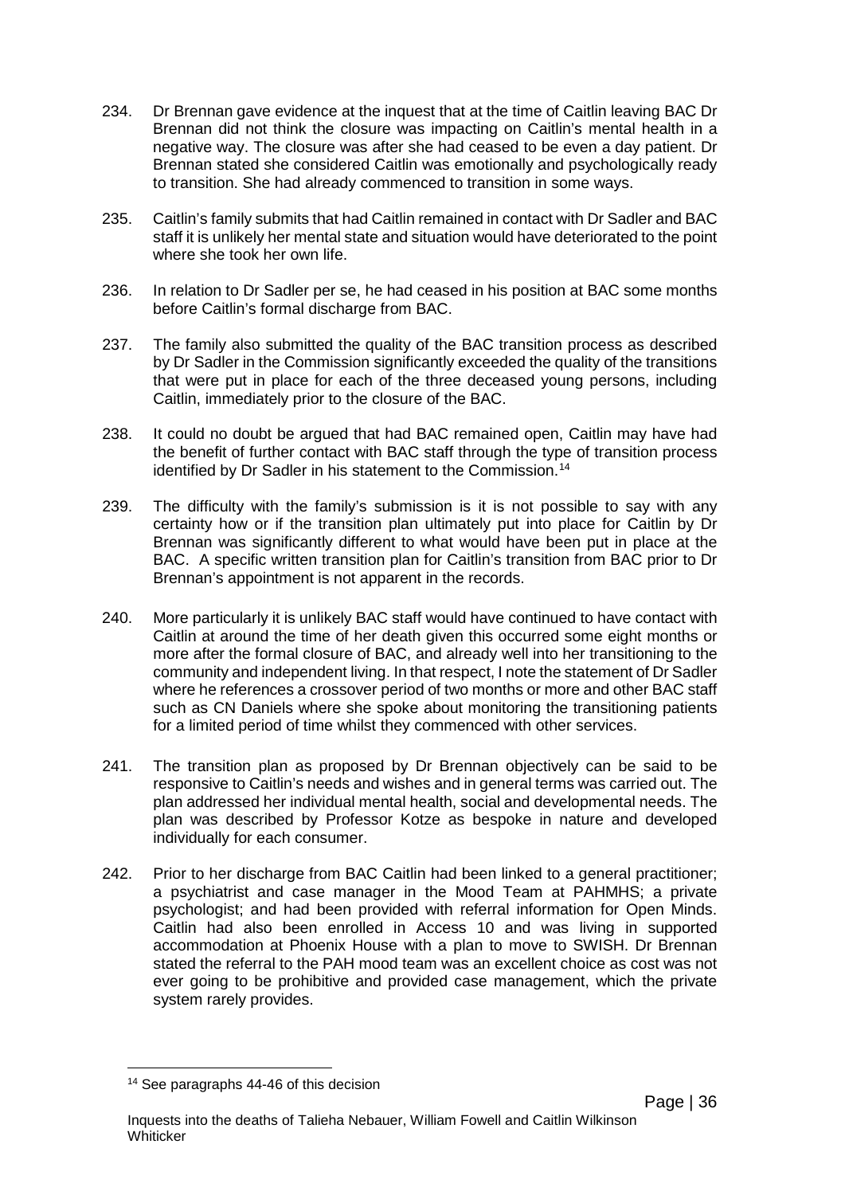234. Dr Brennan gave evidence at the inquest that at the time of Caitlin leaving BAC Dr Brennan did not think the closure was impacting on Caitlin's mental health in a negative way. The closure was after she had ceased to be even a day patient. Dr Brennan stated she considered Caitlin was emotionally and psychologically ready to transition. She had already commenced to transition in some ways.

235. Caitlin's family submits that had Caitlin remained in contact with Dr Sadler and BAC staff it is unlikely her mental state and situation would have deteriorated to the point where she took her own life.

236. In relation to Dr Sadler per se, he had ceased in his position at BAC some months before Caitlin's formal discharge from BAC.

237. The family also submitted the quality of the BAC transition process as described by Dr Sadler in the Commission significantly exceeded the quality of the transitions that were put in place for each of the three deceased young persons, including Caitlin, immediately prior to the closure of the BAC.

238. It could no doubt be argued that had BAC remained open, Caitlin may have had the benefit of further contact with BAC staff through the type of transition process identified by Dr Sadler in his statement to the Commission.[14]

239. The difficulty with the family's submission is it is not possible to say with any certainty how or if the transition plan ultimately put into place for Caitlin by Dr Brennan was significantly different to what would have been put in place at the BAC. A specific written transition plan for Caitlin's transition from BAC prior to Dr Brennan's appointment is not apparent in the records.

240. More particularly it is unlikely BAC staff would have continued to have contact with Caitlin at around the time of her death given this occurred some eight months or more after the formal closure of BAC, and already well into her transitioning to the community and independent living. In that respect, I note the statement of Dr Sadler where he references a crossover period of two months or more and other BAC staff such as CN Daniels where she spoke about monitoring the transitioning patients for a limited period of time whilst they commenced with other services.

241. The transition plan as proposed by Dr Brennan objectively can be said to be responsive to Caitlin's needs and wishes and in general terms was carried out. The plan addressed her individual mental health, social and developmental needs. The plan was described by Professor Kotze as bespoke in nature and developed individually for each consumer.

242. Prior to her discharge from BAC Caitlin had been linked to a general practitioner; a psychiatrist and case manager in the Mood Team at PAHMHS; a private psychologist; and had been provided with referral information for Open Minds. Caitlin had also been enrolled in Access 10 and was living in supported accommodation at Phoenix House with a plan to move to SWISH. Dr Brennan stated the referral to the PAH mood team was an excellent choice as cost was not ever going to be prohibitive and provided case management, which the private system rarely provides.

[14] See paragraphs 44-46 of this decision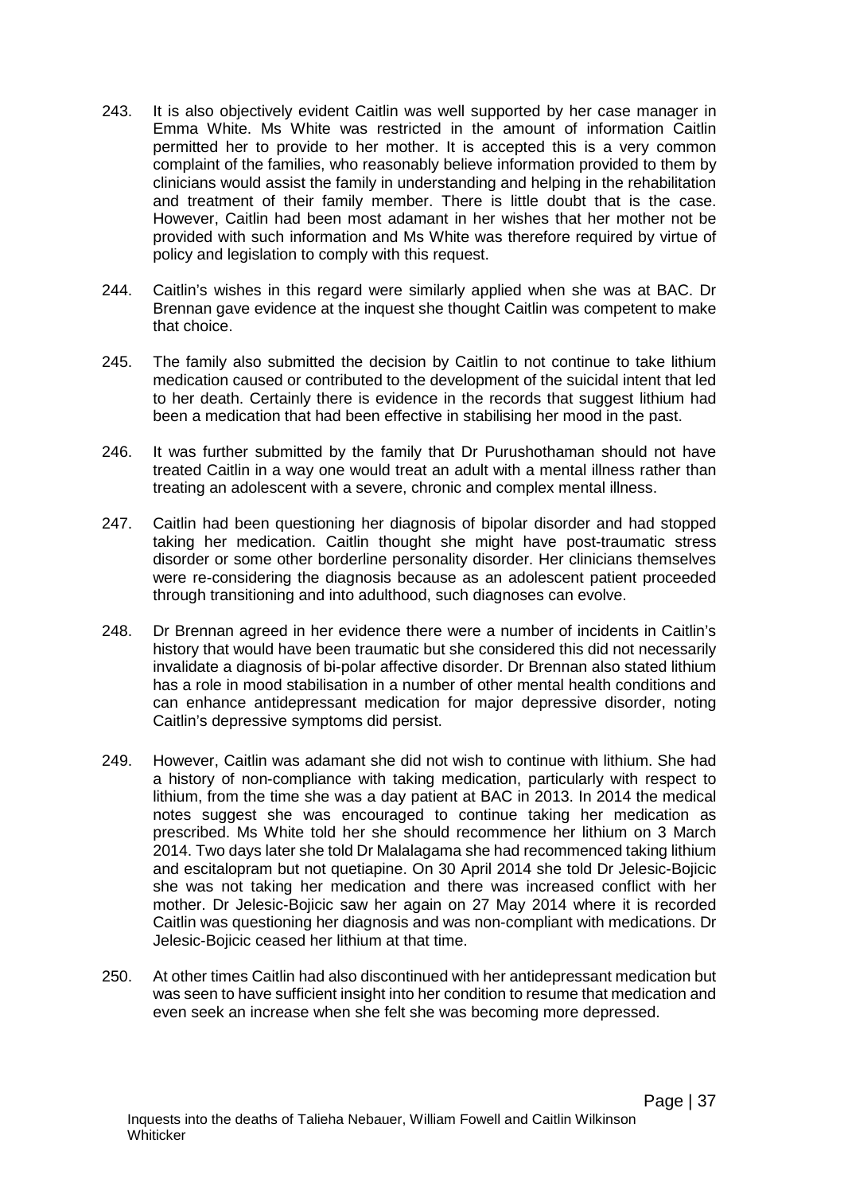243. It is also objectively evident Caitlin was well supported by her case manager in Emma White. Ms White was restricted in the amount of information Caitlin permitted her to provide to her mother. It is accepted this is a very common complaint of the families, who reasonably believe information provided to them by clinicians would assist the family in understanding and helping in the rehabilitation and treatment of their family member. There is little doubt that is the case. However, Caitlin had been most adamant in her wishes that her mother not be provided with such information and Ms White was therefore required by virtue of policy and legislation to comply with this request.

244. Caitlin's wishes in this regard were similarly applied when she was at BAC. Dr Brennan gave evidence at the inquest she thought Caitlin was competent to make that choice.

245. The family also submitted the decision by Caitlin to not continue to take lithium medication caused or contributed to the development of the suicidal intent that led to her death. Certainly there is evidence in the records that suggest lithium had been a medication that had been effective in stabilising her mood in the past.

246. It was further submitted by the family that Dr Purushothaman should not have treated Caitlin in a way one would treat an adult with a mental illness rather than treating an adolescent with a severe, chronic and complex mental illness.

247. Caitlin had been questioning her diagnosis of bipolar disorder and had stopped taking her medication. Caitlin thought she might have post-traumatic stress disorder or some other borderline personality disorder. Her clinicians themselves were re-considering the diagnosis because as an adolescent patient proceeded through transitioning and into adulthood, such diagnoses can evolve.

248. Dr Brennan agreed in her evidence there were a number of incidents in Caitlin's history that would have been traumatic but she considered this did not necessarily invalidate a diagnosis of bi-polar affective disorder. Dr Brennan also stated lithium has a role in mood stabilisation in a number of other mental health conditions and can enhance antidepressant medication for major depressive disorder, noting Caitlin's depressive symptoms did persist.

249. However, Caitlin was adamant she did not wish to continue with lithium. She had a history of non-compliance with taking medication, particularly with respect to lithium, from the time she was a day patient at BAC in 2013. In 2014 the medical notes suggest she was encouraged to continue taking her medication as prescribed. Ms White told her she should recommence her lithium on 3 March 2014. Two days later she told Dr Malalagama she had recommenced taking lithium and escitalopram but not quetiapine. On 30 April 2014 she told Dr Jelesic-Bojicic she was not taking her medication and there was increased conflict with her mother. Dr Jelesic-Bojicic saw her again on 27 May 2014 where it is recorded Caitlin was questioning her diagnosis and was non-compliant with medications. Dr Jelesic-Bojicic ceased her lithium at that time.

250. At other times Caitlin had also discontinued with her antidepressant medication but was seen to have sufficient insight into her condition to resume that medication and even seek an increase when she felt she was becoming more depressed.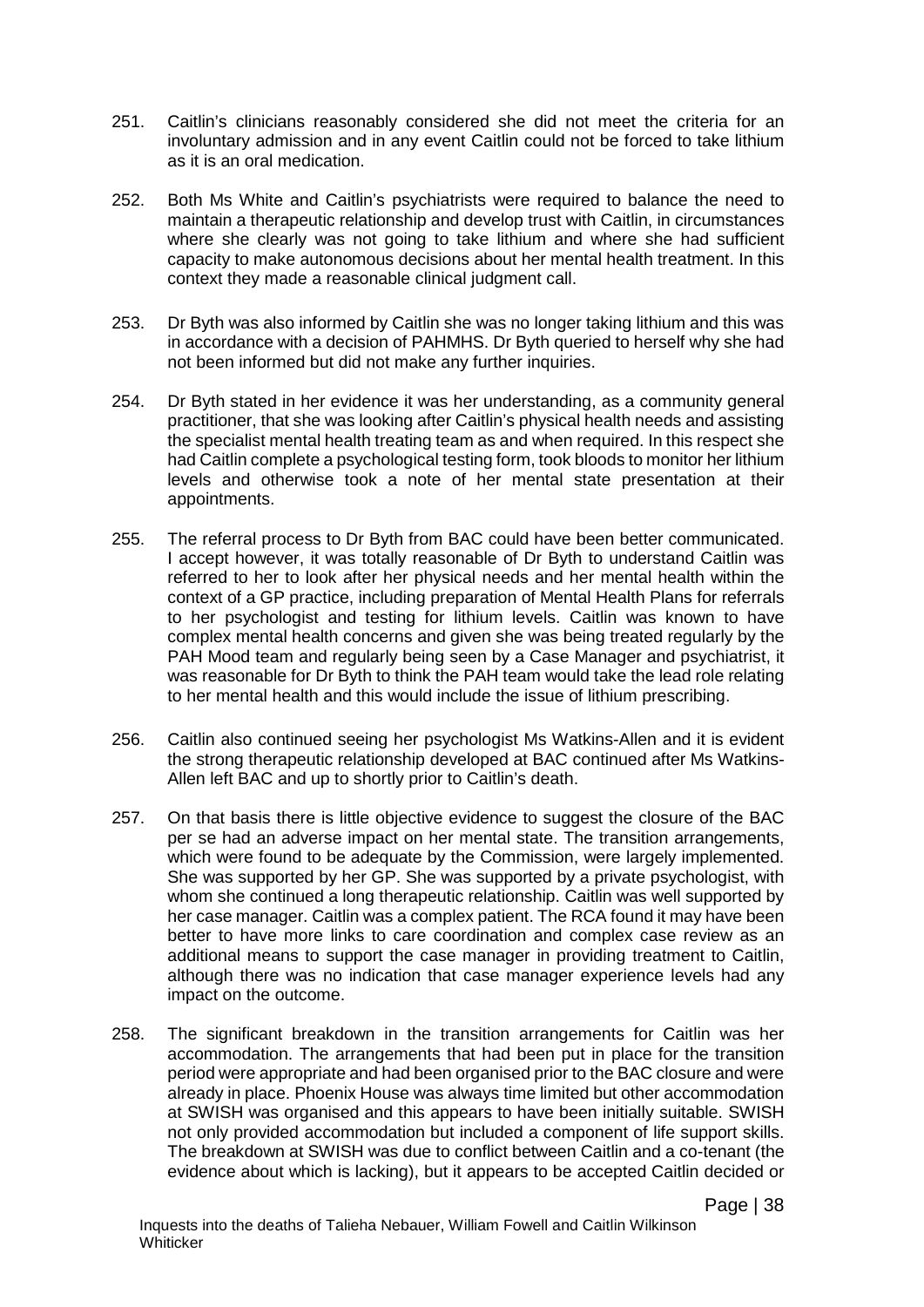251. Caitlin's clinicians reasonably considered she did not meet the criteria for an involuntary admission and in any event Caitlin could not be forced to take lithium as it is an oral medication.

252. Both Ms White and Caitlin's psychiatrists were required to balance the need to maintain a therapeutic relationship and develop trust with Caitlin, in circumstances where she clearly was not going to take lithium and where she had sufficient capacity to make autonomous decisions about her mental health treatment. In this context they made a reasonable clinical judgment call.

253. Dr Byth was also informed by Caitlin she was no longer taking lithium and this was in accordance with a decision of PAHMHS. Dr Byth queried to herself why she had not been informed but did not make any further inquiries.

254. Dr Byth stated in her evidence it was her understanding, as a community general practitioner, that she was looking after Caitlin's physical health needs and assisting the specialist mental health treating team as and when required. In this respect she had Caitlin complete a psychological testing form, took bloods to monitor her lithium levels and otherwise took a note of her mental state presentation at their appointments.

255. The referral process to Dr Byth from BAC could have been better communicated. I accept however, it was totally reasonable of Dr Byth to understand Caitlin was referred to her to look after her physical needs and her mental health within the context of a GP practice, including preparation of Mental Health Plans for referrals to her psychologist and testing for lithium levels. Caitlin was known to have complex mental health concerns and given she was being treated regularly by the PAH Mood team and regularly being seen by a Case Manager and psychiatrist, it was reasonable for Dr Byth to think the PAH team would take the lead role relating to her mental health and this would include the issue of lithium prescribing.

256. Caitlin also continued seeing her psychologist Ms Watkins-Allen and it is evident the strong therapeutic relationship developed at BAC continued after Ms Watkins-Allen left BAC and up to shortly prior to Caitlin's death.

257. On that basis there is little objective evidence to suggest the closure of the BAC per se had an adverse impact on her mental state. The transition arrangements, which were found to be adequate by the Commission, were largely implemented. She was supported by her GP. She was supported by a private psychologist, with whom she continued a long therapeutic relationship. Caitlin was well supported by her case manager. Caitlin was a complex patient. The RCA found it may have been better to have more links to care coordination and complex case review as an additional means to support the case manager in providing treatment to Caitlin, although there was no indication that case manager experience levels had any impact on the outcome.

258. The significant breakdown in the transition arrangements for Caitlin was her accommodation. The arrangements that had been put in place for the transition period were appropriate and had been organised prior to the BAC closure and were already in place. Phoenix House was always time limited but other accommodation at SWISH was organised and this appears to have been initially suitable. SWISH not only provided accommodation but included a component of life support skills. The breakdown at SWISH was due to conflict between Caitlin and a co-tenant (the evidence about which is lacking), but it appears to be accepted Caitlin decided or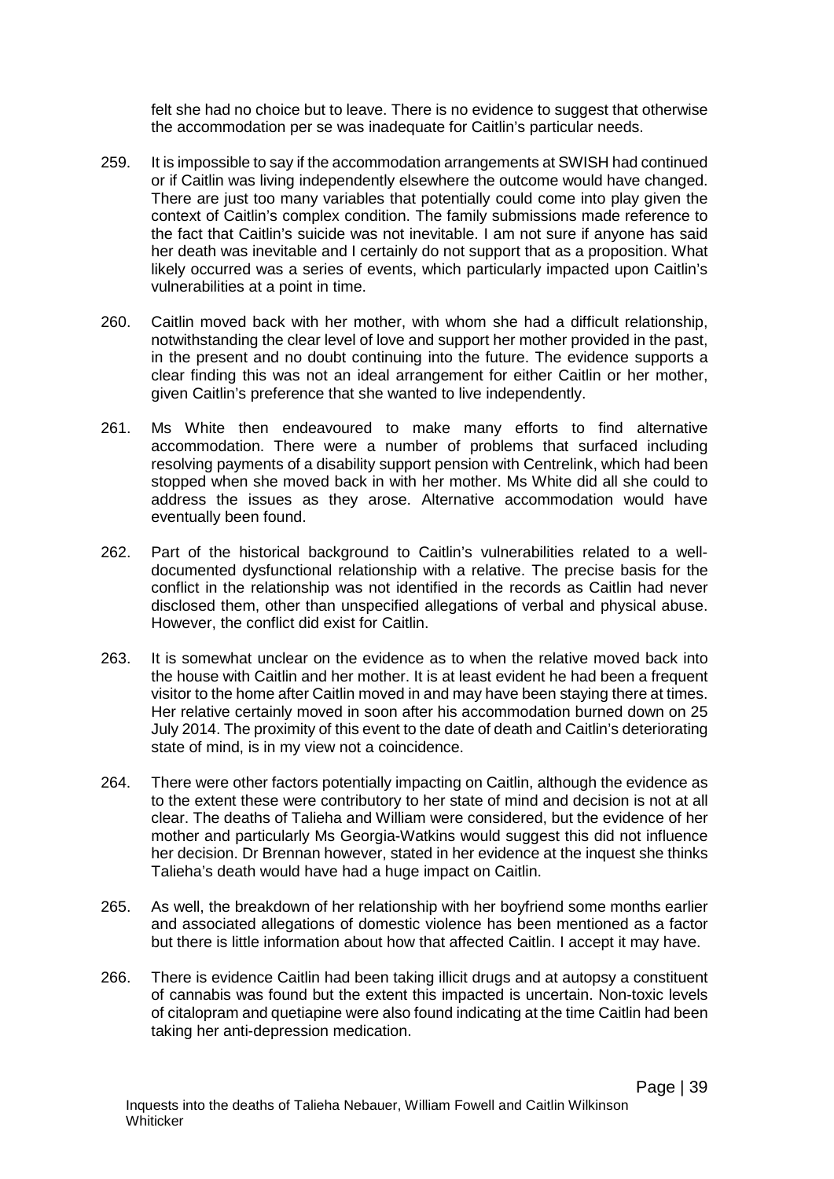felt she had no choice but to leave. There is no evidence to suggest that otherwise the accommodation per se was inadequate for Caitlin's particular needs.

259. It is impossible to say if the accommodation arrangements at SWISH had continued or if Caitlin was living independently elsewhere the outcome would have changed. There are just too many variables that potentially could come into play given the context of Caitlin's complex condition. The family submissions made reference to the fact that Caitlin's suicide was not inevitable. I am not sure if anyone has said her death was inevitable and I certainly do not support that as a proposition. What likely occurred was a series of events, which particularly impacted upon Caitlin's vulnerabilities at a point in time.

260. Caitlin moved back with her mother, with whom she had a difficult relationship, notwithstanding the clear level of love and support her mother provided in the past, in the present and no doubt continuing into the future. The evidence supports a clear finding this was not an ideal arrangement for either Caitlin or her mother, given Caitlin's preference that she wanted to live independently.

261. Ms White then endeavoured to make many efforts to find alternative accommodation. There were a number of problems that surfaced including resolving payments of a disability support pension with Centrelink, which had been stopped when she moved back in with her mother. Ms White did all she could to address the issues as they arose. Alternative accommodation would have eventually been found.

262. Part of the historical background to Caitlin's vulnerabilities related to a well-documented dysfunctional relationship with a relative. The precise basis for the conflict in the relationship was not identified in the records as Caitlin had never disclosed them, other than unspecified allegations of verbal and physical abuse. However, the conflict did exist for Caitlin.

263. It is somewhat unclear on the evidence as to when the relative moved back into the house with Caitlin and her mother. It is at least evident he had been a frequent visitor to the home after Caitlin moved in and may have been staying there at times. Her relative certainly moved in soon after his accommodation burned down on 25 July 2014. The proximity of this event to the date of death and Caitlin's deteriorating state of mind, is in my view not a coincidence.

264. There were other factors potentially impacting on Caitlin, although the evidence as to the extent these were contributory to her state of mind and decision is not at all clear. The deaths of Talieha and William were considered, but the evidence of her mother and particularly Ms Georgia-Watkins would suggest this did not influence her decision. Dr Brennan however, stated in her evidence at the inquest she thinks Talieha's death would have had a huge impact on Caitlin.

265. As well, the breakdown of her relationship with her boyfriend some months earlier and associated allegations of domestic violence has been mentioned as a factor but there is little information about how that affected Caitlin. I accept it may have.

266. There is evidence Caitlin had been taking illicit drugs and at autopsy a constituent of cannabis was found but the extent this impacted is uncertain. Non-toxic levels of citalopram and quetiapine were also found indicating at the time Caitlin had been taking her anti-depression medication.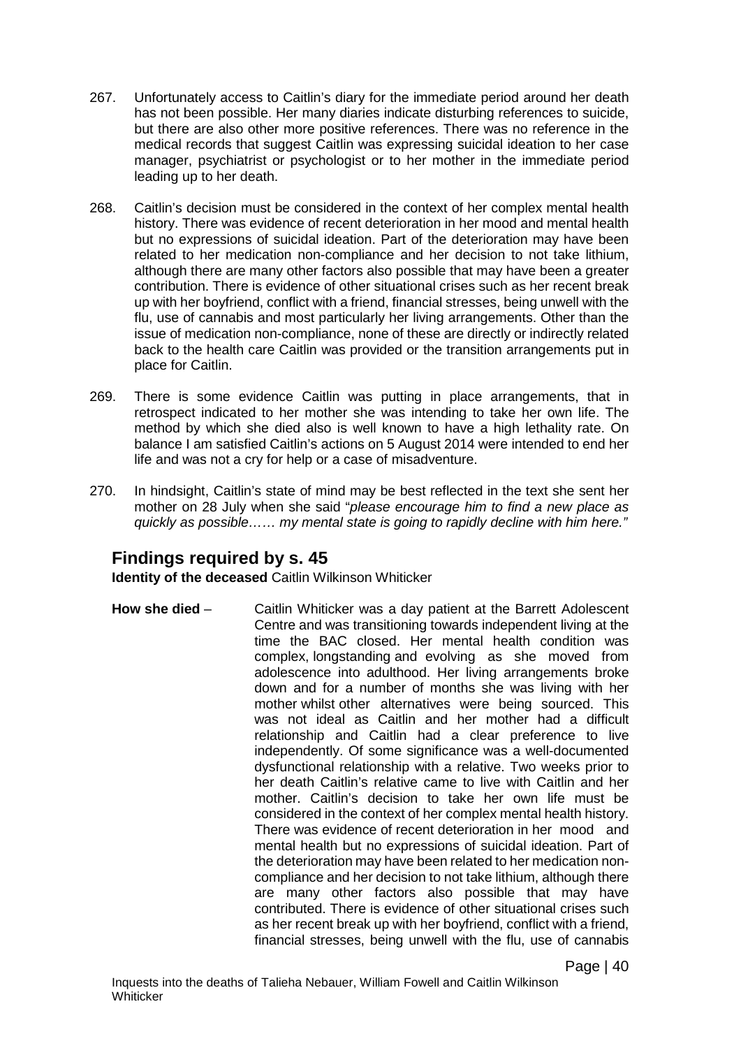267. Unfortunately access to Caitlin's diary for the immediate period around her death has not been possible. Her many diaries indicate disturbing references to suicide, but there are also other more positive references. There was no reference in the medical records that suggest Caitlin was expressing suicidal ideation to her case manager, psychiatrist or psychologist or to her mother in the immediate period leading up to her death.

268. Caitlin's decision must be considered in the context of her complex mental health history. There was evidence of recent deterioration in her mood and mental health but no expressions of suicidal ideation. Part of the deterioration may have been related to her medication non-compliance and her decision to not take lithium, although there are many other factors also possible that may have been a greater contribution. There is evidence of other situational crises such as her recent break up with her boyfriend, conflict with a friend, financial stresses, being unwell with the flu, use of cannabis and most particularly her living arrangements. Other than the issue of medication non-compliance, none of these are directly or indirectly related back to the health care Caitlin was provided or the transition arrangements put in place for Caitlin.

269. There is some evidence Caitlin was putting in place arrangements, that in retrospect indicated to her mother she was intending to take her own life. The method by which she died also is well known to have a high lethality rate. On balance I am satisfied Caitlin's actions on 5 August 2014 were intended to end her life and was not a cry for help or a case of misadventure.

270. In hindsight, Caitlin's state of mind may be best reflected in the text she sent her mother on 28 July when she said "*please encourage him to find a new place as quickly as possible…… my mental state is going to rapidly decline with him here.*"

## Findings required by s. 45

**Identity of the deceased** Caitlin Wilkinson Whiticker

**How she died** – Caitlin Whiticker was a day patient at the Barrett Adolescent Centre and was transitioning towards independent living at the time the BAC closed. Her mental health condition was complex, longstanding and evolving as she moved from adolescence into adulthood. Her living arrangements broke down and for a number of months she was living with her mother whilst other alternatives were being sourced. This was not ideal as Caitlin and her mother had a difficult relationship and Caitlin had a clear preference to live independently. Of some significance was a well-documented dysfunctional relationship with a relative. Two weeks prior to her death Caitlin's relative came to live with Caitlin and her mother. Caitlin's decision to take her own life must be considered in the context of her complex mental health history. There was evidence of recent deterioration in her mood and mental health but no expressions of suicidal ideation. Part of the deterioration may have been related to her medication non-compliance and her decision to not take lithium, although there are many other factors also possible that may have contributed. There is evidence of other situational crises such as her recent break up with her boyfriend, conflict with a friend, financial stresses, being unwell with the flu, use of cannabis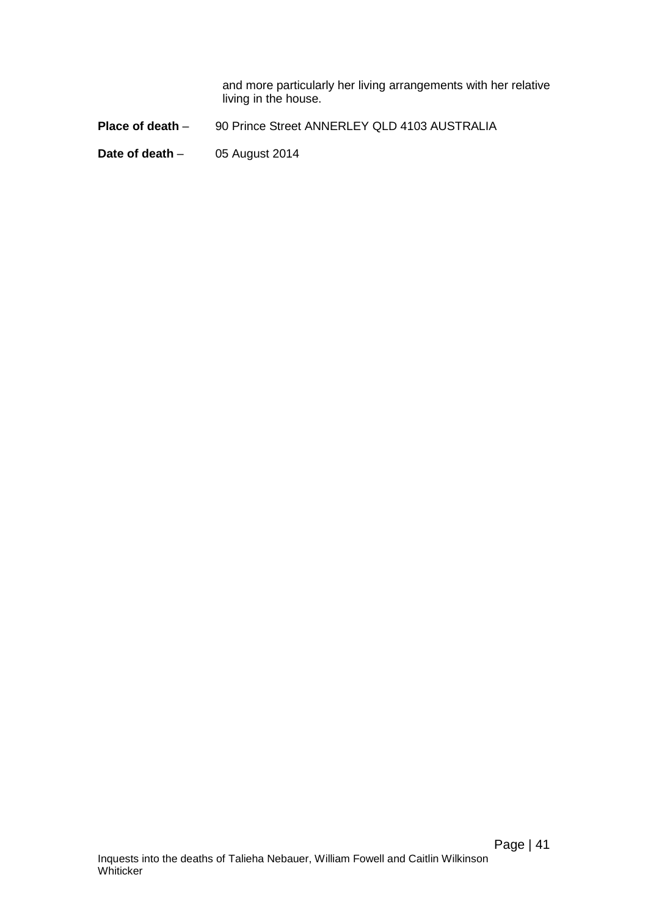and more particularly her living arrangements with her relative living in the house.

**Place of death** – 90 Prince Street ANNERLEY QLD 4103 AUSTRALIA

**Date of death** – 05 August 2014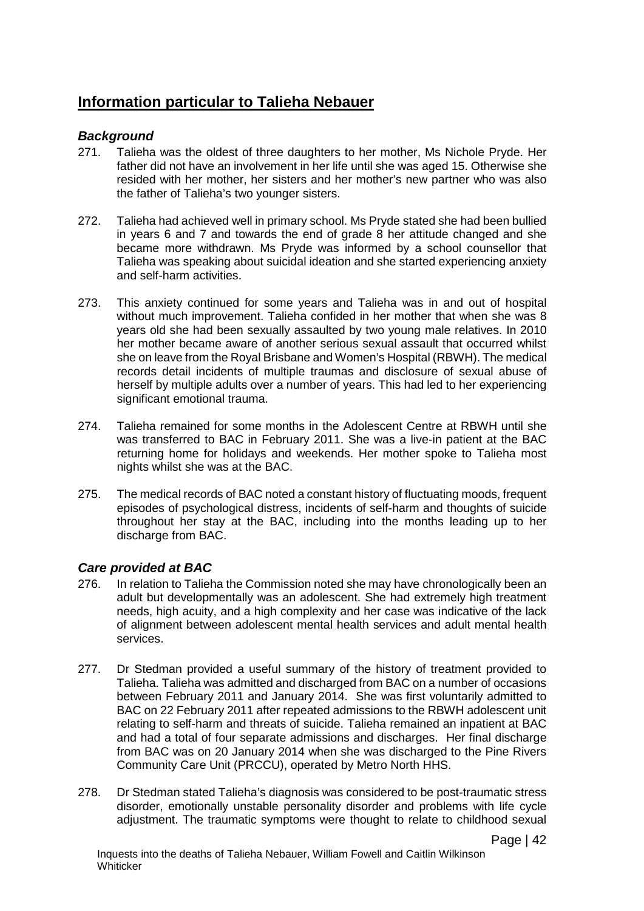## Information particular to Talieha Nebauer

### *Background*

271. Talieha was the oldest of three daughters to her mother, Ms Nichole Pryde. Her father did not have an involvement in her life until she was aged 15. Otherwise she resided with her mother, her sisters and her mother's new partner who was also the father of Talieha's two younger sisters.

272. Talieha had achieved well in primary school. Ms Pryde stated she had been bullied in years 6 and 7 and towards the end of grade 8 her attitude changed and she became more withdrawn. Ms Pryde was informed by a school counsellor that Talieha was speaking about suicidal ideation and she started experiencing anxiety and self-harm activities.

273. This anxiety continued for some years and Talieha was in and out of hospital without much improvement. Talieha confided in her mother that when she was 8 years old she had been sexually assaulted by two young male relatives. In 2010 her mother became aware of another serious sexual assault that occurred whilst she on leave from the Royal Brisbane and Women's Hospital (RBWH). The medical records detail incidents of multiple traumas and disclosure of sexual abuse of herself by multiple adults over a number of years. This had led to her experiencing significant emotional trauma.

274. Talieha remained for some months in the Adolescent Centre at RBWH until she was transferred to BAC in February 2011. She was a live-in patient at the BAC returning home for holidays and weekends. Her mother spoke to Talieha most nights whilst she was at the BAC.

275. The medical records of BAC noted a constant history of fluctuating moods, frequent episodes of psychological distress, incidents of self-harm and thoughts of suicide throughout her stay at the BAC, including into the months leading up to her discharge from BAC.

### *Care provided at BAC*

276. In relation to Talieha the Commission noted she may have chronologically been an adult but developmentally was an adolescent. She had extremely high treatment needs, high acuity, and a high complexity and her case was indicative of the lack of alignment between adolescent mental health services and adult mental health services.

277. Dr Stedman provided a useful summary of the history of treatment provided to Talieha. Talieha was admitted and discharged from BAC on a number of occasions between February 2011 and January 2014. She was first voluntarily admitted to BAC on 22 February 2011 after repeated admissions to the RBWH adolescent unit relating to self-harm and threats of suicide. Talieha remained an inpatient at BAC and had a total of four separate admissions and discharges. Her final discharge from BAC was on 20 January 2014 when she was discharged to the Pine Rivers Community Care Unit (PRCCU), operated by Metro North HHS.

278. Dr Stedman stated Talieha's diagnosis was considered to be post-traumatic stress disorder, emotionally unstable personality disorder and problems with life cycle adjustment. The traumatic symptoms were thought to relate to childhood sexual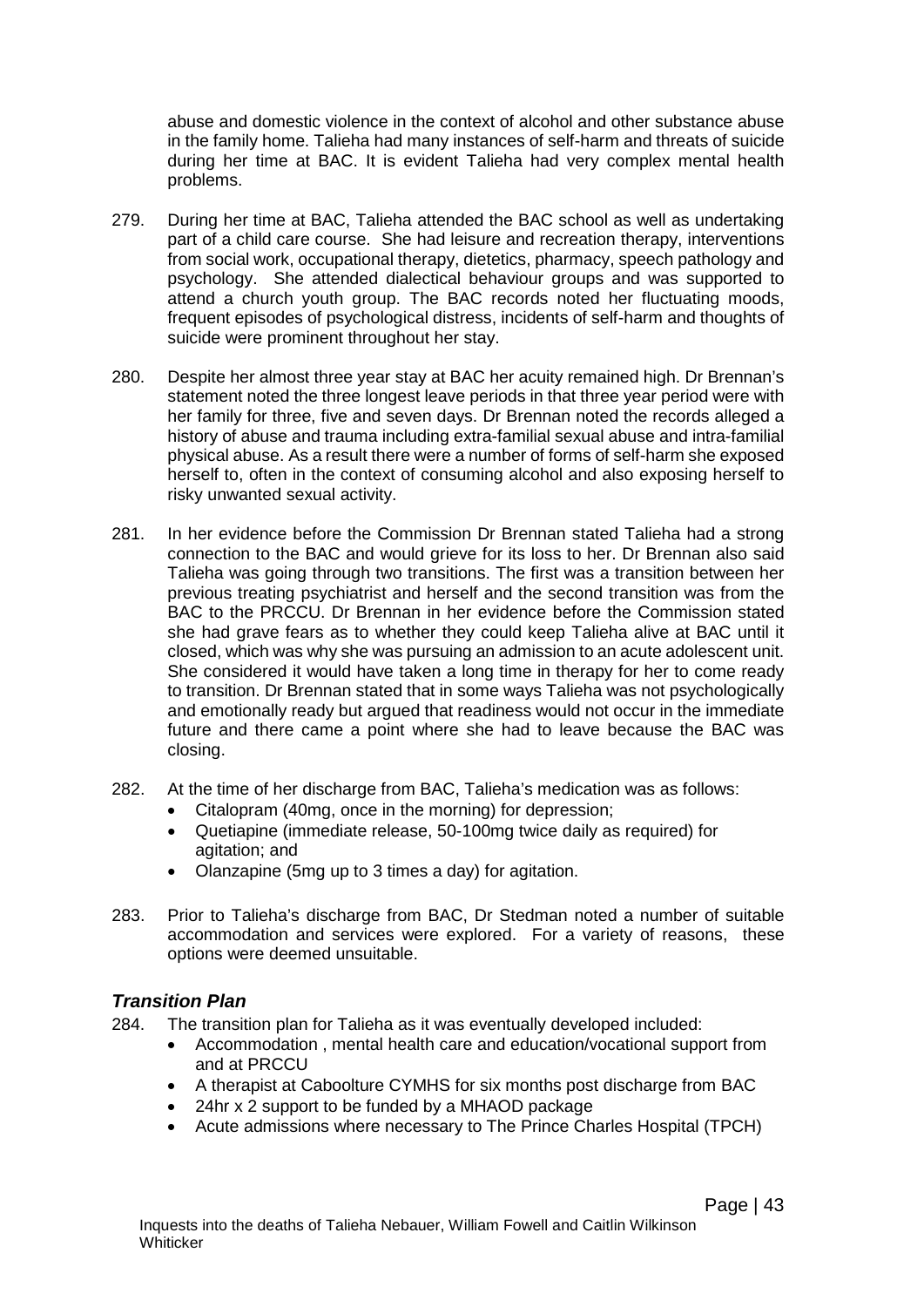abuse and domestic violence in the context of alcohol and other substance abuse in the family home. Talieha had many instances of self-harm and threats of suicide during her time at BAC. It is evident Talieha had very complex mental health problems.

279. During her time at BAC, Talieha attended the BAC school as well as undertaking part of a child care course. She had leisure and recreation therapy, interventions from social work, occupational therapy, dietetics, pharmacy, speech pathology and psychology. She attended dialectical behaviour groups and was supported to attend a church youth group. The BAC records noted her fluctuating moods, frequent episodes of psychological distress, incidents of self-harm and thoughts of suicide were prominent throughout her stay.

280. Despite her almost three year stay at BAC her acuity remained high. Dr Brennan's statement noted the three longest leave periods in that three year period were with her family for three, five and seven days. Dr Brennan noted the records alleged a history of abuse and trauma including extra-familial sexual abuse and intra-familial physical abuse. As a result there were a number of forms of self-harm she exposed herself to, often in the context of consuming alcohol and also exposing herself to risky unwanted sexual activity.

281. In her evidence before the Commission Dr Brennan stated Talieha had a strong connection to the BAC and would grieve for its loss to her. Dr Brennan also said Talieha was going through two transitions. The first was a transition between her previous treating psychiatrist and herself and the second transition was from the BAC to the PRCCU. Dr Brennan in her evidence before the Commission stated she had grave fears as to whether they could keep Talieha alive at BAC until it closed, which was why she was pursuing an admission to an acute adolescent unit. She considered it would have taken a long time in therapy for her to come ready to transition. Dr Brennan stated that in some ways Talieha was not psychologically and emotionally ready but argued that readiness would not occur in the immediate future and there came a point where she had to leave because the BAC was closing.

282. At the time of her discharge from BAC, Talieha's medication was as follows:
    - Citalopram (40mg, once in the morning) for depression;
    - Quetiapine (immediate release, 50-100mg twice daily as required) for agitation; and
    - Olanzapine (5mg up to 3 times a day) for agitation.

283. Prior to Talieha's discharge from BAC, Dr Stedman noted a number of suitable accommodation and services were explored. For a variety of reasons, these options were deemed unsuitable.

### *Transition Plan*

284. The transition plan for Talieha as it was eventually developed included:
    - Accommodation , mental health care and education/vocational support from and at PRCCU
    - A therapist at Caboolture CYMHS for six months post discharge from BAC
    - 24hr x 2 support to be funded by a MHAOD package
    - Acute admissions where necessary to The Prince Charles Hospital (TPCH)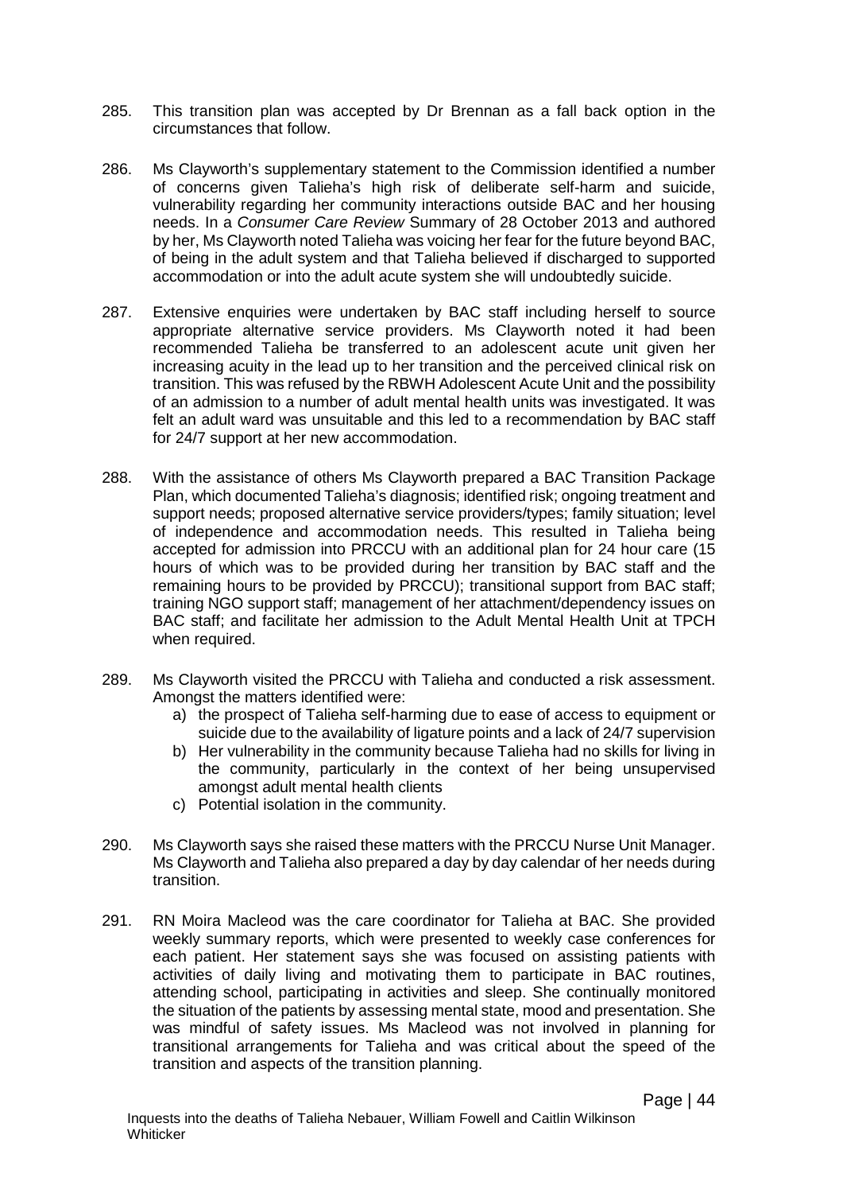285. This transition plan was accepted by Dr Brennan as a fall back option in the circumstances that follow.

286. Ms Clayworth's supplementary statement to the Commission identified a number of concerns given Talieha's high risk of deliberate self-harm and suicide, vulnerability regarding her community interactions outside BAC and her housing needs. In a *Consumer Care Review* Summary of 28 October 2013 and authored by her, Ms Clayworth noted Talieha was voicing her fear for the future beyond BAC, of being in the adult system and that Talieha believed if discharged to supported accommodation or into the adult acute system she will undoubtedly suicide.

287. Extensive enquiries were undertaken by BAC staff including herself to source appropriate alternative service providers. Ms Clayworth noted it had been recommended Talieha be transferred to an adolescent acute unit given her increasing acuity in the lead up to her transition and the perceived clinical risk on transition. This was refused by the RBWH Adolescent Acute Unit and the possibility of an admission to a number of adult mental health units was investigated. It was felt an adult ward was unsuitable and this led to a recommendation by BAC staff for 24/7 support at her new accommodation.

288. With the assistance of others Ms Clayworth prepared a BAC Transition Package Plan, which documented Talieha's diagnosis; identified risk; ongoing treatment and support needs; proposed alternative service providers/types; family situation; level of independence and accommodation needs. This resulted in Talieha being accepted for admission into PRCCU with an additional plan for 24 hour care (15 hours of which was to be provided during her transition by BAC staff and the remaining hours to be provided by PRCCU); transitional support from BAC staff; training NGO support staff; management of her attachment/dependency issues on BAC staff; and facilitate her admission to the Adult Mental Health Unit at TPCH when required.

289. Ms Clayworth visited the PRCCU with Talieha and conducted a risk assessment. Amongst the matters identified were:
    a) the prospect of Talieha self-harming due to ease of access to equipment or suicide due to the availability of ligature points and a lack of 24/7 supervision
    b) Her vulnerability in the community because Talieha had no skills for living in the community, particularly in the context of her being unsupervised amongst adult mental health clients
    c) Potential isolation in the community.

290. Ms Clayworth says she raised these matters with the PRCCU Nurse Unit Manager. Ms Clayworth and Talieha also prepared a day by day calendar of her needs during transition.

291. RN Moira Macleod was the care coordinator for Talieha at BAC. She provided weekly summary reports, which were presented to weekly case conferences for each patient. Her statement says she was focused on assisting patients with activities of daily living and motivating them to participate in BAC routines, attending school, participating in activities and sleep. She continually monitored the situation of the patients by assessing mental state, mood and presentation. She was mindful of safety issues. Ms Macleod was not involved in planning for transitional arrangements for Talieha and was critical about the speed of the transition and aspects of the transition planning.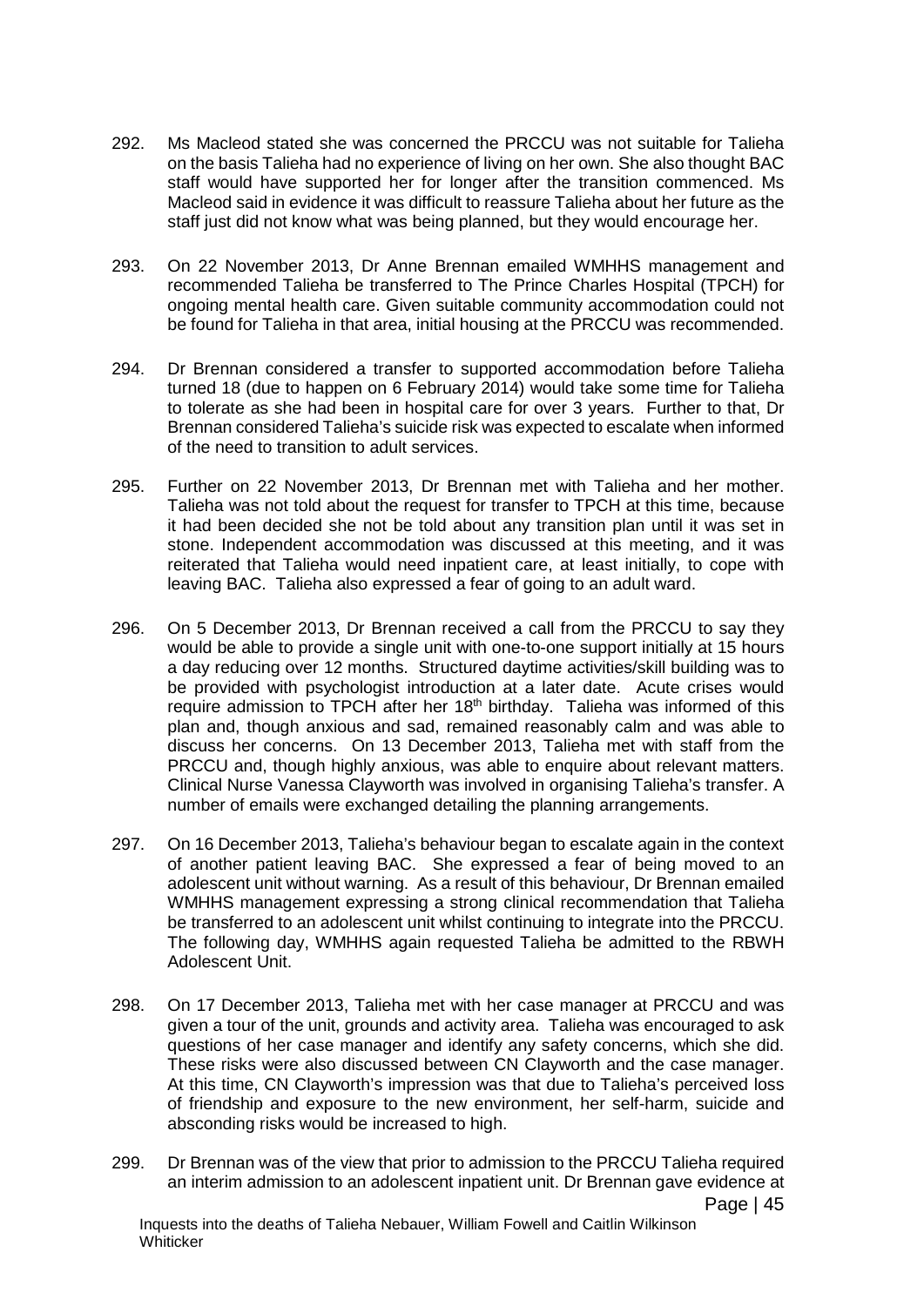292. Ms Macleod stated she was concerned the PRCCU was not suitable for Talieha on the basis Talieha had no experience of living on her own. She also thought BAC staff would have supported her for longer after the transition commenced. Ms Macleod said in evidence it was difficult to reassure Talieha about her future as the staff just did not know what was being planned, but they would encourage her.

293. On 22 November 2013, Dr Anne Brennan emailed WMHHS management and recommended Talieha be transferred to The Prince Charles Hospital (TPCH) for ongoing mental health care. Given suitable community accommodation could not be found for Talieha in that area, initial housing at the PRCCU was recommended.

294. Dr Brennan considered a transfer to supported accommodation before Talieha turned 18 (due to happen on 6 February 2014) would take some time for Talieha to tolerate as she had been in hospital care for over 3 years. Further to that, Dr Brennan considered Talieha's suicide risk was expected to escalate when informed of the need to transition to adult services.

295. Further on 22 November 2013, Dr Brennan met with Talieha and her mother. Talieha was not told about the request for transfer to TPCH at this time, because it had been decided she not be told about any transition plan until it was set in stone. Independent accommodation was discussed at this meeting, and it was reiterated that Talieha would need inpatient care, at least initially, to cope with leaving BAC. Talieha also expressed a fear of going to an adult ward.

296. On 5 December 2013, Dr Brennan received a call from the PRCCU to say they would be able to provide a single unit with one-to-one support initially at 15 hours a day reducing over 12 months. Structured daytime activities/skill building was to be provided with psychologist introduction at a later date. Acute crises would require admission to TPCH after her 18th birthday. Talieha was informed of this plan and, though anxious and sad, remained reasonably calm and was able to discuss her concerns. On 13 December 2013, Talieha met with staff from the PRCCU and, though highly anxious, was able to enquire about relevant matters. Clinical Nurse Vanessa Clayworth was involved in organising Talieha's transfer. A number of emails were exchanged detailing the planning arrangements.

297. On 16 December 2013, Talieha's behaviour began to escalate again in the context of another patient leaving BAC. She expressed a fear of being moved to an adolescent unit without warning. As a result of this behaviour, Dr Brennan emailed WMHHS management expressing a strong clinical recommendation that Talieha be transferred to an adolescent unit whilst continuing to integrate into the PRCCU. The following day, WMHHS again requested Talieha be admitted to the RBWH Adolescent Unit.

298. On 17 December 2013, Talieha met with her case manager at PRCCU and was given a tour of the unit, grounds and activity area. Talieha was encouraged to ask questions of her case manager and identify any safety concerns, which she did. These risks were also discussed between CN Clayworth and the case manager. At this time, CN Clayworth's impression was that due to Talieha's perceived loss of friendship and exposure to the new environment, her self-harm, suicide and absconding risks would be increased to high.

299. Dr Brennan was of the view that prior to admission to the PRCCU Talieha required an interim admission to an adolescent inpatient unit. Dr Brennan gave evidence at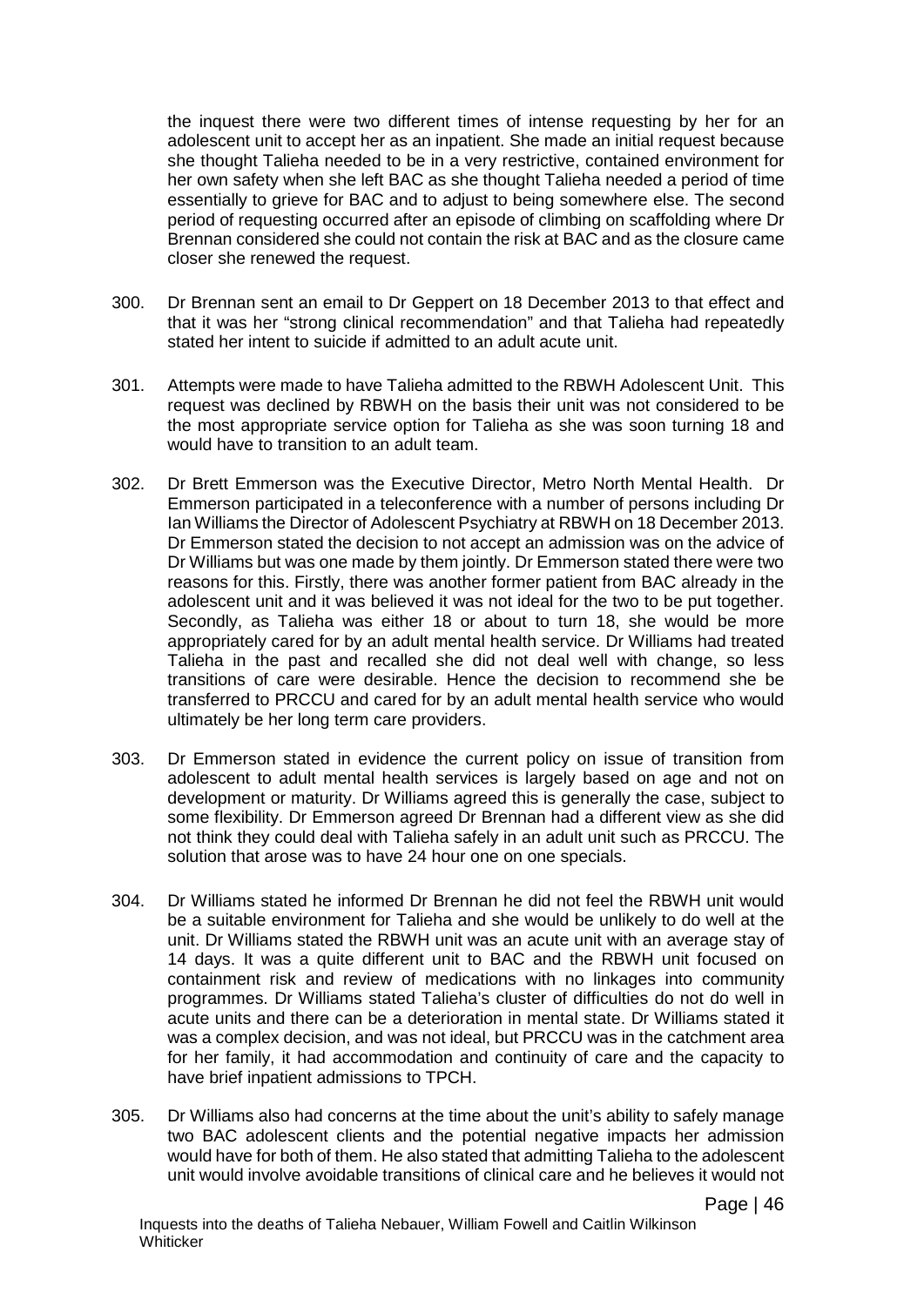the inquest there were two different times of intense requesting by her for an adolescent unit to accept her as an inpatient. She made an initial request because she thought Talieha needed to be in a very restrictive, contained environment for her own safety when she left BAC as she thought Talieha needed a period of time essentially to grieve for BAC and to adjust to being somewhere else. The second period of requesting occurred after an episode of climbing on scaffolding where Dr Brennan considered she could not contain the risk at BAC and as the closure came closer she renewed the request.

300. Dr Brennan sent an email to Dr Geppert on 18 December 2013 to that effect and that it was her "strong clinical recommendation" and that Talieha had repeatedly stated her intent to suicide if admitted to an adult acute unit.

301. Attempts were made to have Talieha admitted to the RBWH Adolescent Unit. This request was declined by RBWH on the basis their unit was not considered to be the most appropriate service option for Talieha as she was soon turning 18 and would have to transition to an adult team.

302. Dr Brett Emmerson was the Executive Director, Metro North Mental Health. Dr Emmerson participated in a teleconference with a number of persons including Dr Ian Williams the Director of Adolescent Psychiatry at RBWH on 18 December 2013. Dr Emmerson stated the decision to not accept an admission was on the advice of Dr Williams but was one made by them jointly. Dr Emmerson stated there were two reasons for this. Firstly, there was another former patient from BAC already in the adolescent unit and it was believed it was not ideal for the two to be put together. Secondly, as Talieha was either 18 or about to turn 18, she would be more appropriately cared for by an adult mental health service. Dr Williams had treated Talieha in the past and recalled she did not deal well with change, so less transitions of care were desirable. Hence the decision to recommend she be transferred to PRCCU and cared for by an adult mental health service who would ultimately be her long term care providers.

303. Dr Emmerson stated in evidence the current policy on issue of transition from adolescent to adult mental health services is largely based on age and not on development or maturity. Dr Williams agreed this is generally the case, subject to some flexibility. Dr Emmerson agreed Dr Brennan had a different view as she did not think they could deal with Talieha safely in an adult unit such as PRCCU. The solution that arose was to have 24 hour one on one specials.

304. Dr Williams stated he informed Dr Brennan he did not feel the RBWH unit would be a suitable environment for Talieha and she would be unlikely to do well at the unit. Dr Williams stated the RBWH unit was an acute unit with an average stay of 14 days. It was a quite different unit to BAC and the RBWH unit focused on containment risk and review of medications with no linkages into community programmes. Dr Williams stated Talieha's cluster of difficulties do not do well in acute units and there can be a deterioration in mental state. Dr Williams stated it was a complex decision, and was not ideal, but PRCCU was in the catchment area for her family, it had accommodation and continuity of care and the capacity to have brief inpatient admissions to TPCH.

305. Dr Williams also had concerns at the time about the unit's ability to safely manage two BAC adolescent clients and the potential negative impacts her admission would have for both of them. He also stated that admitting Talieha to the adolescent unit would involve avoidable transitions of clinical care and he believes it would not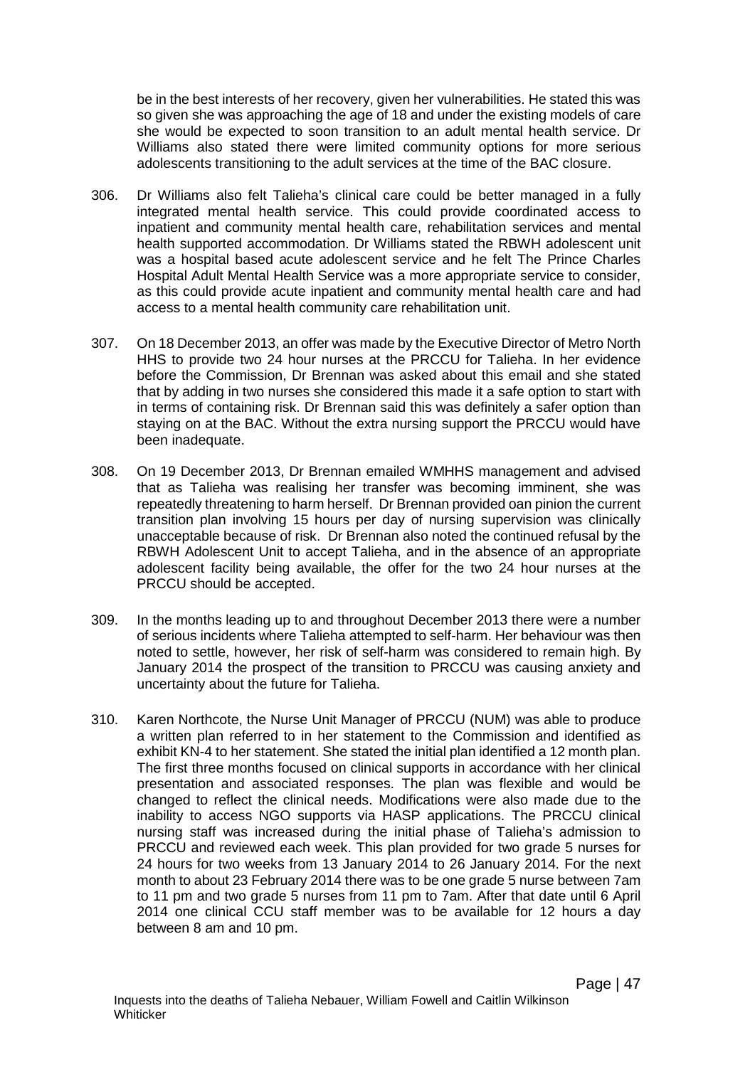be in the best interests of her recovery, given her vulnerabilities. He stated this was so given she was approaching the age of 18 and under the existing models of care she would be expected to soon transition to an adult mental health service. Dr Williams also stated there were limited community options for more serious adolescents transitioning to the adult services at the time of the BAC closure.

306. Dr Williams also felt Talieha's clinical care could be better managed in a fully integrated mental health service. This could provide coordinated access to inpatient and community mental health care, rehabilitation services and mental health supported accommodation. Dr Williams stated the RBWH adolescent unit was a hospital based acute adolescent service and he felt The Prince Charles Hospital Adult Mental Health Service was a more appropriate service to consider, as this could provide acute inpatient and community mental health care and had access to a mental health community care rehabilitation unit.

307. On 18 December 2013, an offer was made by the Executive Director of Metro North HHS to provide two 24 hour nurses at the PRCCU for Talieha. In her evidence before the Commission, Dr Brennan was asked about this email and she stated that by adding in two nurses she considered this made it a safe option to start with in terms of containing risk. Dr Brennan said this was definitely a safer option than staying on at the BAC. Without the extra nursing support the PRCCU would have been inadequate.

308. On 19 December 2013, Dr Brennan emailed WMHHS management and advised that as Talieha was realising her transfer was becoming imminent, she was repeatedly threatening to harm herself. Dr Brennan provided oan pinion the current transition plan involving 15 hours per day of nursing supervision was clinically unacceptable because of risk. Dr Brennan also noted the continued refusal by the RBWH Adolescent Unit to accept Talieha, and in the absence of an appropriate adolescent facility being available, the offer for the two 24 hour nurses at the PRCCU should be accepted.

309. In the months leading up to and throughout December 2013 there were a number of serious incidents where Talieha attempted to self-harm. Her behaviour was then noted to settle, however, her risk of self-harm was considered to remain high. By January 2014 the prospect of the transition to PRCCU was causing anxiety and uncertainty about the future for Talieha.

310. Karen Northcote, the Nurse Unit Manager of PRCCU (NUM) was able to produce a written plan referred to in her statement to the Commission and identified as exhibit KN-4 to her statement. She stated the initial plan identified a 12 month plan. The first three months focused on clinical supports in accordance with her clinical presentation and associated responses. The plan was flexible and would be changed to reflect the clinical needs. Modifications were also made due to the inability to access NGO supports via HASP applications. The PRCCU clinical nursing staff was increased during the initial phase of Talieha's admission to PRCCU and reviewed each week. This plan provided for two grade 5 nurses for 24 hours for two weeks from 13 January 2014 to 26 January 2014. For the next month to about 23 February 2014 there was to be one grade 5 nurse between 7am to 11 pm and two grade 5 nurses from 11 pm to 7am. After that date until 6 April 2014 one clinical CCU staff member was to be available for 12 hours a day between 8 am and 10 pm.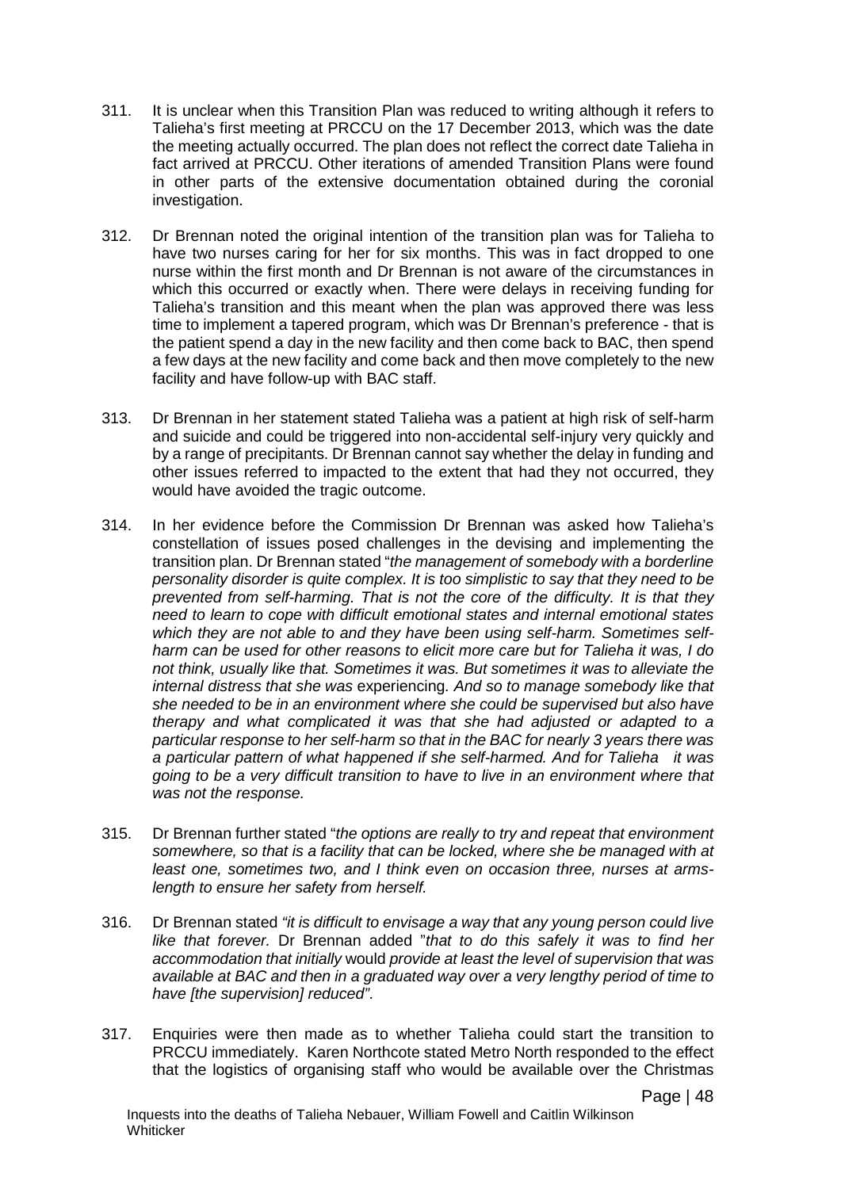311. It is unclear when this Transition Plan was reduced to writing although it refers to Talieha's first meeting at PRCCU on the 17 December 2013, which was the date the meeting actually occurred. The plan does not reflect the correct date Talieha in fact arrived at PRCCU. Other iterations of amended Transition Plans were found in other parts of the extensive documentation obtained during the coronial investigation.

312. Dr Brennan noted the original intention of the transition plan was for Talieha to have two nurses caring for her for six months. This was in fact dropped to one nurse within the first month and Dr Brennan is not aware of the circumstances in which this occurred or exactly when. There were delays in receiving funding for Talieha's transition and this meant when the plan was approved there was less time to implement a tapered program, which was Dr Brennan's preference - that is the patient spend a day in the new facility and then come back to BAC, then spend a few days at the new facility and come back and then move completely to the new facility and have follow-up with BAC staff.

313. Dr Brennan in her statement stated Talieha was a patient at high risk of self-harm and suicide and could be triggered into non-accidental self-injury very quickly and by a range of precipitants. Dr Brennan cannot say whether the delay in funding and other issues referred to impacted to the extent that had they not occurred, they would have avoided the tragic outcome.

314. In her evidence before the Commission Dr Brennan was asked how Talieha's constellation of issues posed challenges in the devising and implementing the transition plan. Dr Brennan stated "*the management of somebody with a borderline personality disorder is quite complex. It is too simplistic to say that they need to be prevented from self-harming. That is not the core of the difficulty. It is that they need to learn to cope with difficult emotional states and internal emotional states which they are not able to and they have been using self-harm. Sometimes self-harm can be used for other reasons to elicit more care but for Talieha it was, I do not think, usually like that. Sometimes it was. But sometimes it was to alleviate the internal distress that she was* experiencing*. And so to manage somebody like that she needed to be in an environment where she could be supervised but also have therapy and what complicated it was that she had adjusted or adapted to a particular response to her self-harm so that in the BAC for nearly 3 years there was a particular pattern of what happened if she self-harmed. And for Talieha it was going to be a very difficult transition to have to live in an environment where that was not the response.*

315. Dr Brennan further stated "*the options are really to try and repeat that environment somewhere, so that is a facility that can be locked, where she be managed with at least one, sometimes two, and I think even on occasion three, nurses at arms-length to ensure her safety from herself.*

316. Dr Brennan stated *"it is difficult to envisage a way that any young person could live like that forever.* Dr Brennan added "*that to do this safely it was to find her accommodation that initially* would *provide at least the level of supervision that was available at BAC and then in a graduated way over a very lengthy period of time to have [the supervision] reduced"*.

317. Enquiries were then made as to whether Talieha could start the transition to PRCCU immediately. Karen Northcote stated Metro North responded to the effect that the logistics of organising staff who would be available over the Christmas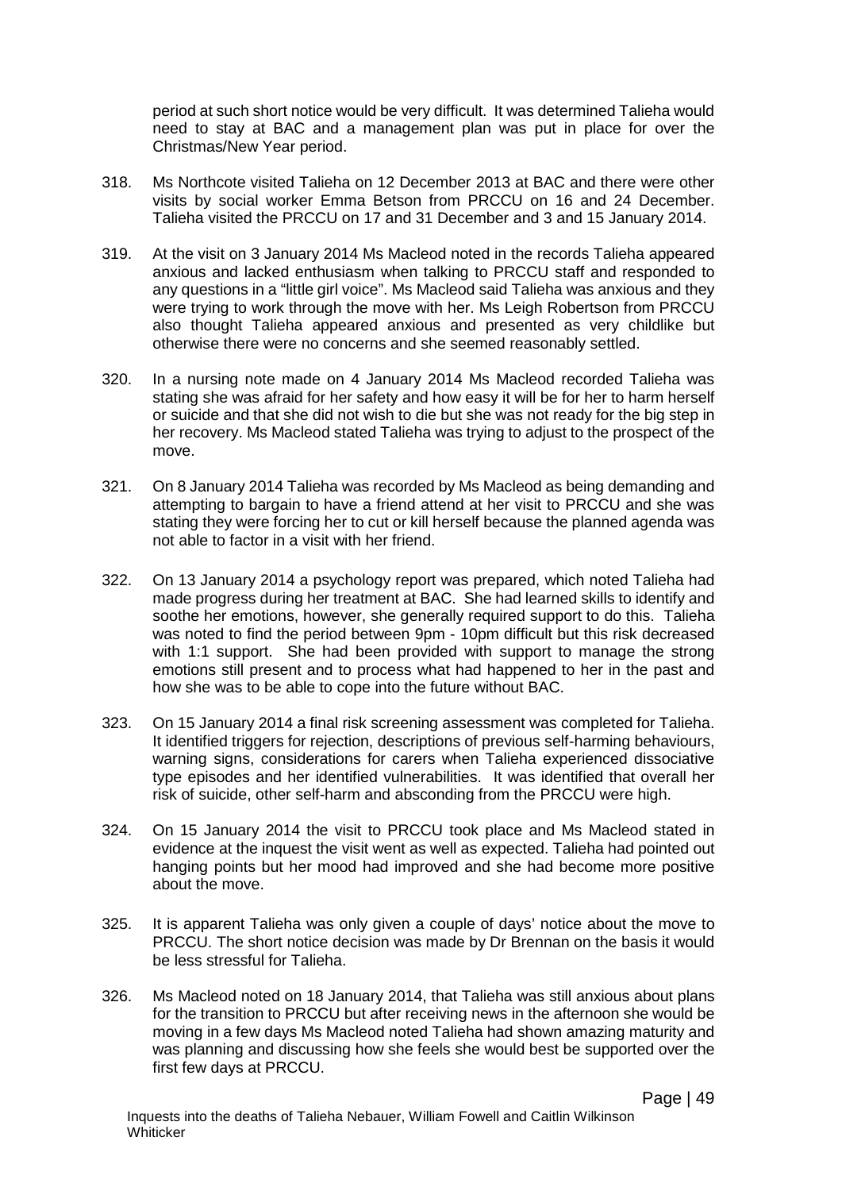period at such short notice would be very difficult. It was determined Talieha would need to stay at BAC and a management plan was put in place for over the Christmas/New Year period.

318. Ms Northcote visited Talieha on 12 December 2013 at BAC and there were other visits by social worker Emma Betson from PRCCU on 16 and 24 December. Talieha visited the PRCCU on 17 and 31 December and 3 and 15 January 2014.

319. At the visit on 3 January 2014 Ms Macleod noted in the records Talieha appeared anxious and lacked enthusiasm when talking to PRCCU staff and responded to any questions in a "little girl voice". Ms Macleod said Talieha was anxious and they were trying to work through the move with her. Ms Leigh Robertson from PRCCU also thought Talieha appeared anxious and presented as very childlike but otherwise there were no concerns and she seemed reasonably settled.

320. In a nursing note made on 4 January 2014 Ms Macleod recorded Talieha was stating she was afraid for her safety and how easy it will be for her to harm herself or suicide and that she did not wish to die but she was not ready for the big step in her recovery. Ms Macleod stated Talieha was trying to adjust to the prospect of the move.

321. On 8 January 2014 Talieha was recorded by Ms Macleod as being demanding and attempting to bargain to have a friend attend at her visit to PRCCU and she was stating they were forcing her to cut or kill herself because the planned agenda was not able to factor in a visit with her friend.

322. On 13 January 2014 a psychology report was prepared, which noted Talieha had made progress during her treatment at BAC. She had learned skills to identify and soothe her emotions, however, she generally required support to do this. Talieha was noted to find the period between 9pm - 10pm difficult but this risk decreased with 1:1 support. She had been provided with support to manage the strong emotions still present and to process what had happened to her in the past and how she was to be able to cope into the future without BAC.

323. On 15 January 2014 a final risk screening assessment was completed for Talieha. It identified triggers for rejection, descriptions of previous self-harming behaviours, warning signs, considerations for carers when Talieha experienced dissociative type episodes and her identified vulnerabilities. It was identified that overall her risk of suicide, other self-harm and absconding from the PRCCU were high.

324. On 15 January 2014 the visit to PRCCU took place and Ms Macleod stated in evidence at the inquest the visit went as well as expected. Talieha had pointed out hanging points but her mood had improved and she had become more positive about the move.

325. It is apparent Talieha was only given a couple of days' notice about the move to PRCCU. The short notice decision was made by Dr Brennan on the basis it would be less stressful for Talieha.

326. Ms Macleod noted on 18 January 2014, that Talieha was still anxious about plans for the transition to PRCCU but after receiving news in the afternoon she would be moving in a few days Ms Macleod noted Talieha had shown amazing maturity and was planning and discussing how she feels she would best be supported over the first few days at PRCCU.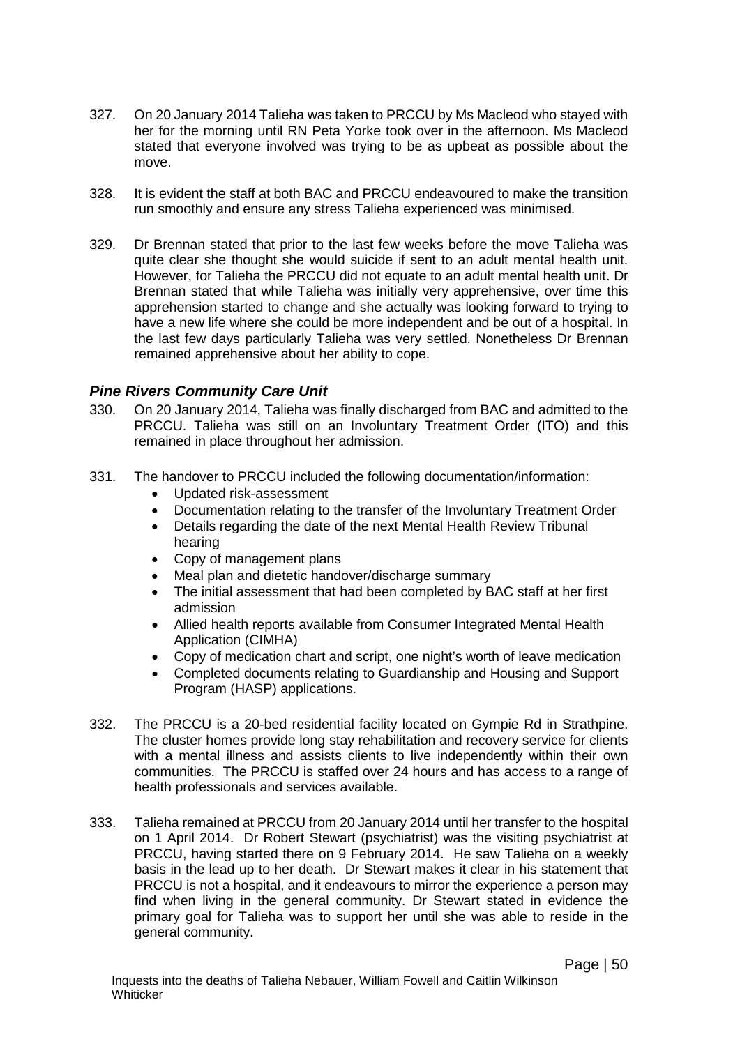327. On 20 January 2014 Talieha was taken to PRCCU by Ms Macleod who stayed with her for the morning until RN Peta Yorke took over in the afternoon. Ms Macleod stated that everyone involved was trying to be as upbeat as possible about the move.

328. It is evident the staff at both BAC and PRCCU endeavoured to make the transition run smoothly and ensure any stress Talieha experienced was minimised.

329. Dr Brennan stated that prior to the last few weeks before the move Talieha was quite clear she thought she would suicide if sent to an adult mental health unit. However, for Talieha the PRCCU did not equate to an adult mental health unit. Dr Brennan stated that while Talieha was initially very apprehensive, over time this apprehension started to change and she actually was looking forward to trying to have a new life where she could be more independent and be out of a hospital. In the last few days particularly Talieha was very settled. Nonetheless Dr Brennan remained apprehensive about her ability to cope.

### *Pine Rivers Community Care Unit*

330. On 20 January 2014, Talieha was finally discharged from BAC and admitted to the PRCCU. Talieha was still on an Involuntary Treatment Order (ITO) and this remained in place throughout her admission.

331. The handover to PRCCU included the following documentation/information:
    - Updated risk-assessment
    - Documentation relating to the transfer of the Involuntary Treatment Order
    - Details regarding the date of the next Mental Health Review Tribunal hearing
    - Copy of management plans
    - Meal plan and dietetic handover/discharge summary
    - The initial assessment that had been completed by BAC staff at her first admission
    - Allied health reports available from Consumer Integrated Mental Health Application (CIMHA)
    - Copy of medication chart and script, one night's worth of leave medication
    - Completed documents relating to Guardianship and Housing and Support Program (HASP) applications.

332. The PRCCU is a 20-bed residential facility located on Gympie Rd in Strathpine. The cluster homes provide long stay rehabilitation and recovery service for clients with a mental illness and assists clients to live independently within their own communities. The PRCCU is staffed over 24 hours and has access to a range of health professionals and services available.

333. Talieha remained at PRCCU from 20 January 2014 until her transfer to the hospital on 1 April 2014. Dr Robert Stewart (psychiatrist) was the visiting psychiatrist at PRCCU, having started there on 9 February 2014. He saw Talieha on a weekly basis in the lead up to her death. Dr Stewart makes it clear in his statement that PRCCU is not a hospital, and it endeavours to mirror the experience a person may find when living in the general community. Dr Stewart stated in evidence the primary goal for Talieha was to support her until she was able to reside in the general community.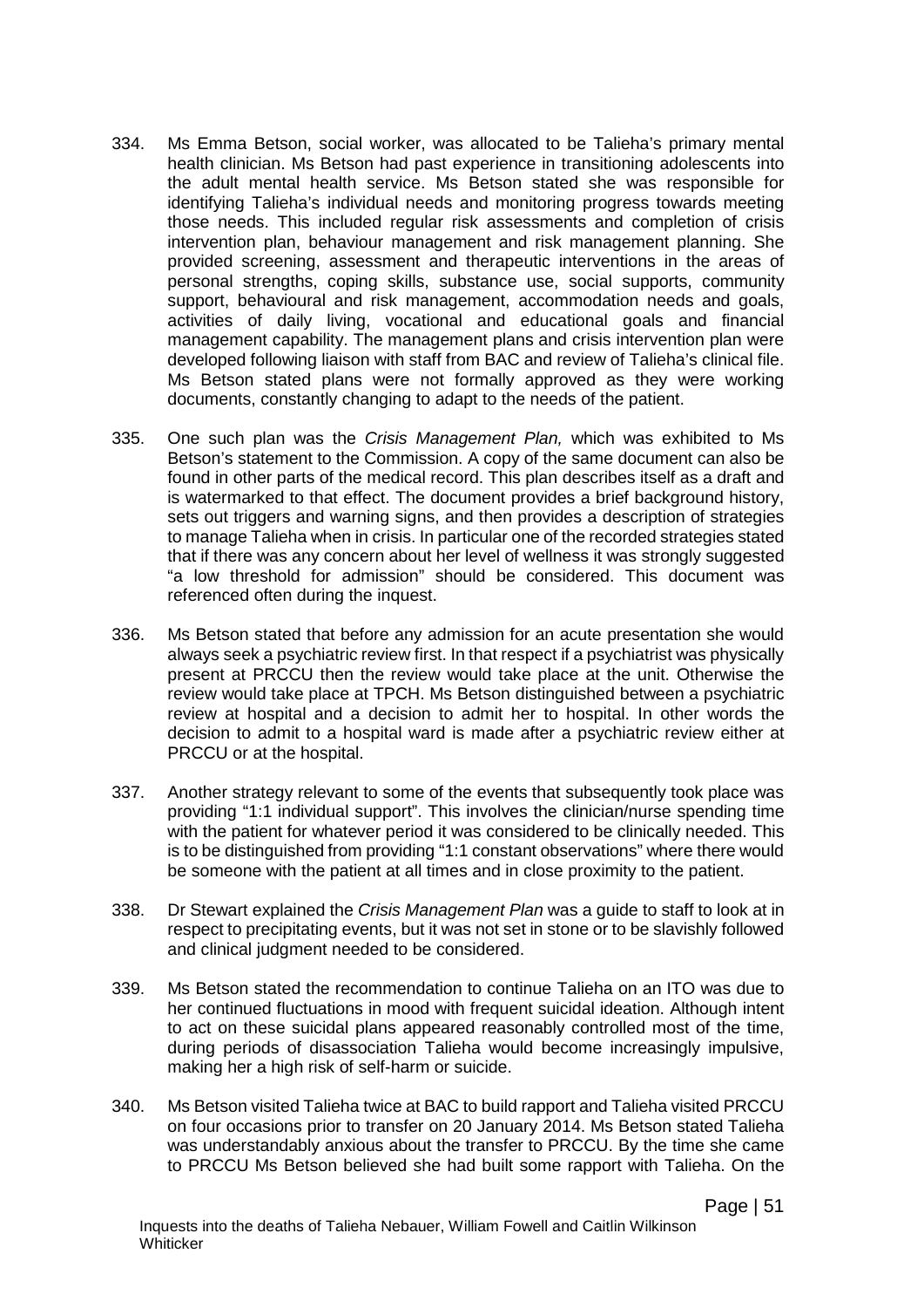334. Ms Emma Betson, social worker, was allocated to be Talieha's primary mental health clinician. Ms Betson had past experience in transitioning adolescents into the adult mental health service. Ms Betson stated she was responsible for identifying Talieha's individual needs and monitoring progress towards meeting those needs. This included regular risk assessments and completion of crisis intervention plan, behaviour management and risk management planning. She provided screening, assessment and therapeutic interventions in the areas of personal strengths, coping skills, substance use, social supports, community support, behavioural and risk management, accommodation needs and goals, activities of daily living, vocational and educational goals and financial management capability. The management plans and crisis intervention plan were developed following liaison with staff from BAC and review of Talieha's clinical file. Ms Betson stated plans were not formally approved as they were working documents, constantly changing to adapt to the needs of the patient.

335. One such plan was the *Crisis Management Plan,* which was exhibited to Ms Betson's statement to the Commission. A copy of the same document can also be found in other parts of the medical record. This plan describes itself as a draft and is watermarked to that effect. The document provides a brief background history, sets out triggers and warning signs, and then provides a description of strategies to manage Talieha when in crisis. In particular one of the recorded strategies stated that if there was any concern about her level of wellness it was strongly suggested "a low threshold for admission" should be considered. This document was referenced often during the inquest.

336. Ms Betson stated that before any admission for an acute presentation she would always seek a psychiatric review first. In that respect if a psychiatrist was physically present at PRCCU then the review would take place at the unit. Otherwise the review would take place at TPCH. Ms Betson distinguished between a psychiatric review at hospital and a decision to admit her to hospital. In other words the decision to admit to a hospital ward is made after a psychiatric review either at PRCCU or at the hospital.

337. Another strategy relevant to some of the events that subsequently took place was providing "1:1 individual support". This involves the clinician/nurse spending time with the patient for whatever period it was considered to be clinically needed. This is to be distinguished from providing "1:1 constant observations" where there would be someone with the patient at all times and in close proximity to the patient.

338. Dr Stewart explained the *Crisis Management Plan* was a guide to staff to look at in respect to precipitating events, but it was not set in stone or to be slavishly followed and clinical judgment needed to be considered.

339. Ms Betson stated the recommendation to continue Talieha on an ITO was due to her continued fluctuations in mood with frequent suicidal ideation. Although intent to act on these suicidal plans appeared reasonably controlled most of the time, during periods of disassociation Talieha would become increasingly impulsive, making her a high risk of self-harm or suicide.

340. Ms Betson visited Talieha twice at BAC to build rapport and Talieha visited PRCCU on four occasions prior to transfer on 20 January 2014. Ms Betson stated Talieha was understandably anxious about the transfer to PRCCU. By the time she came to PRCCU Ms Betson believed she had built some rapport with Talieha. On the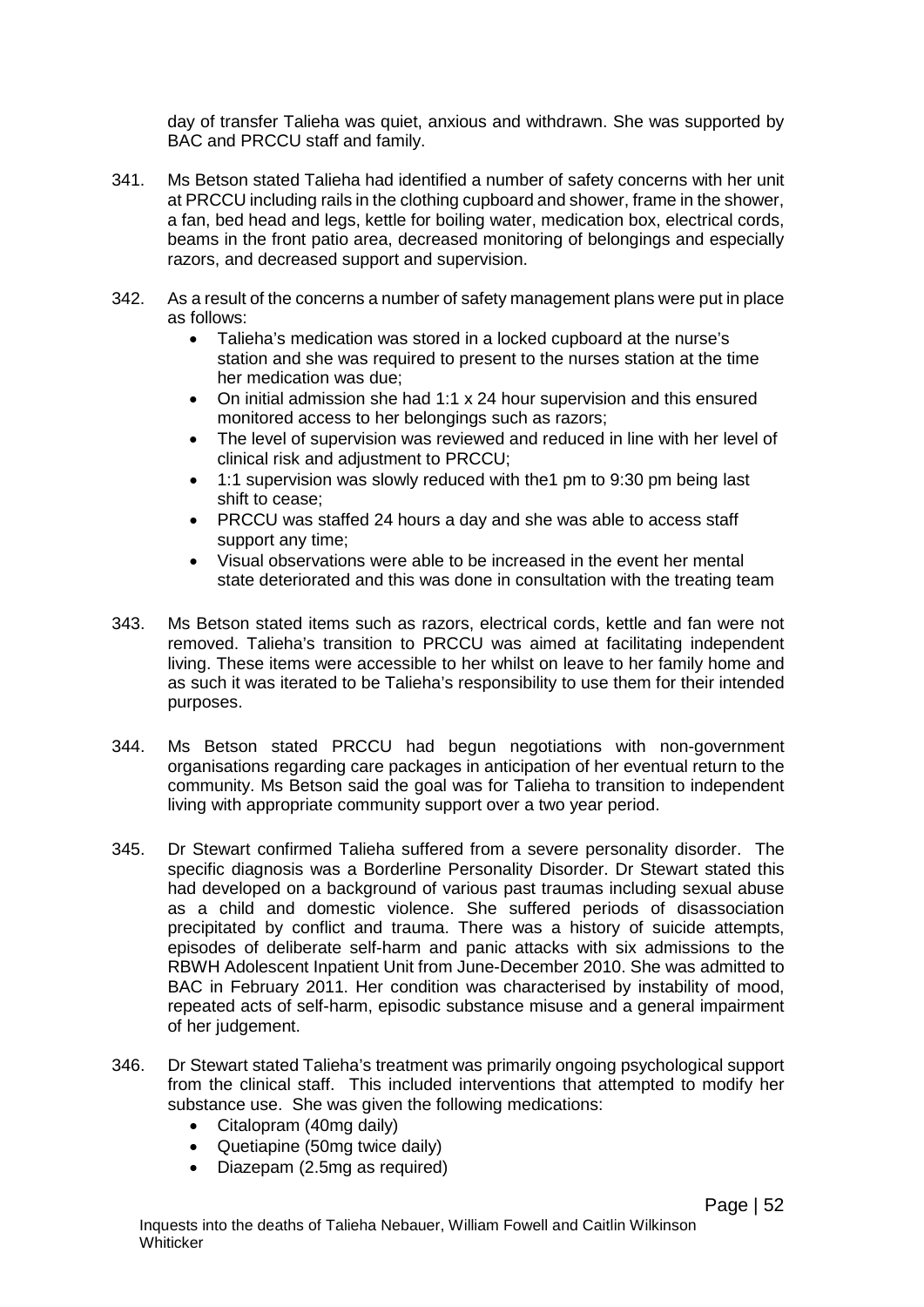day of transfer Talieha was quiet, anxious and withdrawn. She was supported by BAC and PRCCU staff and family.

341. Ms Betson stated Talieha had identified a number of safety concerns with her unit at PRCCU including rails in the clothing cupboard and shower, frame in the shower, a fan, bed head and legs, kettle for boiling water, medication box, electrical cords, beams in the front patio area, decreased monitoring of belongings and especially razors, and decreased support and supervision.

342. As a result of the concerns a number of safety management plans were put in place as follows:
   - Talieha's medication was stored in a locked cupboard at the nurse's station and she was required to present to the nurses station at the time her medication was due;
   - On initial admission she had 1:1 x 24 hour supervision and this ensured monitored access to her belongings such as razors;
   - The level of supervision was reviewed and reduced in line with her level of clinical risk and adjustment to PRCCU;
   - 1:1 supervision was slowly reduced with the1 pm to 9:30 pm being last shift to cease;
   - PRCCU was staffed 24 hours a day and she was able to access staff support any time;
   - Visual observations were able to be increased in the event her mental state deteriorated and this was done in consultation with the treating team

343. Ms Betson stated items such as razors, electrical cords, kettle and fan were not removed. Talieha's transition to PRCCU was aimed at facilitating independent living. These items were accessible to her whilst on leave to her family home and as such it was iterated to be Talieha's responsibility to use them for their intended purposes.

344. Ms Betson stated PRCCU had begun negotiations with non-government organisations regarding care packages in anticipation of her eventual return to the community. Ms Betson said the goal was for Talieha to transition to independent living with appropriate community support over a two year period.

345. Dr Stewart confirmed Talieha suffered from a severe personality disorder. The specific diagnosis was a Borderline Personality Disorder. Dr Stewart stated this had developed on a background of various past traumas including sexual abuse as a child and domestic violence. She suffered periods of disassociation precipitated by conflict and trauma. There was a history of suicide attempts, episodes of deliberate self-harm and panic attacks with six admissions to the RBWH Adolescent Inpatient Unit from June-December 2010. She was admitted to BAC in February 2011. Her condition was characterised by instability of mood, repeated acts of self-harm, episodic substance misuse and a general impairment of her judgement.

346. Dr Stewart stated Talieha's treatment was primarily ongoing psychological support from the clinical staff. This included interventions that attempted to modify her substance use. She was given the following medications:
   - Citalopram (40mg daily)
   - Quetiapine (50mg twice daily)
   - Diazepam (2.5mg as required)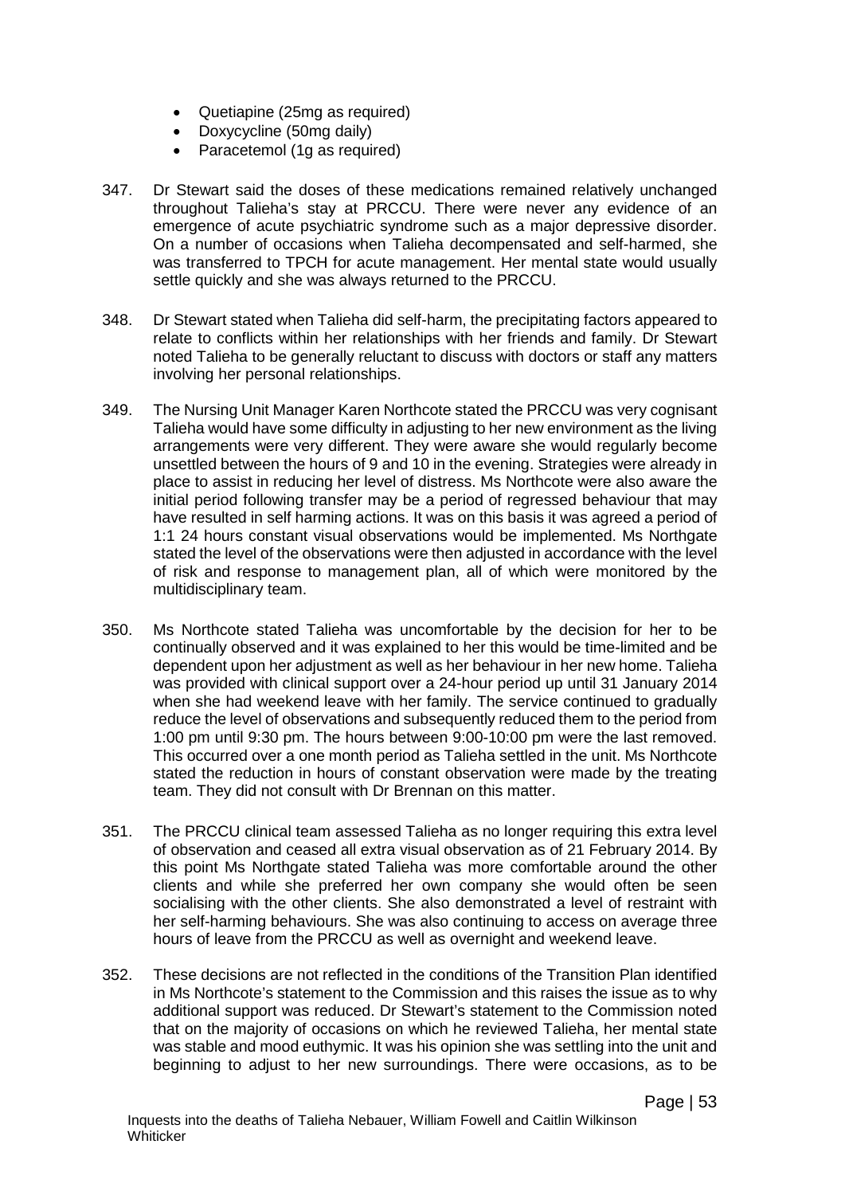- Quetiapine (25mg as required)
- Doxycycline (50mg daily)
- Paracetemol (1g as required)

347. Dr Stewart said the doses of these medications remained relatively unchanged throughout Talieha's stay at PRCCU. There were never any evidence of an emergence of acute psychiatric syndrome such as a major depressive disorder. On a number of occasions when Talieha decompensated and self-harmed, she was transferred to TPCH for acute management. Her mental state would usually settle quickly and she was always returned to the PRCCU.

348. Dr Stewart stated when Talieha did self-harm, the precipitating factors appeared to relate to conflicts within her relationships with her friends and family. Dr Stewart noted Talieha to be generally reluctant to discuss with doctors or staff any matters involving her personal relationships.

349. The Nursing Unit Manager Karen Northcote stated the PRCCU was very cognisant Talieha would have some difficulty in adjusting to her new environment as the living arrangements were very different. They were aware she would regularly become unsettled between the hours of 9 and 10 in the evening. Strategies were already in place to assist in reducing her level of distress. Ms Northcote were also aware the initial period following transfer may be a period of regressed behaviour that may have resulted in self harming actions. It was on this basis it was agreed a period of 1:1 24 hours constant visual observations would be implemented. Ms Northgate stated the level of the observations were then adjusted in accordance with the level of risk and response to management plan, all of which were monitored by the multidisciplinary team.

350. Ms Northcote stated Talieha was uncomfortable by the decision for her to be continually observed and it was explained to her this would be time-limited and be dependent upon her adjustment as well as her behaviour in her new home. Talieha was provided with clinical support over a 24-hour period up until 31 January 2014 when she had weekend leave with her family. The service continued to gradually reduce the level of observations and subsequently reduced them to the period from 1:00 pm until 9:30 pm. The hours between 9:00-10:00 pm were the last removed. This occurred over a one month period as Talieha settled in the unit. Ms Northcote stated the reduction in hours of constant observation were made by the treating team. They did not consult with Dr Brennan on this matter.

351. The PRCCU clinical team assessed Talieha as no longer requiring this extra level of observation and ceased all extra visual observation as of 21 February 2014. By this point Ms Northgate stated Talieha was more comfortable around the other clients and while she preferred her own company she would often be seen socialising with the other clients. She also demonstrated a level of restraint with her self-harming behaviours. She was also continuing to access on average three hours of leave from the PRCCU as well as overnight and weekend leave.

352. These decisions are not reflected in the conditions of the Transition Plan identified in Ms Northcote's statement to the Commission and this raises the issue as to why additional support was reduced. Dr Stewart's statement to the Commission noted that on the majority of occasions on which he reviewed Talieha, her mental state was stable and mood euthymic. It was his opinion she was settling into the unit and beginning to adjust to her new surroundings. There were occasions, as to be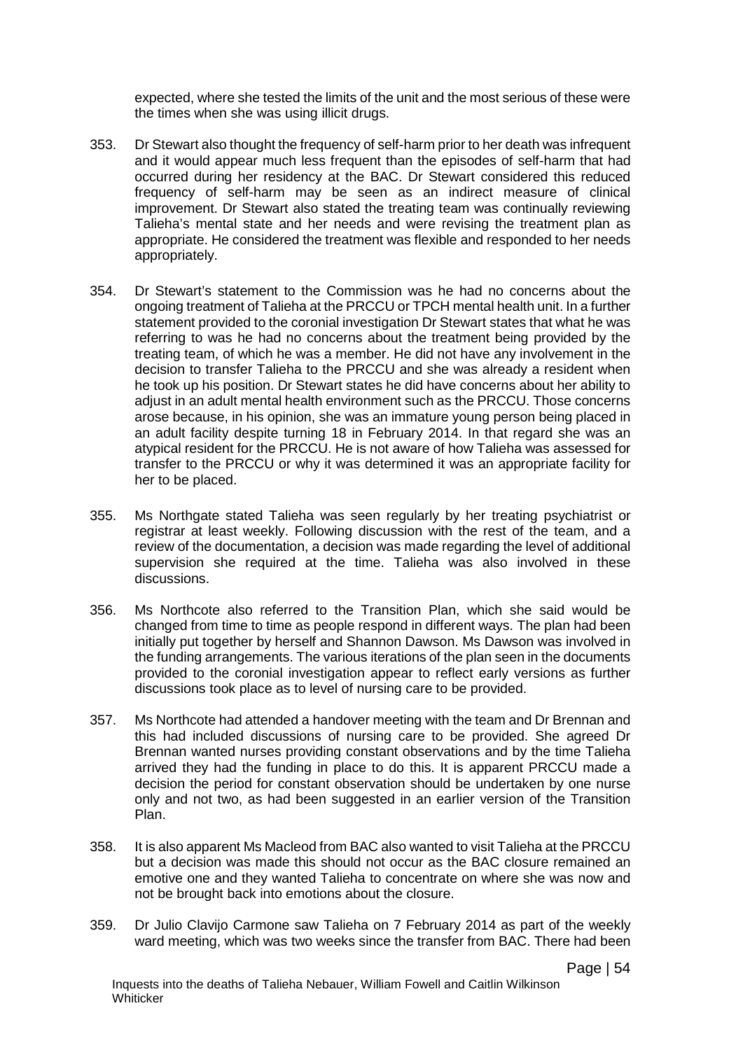expected, where she tested the limits of the unit and the most serious of these were the times when she was using illicit drugs.

353. Dr Stewart also thought the frequency of self-harm prior to her death was infrequent and it would appear much less frequent than the episodes of self-harm that had occurred during her residency at the BAC. Dr Stewart considered this reduced frequency of self-harm may be seen as an indirect measure of clinical improvement. Dr Stewart also stated the treating team was continually reviewing Talieha's mental state and her needs and were revising the treatment plan as appropriate. He considered the treatment was flexible and responded to her needs appropriately.

354. Dr Stewart's statement to the Commission was he had no concerns about the ongoing treatment of Talieha at the PRCCU or TPCH mental health unit. In a further statement provided to the coronial investigation Dr Stewart states that what he was referring to was he had no concerns about the treatment being provided by the treating team, of which he was a member. He did not have any involvement in the decision to transfer Talieha to the PRCCU and she was already a resident when he took up his position. Dr Stewart states he did have concerns about her ability to adjust in an adult mental health environment such as the PRCCU. Those concerns arose because, in his opinion, she was an immature young person being placed in an adult facility despite turning 18 in February 2014. In that regard she was an atypical resident for the PRCCU. He is not aware of how Talieha was assessed for transfer to the PRCCU or why it was determined it was an appropriate facility for her to be placed.

355. Ms Northgate stated Talieha was seen regularly by her treating psychiatrist or registrar at least weekly. Following discussion with the rest of the team, and a review of the documentation, a decision was made regarding the level of additional supervision she required at the time. Talieha was also involved in these discussions.

356. Ms Northcote also referred to the Transition Plan, which she said would be changed from time to time as people respond in different ways. The plan had been initially put together by herself and Shannon Dawson. Ms Dawson was involved in the funding arrangements. The various iterations of the plan seen in the documents provided to the coronial investigation appear to reflect early versions as further discussions took place as to level of nursing care to be provided.

357. Ms Northcote had attended a handover meeting with the team and Dr Brennan and this had included discussions of nursing care to be provided. She agreed Dr Brennan wanted nurses providing constant observations and by the time Talieha arrived they had the funding in place to do this. It is apparent PRCCU made a decision the period for constant observation should be undertaken by one nurse only and not two, as had been suggested in an earlier version of the Transition Plan.

358. It is also apparent Ms Macleod from BAC also wanted to visit Talieha at the PRCCU but a decision was made this should not occur as the BAC closure remained an emotive one and they wanted Talieha to concentrate on where she was now and not be brought back into emotions about the closure.

359. Dr Julio Clavijo Carmone saw Talieha on 7 February 2014 as part of the weekly ward meeting, which was two weeks since the transfer from BAC. There had been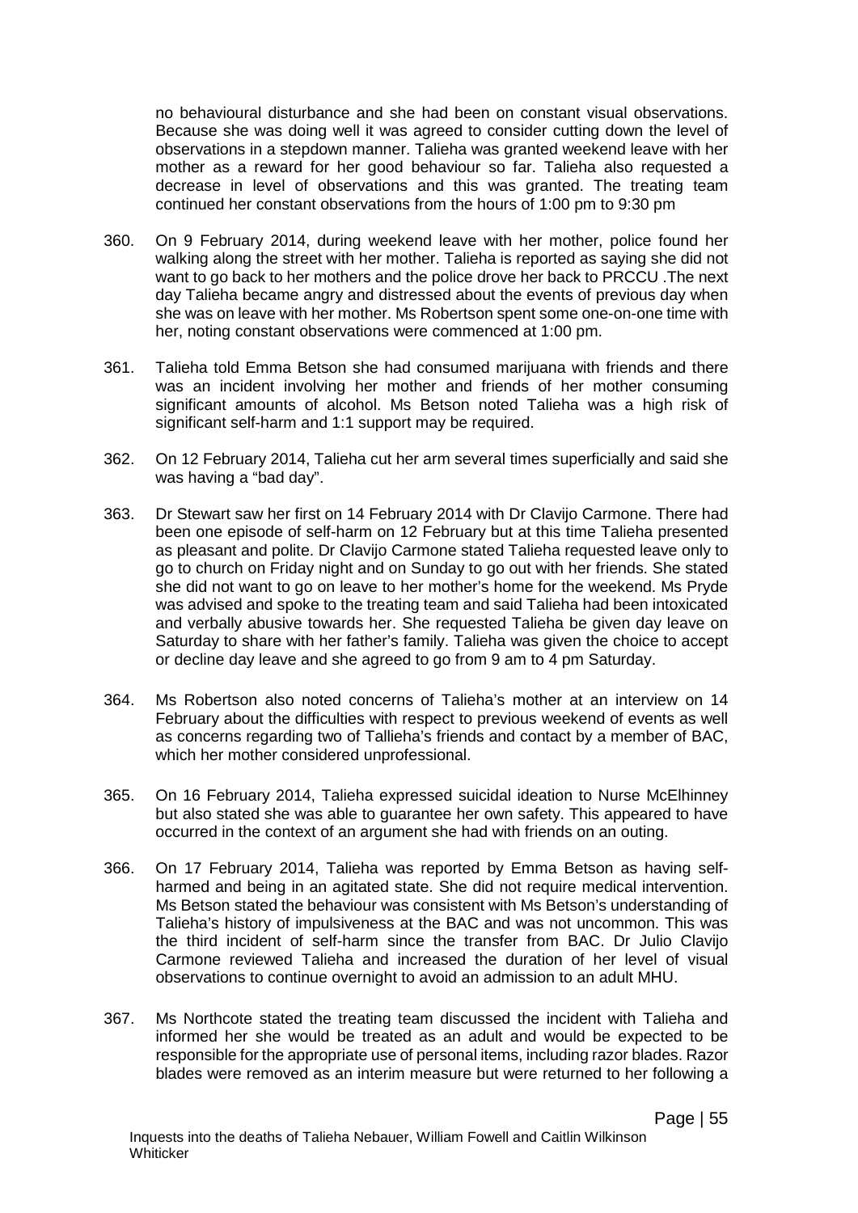no behavioural disturbance and she had been on constant visual observations. Because she was doing well it was agreed to consider cutting down the level of observations in a stepdown manner. Talieha was granted weekend leave with her mother as a reward for her good behaviour so far. Talieha also requested a decrease in level of observations and this was granted. The treating team continued her constant observations from the hours of 1:00 pm to 9:30 pm

360. On 9 February 2014, during weekend leave with her mother, police found her walking along the street with her mother. Talieha is reported as saying she did not want to go back to her mothers and the police drove her back to PRCCU .The next day Talieha became angry and distressed about the events of previous day when she was on leave with her mother. Ms Robertson spent some one-on-one time with her, noting constant observations were commenced at 1:00 pm.

361. Talieha told Emma Betson she had consumed marijuana with friends and there was an incident involving her mother and friends of her mother consuming significant amounts of alcohol. Ms Betson noted Talieha was a high risk of significant self-harm and 1:1 support may be required.

362. On 12 February 2014, Talieha cut her arm several times superficially and said she was having a "bad day".

363. Dr Stewart saw her first on 14 February 2014 with Dr Clavijo Carmone. There had been one episode of self-harm on 12 February but at this time Talieha presented as pleasant and polite. Dr Clavijo Carmone stated Talieha requested leave only to go to church on Friday night and on Sunday to go out with her friends. She stated she did not want to go on leave to her mother's home for the weekend. Ms Pryde was advised and spoke to the treating team and said Talieha had been intoxicated and verbally abusive towards her. She requested Talieha be given day leave on Saturday to share with her father's family. Talieha was given the choice to accept or decline day leave and she agreed to go from 9 am to 4 pm Saturday.

364. Ms Robertson also noted concerns of Talieha's mother at an interview on 14 February about the difficulties with respect to previous weekend of events as well as concerns regarding two of Tallieha's friends and contact by a member of BAC, which her mother considered unprofessional.

365. On 16 February 2014, Talieha expressed suicidal ideation to Nurse McElhinney but also stated she was able to guarantee her own safety. This appeared to have occurred in the context of an argument she had with friends on an outing.

366. On 17 February 2014, Talieha was reported by Emma Betson as having self-harmed and being in an agitated state. She did not require medical intervention. Ms Betson stated the behaviour was consistent with Ms Betson's understanding of Talieha's history of impulsiveness at the BAC and was not uncommon. This was the third incident of self-harm since the transfer from BAC. Dr Julio Clavijo Carmone reviewed Talieha and increased the duration of her level of visual observations to continue overnight to avoid an admission to an adult MHU.

367. Ms Northcote stated the treating team discussed the incident with Talieha and informed her she would be treated as an adult and would be expected to be responsible for the appropriate use of personal items, including razor blades. Razor blades were removed as an interim measure but were returned to her following a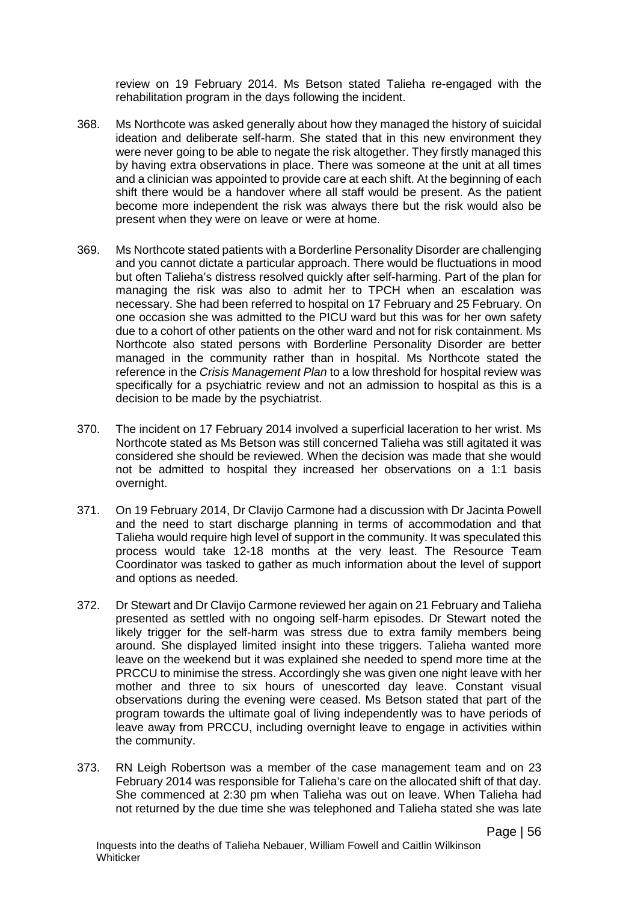review on 19 February 2014. Ms Betson stated Talieha re-engaged with the rehabilitation program in the days following the incident.

368. Ms Northcote was asked generally about how they managed the history of suicidal ideation and deliberate self-harm. She stated that in this new environment they were never going to be able to negate the risk altogether. They firstly managed this by having extra observations in place. There was someone at the unit at all times and a clinician was appointed to provide care at each shift. At the beginning of each shift there would be a handover where all staff would be present. As the patient become more independent the risk was always there but the risk would also be present when they were on leave or were at home.

369. Ms Northcote stated patients with a Borderline Personality Disorder are challenging and you cannot dictate a particular approach. There would be fluctuations in mood but often Talieha's distress resolved quickly after self-harming. Part of the plan for managing the risk was also to admit her to TPCH when an escalation was necessary. She had been referred to hospital on 17 February and 25 February. On one occasion she was admitted to the PICU ward but this was for her own safety due to a cohort of other patients on the other ward and not for risk containment. Ms Northcote also stated persons with Borderline Personality Disorder are better managed in the community rather than in hospital. Ms Northcote stated the reference in the *Crisis Management Plan* to a low threshold for hospital review was specifically for a psychiatric review and not an admission to hospital as this is a decision to be made by the psychiatrist.

370. The incident on 17 February 2014 involved a superficial laceration to her wrist. Ms Northcote stated as Ms Betson was still concerned Talieha was still agitated it was considered she should be reviewed. When the decision was made that she would not be admitted to hospital they increased her observations on a 1:1 basis overnight.

371. On 19 February 2014, Dr Clavijo Carmone had a discussion with Dr Jacinta Powell and the need to start discharge planning in terms of accommodation and that Talieha would require high level of support in the community. It was speculated this process would take 12-18 months at the very least. The Resource Team Coordinator was tasked to gather as much information about the level of support and options as needed.

372. Dr Stewart and Dr Clavijo Carmone reviewed her again on 21 February and Talieha presented as settled with no ongoing self-harm episodes. Dr Stewart noted the likely trigger for the self-harm was stress due to extra family members being around. She displayed limited insight into these triggers. Talieha wanted more leave on the weekend but it was explained she needed to spend more time at the PRCCU to minimise the stress. Accordingly she was given one night leave with her mother and three to six hours of unescorted day leave. Constant visual observations during the evening were ceased. Ms Betson stated that part of the program towards the ultimate goal of living independently was to have periods of leave away from PRCCU, including overnight leave to engage in activities within the community.

373. RN Leigh Robertson was a member of the case management team and on 23 February 2014 was responsible for Talieha's care on the allocated shift of that day. She commenced at 2:30 pm when Talieha was out on leave. When Talieha had not returned by the due time she was telephoned and Talieha stated she was late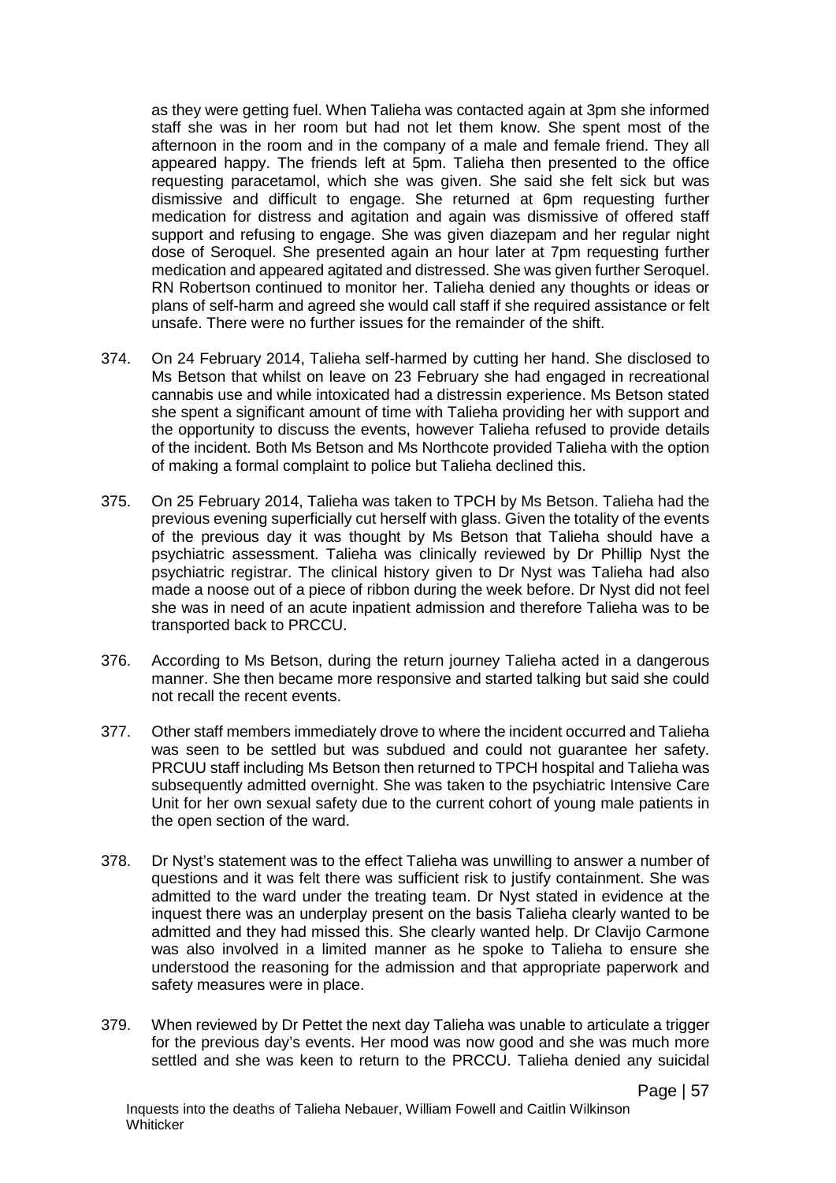as they were getting fuel. When Talieha was contacted again at 3pm she informed staff she was in her room but had not let them know. She spent most of the afternoon in the room and in the company of a male and female friend. They all appeared happy. The friends left at 5pm. Talieha then presented to the office requesting paracetamol, which she was given. She said she felt sick but was dismissive and difficult to engage. She returned at 6pm requesting further medication for distress and agitation and again was dismissive of offered staff support and refusing to engage. She was given diazepam and her regular night dose of Seroquel. She presented again an hour later at 7pm requesting further medication and appeared agitated and distressed. She was given further Seroquel. RN Robertson continued to monitor her. Talieha denied any thoughts or ideas or plans of self-harm and agreed she would call staff if she required assistance or felt unsafe. There were no further issues for the remainder of the shift.

374. On 24 February 2014, Talieha self-harmed by cutting her hand. She disclosed to Ms Betson that whilst on leave on 23 February she had engaged in recreational cannabis use and while intoxicated had a distressin experience. Ms Betson stated she spent a significant amount of time with Talieha providing her with support and the opportunity to discuss the events, however Talieha refused to provide details of the incident. Both Ms Betson and Ms Northcote provided Talieha with the option of making a formal complaint to police but Talieha declined this.

375. On 25 February 2014, Talieha was taken to TPCH by Ms Betson. Talieha had the previous evening superficially cut herself with glass. Given the totality of the events of the previous day it was thought by Ms Betson that Talieha should have a psychiatric assessment. Talieha was clinically reviewed by Dr Phillip Nyst the psychiatric registrar. The clinical history given to Dr Nyst was Talieha had also made a noose out of a piece of ribbon during the week before. Dr Nyst did not feel she was in need of an acute inpatient admission and therefore Talieha was to be transported back to PRCCU.

376. According to Ms Betson, during the return journey Talieha acted in a dangerous manner. She then became more responsive and started talking but said she could not recall the recent events.

377. Other staff members immediately drove to where the incident occurred and Talieha was seen to be settled but was subdued and could not guarantee her safety. PRCUU staff including Ms Betson then returned to TPCH hospital and Talieha was subsequently admitted overnight. She was taken to the psychiatric Intensive Care Unit for her own sexual safety due to the current cohort of young male patients in the open section of the ward.

378. Dr Nyst's statement was to the effect Talieha was unwilling to answer a number of questions and it was felt there was sufficient risk to justify containment. She was admitted to the ward under the treating team. Dr Nyst stated in evidence at the inquest there was an underplay present on the basis Talieha clearly wanted to be admitted and they had missed this. She clearly wanted help. Dr Clavijo Carmone was also involved in a limited manner as he spoke to Talieha to ensure she understood the reasoning for the admission and that appropriate paperwork and safety measures were in place.

379. When reviewed by Dr Pettet the next day Talieha was unable to articulate a trigger for the previous day's events. Her mood was now good and she was much more settled and she was keen to return to the PRCCU. Talieha denied any suicidal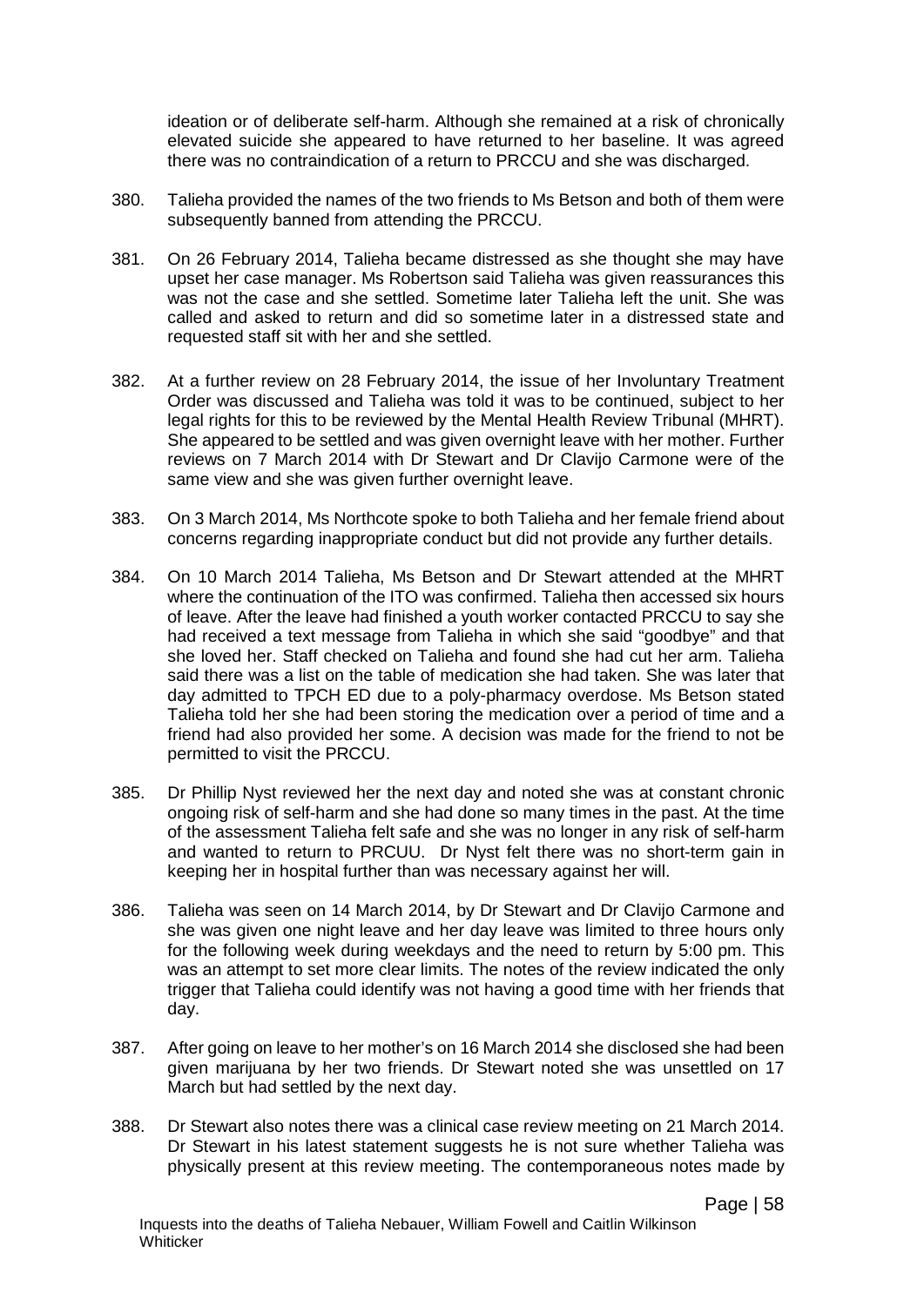ideation or of deliberate self-harm. Although she remained at a risk of chronically elevated suicide she appeared to have returned to her baseline. It was agreed there was no contraindication of a return to PRCCU and she was discharged.

380. Talieha provided the names of the two friends to Ms Betson and both of them were subsequently banned from attending the PRCCU.

381. On 26 February 2014, Talieha became distressed as she thought she may have upset her case manager. Ms Robertson said Talieha was given reassurances this was not the case and she settled. Sometime later Talieha left the unit. She was called and asked to return and did so sometime later in a distressed state and requested staff sit with her and she settled.

382. At a further review on 28 February 2014, the issue of her Involuntary Treatment Order was discussed and Talieha was told it was to be continued, subject to her legal rights for this to be reviewed by the Mental Health Review Tribunal (MHRT). She appeared to be settled and was given overnight leave with her mother. Further reviews on 7 March 2014 with Dr Stewart and Dr Clavijo Carmone were of the same view and she was given further overnight leave.

383. On 3 March 2014, Ms Northcote spoke to both Talieha and her female friend about concerns regarding inappropriate conduct but did not provide any further details.

384. On 10 March 2014 Talieha, Ms Betson and Dr Stewart attended at the MHRT where the continuation of the ITO was confirmed. Talieha then accessed six hours of leave. After the leave had finished a youth worker contacted PRCCU to say she had received a text message from Talieha in which she said "goodbye" and that she loved her. Staff checked on Talieha and found she had cut her arm. Talieha said there was a list on the table of medication she had taken. She was later that day admitted to TPCH ED due to a poly-pharmacy overdose. Ms Betson stated Talieha told her she had been storing the medication over a period of time and a friend had also provided her some. A decision was made for the friend to not be permitted to visit the PRCCU.

385. Dr Phillip Nyst reviewed her the next day and noted she was at constant chronic ongoing risk of self-harm and she had done so many times in the past. At the time of the assessment Talieha felt safe and she was no longer in any risk of self-harm and wanted to return to PRCUU. Dr Nyst felt there was no short-term gain in keeping her in hospital further than was necessary against her will.

386. Talieha was seen on 14 March 2014, by Dr Stewart and Dr Clavijo Carmone and she was given one night leave and her day leave was limited to three hours only for the following week during weekdays and the need to return by 5:00 pm. This was an attempt to set more clear limits. The notes of the review indicated the only trigger that Talieha could identify was not having a good time with her friends that day.

387. After going on leave to her mother's on 16 March 2014 she disclosed she had been given marijuana by her two friends. Dr Stewart noted she was unsettled on 17 March but had settled by the next day.

388. Dr Stewart also notes there was a clinical case review meeting on 21 March 2014. Dr Stewart in his latest statement suggests he is not sure whether Talieha was physically present at this review meeting. The contemporaneous notes made by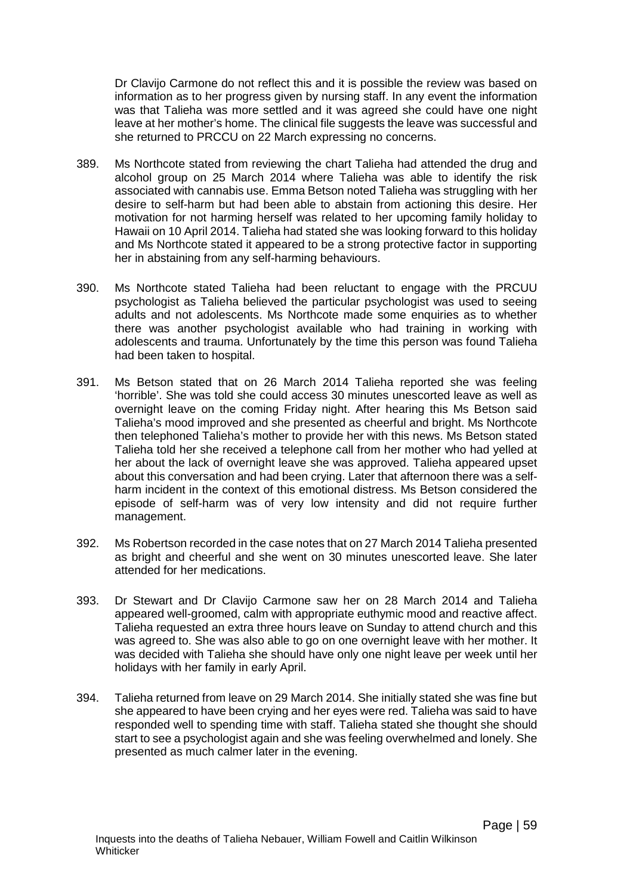Dr Clavijo Carmone do not reflect this and it is possible the review was based on information as to her progress given by nursing staff. In any event the information was that Talieha was more settled and it was agreed she could have one night leave at her mother's home. The clinical file suggests the leave was successful and she returned to PRCCU on 22 March expressing no concerns.

389. Ms Northcote stated from reviewing the chart Talieha had attended the drug and alcohol group on 25 March 2014 where Talieha was able to identify the risk associated with cannabis use. Emma Betson noted Talieha was struggling with her desire to self-harm but had been able to abstain from actioning this desire. Her motivation for not harming herself was related to her upcoming family holiday to Hawaii on 10 April 2014. Talieha had stated she was looking forward to this holiday and Ms Northcote stated it appeared to be a strong protective factor in supporting her in abstaining from any self-harming behaviours.

390. Ms Northcote stated Talieha had been reluctant to engage with the PRCUU psychologist as Talieha believed the particular psychologist was used to seeing adults and not adolescents. Ms Northcote made some enquiries as to whether there was another psychologist available who had training in working with adolescents and trauma. Unfortunately by the time this person was found Talieha had been taken to hospital.

391. Ms Betson stated that on 26 March 2014 Talieha reported she was feeling 'horrible'. She was told she could access 30 minutes unescorted leave as well as overnight leave on the coming Friday night. After hearing this Ms Betson said Talieha's mood improved and she presented as cheerful and bright. Ms Northcote then telephoned Talieha's mother to provide her with this news. Ms Betson stated Talieha told her she received a telephone call from her mother who had yelled at her about the lack of overnight leave she was approved. Talieha appeared upset about this conversation and had been crying. Later that afternoon there was a self-harm incident in the context of this emotional distress. Ms Betson considered the episode of self-harm was of very low intensity and did not require further management.

392. Ms Robertson recorded in the case notes that on 27 March 2014 Talieha presented as bright and cheerful and she went on 30 minutes unescorted leave. She later attended for her medications.

393. Dr Stewart and Dr Clavijo Carmone saw her on 28 March 2014 and Talieha appeared well-groomed, calm with appropriate euthymic mood and reactive affect. Talieha requested an extra three hours leave on Sunday to attend church and this was agreed to. She was also able to go on one overnight leave with her mother. It was decided with Talieha she should have only one night leave per week until her holidays with her family in early April.

394. Talieha returned from leave on 29 March 2014. She initially stated she was fine but she appeared to have been crying and her eyes were red. Talieha was said to have responded well to spending time with staff. Talieha stated she thought she should start to see a psychologist again and she was feeling overwhelmed and lonely. She presented as much calmer later in the evening.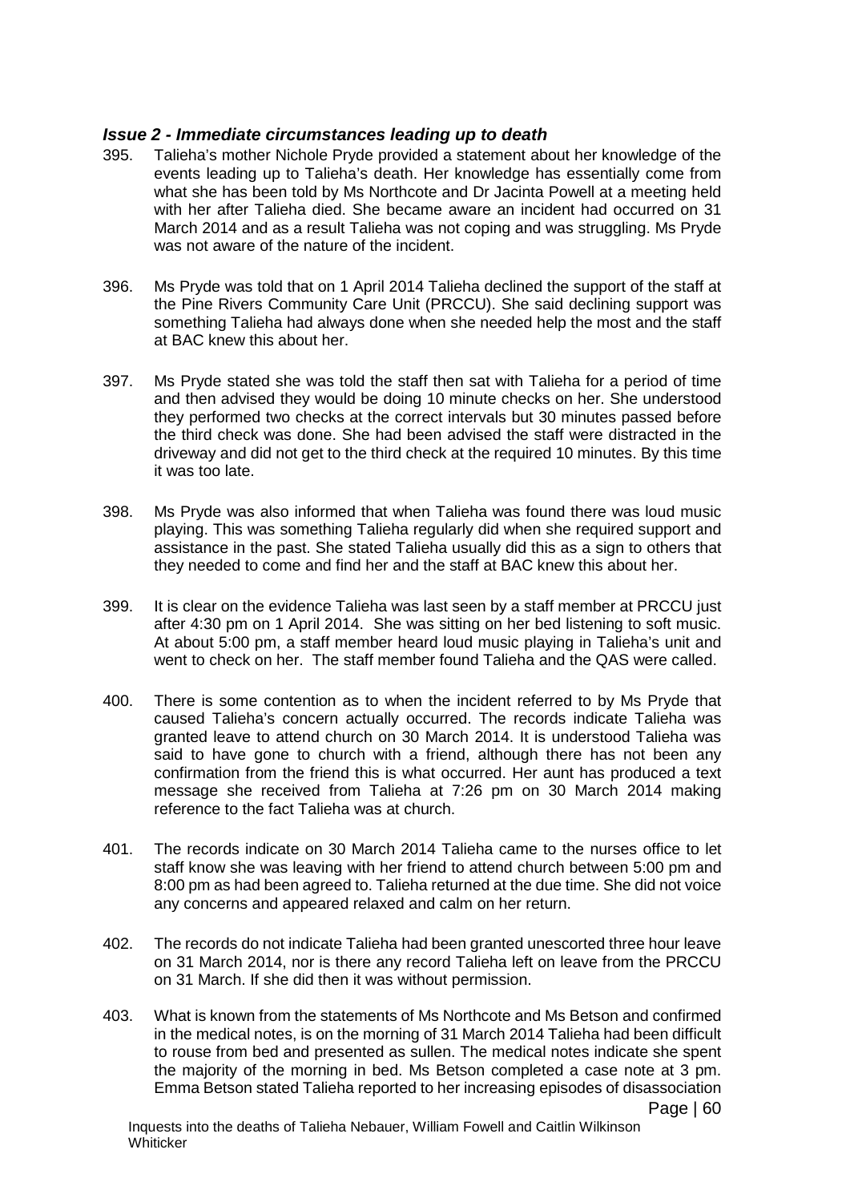### *Issue 2 - Immediate circumstances leading up to death*

395. Talieha's mother Nichole Pryde provided a statement about her knowledge of the events leading up to Talieha's death. Her knowledge has essentially come from what she has been told by Ms Northcote and Dr Jacinta Powell at a meeting held with her after Talieha died. She became aware an incident had occurred on 31 March 2014 and as a result Talieha was not coping and was struggling. Ms Pryde was not aware of the nature of the incident.

396. Ms Pryde was told that on 1 April 2014 Talieha declined the support of the staff at the Pine Rivers Community Care Unit (PRCCU). She said declining support was something Talieha had always done when she needed help the most and the staff at BAC knew this about her.

397. Ms Pryde stated she was told the staff then sat with Talieha for a period of time and then advised they would be doing 10 minute checks on her. She understood they performed two checks at the correct intervals but 30 minutes passed before the third check was done. She had been advised the staff were distracted in the driveway and did not get to the third check at the required 10 minutes. By this time it was too late.

398. Ms Pryde was also informed that when Talieha was found there was loud music playing. This was something Talieha regularly did when she required support and assistance in the past. She stated Talieha usually did this as a sign to others that they needed to come and find her and the staff at BAC knew this about her.

399. It is clear on the evidence Talieha was last seen by a staff member at PRCCU just after 4:30 pm on 1 April 2014. She was sitting on her bed listening to soft music. At about 5:00 pm, a staff member heard loud music playing in Talieha's unit and went to check on her. The staff member found Talieha and the QAS were called.

400. There is some contention as to when the incident referred to by Ms Pryde that caused Talieha's concern actually occurred. The records indicate Talieha was granted leave to attend church on 30 March 2014. It is understood Talieha was said to have gone to church with a friend, although there has not been any confirmation from the friend this is what occurred. Her aunt has produced a text message she received from Talieha at 7:26 pm on 30 March 2014 making reference to the fact Talieha was at church.

401. The records indicate on 30 March 2014 Talieha came to the nurses office to let staff know she was leaving with her friend to attend church between 5:00 pm and 8:00 pm as had been agreed to. Talieha returned at the due time. She did not voice any concerns and appeared relaxed and calm on her return.

402. The records do not indicate Talieha had been granted unescorted three hour leave on 31 March 2014, nor is there any record Talieha left on leave from the PRCCU on 31 March. If she did then it was without permission.

403. What is known from the statements of Ms Northcote and Ms Betson and confirmed in the medical notes, is on the morning of 31 March 2014 Talieha had been difficult to rouse from bed and presented as sullen. The medical notes indicate she spent the majority of the morning in bed. Ms Betson completed a case note at 3 pm. Emma Betson stated Talieha reported to her increasing episodes of disassociation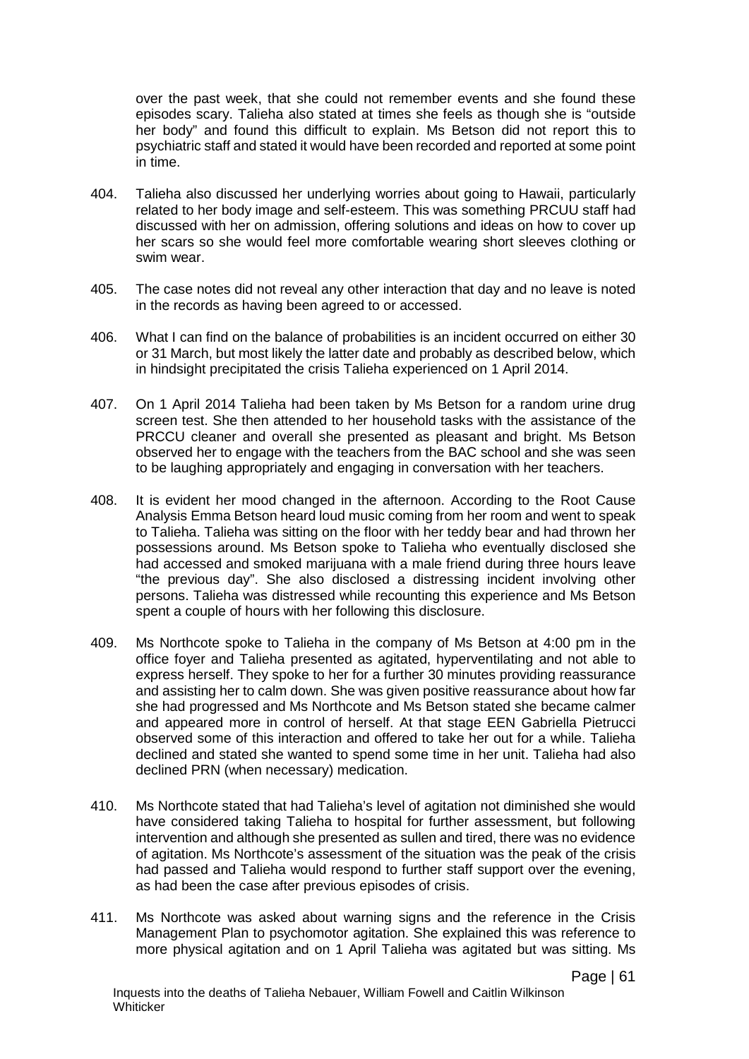over the past week, that she could not remember events and she found these episodes scary. Talieha also stated at times she feels as though she is "outside her body" and found this difficult to explain. Ms Betson did not report this to psychiatric staff and stated it would have been recorded and reported at some point in time.

404. Talieha also discussed her underlying worries about going to Hawaii, particularly related to her body image and self-esteem. This was something PRCUU staff had discussed with her on admission, offering solutions and ideas on how to cover up her scars so she would feel more comfortable wearing short sleeves clothing or swim wear.

405. The case notes did not reveal any other interaction that day and no leave is noted in the records as having been agreed to or accessed.

406. What I can find on the balance of probabilities is an incident occurred on either 30 or 31 March, but most likely the latter date and probably as described below, which in hindsight precipitated the crisis Talieha experienced on 1 April 2014.

407. On 1 April 2014 Talieha had been taken by Ms Betson for a random urine drug screen test. She then attended to her household tasks with the assistance of the PRCCU cleaner and overall she presented as pleasant and bright. Ms Betson observed her to engage with the teachers from the BAC school and she was seen to be laughing appropriately and engaging in conversation with her teachers.

408. It is evident her mood changed in the afternoon. According to the Root Cause Analysis Emma Betson heard loud music coming from her room and went to speak to Talieha. Talieha was sitting on the floor with her teddy bear and had thrown her possessions around. Ms Betson spoke to Talieha who eventually disclosed she had accessed and smoked marijuana with a male friend during three hours leave "the previous day". She also disclosed a distressing incident involving other persons. Talieha was distressed while recounting this experience and Ms Betson spent a couple of hours with her following this disclosure.

409. Ms Northcote spoke to Talieha in the company of Ms Betson at 4:00 pm in the office foyer and Talieha presented as agitated, hyperventilating and not able to express herself. They spoke to her for a further 30 minutes providing reassurance and assisting her to calm down. She was given positive reassurance about how far she had progressed and Ms Northcote and Ms Betson stated she became calmer and appeared more in control of herself. At that stage EEN Gabriella Pietrucci observed some of this interaction and offered to take her out for a while. Talieha declined and stated she wanted to spend some time in her unit. Talieha had also declined PRN (when necessary) medication.

410. Ms Northcote stated that had Talieha's level of agitation not diminished she would have considered taking Talieha to hospital for further assessment, but following intervention and although she presented as sullen and tired, there was no evidence of agitation. Ms Northcote's assessment of the situation was the peak of the crisis had passed and Talieha would respond to further staff support over the evening, as had been the case after previous episodes of crisis.

411. Ms Northcote was asked about warning signs and the reference in the Crisis Management Plan to psychomotor agitation. She explained this was reference to more physical agitation and on 1 April Talieha was agitated but was sitting. Ms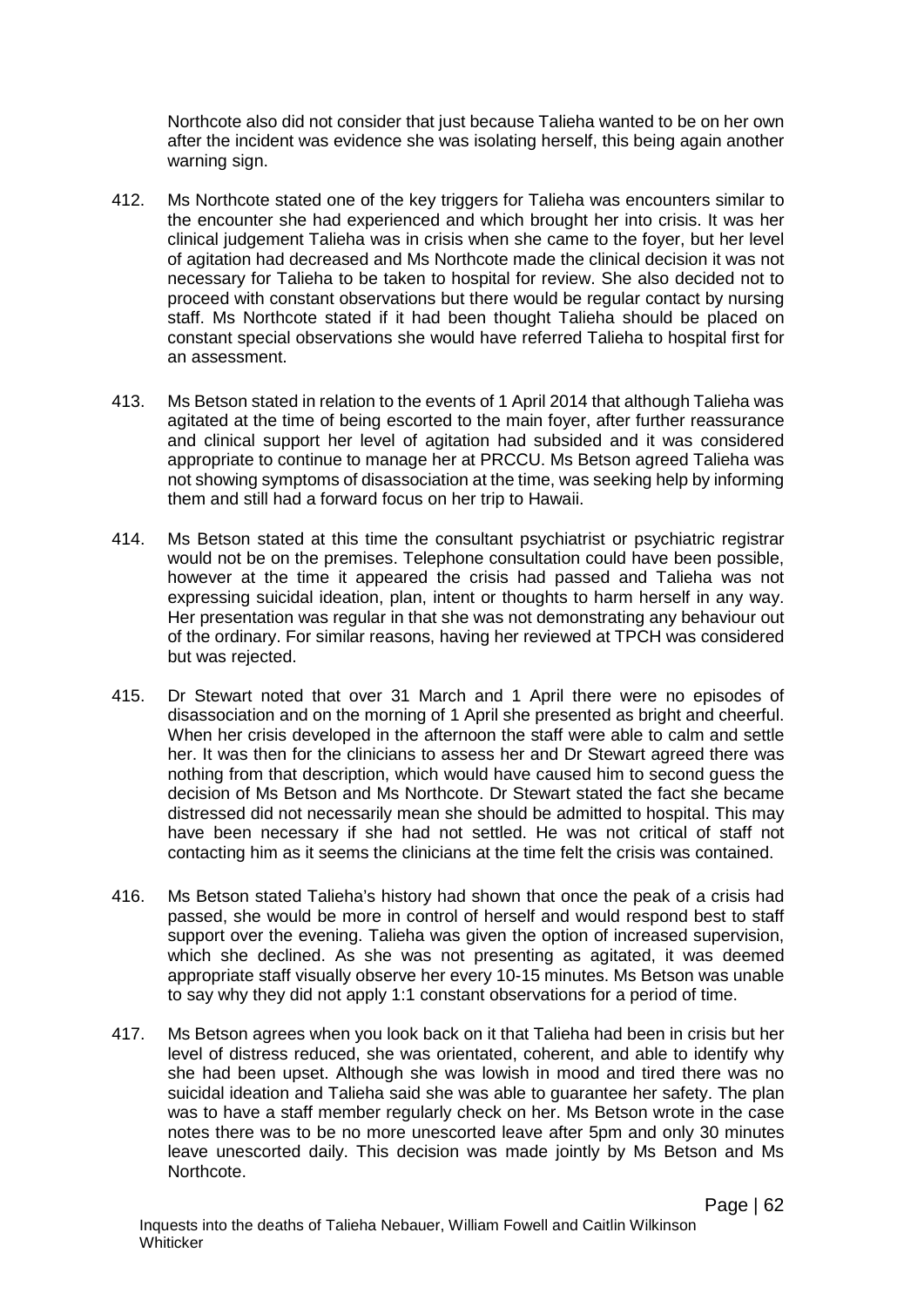Northcote also did not consider that just because Talieha wanted to be on her own after the incident was evidence she was isolating herself, this being again another warning sign.

412. Ms Northcote stated one of the key triggers for Talieha was encounters similar to the encounter she had experienced and which brought her into crisis. It was her clinical judgement Talieha was in crisis when she came to the foyer, but her level of agitation had decreased and Ms Northcote made the clinical decision it was not necessary for Talieha to be taken to hospital for review. She also decided not to proceed with constant observations but there would be regular contact by nursing staff. Ms Northcote stated if it had been thought Talieha should be placed on constant special observations she would have referred Talieha to hospital first for an assessment.

413. Ms Betson stated in relation to the events of 1 April 2014 that although Talieha was agitated at the time of being escorted to the main foyer, after further reassurance and clinical support her level of agitation had subsided and it was considered appropriate to continue to manage her at PRCCU. Ms Betson agreed Talieha was not showing symptoms of disassociation at the time, was seeking help by informing them and still had a forward focus on her trip to Hawaii.

414. Ms Betson stated at this time the consultant psychiatrist or psychiatric registrar would not be on the premises. Telephone consultation could have been possible, however at the time it appeared the crisis had passed and Talieha was not expressing suicidal ideation, plan, intent or thoughts to harm herself in any way. Her presentation was regular in that she was not demonstrating any behaviour out of the ordinary. For similar reasons, having her reviewed at TPCH was considered but was rejected.

415. Dr Stewart noted that over 31 March and 1 April there were no episodes of disassociation and on the morning of 1 April she presented as bright and cheerful. When her crisis developed in the afternoon the staff were able to calm and settle her. It was then for the clinicians to assess her and Dr Stewart agreed there was nothing from that description, which would have caused him to second guess the decision of Ms Betson and Ms Northcote. Dr Stewart stated the fact she became distressed did not necessarily mean she should be admitted to hospital. This may have been necessary if she had not settled. He was not critical of staff not contacting him as it seems the clinicians at the time felt the crisis was contained.

416. Ms Betson stated Talieha's history had shown that once the peak of a crisis had passed, she would be more in control of herself and would respond best to staff support over the evening. Talieha was given the option of increased supervision, which she declined. As she was not presenting as agitated, it was deemed appropriate staff visually observe her every 10-15 minutes. Ms Betson was unable to say why they did not apply 1:1 constant observations for a period of time.

417. Ms Betson agrees when you look back on it that Talieha had been in crisis but her level of distress reduced, she was orientated, coherent, and able to identify why she had been upset. Although she was lowish in mood and tired there was no suicidal ideation and Talieha said she was able to guarantee her safety. The plan was to have a staff member regularly check on her. Ms Betson wrote in the case notes there was to be no more unescorted leave after 5pm and only 30 minutes leave unescorted daily. This decision was made jointly by Ms Betson and Ms Northcote.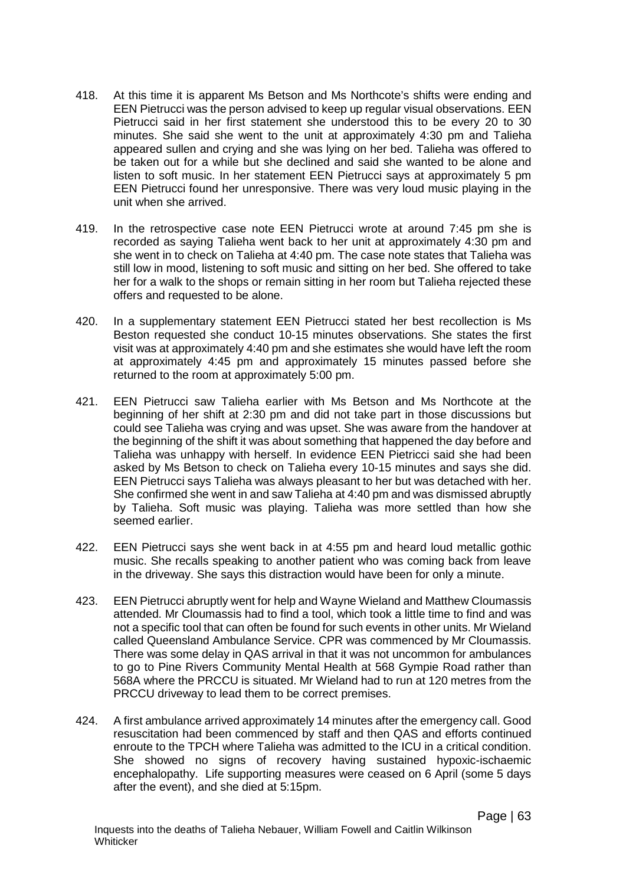418. At this time it is apparent Ms Betson and Ms Northcote's shifts were ending and EEN Pietrucci was the person advised to keep up regular visual observations. EEN Pietrucci said in her first statement she understood this to be every 20 to 30 minutes. She said she went to the unit at approximately 4:30 pm and Talieha appeared sullen and crying and she was lying on her bed. Talieha was offered to be taken out for a while but she declined and said she wanted to be alone and listen to soft music. In her statement EEN Pietrucci says at approximately 5 pm EEN Pietrucci found her unresponsive. There was very loud music playing in the unit when she arrived.

419. In the retrospective case note EEN Pietrucci wrote at around 7:45 pm she is recorded as saying Talieha went back to her unit at approximately 4:30 pm and she went in to check on Talieha at 4:40 pm. The case note states that Talieha was still low in mood, listening to soft music and sitting on her bed. She offered to take her for a walk to the shops or remain sitting in her room but Talieha rejected these offers and requested to be alone.

420. In a supplementary statement EEN Pietrucci stated her best recollection is Ms Beston requested she conduct 10-15 minutes observations. She states the first visit was at approximately 4:40 pm and she estimates she would have left the room at approximately 4:45 pm and approximately 15 minutes passed before she returned to the room at approximately 5:00 pm.

421. EEN Pietrucci saw Talieha earlier with Ms Betson and Ms Northcote at the beginning of her shift at 2:30 pm and did not take part in those discussions but could see Talieha was crying and was upset. She was aware from the handover at the beginning of the shift it was about something that happened the day before and Talieha was unhappy with herself. In evidence EEN Pietricci said she had been asked by Ms Betson to check on Talieha every 10-15 minutes and says she did. EEN Pietrucci says Talieha was always pleasant to her but was detached with her. She confirmed she went in and saw Talieha at 4:40 pm and was dismissed abruptly by Talieha. Soft music was playing. Talieha was more settled than how she seemed earlier.

422. EEN Pietrucci says she went back in at 4:55 pm and heard loud metallic gothic music. She recalls speaking to another patient who was coming back from leave in the driveway. She says this distraction would have been for only a minute.

423. EEN Pietrucci abruptly went for help and Wayne Wieland and Matthew Cloumassis attended. Mr Cloumassis had to find a tool, which took a little time to find and was not a specific tool that can often be found for such events in other units. Mr Wieland called Queensland Ambulance Service. CPR was commenced by Mr Cloumassis. There was some delay in QAS arrival in that it was not uncommon for ambulances to go to Pine Rivers Community Mental Health at 568 Gympie Road rather than 568A where the PRCCU is situated. Mr Wieland had to run at 120 metres from the PRCCU driveway to lead them to be correct premises.

424. A first ambulance arrived approximately 14 minutes after the emergency call. Good resuscitation had been commenced by staff and then QAS and efforts continued enroute to the TPCH where Talieha was admitted to the ICU in a critical condition. She showed no signs of recovery having sustained hypoxic-ischaemic encephalopathy. Life supporting measures were ceased on 6 April (some 5 days after the event), and she died at 5:15pm.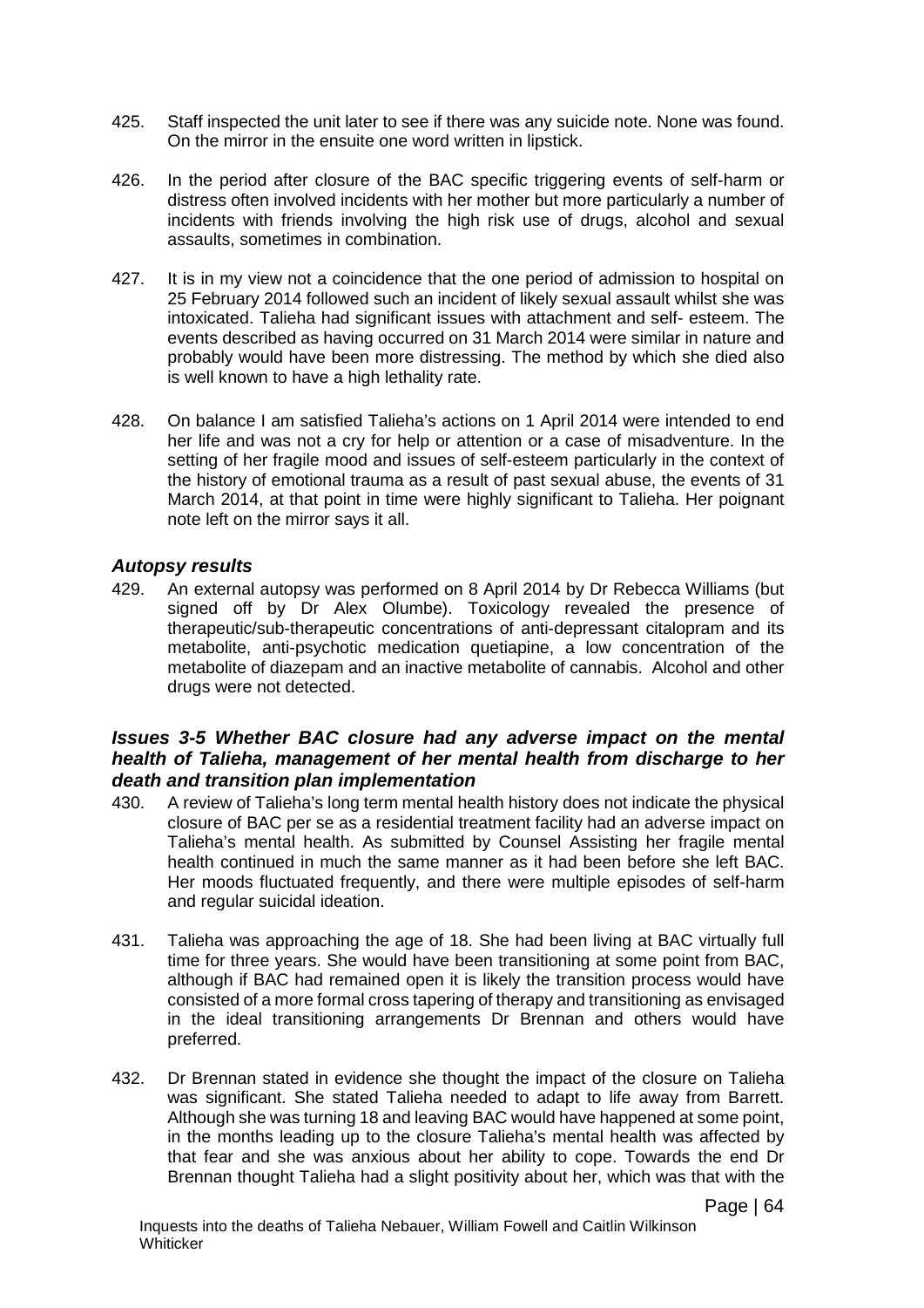425. Staff inspected the unit later to see if there was any suicide note. None was found. On the mirror in the ensuite one word written in lipstick.

426. In the period after closure of the BAC specific triggering events of self-harm or distress often involved incidents with her mother but more particularly a number of incidents with friends involving the high risk use of drugs, alcohol and sexual assaults, sometimes in combination.

427. It is in my view not a coincidence that the one period of admission to hospital on 25 February 2014 followed such an incident of likely sexual assault whilst she was intoxicated. Talieha had significant issues with attachment and self- esteem. The events described as having occurred on 31 March 2014 were similar in nature and probably would have been more distressing. The method by which she died also is well known to have a high lethality rate.

428. On balance I am satisfied Talieha's actions on 1 April 2014 were intended to end her life and was not a cry for help or attention or a case of misadventure. In the setting of her fragile mood and issues of self-esteem particularly in the context of the history of emotional trauma as a result of past sexual abuse, the events of 31 March 2014, at that point in time were highly significant to Talieha. Her poignant note left on the mirror says it all.

### *Autopsy results*

429. An external autopsy was performed on 8 April 2014 by Dr Rebecca Williams (but signed off by Dr Alex Olumbe). Toxicology revealed the presence of therapeutic/sub-therapeutic concentrations of anti-depressant citalopram and its metabolite, anti-psychotic medication quetiapine, a low concentration of the metabolite of diazepam and an inactive metabolite of cannabis. Alcohol and other drugs were not detected.

### *Issues 3-5 Whether BAC closure had any adverse impact on the mental health of Talieha, management of her mental health from discharge to her death and transition plan implementation*

430. A review of Talieha's long term mental health history does not indicate the physical closure of BAC per se as a residential treatment facility had an adverse impact on Talieha's mental health. As submitted by Counsel Assisting her fragile mental health continued in much the same manner as it had been before she left BAC. Her moods fluctuated frequently, and there were multiple episodes of self-harm and regular suicidal ideation.

431. Talieha was approaching the age of 18. She had been living at BAC virtually full time for three years. She would have been transitioning at some point from BAC, although if BAC had remained open it is likely the transition process would have consisted of a more formal cross tapering of therapy and transitioning as envisaged in the ideal transitioning arrangements Dr Brennan and others would have preferred.

432. Dr Brennan stated in evidence she thought the impact of the closure on Talieha was significant. She stated Talieha needed to adapt to life away from Barrett. Although she was turning 18 and leaving BAC would have happened at some point, in the months leading up to the closure Talieha's mental health was affected by that fear and she was anxious about her ability to cope. Towards the end Dr Brennan thought Talieha had a slight positivity about her, which was that with the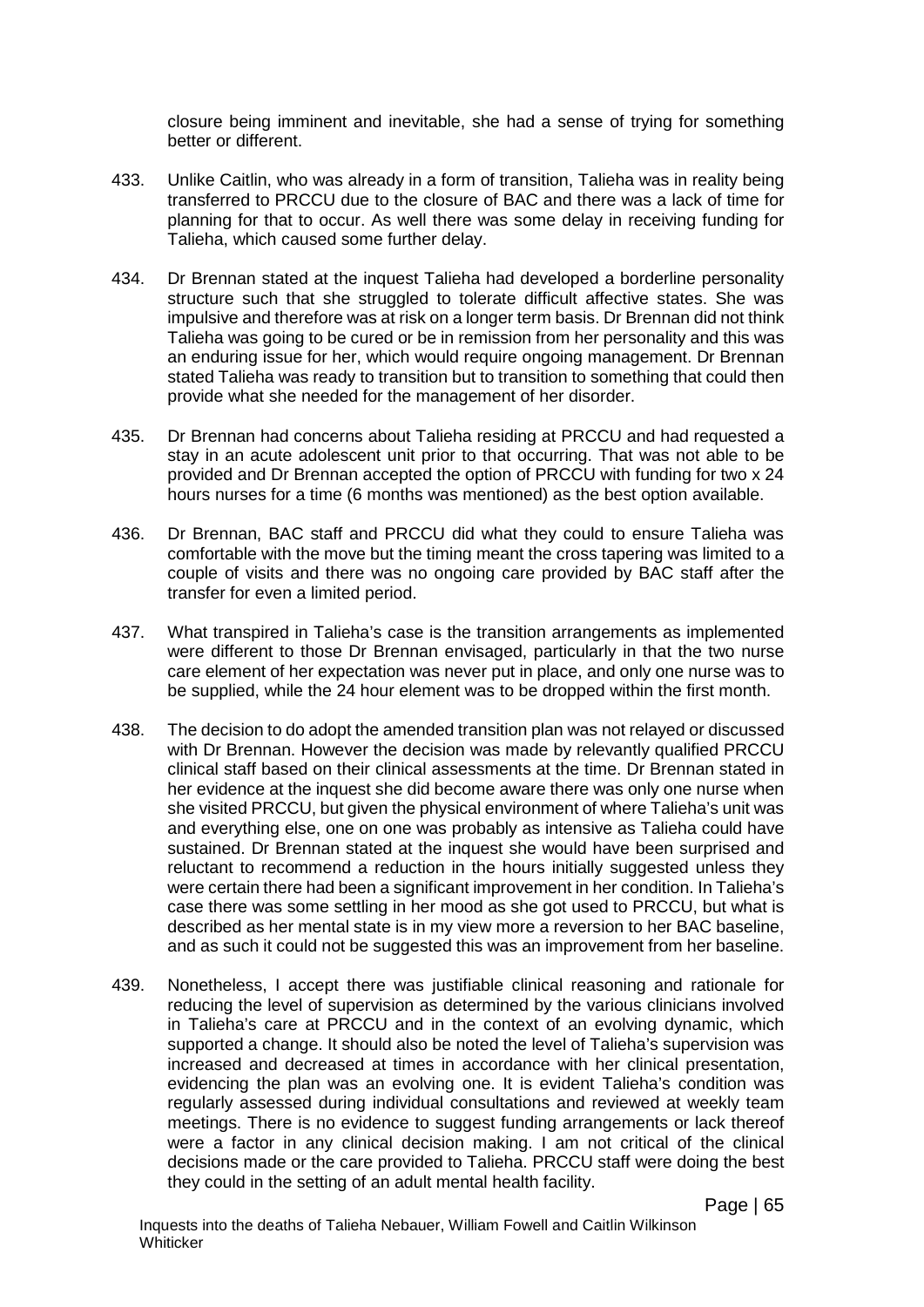closure being imminent and inevitable, she had a sense of trying for something better or different.

433. Unlike Caitlin, who was already in a form of transition, Talieha was in reality being transferred to PRCCU due to the closure of BAC and there was a lack of time for planning for that to occur. As well there was some delay in receiving funding for Talieha, which caused some further delay.

434. Dr Brennan stated at the inquest Talieha had developed a borderline personality structure such that she struggled to tolerate difficult affective states. She was impulsive and therefore was at risk on a longer term basis. Dr Brennan did not think Talieha was going to be cured or be in remission from her personality and this was an enduring issue for her, which would require ongoing management. Dr Brennan stated Talieha was ready to transition but to transition to something that could then provide what she needed for the management of her disorder.

435. Dr Brennan had concerns about Talieha residing at PRCCU and had requested a stay in an acute adolescent unit prior to that occurring. That was not able to be provided and Dr Brennan accepted the option of PRCCU with funding for two x 24 hours nurses for a time (6 months was mentioned) as the best option available.

436. Dr Brennan, BAC staff and PRCCU did what they could to ensure Talieha was comfortable with the move but the timing meant the cross tapering was limited to a couple of visits and there was no ongoing care provided by BAC staff after the transfer for even a limited period.

437. What transpired in Talieha's case is the transition arrangements as implemented were different to those Dr Brennan envisaged, particularly in that the two nurse care element of her expectation was never put in place, and only one nurse was to be supplied, while the 24 hour element was to be dropped within the first month.

438. The decision to do adopt the amended transition plan was not relayed or discussed with Dr Brennan. However the decision was made by relevantly qualified PRCCU clinical staff based on their clinical assessments at the time. Dr Brennan stated in her evidence at the inquest she did become aware there was only one nurse when she visited PRCCU, but given the physical environment of where Talieha's unit was and everything else, one on one was probably as intensive as Talieha could have sustained. Dr Brennan stated at the inquest she would have been surprised and reluctant to recommend a reduction in the hours initially suggested unless they were certain there had been a significant improvement in her condition. In Talieha's case there was some settling in her mood as she got used to PRCCU, but what is described as her mental state is in my view more a reversion to her BAC baseline, and as such it could not be suggested this was an improvement from her baseline.

439. Nonetheless, I accept there was justifiable clinical reasoning and rationale for reducing the level of supervision as determined by the various clinicians involved in Talieha's care at PRCCU and in the context of an evolving dynamic, which supported a change. It should also be noted the level of Talieha's supervision was increased and decreased at times in accordance with her clinical presentation, evidencing the plan was an evolving one. It is evident Talieha's condition was regularly assessed during individual consultations and reviewed at weekly team meetings. There is no evidence to suggest funding arrangements or lack thereof were a factor in any clinical decision making. I am not critical of the clinical decisions made or the care provided to Talieha. PRCCU staff were doing the best they could in the setting of an adult mental health facility.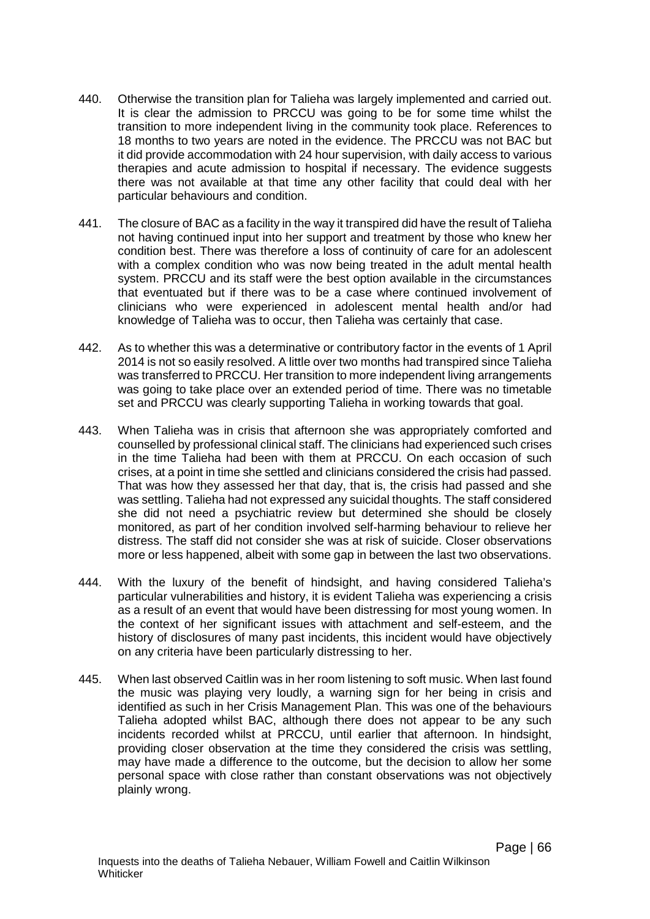440. Otherwise the transition plan for Talieha was largely implemented and carried out. It is clear the admission to PRCCU was going to be for some time whilst the transition to more independent living in the community took place. References to 18 months to two years are noted in the evidence. The PRCCU was not BAC but it did provide accommodation with 24 hour supervision, with daily access to various therapies and acute admission to hospital if necessary. The evidence suggests there was not available at that time any other facility that could deal with her particular behaviours and condition.

441. The closure of BAC as a facility in the way it transpired did have the result of Talieha not having continued input into her support and treatment by those who knew her condition best. There was therefore a loss of continuity of care for an adolescent with a complex condition who was now being treated in the adult mental health system. PRCCU and its staff were the best option available in the circumstances that eventuated but if there was to be a case where continued involvement of clinicians who were experienced in adolescent mental health and/or had knowledge of Talieha was to occur, then Talieha was certainly that case.

442. As to whether this was a determinative or contributory factor in the events of 1 April 2014 is not so easily resolved. A little over two months had transpired since Talieha was transferred to PRCCU. Her transition to more independent living arrangements was going to take place over an extended period of time. There was no timetable set and PRCCU was clearly supporting Talieha in working towards that goal.

443. When Talieha was in crisis that afternoon she was appropriately comforted and counselled by professional clinical staff. The clinicians had experienced such crises in the time Talieha had been with them at PRCCU. On each occasion of such crises, at a point in time she settled and clinicians considered the crisis had passed. That was how they assessed her that day, that is, the crisis had passed and she was settling. Talieha had not expressed any suicidal thoughts. The staff considered she did not need a psychiatric review but determined she should be closely monitored, as part of her condition involved self-harming behaviour to relieve her distress. The staff did not consider she was at risk of suicide. Closer observations more or less happened, albeit with some gap in between the last two observations.

444. With the luxury of the benefit of hindsight, and having considered Talieha's particular vulnerabilities and history, it is evident Talieha was experiencing a crisis as a result of an event that would have been distressing for most young women. In the context of her significant issues with attachment and self-esteem, and the history of disclosures of many past incidents, this incident would have objectively on any criteria have been particularly distressing to her.

445. When last observed Caitlin was in her room listening to soft music. When last found the music was playing very loudly, a warning sign for her being in crisis and identified as such in her Crisis Management Plan. This was one of the behaviours Talieha adopted whilst BAC, although there does not appear to be any such incidents recorded whilst at PRCCU, until earlier that afternoon. In hindsight, providing closer observation at the time they considered the crisis was settling, may have made a difference to the outcome, but the decision to allow her some personal space with close rather than constant observations was not objectively plainly wrong.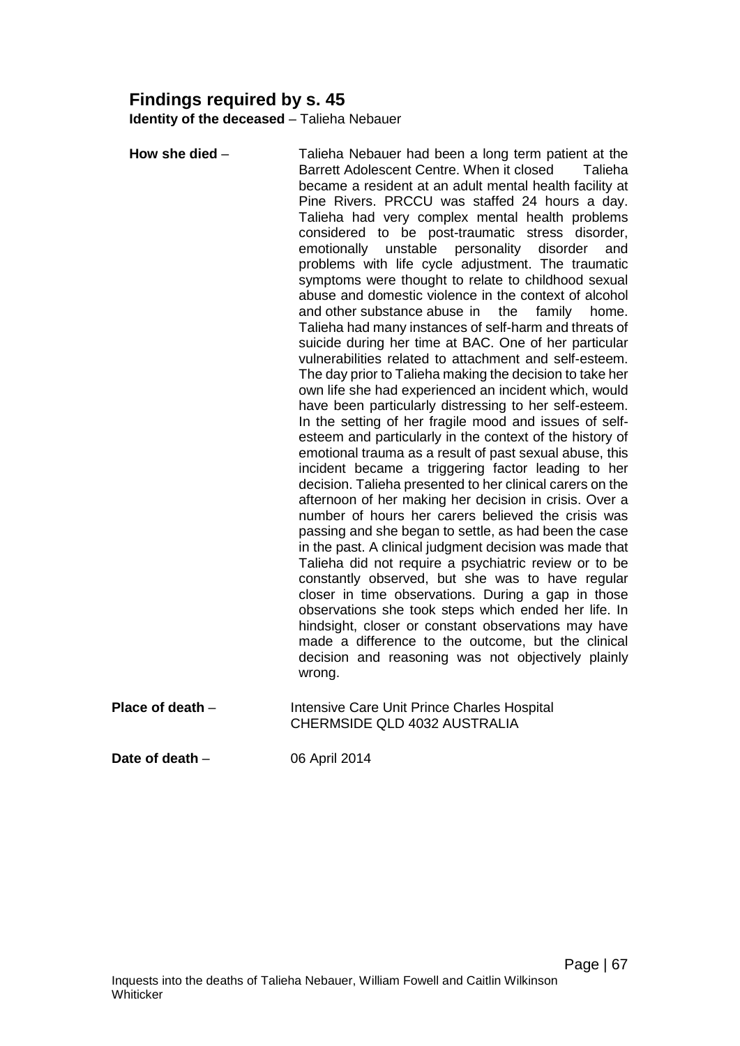## Findings required by s. 45

**Identity of the deceased** – Talieha Nebauer

**How she died** – Talieha Nebauer had been a long term patient at the Barrett Adolescent Centre. When it closed Talieha became a resident at an adult mental health facility at Pine Rivers. PRCCU was staffed 24 hours a day. Talieha had very complex mental health problems considered to be post-traumatic stress disorder, emotionally unstable personality disorder and problems with life cycle adjustment. The traumatic symptoms were thought to relate to childhood sexual abuse and domestic violence in the context of alcohol and other substance abuse in the family home. Talieha had many instances of self-harm and threats of suicide during her time at BAC. One of her particular vulnerabilities related to attachment and self-esteem. The day prior to Talieha making the decision to take her own life she had experienced an incident which, would have been particularly distressing to her self-esteem. In the setting of her fragile mood and issues of self-esteem and particularly in the context of the history of emotional trauma as a result of past sexual abuse, this incident became a triggering factor leading to her decision. Talieha presented to her clinical carers on the afternoon of her making her decision in crisis. Over a number of hours her carers believed the crisis was passing and she began to settle, as had been the case in the past. A clinical judgment decision was made that Talieha did not require a psychiatric review or to be constantly observed, but she was to have regular closer in time observations. During a gap in those observations she took steps which ended her life. In hindsight, closer or constant observations may have made a difference to the outcome, but the clinical decision and reasoning was not objectively plainly wrong.

**Place of death** – Intensive Care Unit Prince Charles Hospital CHERMSIDE QLD 4032 AUSTRALIA

**Date of death** – 06 April 2014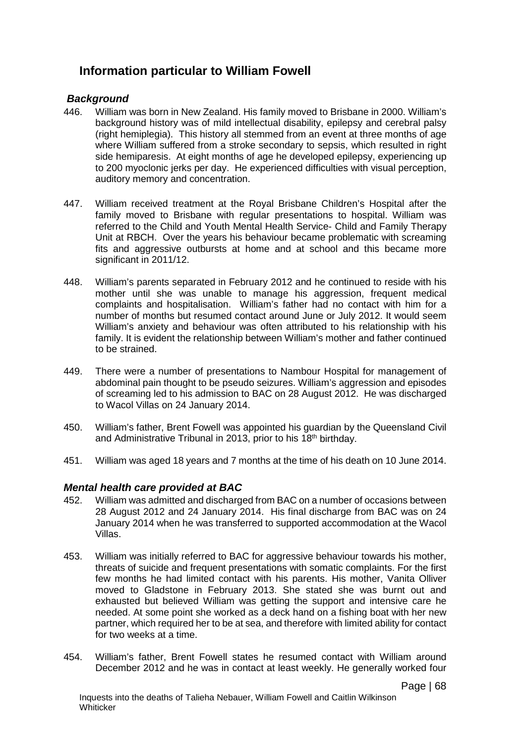## Information particular to William Fowell

### *Background*

446. William was born in New Zealand. His family moved to Brisbane in 2000. William's background history was of mild intellectual disability, epilepsy and cerebral palsy (right hemiplegia). This history all stemmed from an event at three months of age where William suffered from a stroke secondary to sepsis, which resulted in right side hemiparesis. At eight months of age he developed epilepsy, experiencing up to 200 myoclonic jerks per day. He experienced difficulties with visual perception, auditory memory and concentration.

447. William received treatment at the Royal Brisbane Children's Hospital after the family moved to Brisbane with regular presentations to hospital. William was referred to the Child and Youth Mental Health Service- Child and Family Therapy Unit at RBCH. Over the years his behaviour became problematic with screaming fits and aggressive outbursts at home and at school and this became more significant in 2011/12.

448. William's parents separated in February 2012 and he continued to reside with his mother until she was unable to manage his aggression, frequent medical complaints and hospitalisation. William's father had no contact with him for a number of months but resumed contact around June or July 2012. It would seem William's anxiety and behaviour was often attributed to his relationship with his family. It is evident the relationship between William's mother and father continued to be strained.

449. There were a number of presentations to Nambour Hospital for management of abdominal pain thought to be pseudo seizures. William's aggression and episodes of screaming led to his admission to BAC on 28 August 2012. He was discharged to Wacol Villas on 24 January 2014.

450. William's father, Brent Fowell was appointed his guardian by the Queensland Civil and Administrative Tribunal in 2013, prior to his 18th birthday.

451. William was aged 18 years and 7 months at the time of his death on 10 June 2014.

### *Mental health care provided at BAC*

452. William was admitted and discharged from BAC on a number of occasions between 28 August 2012 and 24 January 2014. His final discharge from BAC was on 24 January 2014 when he was transferred to supported accommodation at the Wacol Villas.

453. William was initially referred to BAC for aggressive behaviour towards his mother, threats of suicide and frequent presentations with somatic complaints. For the first few months he had limited contact with his parents. His mother, Vanita Olliver moved to Gladstone in February 2013. She stated she was burnt out and exhausted but believed William was getting the support and intensive care he needed. At some point she worked as a deck hand on a fishing boat with her new partner, which required her to be at sea, and therefore with limited ability for contact for two weeks at a time.

454. William's father, Brent Fowell states he resumed contact with William around December 2012 and he was in contact at least weekly. He generally worked four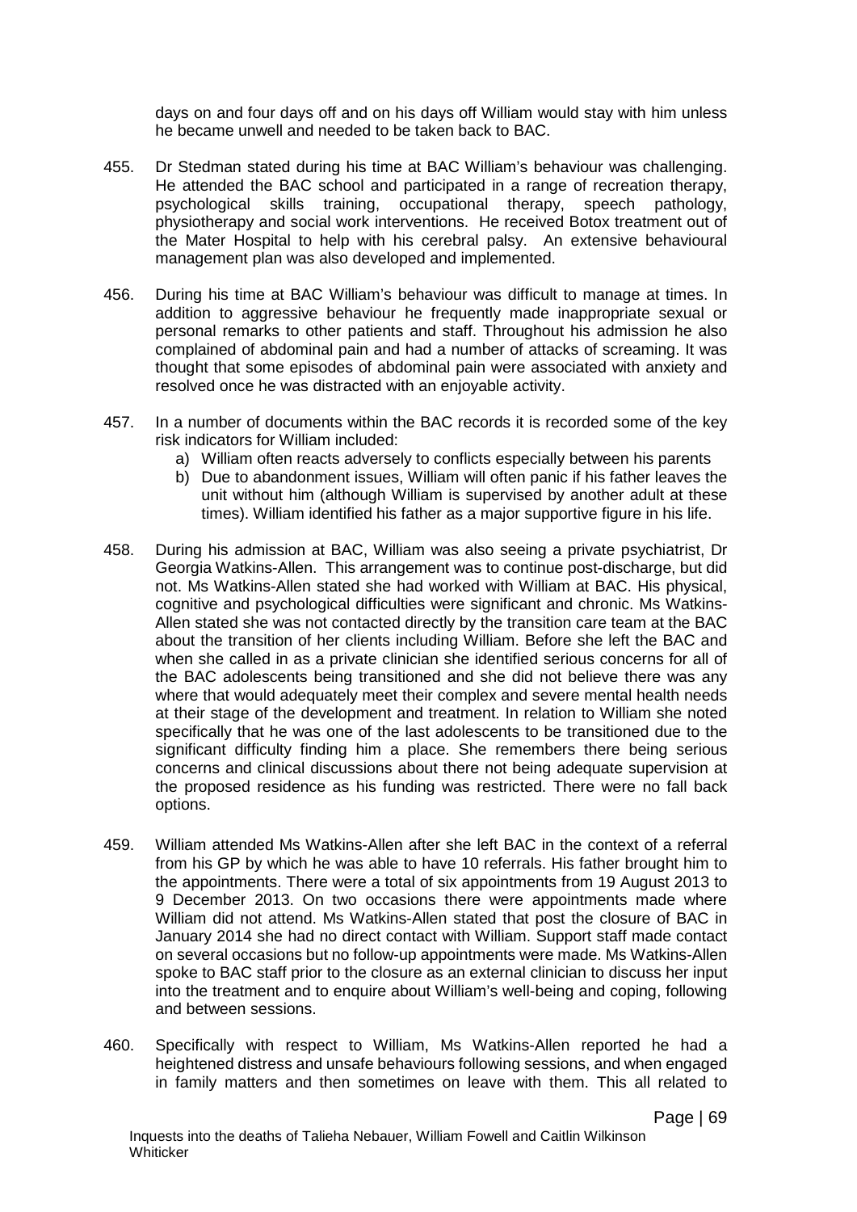days on and four days off and on his days off William would stay with him unless he became unwell and needed to be taken back to BAC.

455. Dr Stedman stated during his time at BAC William's behaviour was challenging. He attended the BAC school and participated in a range of recreation therapy, psychological skills training, occupational therapy, speech pathology, physiotherapy and social work interventions. He received Botox treatment out of the Mater Hospital to help with his cerebral palsy. An extensive behavioural management plan was also developed and implemented.

456. During his time at BAC William's behaviour was difficult to manage at times. In addition to aggressive behaviour he frequently made inappropriate sexual or personal remarks to other patients and staff. Throughout his admission he also complained of abdominal pain and had a number of attacks of screaming. It was thought that some episodes of abdominal pain were associated with anxiety and resolved once he was distracted with an enjoyable activity.

457. In a number of documents within the BAC records it is recorded some of the key risk indicators for William included:
    a) William often reacts adversely to conflicts especially between his parents
    b) Due to abandonment issues, William will often panic if his father leaves the unit without him (although William is supervised by another adult at these times). William identified his father as a major supportive figure in his life.

458. During his admission at BAC, William was also seeing a private psychiatrist, Dr Georgia Watkins-Allen. This arrangement was to continue post-discharge, but did not. Ms Watkins-Allen stated she had worked with William at BAC. His physical, cognitive and psychological difficulties were significant and chronic. Ms Watkins-Allen stated she was not contacted directly by the transition care team at the BAC about the transition of her clients including William. Before she left the BAC and when she called in as a private clinician she identified serious concerns for all of the BAC adolescents being transitioned and she did not believe there was any where that would adequately meet their complex and severe mental health needs at their stage of the development and treatment. In relation to William she noted specifically that he was one of the last adolescents to be transitioned due to the significant difficulty finding him a place. She remembers there being serious concerns and clinical discussions about there not being adequate supervision at the proposed residence as his funding was restricted. There were no fall back options.

459. William attended Ms Watkins-Allen after she left BAC in the context of a referral from his GP by which he was able to have 10 referrals. His father brought him to the appointments. There were a total of six appointments from 19 August 2013 to 9 December 2013. On two occasions there were appointments made where William did not attend. Ms Watkins-Allen stated that post the closure of BAC in January 2014 she had no direct contact with William. Support staff made contact on several occasions but no follow-up appointments were made. Ms Watkins-Allen spoke to BAC staff prior to the closure as an external clinician to discuss her input into the treatment and to enquire about William's well-being and coping, following and between sessions.

460. Specifically with respect to William, Ms Watkins-Allen reported he had a heightened distress and unsafe behaviours following sessions, and when engaged in family matters and then sometimes on leave with them. This all related to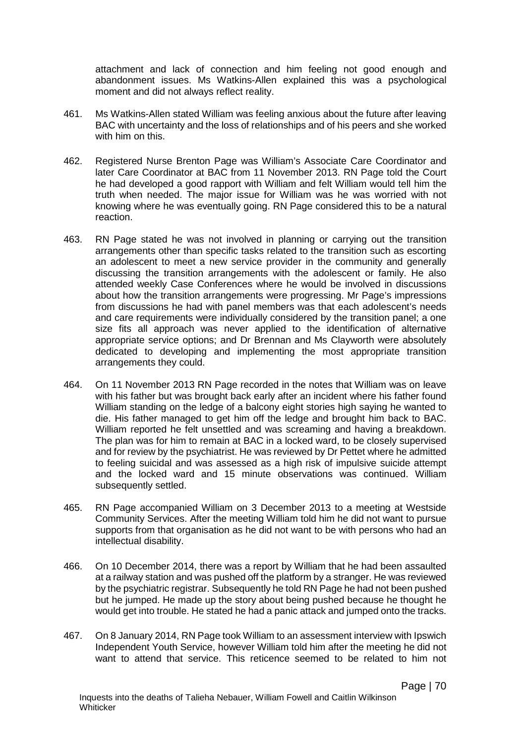attachment and lack of connection and him feeling not good enough and abandonment issues. Ms Watkins-Allen explained this was a psychological moment and did not always reflect reality.

461. Ms Watkins-Allen stated William was feeling anxious about the future after leaving BAC with uncertainty and the loss of relationships and of his peers and she worked with him on this.

462. Registered Nurse Brenton Page was William's Associate Care Coordinator and later Care Coordinator at BAC from 11 November 2013. RN Page told the Court he had developed a good rapport with William and felt William would tell him the truth when needed. The major issue for William was he was worried with not knowing where he was eventually going. RN Page considered this to be a natural reaction.

463. RN Page stated he was not involved in planning or carrying out the transition arrangements other than specific tasks related to the transition such as escorting an adolescent to meet a new service provider in the community and generally discussing the transition arrangements with the adolescent or family. He also attended weekly Case Conferences where he would be involved in discussions about how the transition arrangements were progressing. Mr Page's impressions from discussions he had with panel members was that each adolescent's needs and care requirements were individually considered by the transition panel; a one size fits all approach was never applied to the identification of alternative appropriate service options; and Dr Brennan and Ms Clayworth were absolutely dedicated to developing and implementing the most appropriate transition arrangements they could.

464. On 11 November 2013 RN Page recorded in the notes that William was on leave with his father but was brought back early after an incident where his father found William standing on the ledge of a balcony eight stories high saying he wanted to die. His father managed to get him off the ledge and brought him back to BAC. William reported he felt unsettled and was screaming and having a breakdown. The plan was for him to remain at BAC in a locked ward, to be closely supervised and for review by the psychiatrist. He was reviewed by Dr Pettet where he admitted to feeling suicidal and was assessed as a high risk of impulsive suicide attempt and the locked ward and 15 minute observations was continued. William subsequently settled.

465. RN Page accompanied William on 3 December 2013 to a meeting at Westside Community Services. After the meeting William told him he did not want to pursue supports from that organisation as he did not want to be with persons who had an intellectual disability.

466. On 10 December 2014, there was a report by William that he had been assaulted at a railway station and was pushed off the platform by a stranger. He was reviewed by the psychiatric registrar. Subsequently he told RN Page he had not been pushed but he jumped. He made up the story about being pushed because he thought he would get into trouble. He stated he had a panic attack and jumped onto the tracks.

467. On 8 January 2014, RN Page took William to an assessment interview with Ipswich Independent Youth Service, however William told him after the meeting he did not want to attend that service. This reticence seemed to be related to him not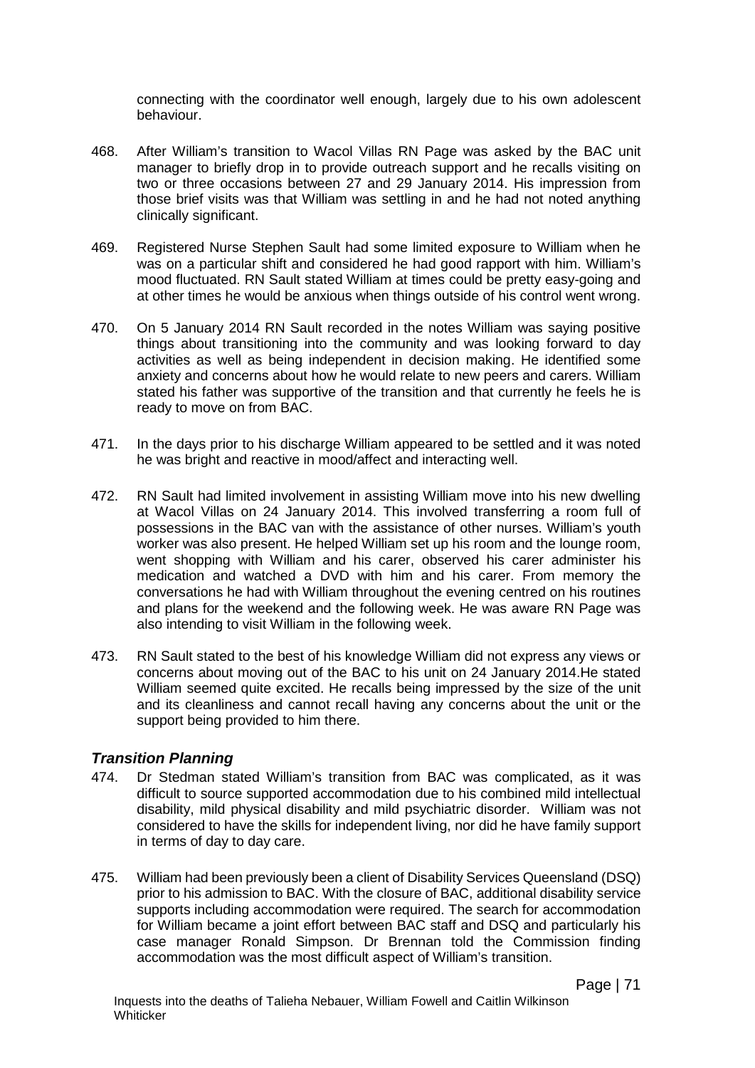connecting with the coordinator well enough, largely due to his own adolescent behaviour.

468. After William's transition to Wacol Villas RN Page was asked by the BAC unit manager to briefly drop in to provide outreach support and he recalls visiting on two or three occasions between 27 and 29 January 2014. His impression from those brief visits was that William was settling in and he had not noted anything clinically significant.

469. Registered Nurse Stephen Sault had some limited exposure to William when he was on a particular shift and considered he had good rapport with him. William's mood fluctuated. RN Sault stated William at times could be pretty easy-going and at other times he would be anxious when things outside of his control went wrong.

470. On 5 January 2014 RN Sault recorded in the notes William was saying positive things about transitioning into the community and was looking forward to day activities as well as being independent in decision making. He identified some anxiety and concerns about how he would relate to new peers and carers. William stated his father was supportive of the transition and that currently he feels he is ready to move on from BAC.

471. In the days prior to his discharge William appeared to be settled and it was noted he was bright and reactive in mood/affect and interacting well.

472. RN Sault had limited involvement in assisting William move into his new dwelling at Wacol Villas on 24 January 2014. This involved transferring a room full of possessions in the BAC van with the assistance of other nurses. William's youth worker was also present. He helped William set up his room and the lounge room, went shopping with William and his carer, observed his carer administer his medication and watched a DVD with him and his carer. From memory the conversations he had with William throughout the evening centred on his routines and plans for the weekend and the following week. He was aware RN Page was also intending to visit William in the following week.

473. RN Sault stated to the best of his knowledge William did not express any views or concerns about moving out of the BAC to his unit on 24 January 2014.He stated William seemed quite excited. He recalls being impressed by the size of the unit and its cleanliness and cannot recall having any concerns about the unit or the support being provided to him there.

### *Transition Planning*

474. Dr Stedman stated William's transition from BAC was complicated, as it was difficult to source supported accommodation due to his combined mild intellectual disability, mild physical disability and mild psychiatric disorder. William was not considered to have the skills for independent living, nor did he have family support in terms of day to day care.

475. William had been previously been a client of Disability Services Queensland (DSQ) prior to his admission to BAC. With the closure of BAC, additional disability service supports including accommodation were required. The search for accommodation for William became a joint effort between BAC staff and DSQ and particularly his case manager Ronald Simpson. Dr Brennan told the Commission finding accommodation was the most difficult aspect of William's transition.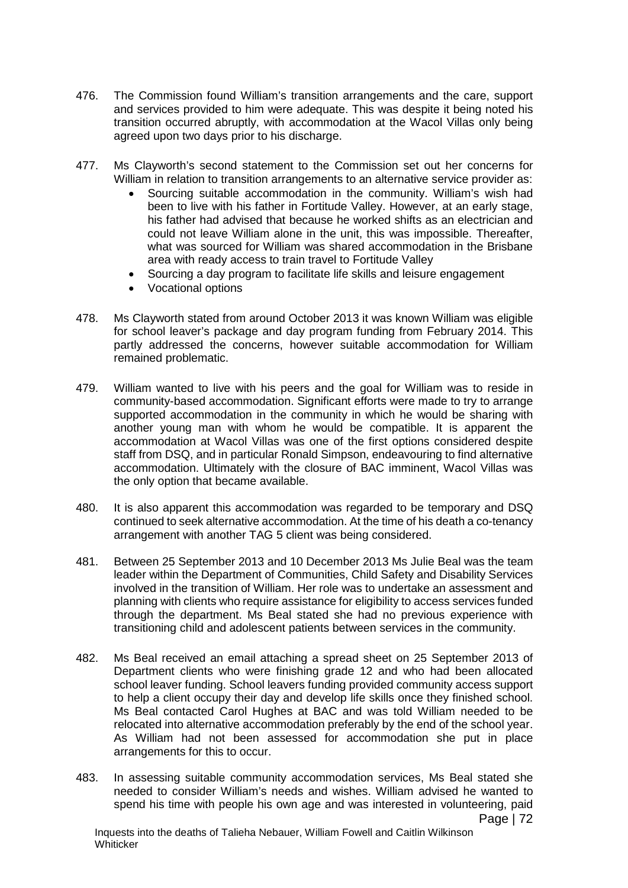476. The Commission found William's transition arrangements and the care, support and services provided to him were adequate. This was despite it being noted his transition occurred abruptly, with accommodation at the Wacol Villas only being agreed upon two days prior to his discharge.

477. Ms Clayworth's second statement to the Commission set out her concerns for William in relation to transition arrangements to an alternative service provider as:
    - Sourcing suitable accommodation in the community. William's wish had been to live with his father in Fortitude Valley. However, at an early stage, his father had advised that because he worked shifts as an electrician and could not leave William alone in the unit, this was impossible. Thereafter, what was sourced for William was shared accommodation in the Brisbane area with ready access to train travel to Fortitude Valley
    - Sourcing a day program to facilitate life skills and leisure engagement
    - Vocational options

478. Ms Clayworth stated from around October 2013 it was known William was eligible for school leaver's package and day program funding from February 2014. This partly addressed the concerns, however suitable accommodation for William remained problematic.

479. William wanted to live with his peers and the goal for William was to reside in community-based accommodation. Significant efforts were made to try to arrange supported accommodation in the community in which he would be sharing with another young man with whom he would be compatible. It is apparent the accommodation at Wacol Villas was one of the first options considered despite staff from DSQ, and in particular Ronald Simpson, endeavouring to find alternative accommodation. Ultimately with the closure of BAC imminent, Wacol Villas was the only option that became available.

480. It is also apparent this accommodation was regarded to be temporary and DSQ continued to seek alternative accommodation. At the time of his death a co-tenancy arrangement with another TAG 5 client was being considered.

481. Between 25 September 2013 and 10 December 2013 Ms Julie Beal was the team leader within the Department of Communities, Child Safety and Disability Services involved in the transition of William. Her role was to undertake an assessment and planning with clients who require assistance for eligibility to access services funded through the department. Ms Beal stated she had no previous experience with transitioning child and adolescent patients between services in the community.

482. Ms Beal received an email attaching a spread sheet on 25 September 2013 of Department clients who were finishing grade 12 and who had been allocated school leaver funding. School leavers funding provided community access support to help a client occupy their day and develop life skills once they finished school. Ms Beal contacted Carol Hughes at BAC and was told William needed to be relocated into alternative accommodation preferably by the end of the school year. As William had not been assessed for accommodation she put in place arrangements for this to occur.

483. In assessing suitable community accommodation services, Ms Beal stated she needed to consider William's needs and wishes. William advised he wanted to spend his time with people his own age and was interested in volunteering, paid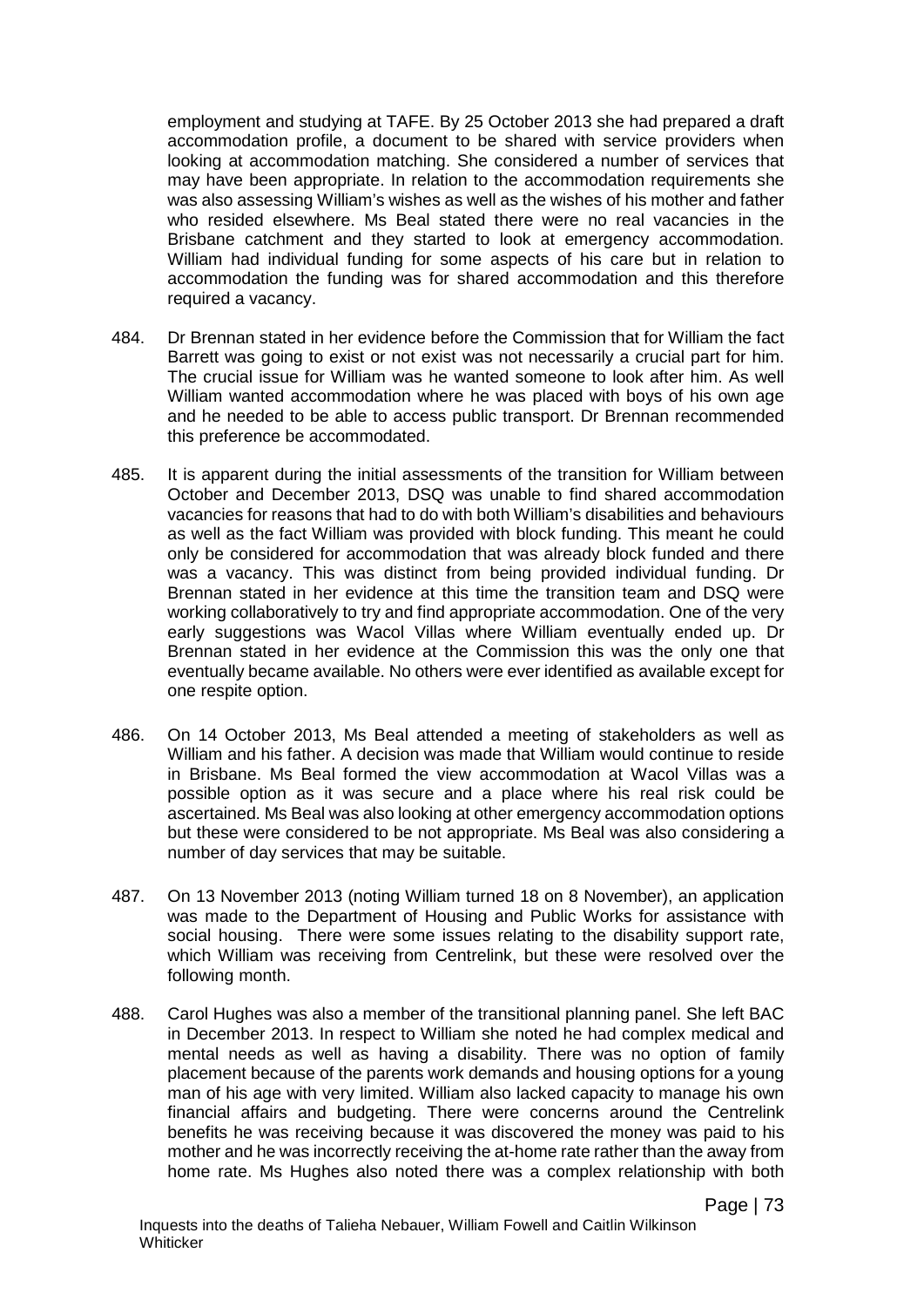employment and studying at TAFE. By 25 October 2013 she had prepared a draft accommodation profile, a document to be shared with service providers when looking at accommodation matching. She considered a number of services that may have been appropriate. In relation to the accommodation requirements she was also assessing William's wishes as well as the wishes of his mother and father who resided elsewhere. Ms Beal stated there were no real vacancies in the Brisbane catchment and they started to look at emergency accommodation. William had individual funding for some aspects of his care but in relation to accommodation the funding was for shared accommodation and this therefore required a vacancy.

484. Dr Brennan stated in her evidence before the Commission that for William the fact Barrett was going to exist or not exist was not necessarily a crucial part for him. The crucial issue for William was he wanted someone to look after him. As well William wanted accommodation where he was placed with boys of his own age and he needed to be able to access public transport. Dr Brennan recommended this preference be accommodated.

485. It is apparent during the initial assessments of the transition for William between October and December 2013, DSQ was unable to find shared accommodation vacancies for reasons that had to do with both William's disabilities and behaviours as well as the fact William was provided with block funding. This meant he could only be considered for accommodation that was already block funded and there was a vacancy. This was distinct from being provided individual funding. Dr Brennan stated in her evidence at this time the transition team and DSQ were working collaboratively to try and find appropriate accommodation. One of the very early suggestions was Wacol Villas where William eventually ended up. Dr Brennan stated in her evidence at the Commission this was the only one that eventually became available. No others were ever identified as available except for one respite option.

486. On 14 October 2013, Ms Beal attended a meeting of stakeholders as well as William and his father. A decision was made that William would continue to reside in Brisbane. Ms Beal formed the view accommodation at Wacol Villas was a possible option as it was secure and a place where his real risk could be ascertained. Ms Beal was also looking at other emergency accommodation options but these were considered to be not appropriate. Ms Beal was also considering a number of day services that may be suitable.

487. On 13 November 2013 (noting William turned 18 on 8 November), an application was made to the Department of Housing and Public Works for assistance with social housing. There were some issues relating to the disability support rate, which William was receiving from Centrelink, but these were resolved over the following month.

488. Carol Hughes was also a member of the transitional planning panel. She left BAC in December 2013. In respect to William she noted he had complex medical and mental needs as well as having a disability. There was no option of family placement because of the parents work demands and housing options for a young man of his age with very limited. William also lacked capacity to manage his own financial affairs and budgeting. There were concerns around the Centrelink benefits he was receiving because it was discovered the money was paid to his mother and he was incorrectly receiving the at-home rate rather than the away from home rate. Ms Hughes also noted there was a complex relationship with both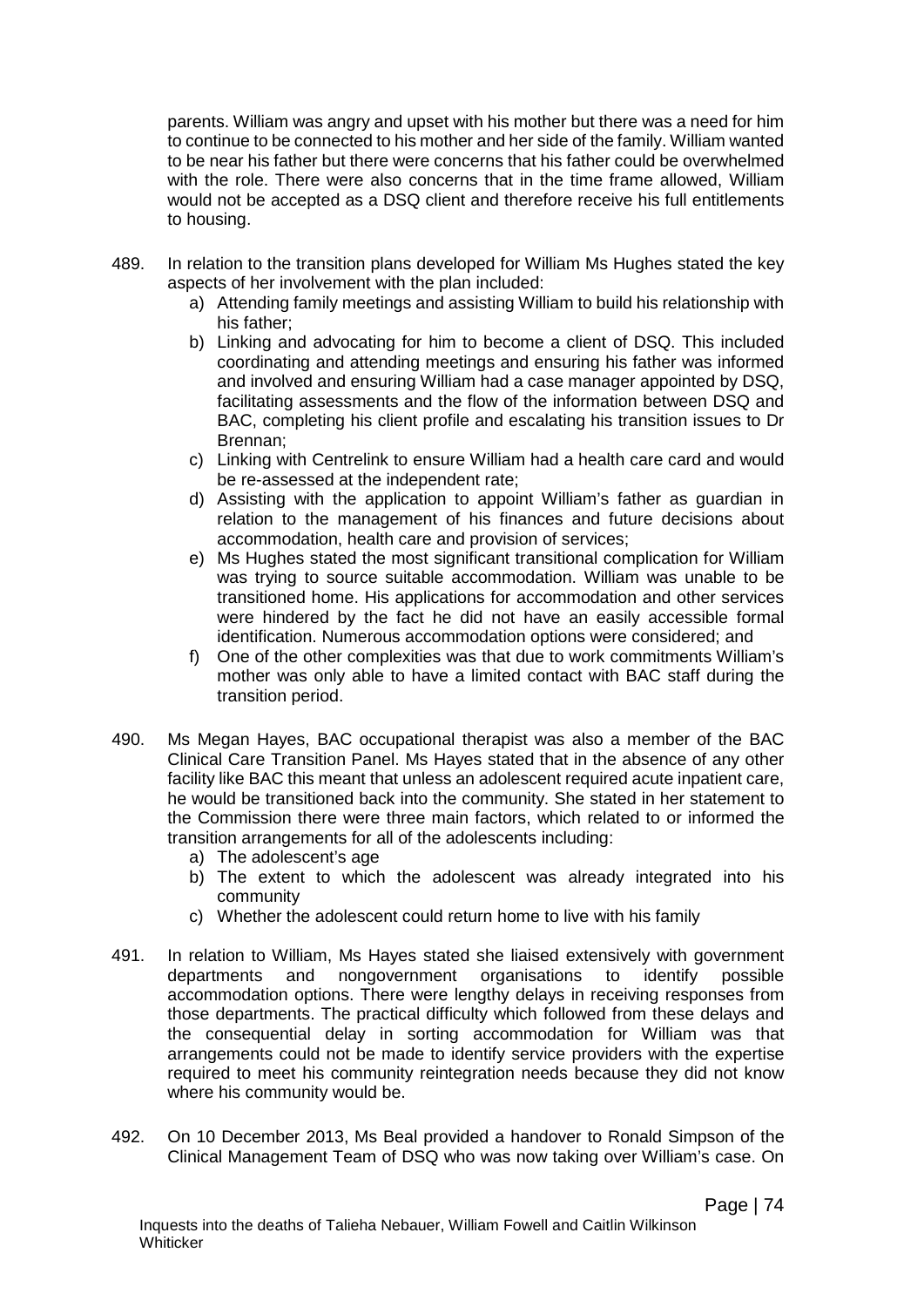parents. William was angry and upset with his mother but there was a need for him to continue to be connected to his mother and her side of the family. William wanted to be near his father but there were concerns that his father could be overwhelmed with the role. There were also concerns that in the time frame allowed, William would not be accepted as a DSQ client and therefore receive his full entitlements to housing.

489. In relation to the transition plans developed for William Ms Hughes stated the key aspects of her involvement with the plan included:
   a) Attending family meetings and assisting William to build his relationship with his father;
   b) Linking and advocating for him to become a client of DSQ. This included coordinating and attending meetings and ensuring his father was informed and involved and ensuring William had a case manager appointed by DSQ, facilitating assessments and the flow of the information between DSQ and BAC, completing his client profile and escalating his transition issues to Dr Brennan;
   c) Linking with Centrelink to ensure William had a health care card and would be re-assessed at the independent rate;
   d) Assisting with the application to appoint William's father as guardian in relation to the management of his finances and future decisions about accommodation, health care and provision of services;
   e) Ms Hughes stated the most significant transitional complication for William was trying to source suitable accommodation. William was unable to be transitioned home. His applications for accommodation and other services were hindered by the fact he did not have an easily accessible formal identification. Numerous accommodation options were considered; and
   f) One of the other complexities was that due to work commitments William's mother was only able to have a limited contact with BAC staff during the transition period.

490. Ms Megan Hayes, BAC occupational therapist was also a member of the BAC Clinical Care Transition Panel. Ms Hayes stated that in the absence of any other facility like BAC this meant that unless an adolescent required acute inpatient care, he would be transitioned back into the community. She stated in her statement to the Commission there were three main factors, which related to or informed the transition arrangements for all of the adolescents including:
   a) The adolescent's age
   b) The extent to which the adolescent was already integrated into his community
   c) Whether the adolescent could return home to live with his family

491. In relation to William, Ms Hayes stated she liaised extensively with government departments and nongovernment organisations to identify possible accommodation options. There were lengthy delays in receiving responses from those departments. The practical difficulty which followed from these delays and the consequential delay in sorting accommodation for William was that arrangements could not be made to identify service providers with the expertise required to meet his community reintegration needs because they did not know where his community would be.

492. On 10 December 2013, Ms Beal provided a handover to Ronald Simpson of the Clinical Management Team of DSQ who was now taking over William's case. On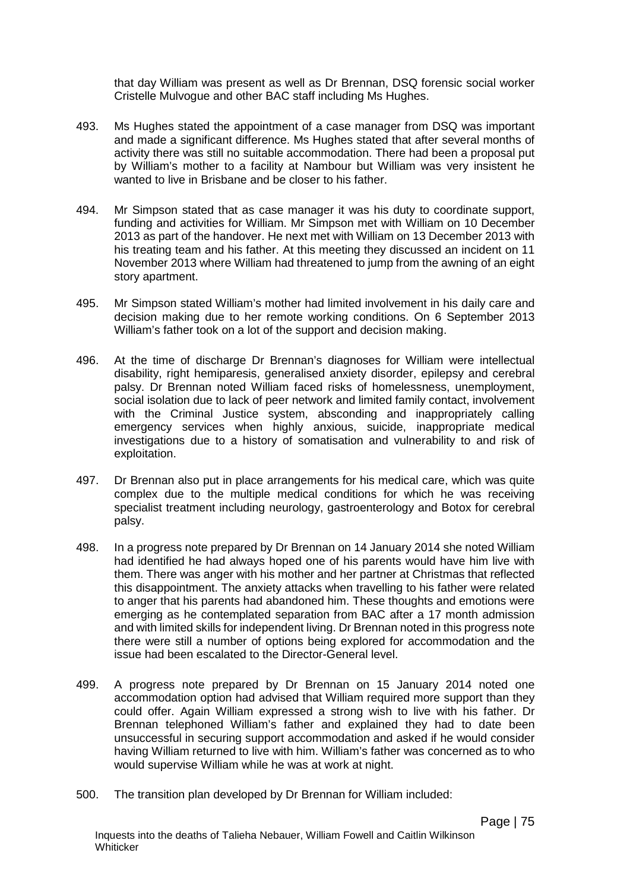that day William was present as well as Dr Brennan, DSQ forensic social worker Cristelle Mulvogue and other BAC staff including Ms Hughes.

493. Ms Hughes stated the appointment of a case manager from DSQ was important and made a significant difference. Ms Hughes stated that after several months of activity there was still no suitable accommodation. There had been a proposal put by William's mother to a facility at Nambour but William was very insistent he wanted to live in Brisbane and be closer to his father.

494. Mr Simpson stated that as case manager it was his duty to coordinate support, funding and activities for William. Mr Simpson met with William on 10 December 2013 as part of the handover. He next met with William on 13 December 2013 with his treating team and his father. At this meeting they discussed an incident on 11 November 2013 where William had threatened to jump from the awning of an eight story apartment.

495. Mr Simpson stated William's mother had limited involvement in his daily care and decision making due to her remote working conditions. On 6 September 2013 William's father took on a lot of the support and decision making.

496. At the time of discharge Dr Brennan's diagnoses for William were intellectual disability, right hemiparesis, generalised anxiety disorder, epilepsy and cerebral palsy. Dr Brennan noted William faced risks of homelessness, unemployment, social isolation due to lack of peer network and limited family contact, involvement with the Criminal Justice system, absconding and inappropriately calling emergency services when highly anxious, suicide, inappropriate medical investigations due to a history of somatisation and vulnerability to and risk of exploitation.

497. Dr Brennan also put in place arrangements for his medical care, which was quite complex due to the multiple medical conditions for which he was receiving specialist treatment including neurology, gastroenterology and Botox for cerebral palsy.

498. In a progress note prepared by Dr Brennan on 14 January 2014 she noted William had identified he had always hoped one of his parents would have him live with them. There was anger with his mother and her partner at Christmas that reflected this disappointment. The anxiety attacks when travelling to his father were related to anger that his parents had abandoned him. These thoughts and emotions were emerging as he contemplated separation from BAC after a 17 month admission and with limited skills for independent living. Dr Brennan noted in this progress note there were still a number of options being explored for accommodation and the issue had been escalated to the Director-General level.

499. A progress note prepared by Dr Brennan on 15 January 2014 noted one accommodation option had advised that William required more support than they could offer. Again William expressed a strong wish to live with his father. Dr Brennan telephoned William's father and explained they had to date been unsuccessful in securing support accommodation and asked if he would consider having William returned to live with him. William's father was concerned as to who would supervise William while he was at work at night.

500. The transition plan developed by Dr Brennan for William included: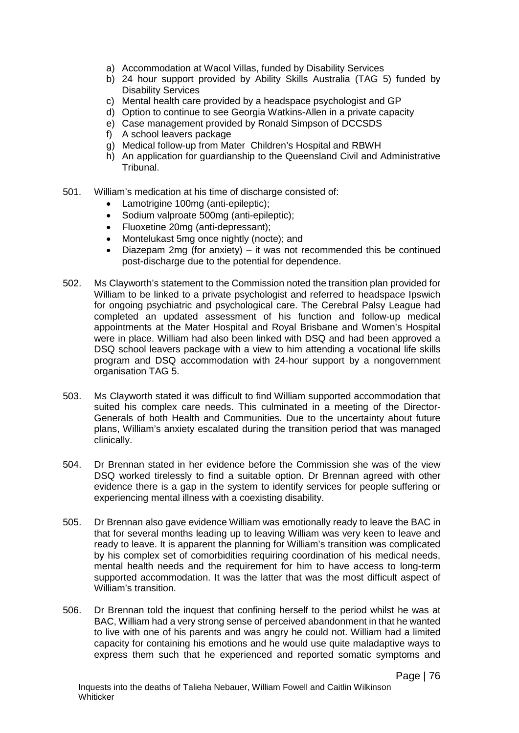a) Accommodation at Wacol Villas, funded by Disability Services
b) 24 hour support provided by Ability Skills Australia (TAG 5) funded by Disability Services
c) Mental health care provided by a headspace psychologist and GP
d) Option to continue to see Georgia Watkins-Allen in a private capacity
e) Case management provided by Ronald Simpson of DCCSDS
f) A school leavers package
g) Medical follow-up from Mater Children's Hospital and RBWH
h) An application for guardianship to the Queensland Civil and Administrative Tribunal.

501. William's medication at his time of discharge consisted of:
- Lamotrigine 100mg (anti-epileptic);
- Sodium valproate 500mg (anti-epileptic);
- Fluoxetine 20mg (anti-depressant);
- Montelukast 5mg once nightly (nocte); and
- Diazepam 2mg (for anxiety) – it was not recommended this be continued post-discharge due to the potential for dependence.

502. Ms Clayworth's statement to the Commission noted the transition plan provided for William to be linked to a private psychologist and referred to headspace Ipswich for ongoing psychiatric and psychological care. The Cerebral Palsy League had completed an updated assessment of his function and follow-up medical appointments at the Mater Hospital and Royal Brisbane and Women's Hospital were in place. William had also been linked with DSQ and had been approved a DSQ school leavers package with a view to him attending a vocational life skills program and DSQ accommodation with 24-hour support by a nongovernment organisation TAG 5.

503. Ms Clayworth stated it was difficult to find William supported accommodation that suited his complex care needs. This culminated in a meeting of the Director-Generals of both Health and Communities. Due to the uncertainty about future plans, William's anxiety escalated during the transition period that was managed clinically.

504. Dr Brennan stated in her evidence before the Commission she was of the view DSQ worked tirelessly to find a suitable option. Dr Brennan agreed with other evidence there is a gap in the system to identify services for people suffering or experiencing mental illness with a coexisting disability.

505. Dr Brennan also gave evidence William was emotionally ready to leave the BAC in that for several months leading up to leaving William was very keen to leave and ready to leave. It is apparent the planning for William's transition was complicated by his complex set of comorbidities requiring coordination of his medical needs, mental health needs and the requirement for him to have access to long-term supported accommodation. It was the latter that was the most difficult aspect of William's transition.

506. Dr Brennan told the inquest that confining herself to the period whilst he was at BAC, William had a very strong sense of perceived abandonment in that he wanted to live with one of his parents and was angry he could not. William had a limited capacity for containing his emotions and he would use quite maladaptive ways to express them such that he experienced and reported somatic symptoms and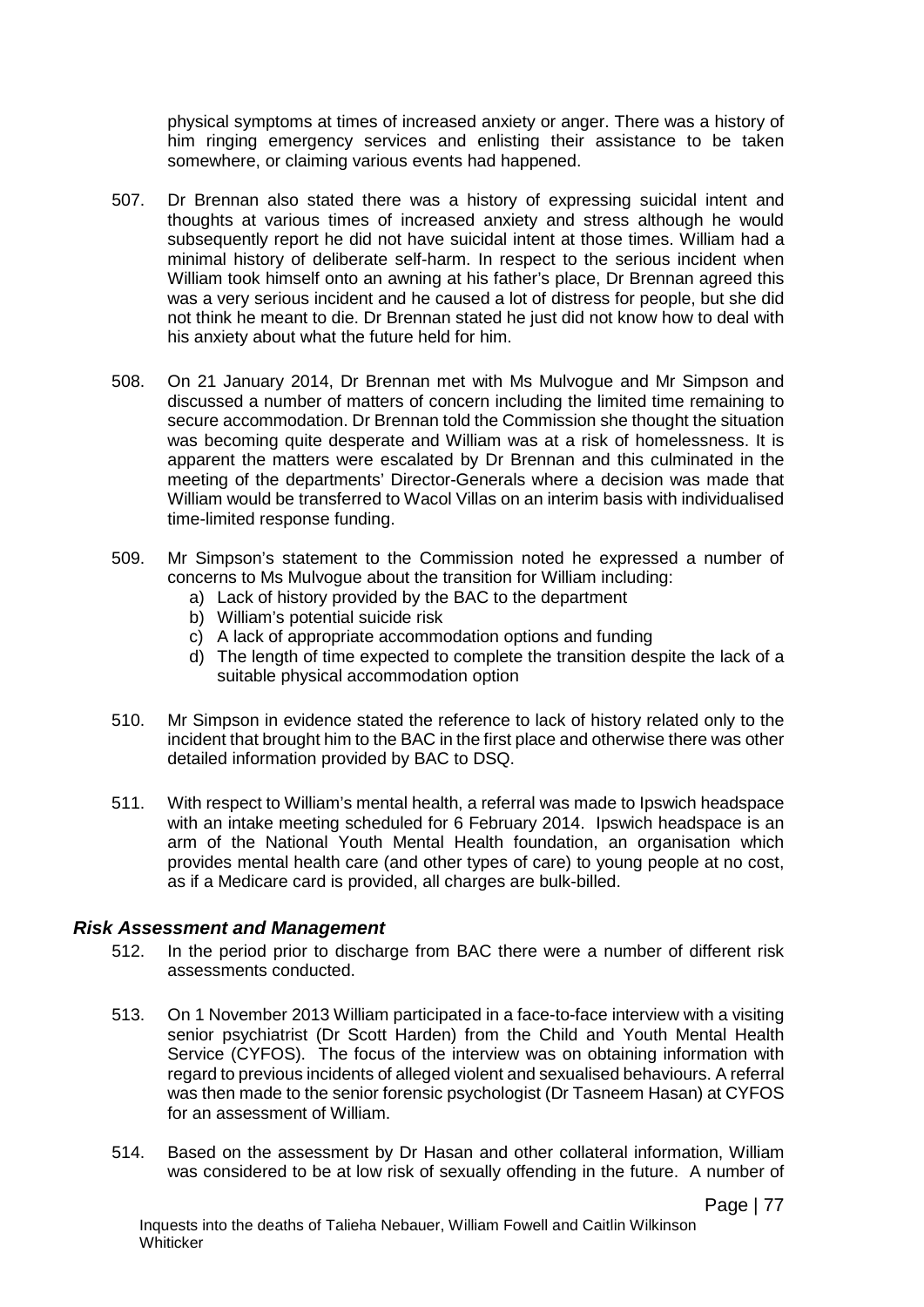physical symptoms at times of increased anxiety or anger. There was a history of him ringing emergency services and enlisting their assistance to be taken somewhere, or claiming various events had happened.

507. Dr Brennan also stated there was a history of expressing suicidal intent and thoughts at various times of increased anxiety and stress although he would subsequently report he did not have suicidal intent at those times. William had a minimal history of deliberate self-harm. In respect to the serious incident when William took himself onto an awning at his father's place, Dr Brennan agreed this was a very serious incident and he caused a lot of distress for people, but she did not think he meant to die. Dr Brennan stated he just did not know how to deal with his anxiety about what the future held for him.

508. On 21 January 2014, Dr Brennan met with Ms Mulvogue and Mr Simpson and discussed a number of matters of concern including the limited time remaining to secure accommodation. Dr Brennan told the Commission she thought the situation was becoming quite desperate and William was at a risk of homelessness. It is apparent the matters were escalated by Dr Brennan and this culminated in the meeting of the departments' Director-Generals where a decision was made that William would be transferred to Wacol Villas on an interim basis with individualised time-limited response funding.

509. Mr Simpson's statement to the Commission noted he expressed a number of concerns to Ms Mulvogue about the transition for William including:
    a) Lack of history provided by the BAC to the department
    b) William's potential suicide risk
    c) A lack of appropriate accommodation options and funding
    d) The length of time expected to complete the transition despite the lack of a suitable physical accommodation option

510. Mr Simpson in evidence stated the reference to lack of history related only to the incident that brought him to the BAC in the first place and otherwise there was other detailed information provided by BAC to DSQ.

511. With respect to William's mental health, a referral was made to Ipswich headspace with an intake meeting scheduled for 6 February 2014. Ipswich headspace is an arm of the National Youth Mental Health foundation, an organisation which provides mental health care (and other types of care) to young people at no cost, as if a Medicare card is provided, all charges are bulk-billed.

### *Risk Assessment and Management*

512. In the period prior to discharge from BAC there were a number of different risk assessments conducted.

513. On 1 November 2013 William participated in a face-to-face interview with a visiting senior psychiatrist (Dr Scott Harden) from the Child and Youth Mental Health Service (CYFOS). The focus of the interview was on obtaining information with regard to previous incidents of alleged violent and sexualised behaviours. A referral was then made to the senior forensic psychologist (Dr Tasneem Hasan) at CYFOS for an assessment of William.

514. Based on the assessment by Dr Hasan and other collateral information, William was considered to be at low risk of sexually offending in the future. A number of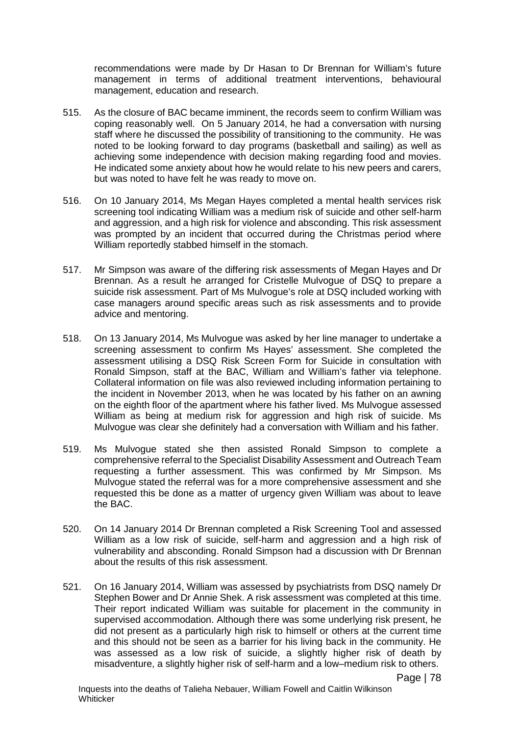recommendations were made by Dr Hasan to Dr Brennan for William's future management in terms of additional treatment interventions, behavioural management, education and research.

515. As the closure of BAC became imminent, the records seem to confirm William was coping reasonably well. On 5 January 2014, he had a conversation with nursing staff where he discussed the possibility of transitioning to the community. He was noted to be looking forward to day programs (basketball and sailing) as well as achieving some independence with decision making regarding food and movies. He indicated some anxiety about how he would relate to his new peers and carers, but was noted to have felt he was ready to move on.

516. On 10 January 2014, Ms Megan Hayes completed a mental health services risk screening tool indicating William was a medium risk of suicide and other self-harm and aggression, and a high risk for violence and absconding. This risk assessment was prompted by an incident that occurred during the Christmas period where William reportedly stabbed himself in the stomach.

517. Mr Simpson was aware of the differing risk assessments of Megan Hayes and Dr Brennan. As a result he arranged for Cristelle Mulvogue of DSQ to prepare a suicide risk assessment. Part of Ms Mulvogue's role at DSQ included working with case managers around specific areas such as risk assessments and to provide advice and mentoring.

518. On 13 January 2014, Ms Mulvogue was asked by her line manager to undertake a screening assessment to confirm Ms Hayes' assessment. She completed the assessment utilising a DSQ Risk Screen Form for Suicide in consultation with Ronald Simpson, staff at the BAC, William and William's father via telephone. Collateral information on file was also reviewed including information pertaining to the incident in November 2013, when he was located by his father on an awning on the eighth floor of the apartment where his father lived. Ms Mulvogue assessed William as being at medium risk for aggression and high risk of suicide. Ms Mulvogue was clear she definitely had a conversation with William and his father.

519. Ms Mulvogue stated she then assisted Ronald Simpson to complete a comprehensive referral to the Specialist Disability Assessment and Outreach Team requesting a further assessment. This was confirmed by Mr Simpson. Ms Mulvogue stated the referral was for a more comprehensive assessment and she requested this be done as a matter of urgency given William was about to leave the BAC.

520. On 14 January 2014 Dr Brennan completed a Risk Screening Tool and assessed William as a low risk of suicide, self-harm and aggression and a high risk of vulnerability and absconding. Ronald Simpson had a discussion with Dr Brennan about the results of this risk assessment.

521. On 16 January 2014, William was assessed by psychiatrists from DSQ namely Dr Stephen Bower and Dr Annie Shek. A risk assessment was completed at this time. Their report indicated William was suitable for placement in the community in supervised accommodation. Although there was some underlying risk present, he did not present as a particularly high risk to himself or others at the current time and this should not be seen as a barrier for his living back in the community. He was assessed as a low risk of suicide, a slightly higher risk of death by misadventure, a slightly higher risk of self-harm and a low–medium risk to others.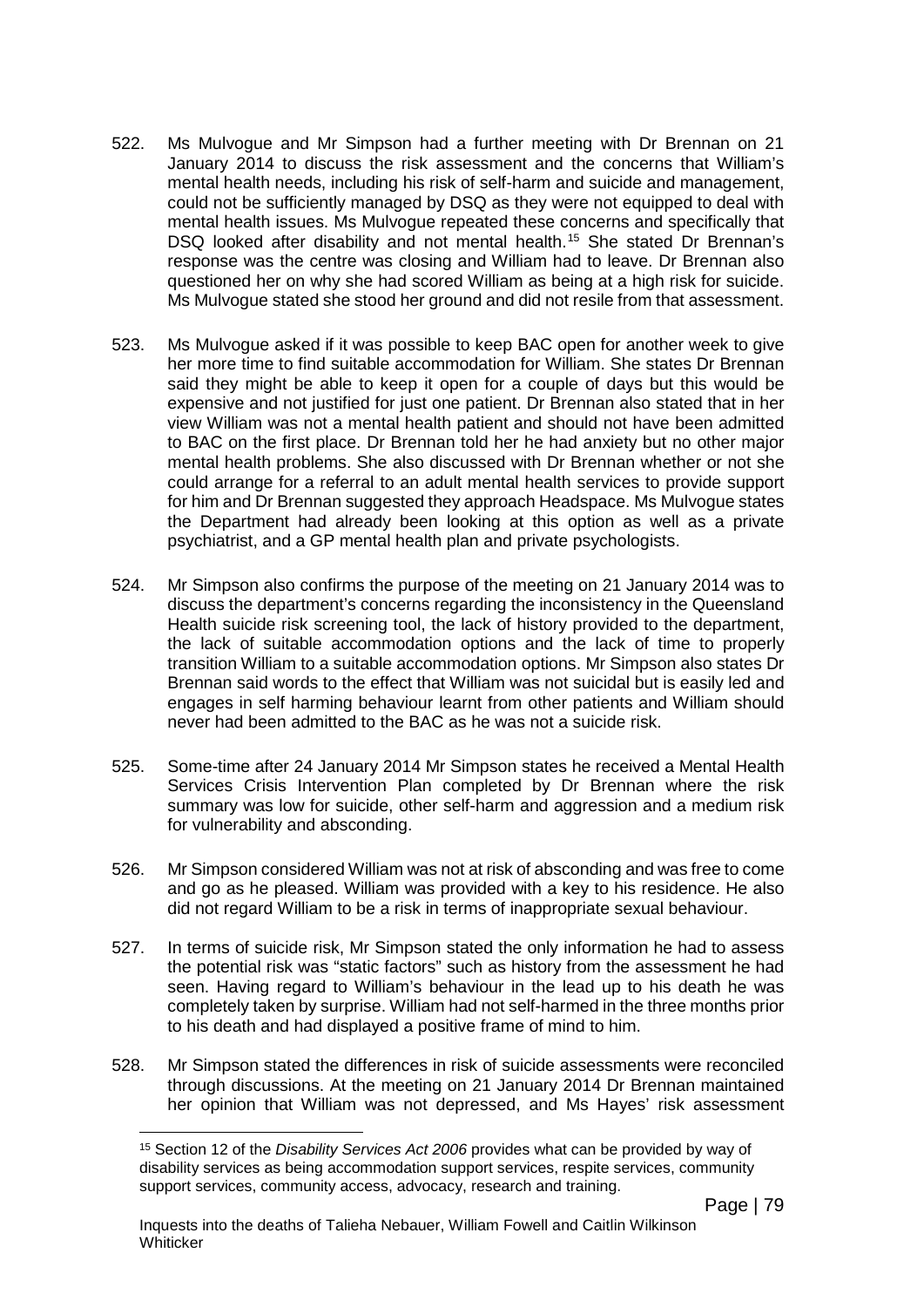522. Ms Mulvogue and Mr Simpson had a further meeting with Dr Brennan on 21 January 2014 to discuss the risk assessment and the concerns that William's mental health needs, including his risk of self-harm and suicide and management, could not be sufficiently managed by DSQ as they were not equipped to deal with mental health issues. Ms Mulvogue repeated these concerns and specifically that DSQ looked after disability and not mental health.[15] She stated Dr Brennan's response was the centre was closing and William had to leave. Dr Brennan also questioned her on why she had scored William as being at a high risk for suicide. Ms Mulvogue stated she stood her ground and did not resile from that assessment.

523. Ms Mulvogue asked if it was possible to keep BAC open for another week to give her more time to find suitable accommodation for William. She states Dr Brennan said they might be able to keep it open for a couple of days but this would be expensive and not justified for just one patient. Dr Brennan also stated that in her view William was not a mental health patient and should not have been admitted to BAC on the first place. Dr Brennan told her he had anxiety but no other major mental health problems. She also discussed with Dr Brennan whether or not she could arrange for a referral to an adult mental health services to provide support for him and Dr Brennan suggested they approach Headspace. Ms Mulvogue states the Department had already been looking at this option as well as a private psychiatrist, and a GP mental health plan and private psychologists.

524. Mr Simpson also confirms the purpose of the meeting on 21 January 2014 was to discuss the department's concerns regarding the inconsistency in the Queensland Health suicide risk screening tool, the lack of history provided to the department, the lack of suitable accommodation options and the lack of time to properly transition William to a suitable accommodation options. Mr Simpson also states Dr Brennan said words to the effect that William was not suicidal but is easily led and engages in self harming behaviour learnt from other patients and William should never had been admitted to the BAC as he was not a suicide risk.

525. Some-time after 24 January 2014 Mr Simpson states he received a Mental Health Services Crisis Intervention Plan completed by Dr Brennan where the risk summary was low for suicide, other self-harm and aggression and a medium risk for vulnerability and absconding.

526. Mr Simpson considered William was not at risk of absconding and was free to come and go as he pleased. William was provided with a key to his residence. He also did not regard William to be a risk in terms of inappropriate sexual behaviour.

527. In terms of suicide risk, Mr Simpson stated the only information he had to assess the potential risk was "static factors" such as history from the assessment he had seen. Having regard to William's behaviour in the lead up to his death he was completely taken by surprise. William had not self-harmed in the three months prior to his death and had displayed a positive frame of mind to him.

528. Mr Simpson stated the differences in risk of suicide assessments were reconciled through discussions. At the meeting on 21 January 2014 Dr Brennan maintained her opinion that William was not depressed, and Ms Hayes' risk assessment

---

[15] Section 12 of the *Disability Services Act 2006* provides what can be provided by way of disability services as being accommodation support services, respite services, community support services, community access, advocacy, research and training.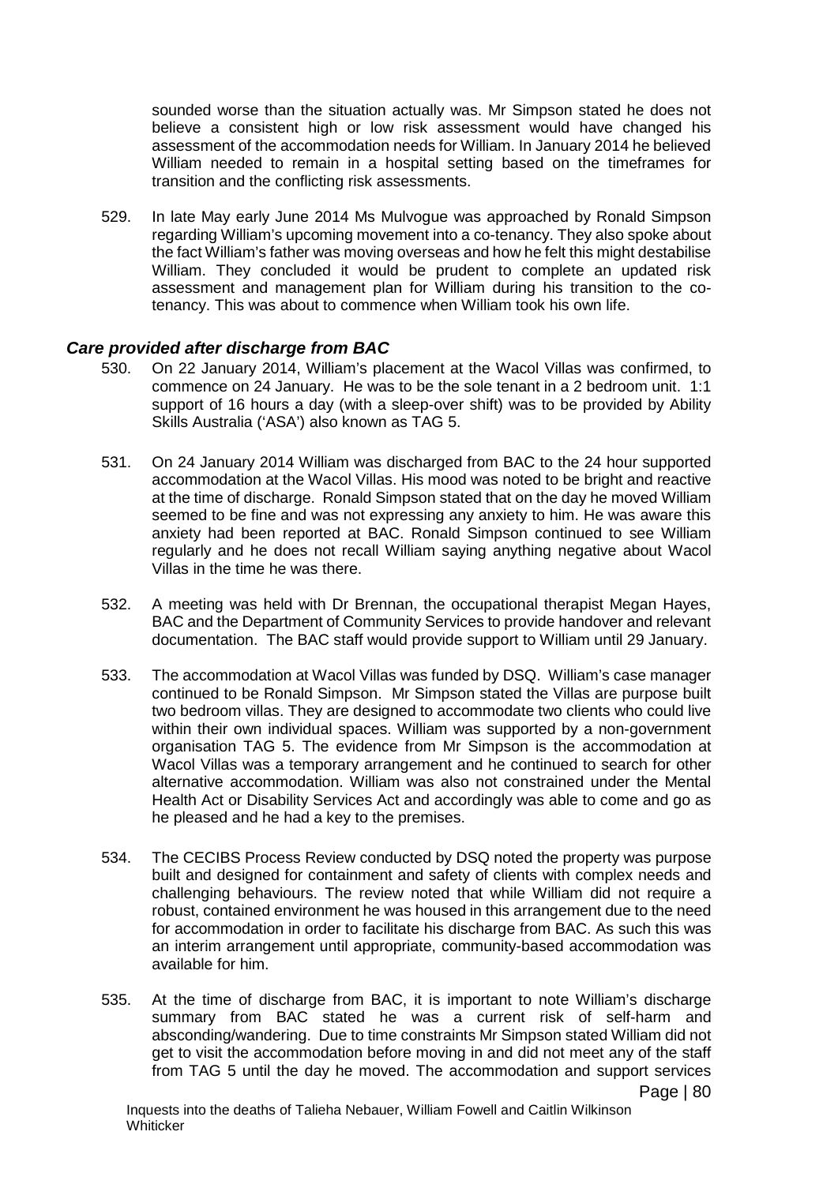sounded worse than the situation actually was. Mr Simpson stated he does not believe a consistent high or low risk assessment would have changed his assessment of the accommodation needs for William. In January 2014 he believed William needed to remain in a hospital setting based on the timeframes for transition and the conflicting risk assessments.

529. In late May early June 2014 Ms Mulvogue was approached by Ronald Simpson regarding William's upcoming movement into a co-tenancy. They also spoke about the fact William's father was moving overseas and how he felt this might destabilise William. They concluded it would be prudent to complete an updated risk assessment and management plan for William during his transition to the co-tenancy. This was about to commence when William took his own life.

### *Care provided after discharge from BAC*

530. On 22 January 2014, William's placement at the Wacol Villas was confirmed, to commence on 24 January. He was to be the sole tenant in a 2 bedroom unit. 1:1 support of 16 hours a day (with a sleep-over shift) was to be provided by Ability Skills Australia ('ASA') also known as TAG 5.

531. On 24 January 2014 William was discharged from BAC to the 24 hour supported accommodation at the Wacol Villas. His mood was noted to be bright and reactive at the time of discharge. Ronald Simpson stated that on the day he moved William seemed to be fine and was not expressing any anxiety to him. He was aware this anxiety had been reported at BAC. Ronald Simpson continued to see William regularly and he does not recall William saying anything negative about Wacol Villas in the time he was there.

532. A meeting was held with Dr Brennan, the occupational therapist Megan Hayes, BAC and the Department of Community Services to provide handover and relevant documentation. The BAC staff would provide support to William until 29 January.

533. The accommodation at Wacol Villas was funded by DSQ. William's case manager continued to be Ronald Simpson. Mr Simpson stated the Villas are purpose built two bedroom villas. They are designed to accommodate two clients who could live within their own individual spaces. William was supported by a non-government organisation TAG 5. The evidence from Mr Simpson is the accommodation at Wacol Villas was a temporary arrangement and he continued to search for other alternative accommodation. William was also not constrained under the Mental Health Act or Disability Services Act and accordingly was able to come and go as he pleased and he had a key to the premises.

534. The CECIBS Process Review conducted by DSQ noted the property was purpose built and designed for containment and safety of clients with complex needs and challenging behaviours. The review noted that while William did not require a robust, contained environment he was housed in this arrangement due to the need for accommodation in order to facilitate his discharge from BAC. As such this was an interim arrangement until appropriate, community-based accommodation was available for him.

535. At the time of discharge from BAC, it is important to note William's discharge summary from BAC stated he was a current risk of self-harm and absconding/wandering. Due to time constraints Mr Simpson stated William did not get to visit the accommodation before moving in and did not meet any of the staff from TAG 5 until the day he moved. The accommodation and support services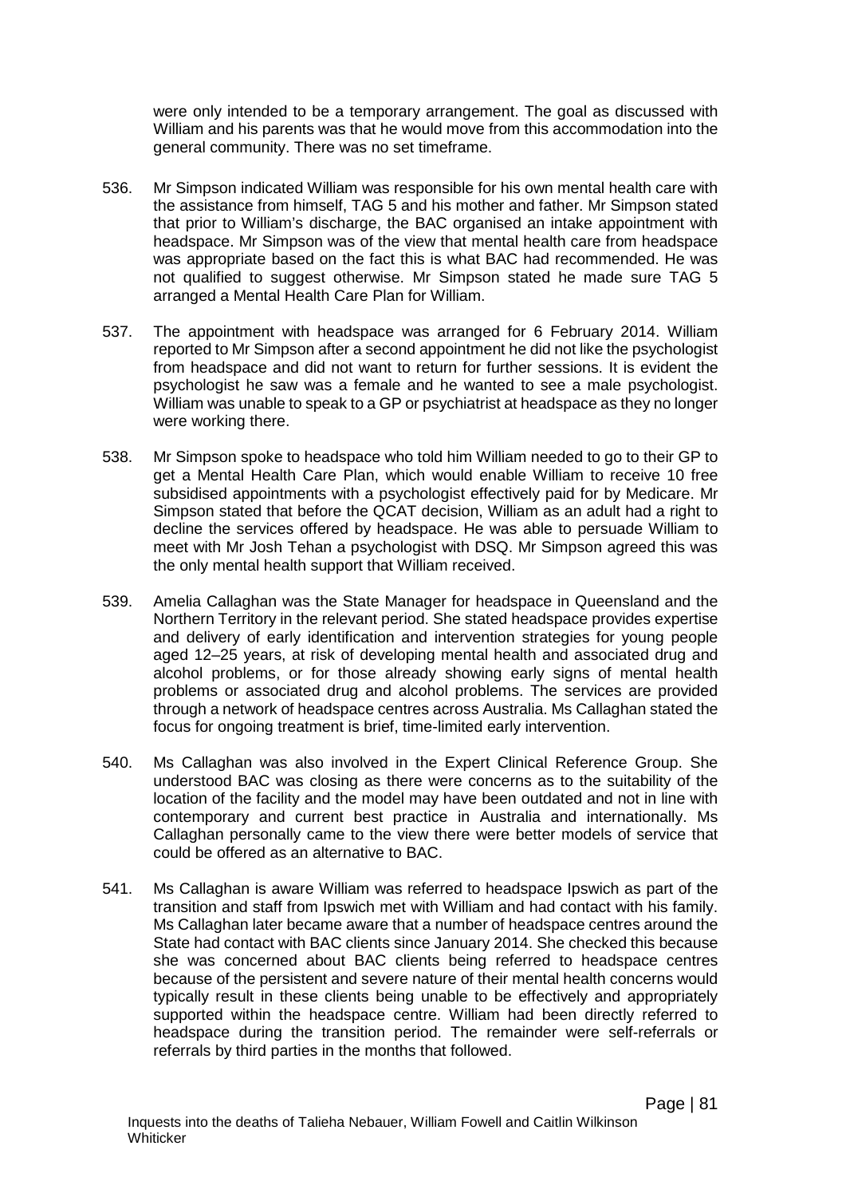were only intended to be a temporary arrangement. The goal as discussed with William and his parents was that he would move from this accommodation into the general community. There was no set timeframe.

536. Mr Simpson indicated William was responsible for his own mental health care with the assistance from himself, TAG 5 and his mother and father. Mr Simpson stated that prior to William's discharge, the BAC organised an intake appointment with headspace. Mr Simpson was of the view that mental health care from headspace was appropriate based on the fact this is what BAC had recommended. He was not qualified to suggest otherwise. Mr Simpson stated he made sure TAG 5 arranged a Mental Health Care Plan for William.

537. The appointment with headspace was arranged for 6 February 2014. William reported to Mr Simpson after a second appointment he did not like the psychologist from headspace and did not want to return for further sessions. It is evident the psychologist he saw was a female and he wanted to see a male psychologist. William was unable to speak to a GP or psychiatrist at headspace as they no longer were working there.

538. Mr Simpson spoke to headspace who told him William needed to go to their GP to get a Mental Health Care Plan, which would enable William to receive 10 free subsidised appointments with a psychologist effectively paid for by Medicare. Mr Simpson stated that before the QCAT decision, William as an adult had a right to decline the services offered by headspace. He was able to persuade William to meet with Mr Josh Tehan a psychologist with DSQ. Mr Simpson agreed this was the only mental health support that William received.

539. Amelia Callaghan was the State Manager for headspace in Queensland and the Northern Territory in the relevant period. She stated headspace provides expertise and delivery of early identification and intervention strategies for young people aged 12–25 years, at risk of developing mental health and associated drug and alcohol problems, or for those already showing early signs of mental health problems or associated drug and alcohol problems. The services are provided through a network of headspace centres across Australia. Ms Callaghan stated the focus for ongoing treatment is brief, time-limited early intervention.

540. Ms Callaghan was also involved in the Expert Clinical Reference Group. She understood BAC was closing as there were concerns as to the suitability of the location of the facility and the model may have been outdated and not in line with contemporary and current best practice in Australia and internationally. Ms Callaghan personally came to the view there were better models of service that could be offered as an alternative to BAC.

541. Ms Callaghan is aware William was referred to headspace Ipswich as part of the transition and staff from Ipswich met with William and had contact with his family. Ms Callaghan later became aware that a number of headspace centres around the State had contact with BAC clients since January 2014. She checked this because she was concerned about BAC clients being referred to headspace centres because of the persistent and severe nature of their mental health concerns would typically result in these clients being unable to be effectively and appropriately supported within the headspace centre. William had been directly referred to headspace during the transition period. The remainder were self-referrals or referrals by third parties in the months that followed.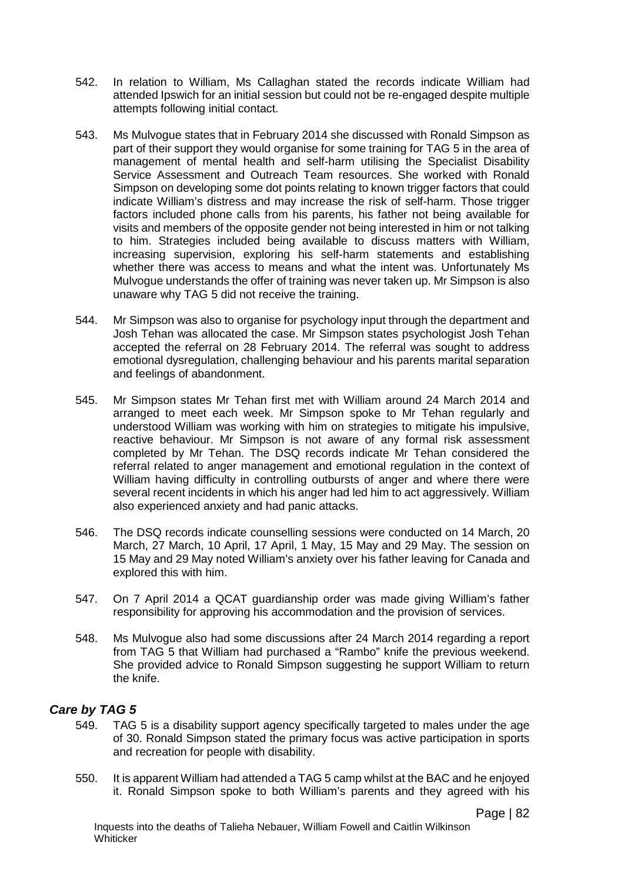542. In relation to William, Ms Callaghan stated the records indicate William had attended Ipswich for an initial session but could not be re-engaged despite multiple attempts following initial contact.

543. Ms Mulvogue states that in February 2014 she discussed with Ronald Simpson as part of their support they would organise for some training for TAG 5 in the area of management of mental health and self-harm utilising the Specialist Disability Service Assessment and Outreach Team resources. She worked with Ronald Simpson on developing some dot points relating to known trigger factors that could indicate William's distress and may increase the risk of self-harm. Those trigger factors included phone calls from his parents, his father not being available for visits and members of the opposite gender not being interested in him or not talking to him. Strategies included being available to discuss matters with William, increasing supervision, exploring his self-harm statements and establishing whether there was access to means and what the intent was. Unfortunately Ms Mulvogue understands the offer of training was never taken up. Mr Simpson is also unaware why TAG 5 did not receive the training.

544. Mr Simpson was also to organise for psychology input through the department and Josh Tehan was allocated the case. Mr Simpson states psychologist Josh Tehan accepted the referral on 28 February 2014. The referral was sought to address emotional dysregulation, challenging behaviour and his parents marital separation and feelings of abandonment.

545. Mr Simpson states Mr Tehan first met with William around 24 March 2014 and arranged to meet each week. Mr Simpson spoke to Mr Tehan regularly and understood William was working with him on strategies to mitigate his impulsive, reactive behaviour. Mr Simpson is not aware of any formal risk assessment completed by Mr Tehan. The DSQ records indicate Mr Tehan considered the referral related to anger management and emotional regulation in the context of William having difficulty in controlling outbursts of anger and where there were several recent incidents in which his anger had led him to act aggressively. William also experienced anxiety and had panic attacks.

546. The DSQ records indicate counselling sessions were conducted on 14 March, 20 March, 27 March, 10 April, 17 April, 1 May, 15 May and 29 May. The session on 15 May and 29 May noted William's anxiety over his father leaving for Canada and explored this with him.

547. On 7 April 2014 a QCAT guardianship order was made giving William's father responsibility for approving his accommodation and the provision of services.

548. Ms Mulvogue also had some discussions after 24 March 2014 regarding a report from TAG 5 that William had purchased a "Rambo" knife the previous weekend. She provided advice to Ronald Simpson suggesting he support William to return the knife.

### *Care by TAG 5*

549. TAG 5 is a disability support agency specifically targeted to males under the age of 30. Ronald Simpson stated the primary focus was active participation in sports and recreation for people with disability.

550. It is apparent William had attended a TAG 5 camp whilst at the BAC and he enjoyed it. Ronald Simpson spoke to both William's parents and they agreed with his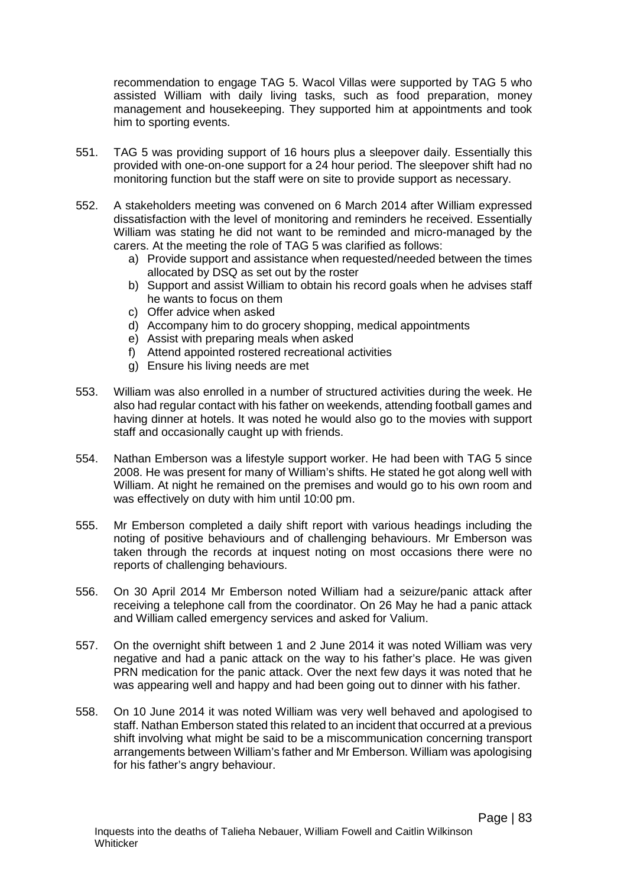recommendation to engage TAG 5. Wacol Villas were supported by TAG 5 who assisted William with daily living tasks, such as food preparation, money management and housekeeping. They supported him at appointments and took him to sporting events.

551. TAG 5 was providing support of 16 hours plus a sleepover daily. Essentially this provided with one-on-one support for a 24 hour period. The sleepover shift had no monitoring function but the staff were on site to provide support as necessary.

552. A stakeholders meeting was convened on 6 March 2014 after William expressed dissatisfaction with the level of monitoring and reminders he received. Essentially William was stating he did not want to be reminded and micro-managed by the carers. At the meeting the role of TAG 5 was clarified as follows:
   a) Provide support and assistance when requested/needed between the times allocated by DSQ as set out by the roster
   b) Support and assist William to obtain his record goals when he advises staff he wants to focus on them
   c) Offer advice when asked
   d) Accompany him to do grocery shopping, medical appointments
   e) Assist with preparing meals when asked
   f) Attend appointed rostered recreational activities
   g) Ensure his living needs are met

553. William was also enrolled in a number of structured activities during the week. He also had regular contact with his father on weekends, attending football games and having dinner at hotels. It was noted he would also go to the movies with support staff and occasionally caught up with friends.

554. Nathan Emberson was a lifestyle support worker. He had been with TAG 5 since 2008. He was present for many of William's shifts. He stated he got along well with William. At night he remained on the premises and would go to his own room and was effectively on duty with him until 10:00 pm.

555. Mr Emberson completed a daily shift report with various headings including the noting of positive behaviours and of challenging behaviours. Mr Emberson was taken through the records at inquest noting on most occasions there were no reports of challenging behaviours.

556. On 30 April 2014 Mr Emberson noted William had a seizure/panic attack after receiving a telephone call from the coordinator. On 26 May he had a panic attack and William called emergency services and asked for Valium.

557. On the overnight shift between 1 and 2 June 2014 it was noted William was very negative and had a panic attack on the way to his father's place. He was given PRN medication for the panic attack. Over the next few days it was noted that he was appearing well and happy and had been going out to dinner with his father.

558. On 10 June 2014 it was noted William was very well behaved and apologised to staff. Nathan Emberson stated this related to an incident that occurred at a previous shift involving what might be said to be a miscommunication concerning transport arrangements between William's father and Mr Emberson. William was apologising for his father's angry behaviour.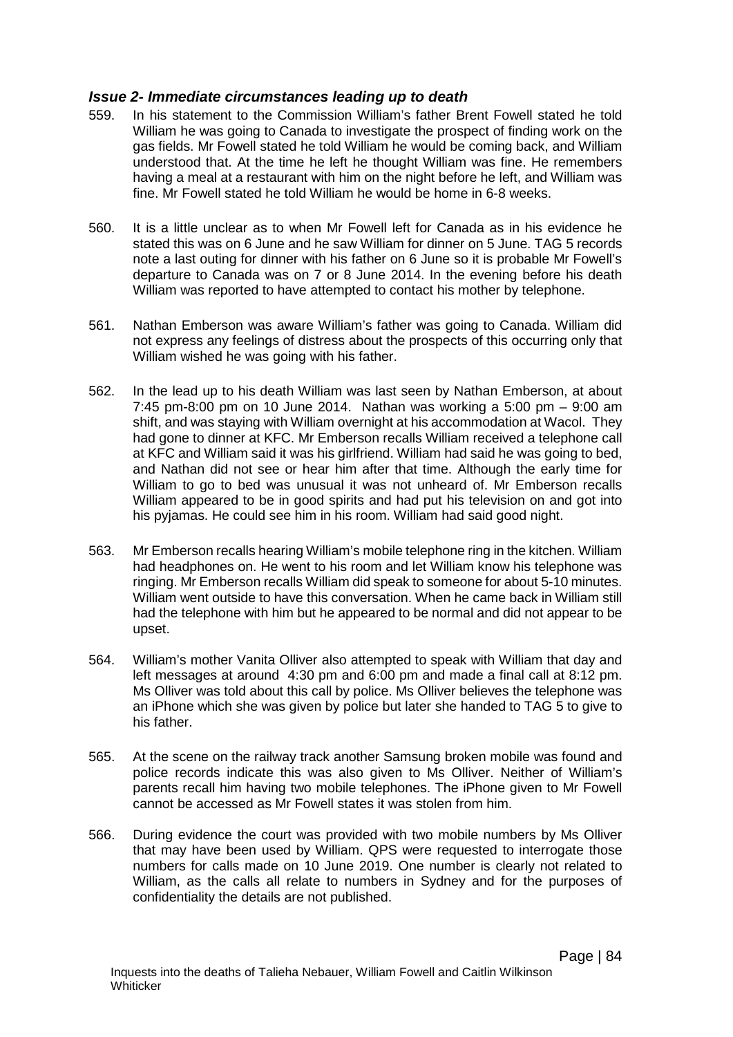### *Issue 2- Immediate circumstances leading up to death*

559. In his statement to the Commission William's father Brent Fowell stated he told William he was going to Canada to investigate the prospect of finding work on the gas fields. Mr Fowell stated he told William he would be coming back, and William understood that. At the time he left he thought William was fine. He remembers having a meal at a restaurant with him on the night before he left, and William was fine. Mr Fowell stated he told William he would be home in 6-8 weeks.

560. It is a little unclear as to when Mr Fowell left for Canada as in his evidence he stated this was on 6 June and he saw William for dinner on 5 June. TAG 5 records note a last outing for dinner with his father on 6 June so it is probable Mr Fowell's departure to Canada was on 7 or 8 June 2014. In the evening before his death William was reported to have attempted to contact his mother by telephone.

561. Nathan Emberson was aware William's father was going to Canada. William did not express any feelings of distress about the prospects of this occurring only that William wished he was going with his father.

562. In the lead up to his death William was last seen by Nathan Emberson, at about 7:45 pm-8:00 pm on 10 June 2014. Nathan was working a 5:00 pm – 9:00 am shift, and was staying with William overnight at his accommodation at Wacol. They had gone to dinner at KFC. Mr Emberson recalls William received a telephone call at KFC and William said it was his girlfriend. William had said he was going to bed, and Nathan did not see or hear him after that time. Although the early time for William to go to bed was unusual it was not unheard of. Mr Emberson recalls William appeared to be in good spirits and had put his television on and got into his pyjamas. He could see him in his room. William had said good night.

563. Mr Emberson recalls hearing William's mobile telephone ring in the kitchen. William had headphones on. He went to his room and let William know his telephone was ringing. Mr Emberson recalls William did speak to someone for about 5-10 minutes. William went outside to have this conversation. When he came back in William still had the telephone with him but he appeared to be normal and did not appear to be upset.

564. William's mother Vanita Olliver also attempted to speak with William that day and left messages at around 4:30 pm and 6:00 pm and made a final call at 8:12 pm. Ms Olliver was told about this call by police. Ms Olliver believes the telephone was an iPhone which she was given by police but later she handed to TAG 5 to give to his father.

565. At the scene on the railway track another Samsung broken mobile was found and police records indicate this was also given to Ms Olliver. Neither of William's parents recall him having two mobile telephones. The iPhone given to Mr Fowell cannot be accessed as Mr Fowell states it was stolen from him.

566. During evidence the court was provided with two mobile numbers by Ms Olliver that may have been used by William. QPS were requested to interrogate those numbers for calls made on 10 June 2019. One number is clearly not related to William, as the calls all relate to numbers in Sydney and for the purposes of confidentiality the details are not published.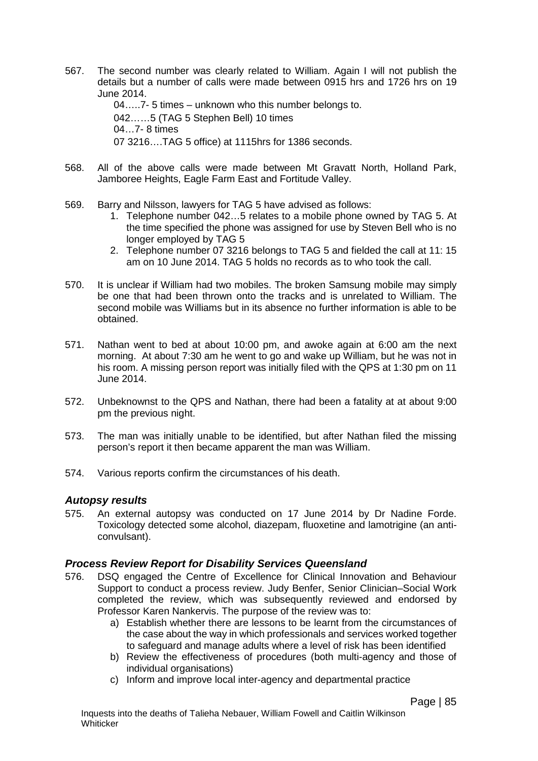567. The second number was clearly related to William. Again I will not publish the details but a number of calls were made between 0915 hrs and 1726 hrs on 19 June 2014.

   04…..7- 5 times – unknown who this number belongs to.
   
   042……5 (TAG 5 Stephen Bell) 10 times
   
   04…7- 8 times
   
   07 3216….TAG 5 office) at 1115hrs for 1386 seconds.

568. All of the above calls were made between Mt Gravatt North, Holland Park, Jamboree Heights, Eagle Farm East and Fortitude Valley.

569. Barry and Nilsson, lawyers for TAG 5 have advised as follows:
   1. Telephone number 042…5 relates to a mobile phone owned by TAG 5. At the time specified the phone was assigned for use by Steven Bell who is no longer employed by TAG 5
   2. Telephone number 07 3216 belongs to TAG 5 and fielded the call at 11: 15 am on 10 June 2014. TAG 5 holds no records as to who took the call.

570. It is unclear if William had two mobiles. The broken Samsung mobile may simply be one that had been thrown onto the tracks and is unrelated to William. The second mobile was Williams but in its absence no further information is able to be obtained.

571. Nathan went to bed at about 10:00 pm, and awoke again at 6:00 am the next morning. At about 7:30 am he went to go and wake up William, but he was not in his room. A missing person report was initially filed with the QPS at 1:30 pm on 11 June 2014.

572. Unbeknownst to the QPS and Nathan, there had been a fatality at at about 9:00 pm the previous night.

573. The man was initially unable to be identified, but after Nathan filed the missing person's report it then became apparent the man was William.

574. Various reports confirm the circumstances of his death.

### *Autopsy results*

575. An external autopsy was conducted on 17 June 2014 by Dr Nadine Forde. Toxicology detected some alcohol, diazepam, fluoxetine and lamotrigine (an anti-convulsant).

### *Process Review Report for Disability Services Queensland*

576. DSQ engaged the Centre of Excellence for Clinical Innovation and Behaviour Support to conduct a process review. Judy Benfer, Senior Clinician–Social Work completed the review, which was subsequently reviewed and endorsed by Professor Karen Nankervis. The purpose of the review was to:
   a) Establish whether there are lessons to be learnt from the circumstances of the case about the way in which professionals and services worked together to safeguard and manage adults where a level of risk has been identified
   b) Review the effectiveness of procedures (both multi-agency and those of individual organisations)
   c) Inform and improve local inter-agency and departmental practice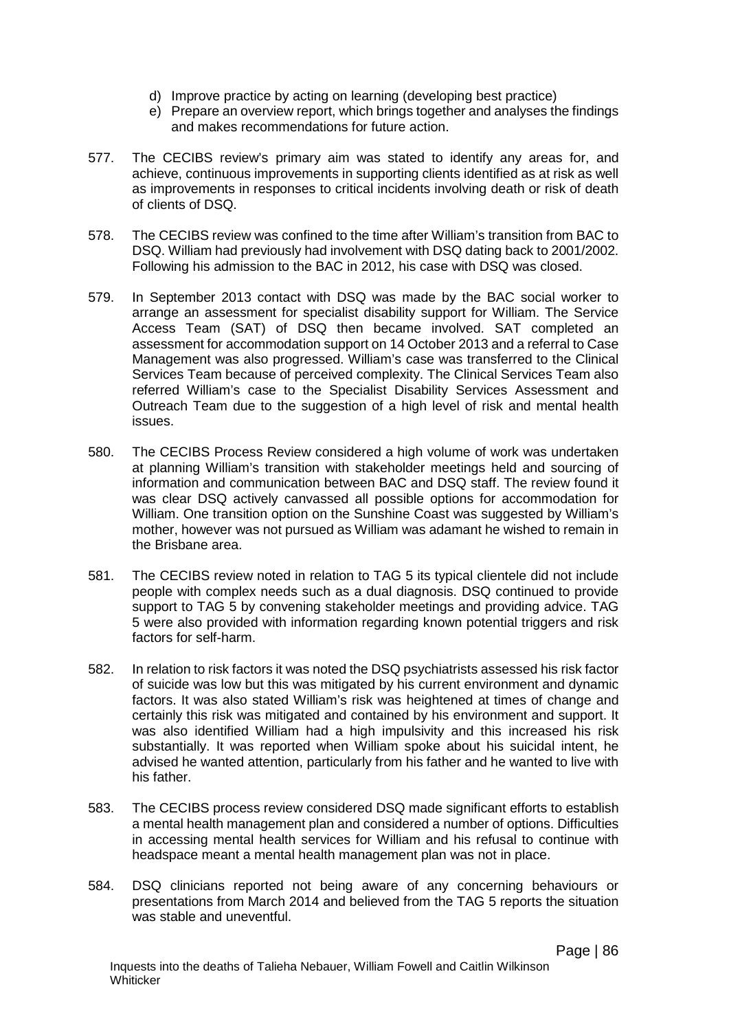d) Improve practice by acting on learning (developing best practice)
e) Prepare an overview report, which brings together and analyses the findings and makes recommendations for future action.

577. The CECIBS review's primary aim was stated to identify any areas for, and achieve, continuous improvements in supporting clients identified as at risk as well as improvements in responses to critical incidents involving death or risk of death of clients of DSQ.

578. The CECIBS review was confined to the time after William's transition from BAC to DSQ. William had previously had involvement with DSQ dating back to 2001/2002. Following his admission to the BAC in 2012, his case with DSQ was closed.

579. In September 2013 contact with DSQ was made by the BAC social worker to arrange an assessment for specialist disability support for William. The Service Access Team (SAT) of DSQ then became involved. SAT completed an assessment for accommodation support on 14 October 2013 and a referral to Case Management was also progressed. William's case was transferred to the Clinical Services Team because of perceived complexity. The Clinical Services Team also referred William's case to the Specialist Disability Services Assessment and Outreach Team due to the suggestion of a high level of risk and mental health issues.

580. The CECIBS Process Review considered a high volume of work was undertaken at planning William's transition with stakeholder meetings held and sourcing of information and communication between BAC and DSQ staff. The review found it was clear DSQ actively canvassed all possible options for accommodation for William. One transition option on the Sunshine Coast was suggested by William's mother, however was not pursued as William was adamant he wished to remain in the Brisbane area.

581. The CECIBS review noted in relation to TAG 5 its typical clientele did not include people with complex needs such as a dual diagnosis. DSQ continued to provide support to TAG 5 by convening stakeholder meetings and providing advice. TAG 5 were also provided with information regarding known potential triggers and risk factors for self-harm.

582. In relation to risk factors it was noted the DSQ psychiatrists assessed his risk factor of suicide was low but this was mitigated by his current environment and dynamic factors. It was also stated William's risk was heightened at times of change and certainly this risk was mitigated and contained by his environment and support. It was also identified William had a high impulsivity and this increased his risk substantially. It was reported when William spoke about his suicidal intent, he advised he wanted attention, particularly from his father and he wanted to live with his father.

583. The CECIBS process review considered DSQ made significant efforts to establish a mental health management plan and considered a number of options. Difficulties in accessing mental health services for William and his refusal to continue with headspace meant a mental health management plan was not in place.

584. DSQ clinicians reported not being aware of any concerning behaviours or presentations from March 2014 and believed from the TAG 5 reports the situation was stable and uneventful.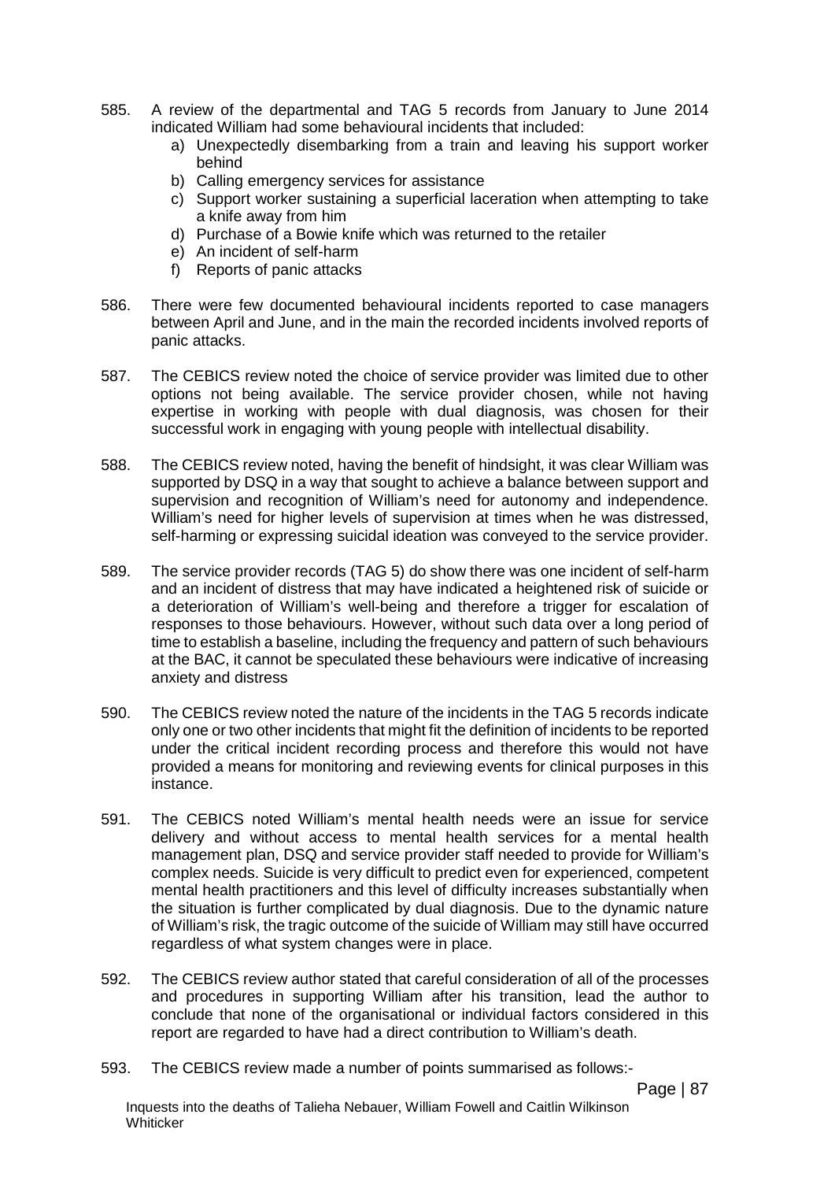585. A review of the departmental and TAG 5 records from January to June 2014 indicated William had some behavioural incidents that included:
    a) Unexpectedly disembarking from a train and leaving his support worker behind
    b) Calling emergency services for assistance
    c) Support worker sustaining a superficial laceration when attempting to take a knife away from him
    d) Purchase of a Bowie knife which was returned to the retailer
    e) An incident of self-harm
    f) Reports of panic attacks

586. There were few documented behavioural incidents reported to case managers between April and June, and in the main the recorded incidents involved reports of panic attacks.

587. The CEBICS review noted the choice of service provider was limited due to other options not being available. The service provider chosen, while not having expertise in working with people with dual diagnosis, was chosen for their successful work in engaging with young people with intellectual disability.

588. The CEBICS review noted, having the benefit of hindsight, it was clear William was supported by DSQ in a way that sought to achieve a balance between support and supervision and recognition of William's need for autonomy and independence. William's need for higher levels of supervision at times when he was distressed, self-harming or expressing suicidal ideation was conveyed to the service provider.

589. The service provider records (TAG 5) do show there was one incident of self-harm and an incident of distress that may have indicated a heightened risk of suicide or a deterioration of William's well-being and therefore a trigger for escalation of responses to those behaviours. However, without such data over a long period of time to establish a baseline, including the frequency and pattern of such behaviours at the BAC, it cannot be speculated these behaviours were indicative of increasing anxiety and distress

590. The CEBICS review noted the nature of the incidents in the TAG 5 records indicate only one or two other incidents that might fit the definition of incidents to be reported under the critical incident recording process and therefore this would not have provided a means for monitoring and reviewing events for clinical purposes in this instance.

591. The CEBICS noted William's mental health needs were an issue for service delivery and without access to mental health services for a mental health management plan, DSQ and service provider staff needed to provide for William's complex needs. Suicide is very difficult to predict even for experienced, competent mental health practitioners and this level of difficulty increases substantially when the situation is further complicated by dual diagnosis. Due to the dynamic nature of William's risk, the tragic outcome of the suicide of William may still have occurred regardless of what system changes were in place.

592. The CEBICS review author stated that careful consideration of all of the processes and procedures in supporting William after his transition, lead the author to conclude that none of the organisational or individual factors considered in this report are regarded to have had a direct contribution to William's death.

593. The CEBICS review made a number of points summarised as follows:-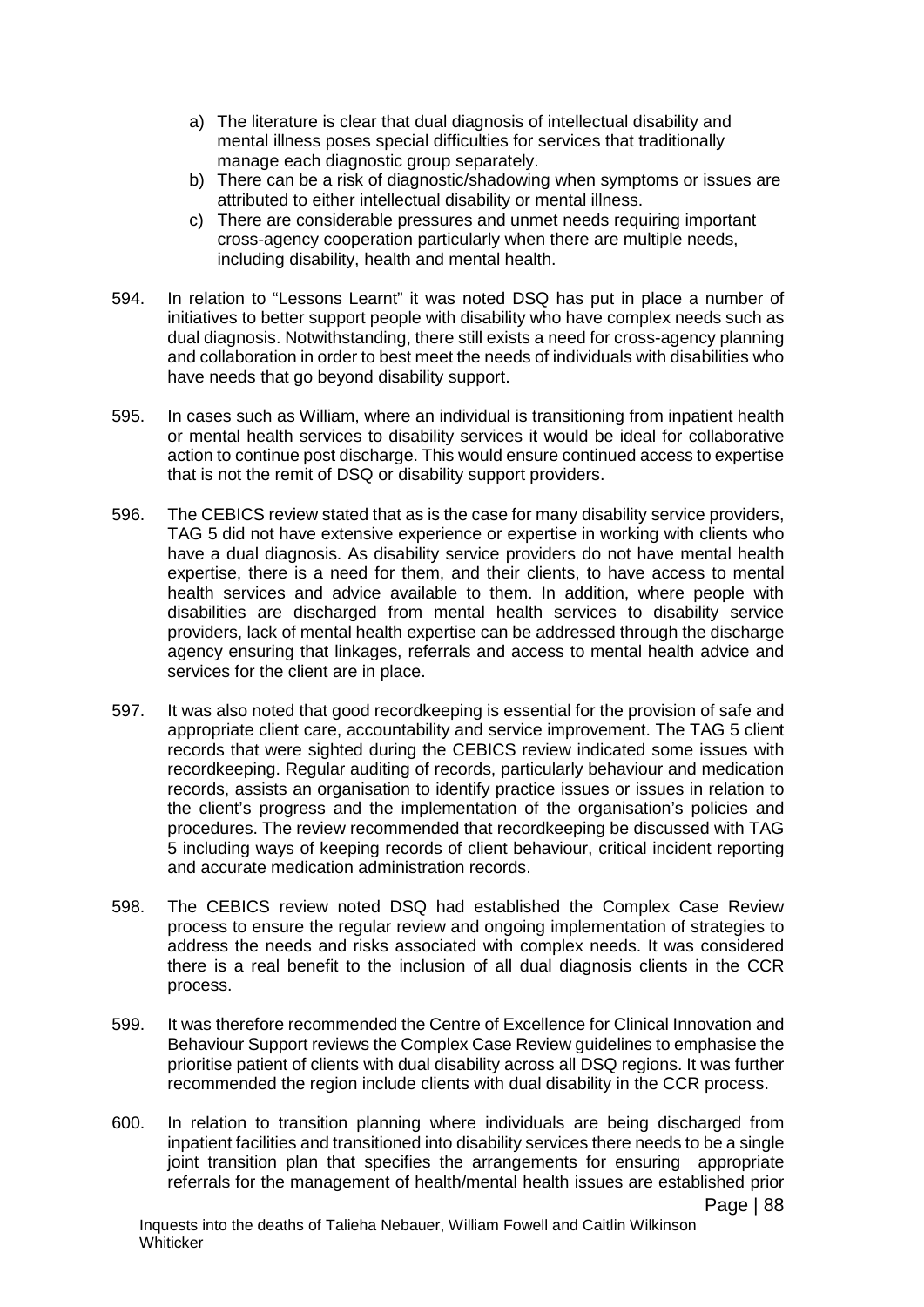a) The literature is clear that dual diagnosis of intellectual disability and mental illness poses special difficulties for services that traditionally manage each diagnostic group separately.
b) There can be a risk of diagnostic/shadowing when symptoms or issues are attributed to either intellectual disability or mental illness.
c) There are considerable pressures and unmet needs requiring important cross-agency cooperation particularly when there are multiple needs, including disability, health and mental health.

594. In relation to "Lessons Learnt" it was noted DSQ has put in place a number of initiatives to better support people with disability who have complex needs such as dual diagnosis. Notwithstanding, there still exists a need for cross-agency planning and collaboration in order to best meet the needs of individuals with disabilities who have needs that go beyond disability support.

595. In cases such as William, where an individual is transitioning from inpatient health or mental health services to disability services it would be ideal for collaborative action to continue post discharge. This would ensure continued access to expertise that is not the remit of DSQ or disability support providers.

596. The CEBICS review stated that as is the case for many disability service providers, TAG 5 did not have extensive experience or expertise in working with clients who have a dual diagnosis. As disability service providers do not have mental health expertise, there is a need for them, and their clients, to have access to mental health services and advice available to them. In addition, where people with disabilities are discharged from mental health services to disability service providers, lack of mental health expertise can be addressed through the discharge agency ensuring that linkages, referrals and access to mental health advice and services for the client are in place.

597. It was also noted that good recordkeeping is essential for the provision of safe and appropriate client care, accountability and service improvement. The TAG 5 client records that were sighted during the CEBICS review indicated some issues with recordkeeping. Regular auditing of records, particularly behaviour and medication records, assists an organisation to identify practice issues or issues in relation to the client's progress and the implementation of the organisation's policies and procedures. The review recommended that recordkeeping be discussed with TAG 5 including ways of keeping records of client behaviour, critical incident reporting and accurate medication administration records.

598. The CEBICS review noted DSQ had established the Complex Case Review process to ensure the regular review and ongoing implementation of strategies to address the needs and risks associated with complex needs. It was considered there is a real benefit to the inclusion of all dual diagnosis clients in the CCR process.

599. It was therefore recommended the Centre of Excellence for Clinical Innovation and Behaviour Support reviews the Complex Case Review guidelines to emphasise the prioritise patient of clients with dual disability across all DSQ regions. It was further recommended the region include clients with dual disability in the CCR process.

600. In relation to transition planning where individuals are being discharged from inpatient facilities and transitioned into disability services there needs to be a single joint transition plan that specifies the arrangements for ensuring appropriate referrals for the management of health/mental health issues are established prior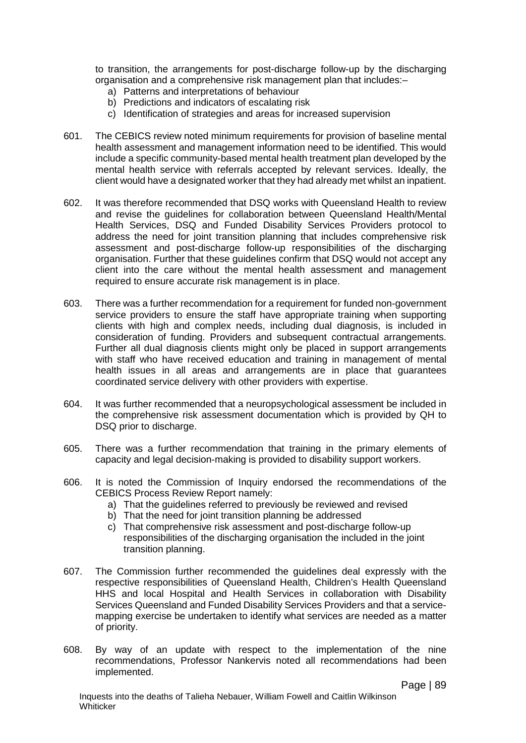to transition, the arrangements for post-discharge follow-up by the discharging organisation and a comprehensive risk management plan that includes:–

a) Patterns and interpretations of behaviour
b) Predictions and indicators of escalating risk
c) Identification of strategies and areas for increased supervision

601. The CEBICS review noted minimum requirements for provision of baseline mental health assessment and management information need to be identified. This would include a specific community-based mental health treatment plan developed by the mental health service with referrals accepted by relevant services. Ideally, the client would have a designated worker that they had already met whilst an inpatient.

602. It was therefore recommended that DSQ works with Queensland Health to review and revise the guidelines for collaboration between Queensland Health/Mental Health Services, DSQ and Funded Disability Services Providers protocol to address the need for joint transition planning that includes comprehensive risk assessment and post-discharge follow-up responsibilities of the discharging organisation. Further that these guidelines confirm that DSQ would not accept any client into the care without the mental health assessment and management required to ensure accurate risk management is in place.

603. There was a further recommendation for a requirement for funded non-government service providers to ensure the staff have appropriate training when supporting clients with high and complex needs, including dual diagnosis, is included in consideration of funding. Providers and subsequent contractual arrangements. Further all dual diagnosis clients might only be placed in support arrangements with staff who have received education and training in management of mental health issues in all areas and arrangements are in place that guarantees coordinated service delivery with other providers with expertise.

604. It was further recommended that a neuropsychological assessment be included in the comprehensive risk assessment documentation which is provided by QH to DSQ prior to discharge.

605. There was a further recommendation that training in the primary elements of capacity and legal decision-making is provided to disability support workers.

606. It is noted the Commission of Inquiry endorsed the recommendations of the CEBICS Process Review Report namely:

a) That the guidelines referred to previously be reviewed and revised
b) That the need for joint transition planning be addressed
c) That comprehensive risk assessment and post-discharge follow-up responsibilities of the discharging organisation the included in the joint transition planning.

607. The Commission further recommended the guidelines deal expressly with the respective responsibilities of Queensland Health, Children's Health Queensland HHS and local Hospital and Health Services in collaboration with Disability Services Queensland and Funded Disability Services Providers and that a service-mapping exercise be undertaken to identify what services are needed as a matter of priority.

608. By way of an update with respect to the implementation of the nine recommendations, Professor Nankervis noted all recommendations had been implemented.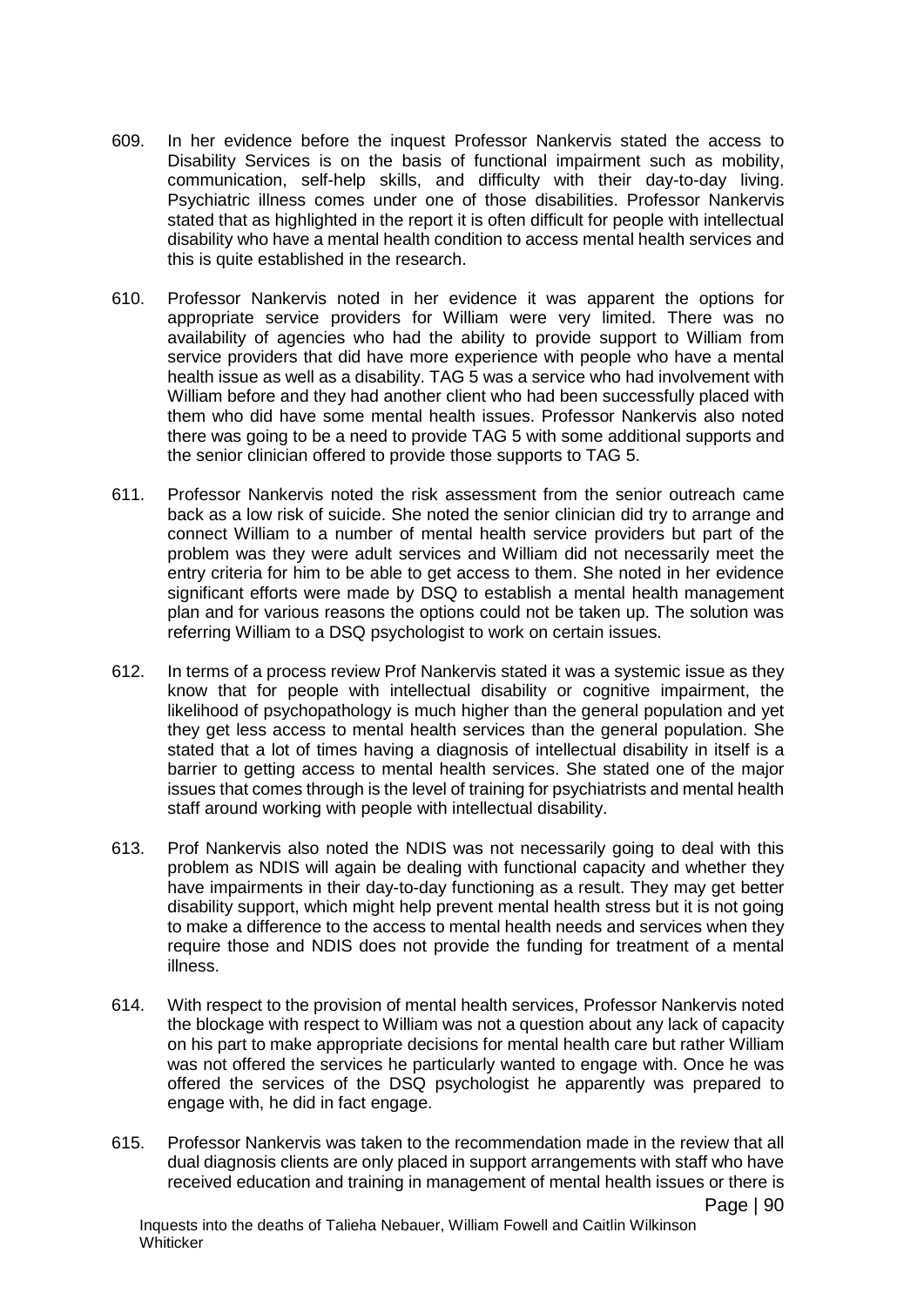609. In her evidence before the inquest Professor Nankervis stated the access to Disability Services is on the basis of functional impairment such as mobility, communication, self-help skills, and difficulty with their day-to-day living. Psychiatric illness comes under one of those disabilities. Professor Nankervis stated that as highlighted in the report it is often difficult for people with intellectual disability who have a mental health condition to access mental health services and this is quite established in the research.

610. Professor Nankervis noted in her evidence it was apparent the options for appropriate service providers for William were very limited. There was no availability of agencies who had the ability to provide support to William from service providers that did have more experience with people who have a mental health issue as well as a disability. TAG 5 was a service who had involvement with William before and they had another client who had been successfully placed with them who did have some mental health issues. Professor Nankervis also noted there was going to be a need to provide TAG 5 with some additional supports and the senior clinician offered to provide those supports to TAG 5.

611. Professor Nankervis noted the risk assessment from the senior outreach came back as a low risk of suicide. She noted the senior clinician did try to arrange and connect William to a number of mental health service providers but part of the problem was they were adult services and William did not necessarily meet the entry criteria for him to be able to get access to them. She noted in her evidence significant efforts were made by DSQ to establish a mental health management plan and for various reasons the options could not be taken up. The solution was referring William to a DSQ psychologist to work on certain issues.

612. In terms of a process review Prof Nankervis stated it was a systemic issue as they know that for people with intellectual disability or cognitive impairment, the likelihood of psychopathology is much higher than the general population and yet they get less access to mental health services than the general population. She stated that a lot of times having a diagnosis of intellectual disability in itself is a barrier to getting access to mental health services. She stated one of the major issues that comes through is the level of training for psychiatrists and mental health staff around working with people with intellectual disability.

613. Prof Nankervis also noted the NDIS was not necessarily going to deal with this problem as NDIS will again be dealing with functional capacity and whether they have impairments in their day-to-day functioning as a result. They may get better disability support, which might help prevent mental health stress but it is not going to make a difference to the access to mental health needs and services when they require those and NDIS does not provide the funding for treatment of a mental illness.

614. With respect to the provision of mental health services, Professor Nankervis noted the blockage with respect to William was not a question about any lack of capacity on his part to make appropriate decisions for mental health care but rather William was not offered the services he particularly wanted to engage with. Once he was offered the services of the DSQ psychologist he apparently was prepared to engage with, he did in fact engage.

615. Professor Nankervis was taken to the recommendation made in the review that all dual diagnosis clients are only placed in support arrangements with staff who have received education and training in management of mental health issues or there is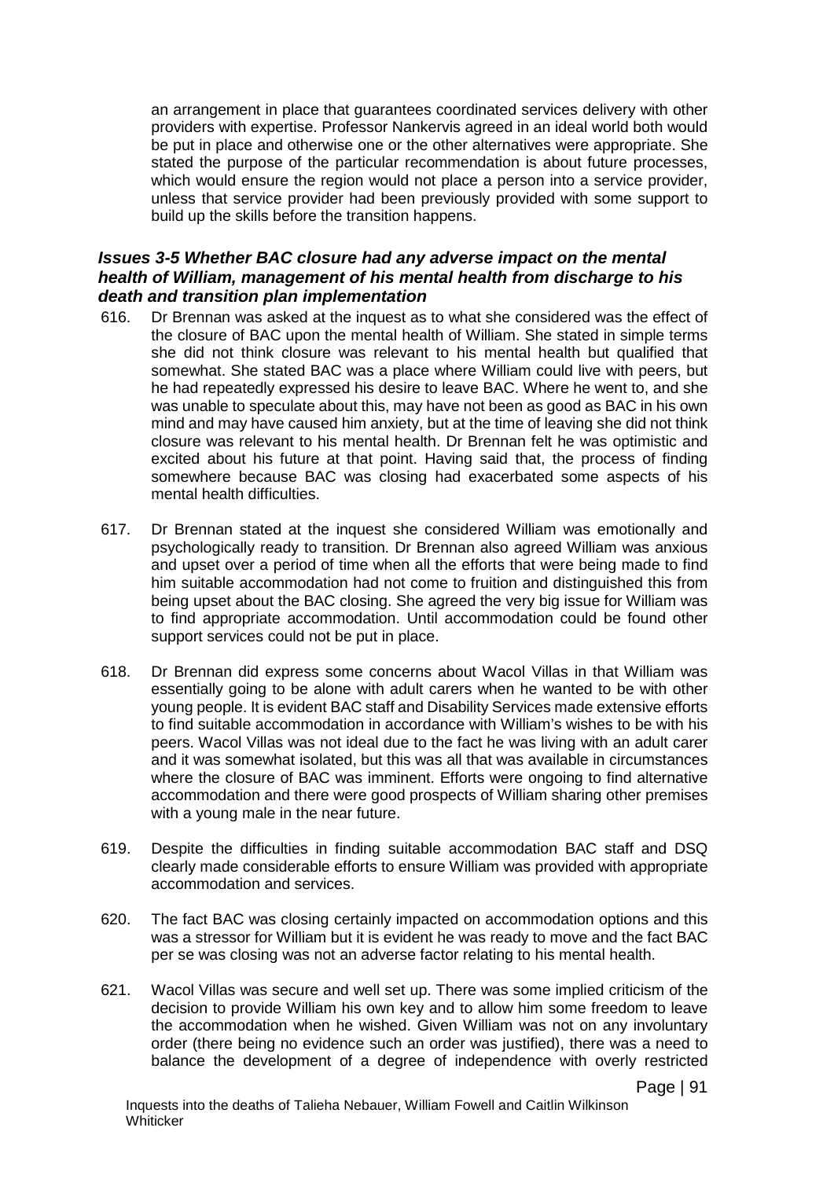an arrangement in place that guarantees coordinated services delivery with other providers with expertise. Professor Nankervis agreed in an ideal world both would be put in place and otherwise one or the other alternatives were appropriate. She stated the purpose of the particular recommendation is about future processes, which would ensure the region would not place a person into a service provider, unless that service provider had been previously provided with some support to build up the skills before the transition happens.

### *Issues 3-5 Whether BAC closure had any adverse impact on the mental health of William, management of his mental health from discharge to his death and transition plan implementation*

616. Dr Brennan was asked at the inquest as to what she considered was the effect of the closure of BAC upon the mental health of William. She stated in simple terms she did not think closure was relevant to his mental health but qualified that somewhat. She stated BAC was a place where William could live with peers, but he had repeatedly expressed his desire to leave BAC. Where he went to, and she was unable to speculate about this, may have not been as good as BAC in his own mind and may have caused him anxiety, but at the time of leaving she did not think closure was relevant to his mental health. Dr Brennan felt he was optimistic and excited about his future at that point. Having said that, the process of finding somewhere because BAC was closing had exacerbated some aspects of his mental health difficulties.

617. Dr Brennan stated at the inquest she considered William was emotionally and psychologically ready to transition. Dr Brennan also agreed William was anxious and upset over a period of time when all the efforts that were being made to find him suitable accommodation had not come to fruition and distinguished this from being upset about the BAC closing. She agreed the very big issue for William was to find appropriate accommodation. Until accommodation could be found other support services could not be put in place.

618. Dr Brennan did express some concerns about Wacol Villas in that William was essentially going to be alone with adult carers when he wanted to be with other young people. It is evident BAC staff and Disability Services made extensive efforts to find suitable accommodation in accordance with William's wishes to be with his peers. Wacol Villas was not ideal due to the fact he was living with an adult carer and it was somewhat isolated, but this was all that was available in circumstances where the closure of BAC was imminent. Efforts were ongoing to find alternative accommodation and there were good prospects of William sharing other premises with a young male in the near future.

619. Despite the difficulties in finding suitable accommodation BAC staff and DSQ clearly made considerable efforts to ensure William was provided with appropriate accommodation and services.

620. The fact BAC was closing certainly impacted on accommodation options and this was a stressor for William but it is evident he was ready to move and the fact BAC per se was closing was not an adverse factor relating to his mental health.

621. Wacol Villas was secure and well set up. There was some implied criticism of the decision to provide William his own key and to allow him some freedom to leave the accommodation when he wished. Given William was not on any involuntary order (there being no evidence such an order was justified), there was a need to balance the development of a degree of independence with overly restricted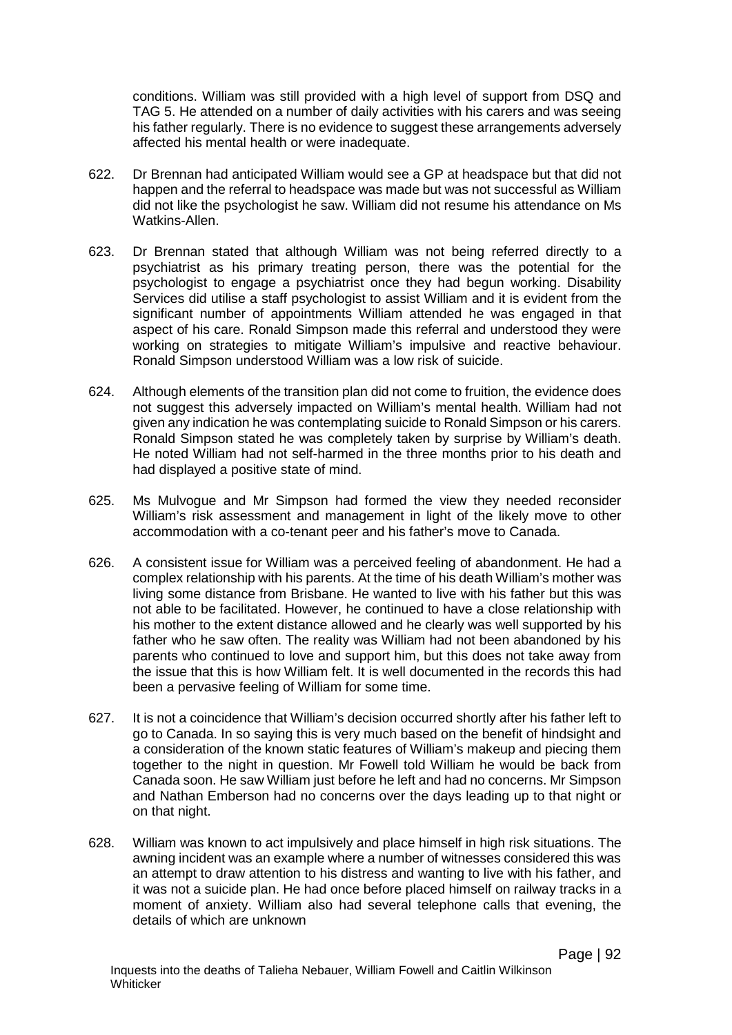conditions. William was still provided with a high level of support from DSQ and TAG 5. He attended on a number of daily activities with his carers and was seeing his father regularly. There is no evidence to suggest these arrangements adversely affected his mental health or were inadequate.

622. Dr Brennan had anticipated William would see a GP at headspace but that did not happen and the referral to headspace was made but was not successful as William did not like the psychologist he saw. William did not resume his attendance on Ms Watkins-Allen.

623. Dr Brennan stated that although William was not being referred directly to a psychiatrist as his primary treating person, there was the potential for the psychologist to engage a psychiatrist once they had begun working. Disability Services did utilise a staff psychologist to assist William and it is evident from the significant number of appointments William attended he was engaged in that aspect of his care. Ronald Simpson made this referral and understood they were working on strategies to mitigate William's impulsive and reactive behaviour. Ronald Simpson understood William was a low risk of suicide.

624. Although elements of the transition plan did not come to fruition, the evidence does not suggest this adversely impacted on William's mental health. William had not given any indication he was contemplating suicide to Ronald Simpson or his carers. Ronald Simpson stated he was completely taken by surprise by William's death. He noted William had not self-harmed in the three months prior to his death and had displayed a positive state of mind.

625. Ms Mulvogue and Mr Simpson had formed the view they needed reconsider William's risk assessment and management in light of the likely move to other accommodation with a co-tenant peer and his father's move to Canada.

626. A consistent issue for William was a perceived feeling of abandonment. He had a complex relationship with his parents. At the time of his death William's mother was living some distance from Brisbane. He wanted to live with his father but this was not able to be facilitated. However, he continued to have a close relationship with his mother to the extent distance allowed and he clearly was well supported by his father who he saw often. The reality was William had not been abandoned by his parents who continued to love and support him, but this does not take away from the issue that this is how William felt. It is well documented in the records this had been a pervasive feeling of William for some time.

627. It is not a coincidence that William's decision occurred shortly after his father left to go to Canada. In so saying this is very much based on the benefit of hindsight and a consideration of the known static features of William's makeup and piecing them together to the night in question. Mr Fowell told William he would be back from Canada soon. He saw William just before he left and had no concerns. Mr Simpson and Nathan Emberson had no concerns over the days leading up to that night or on that night.

628. William was known to act impulsively and place himself in high risk situations. The awning incident was an example where a number of witnesses considered this was an attempt to draw attention to his distress and wanting to live with his father, and it was not a suicide plan. He had once before placed himself on railway tracks in a moment of anxiety. William also had several telephone calls that evening, the details of which are unknown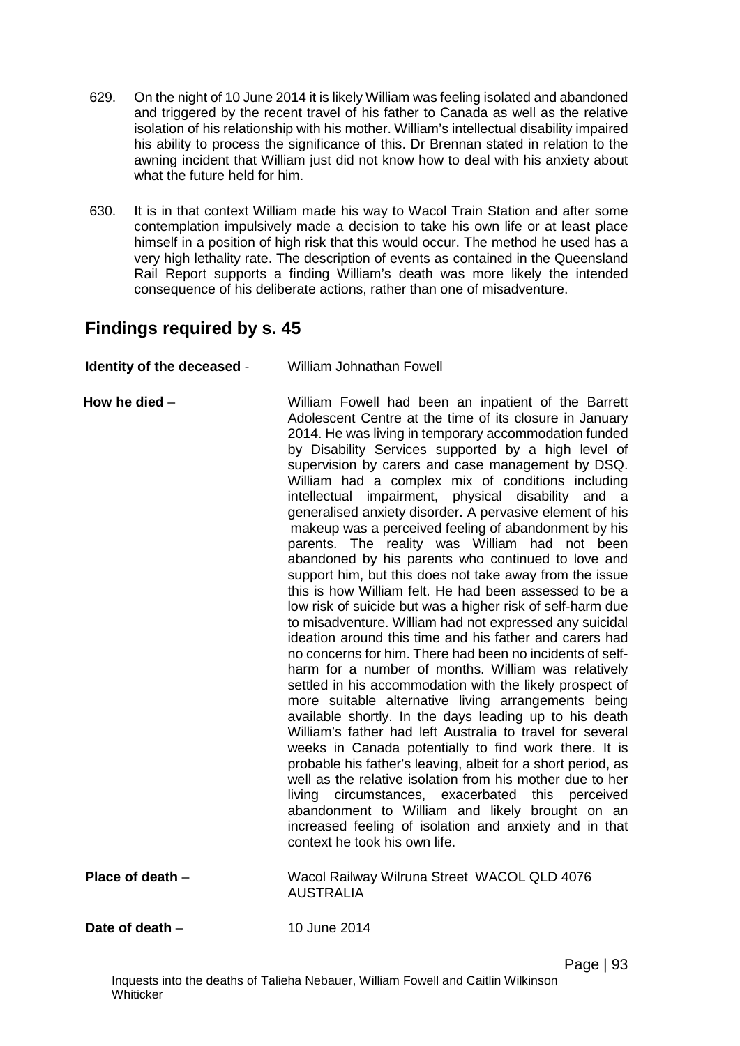629. On the night of 10 June 2014 it is likely William was feeling isolated and abandoned and triggered by the recent travel of his father to Canada as well as the relative isolation of his relationship with his mother. William's intellectual disability impaired his ability to process the significance of this. Dr Brennan stated in relation to the awning incident that William just did not know how to deal with his anxiety about what the future held for him.

630. It is in that context William made his way to Wacol Train Station and after some contemplation impulsively made a decision to take his own life or at least place himself in a position of high risk that this would occur. The method he used has a very high lethality rate. The description of events as contained in the Queensland Rail Report supports a finding William's death was more likely the intended consequence of his deliberate actions, rather than one of misadventure.

## Findings required by s. 45

**Identity of the deceased** - William Johnathan Fowell

**How he died** – William Fowell had been an inpatient of the Barrett Adolescent Centre at the time of its closure in January 2014. He was living in temporary accommodation funded by Disability Services supported by a high level of supervision by carers and case management by DSQ. William had a complex mix of conditions including intellectual impairment, physical disability and a generalised anxiety disorder. A pervasive element of his makeup was a perceived feeling of abandonment by his parents. The reality was William had not been abandoned by his parents who continued to love and support him, but this does not take away from the issue this is how William felt. He had been assessed to be a low risk of suicide but was a higher risk of self-harm due to misadventure. William had not expressed any suicidal ideation around this time and his father and carers had no concerns for him. There had been no incidents of self-harm for a number of months. William was relatively settled in his accommodation with the likely prospect of more suitable alternative living arrangements being available shortly. In the days leading up to his death William's father had left Australia to travel for several weeks in Canada potentially to find work there. It is probable his father's leaving, albeit for a short period, as well as the relative isolation from his mother due to her living circumstances, exacerbated this perceived abandonment to William and likely brought on an increased feeling of isolation and anxiety and in that context he took his own life.

**Place of death** – Wacol Railway Wilruna Street WACOL QLD 4076 AUSTRALIA

**Date of death** – 10 June 2014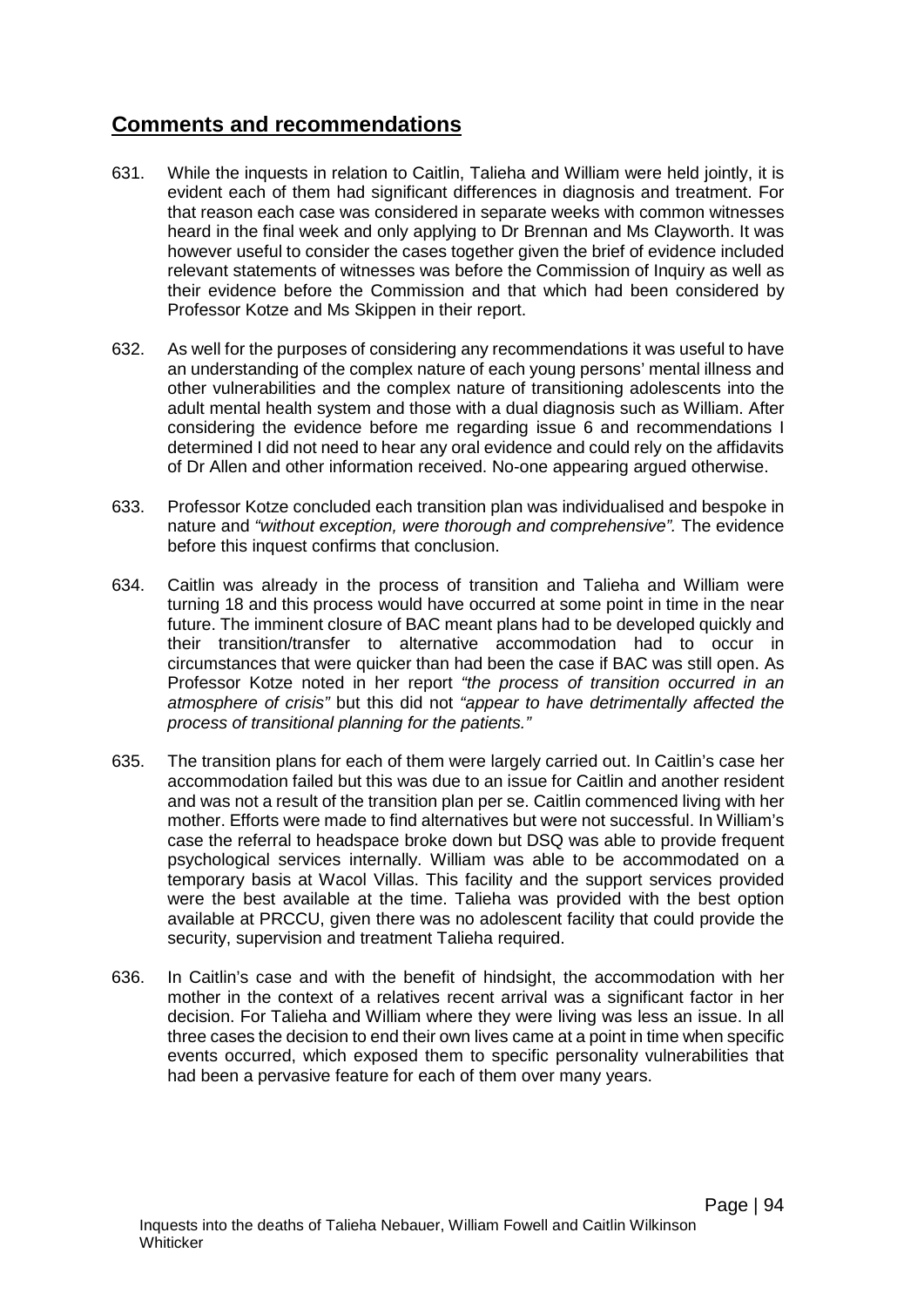## Comments and recommendations

631. While the inquests in relation to Caitlin, Talieha and William were held jointly, it is evident each of them had significant differences in diagnosis and treatment. For that reason each case was considered in separate weeks with common witnesses heard in the final week and only applying to Dr Brennan and Ms Clayworth. It was however useful to consider the cases together given the brief of evidence included relevant statements of witnesses was before the Commission of Inquiry as well as their evidence before the Commission and that which had been considered by Professor Kotze and Ms Skippen in their report.

632. As well for the purposes of considering any recommendations it was useful to have an understanding of the complex nature of each young persons' mental illness and other vulnerabilities and the complex nature of transitioning adolescents into the adult mental health system and those with a dual diagnosis such as William. After considering the evidence before me regarding issue 6 and recommendations I determined I did not need to hear any oral evidence and could rely on the affidavits of Dr Allen and other information received. No-one appearing argued otherwise.

633. Professor Kotze concluded each transition plan was individualised and bespoke in nature and *"without exception, were thorough and comprehensive".* The evidence before this inquest confirms that conclusion.

634. Caitlin was already in the process of transition and Talieha and William were turning 18 and this process would have occurred at some point in time in the near future. The imminent closure of BAC meant plans had to be developed quickly and their transition/transfer to alternative accommodation had to occur in circumstances that were quicker than had been the case if BAC was still open. As Professor Kotze noted in her report *"the process of transition occurred in an atmosphere of crisis"* but this did not *"appear to have detrimentally affected the process of transitional planning for the patients."*

635. The transition plans for each of them were largely carried out. In Caitlin's case her accommodation failed but this was due to an issue for Caitlin and another resident and was not a result of the transition plan per se. Caitlin commenced living with her mother. Efforts were made to find alternatives but were not successful. In William's case the referral to headspace broke down but DSQ was able to provide frequent psychological services internally. William was able to be accommodated on a temporary basis at Wacol Villas. This facility and the support services provided were the best available at the time. Talieha was provided with the best option available at PRCCU, given there was no adolescent facility that could provide the security, supervision and treatment Talieha required.

636. In Caitlin's case and with the benefit of hindsight, the accommodation with her mother in the context of a relatives recent arrival was a significant factor in her decision. For Talieha and William where they were living was less an issue. In all three cases the decision to end their own lives came at a point in time when specific events occurred, which exposed them to specific personality vulnerabilities that had been a pervasive feature for each of them over many years.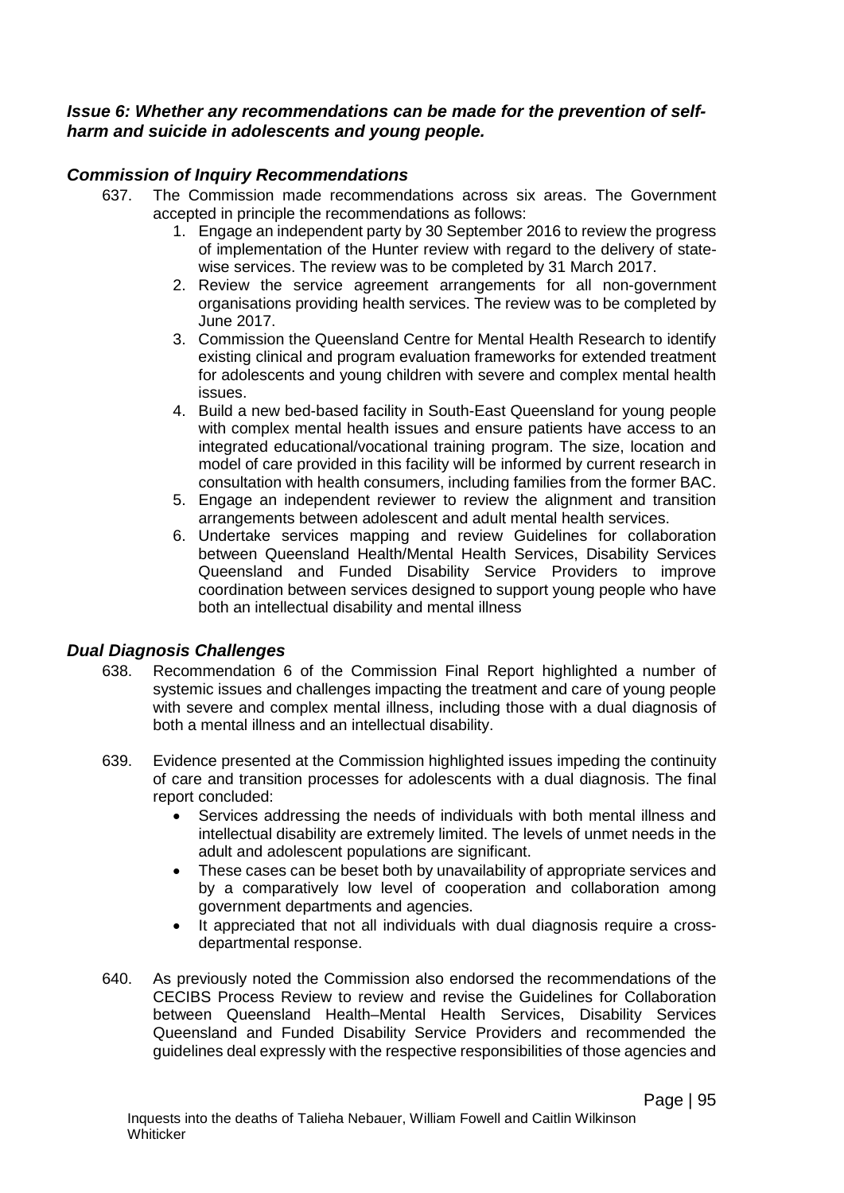### *Issue 6: Whether any recommendations can be made for the prevention of self-harm and suicide in adolescents and young people.*

### *Commission of Inquiry Recommendations*

637. The Commission made recommendations across six areas. The Government accepted in principle the recommendations as follows:
    1. Engage an independent party by 30 September 2016 to review the progress of implementation of the Hunter review with regard to the delivery of state-wise services. The review was to be completed by 31 March 2017.
    2. Review the service agreement arrangements for all non-government organisations providing health services. The review was to be completed by June 2017.
    3. Commission the Queensland Centre for Mental Health Research to identify existing clinical and program evaluation frameworks for extended treatment for adolescents and young children with severe and complex mental health issues.
    4. Build a new bed-based facility in South-East Queensland for young people with complex mental health issues and ensure patients have access to an integrated educational/vocational training program. The size, location and model of care provided in this facility will be informed by current research in consultation with health consumers, including families from the former BAC.
    5. Engage an independent reviewer to review the alignment and transition arrangements between adolescent and adult mental health services.
    6. Undertake services mapping and review Guidelines for collaboration between Queensland Health/Mental Health Services, Disability Services Queensland and Funded Disability Service Providers to improve coordination between services designed to support young people who have both an intellectual disability and mental illness

### *Dual Diagnosis Challenges*

638. Recommendation 6 of the Commission Final Report highlighted a number of systemic issues and challenges impacting the treatment and care of young people with severe and complex mental illness, including those with a dual diagnosis of both a mental illness and an intellectual disability.

639. Evidence presented at the Commission highlighted issues impeding the continuity of care and transition processes for adolescents with a dual diagnosis. The final report concluded:
    - Services addressing the needs of individuals with both mental illness and intellectual disability are extremely limited. The levels of unmet needs in the adult and adolescent populations are significant.
    - These cases can be beset both by unavailability of appropriate services and by a comparatively low level of cooperation and collaboration among government departments and agencies.
    - It appreciated that not all individuals with dual diagnosis require a cross-departmental response.

640. As previously noted the Commission also endorsed the recommendations of the CECIBS Process Review to review and revise the Guidelines for Collaboration between Queensland Health–Mental Health Services, Disability Services Queensland and Funded Disability Service Providers and recommended the guidelines deal expressly with the respective responsibilities of those agencies and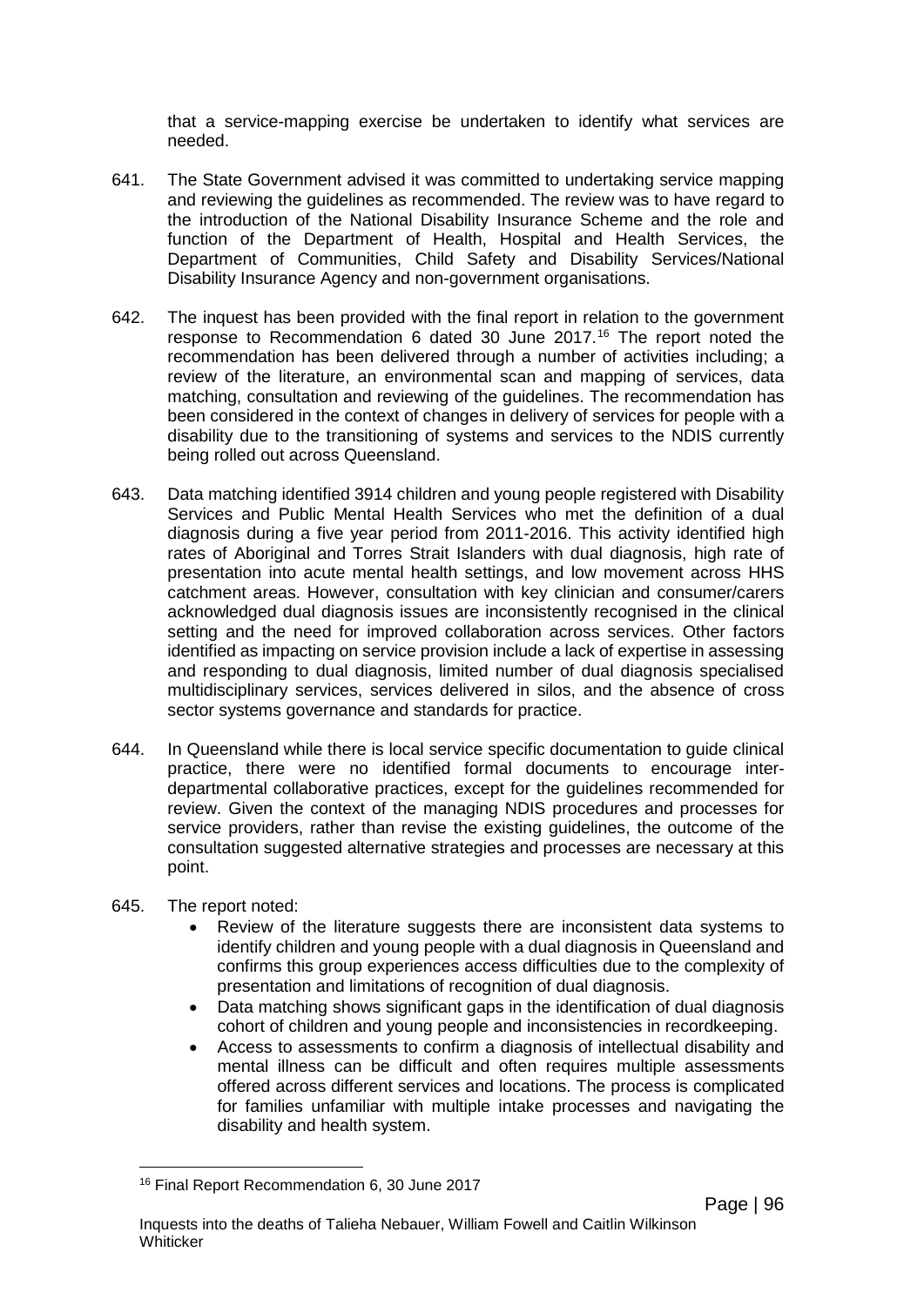that a service-mapping exercise be undertaken to identify what services are needed.

641. The State Government advised it was committed to undertaking service mapping and reviewing the guidelines as recommended. The review was to have regard to the introduction of the National Disability Insurance Scheme and the role and function of the Department of Health, Hospital and Health Services, the Department of Communities, Child Safety and Disability Services/National Disability Insurance Agency and non-government organisations.

642. The inquest has been provided with the final report in relation to the government response to Recommendation 6 dated 30 June 2017.[16] The report noted the recommendation has been delivered through a number of activities including; a review of the literature, an environmental scan and mapping of services, data matching, consultation and reviewing of the guidelines. The recommendation has been considered in the context of changes in delivery of services for people with a disability due to the transitioning of systems and services to the NDIS currently being rolled out across Queensland.

643. Data matching identified 3914 children and young people registered with Disability Services and Public Mental Health Services who met the definition of a dual diagnosis during a five year period from 2011-2016. This activity identified high rates of Aboriginal and Torres Strait Islanders with dual diagnosis, high rate of presentation into acute mental health settings, and low movement across HHS catchment areas. However, consultation with key clinician and consumer/carers acknowledged dual diagnosis issues are inconsistently recognised in the clinical setting and the need for improved collaboration across services. Other factors identified as impacting on service provision include a lack of expertise in assessing and responding to dual diagnosis, limited number of dual diagnosis specialised multidisciplinary services, services delivered in silos, and the absence of cross sector systems governance and standards for practice.

644. In Queensland while there is local service specific documentation to guide clinical practice, there were no identified formal documents to encourage inter-departmental collaborative practices, except for the guidelines recommended for review. Given the context of the managing NDIS procedures and processes for service providers, rather than revise the existing guidelines, the outcome of the consultation suggested alternative strategies and processes are necessary at this point.

645. The report noted:
    - Review of the literature suggests there are inconsistent data systems to identify children and young people with a dual diagnosis in Queensland and confirms this group experiences access difficulties due to the complexity of presentation and limitations of recognition of dual diagnosis.
    - Data matching shows significant gaps in the identification of dual diagnosis cohort of children and young people and inconsistencies in recordkeeping.
    - Access to assessments to confirm a diagnosis of intellectual disability and mental illness can be difficult and often requires multiple assessments offered across different services and locations. The process is complicated for families unfamiliar with multiple intake processes and navigating the disability and health system.

[16] Final Report Recommendation 6, 30 June 2017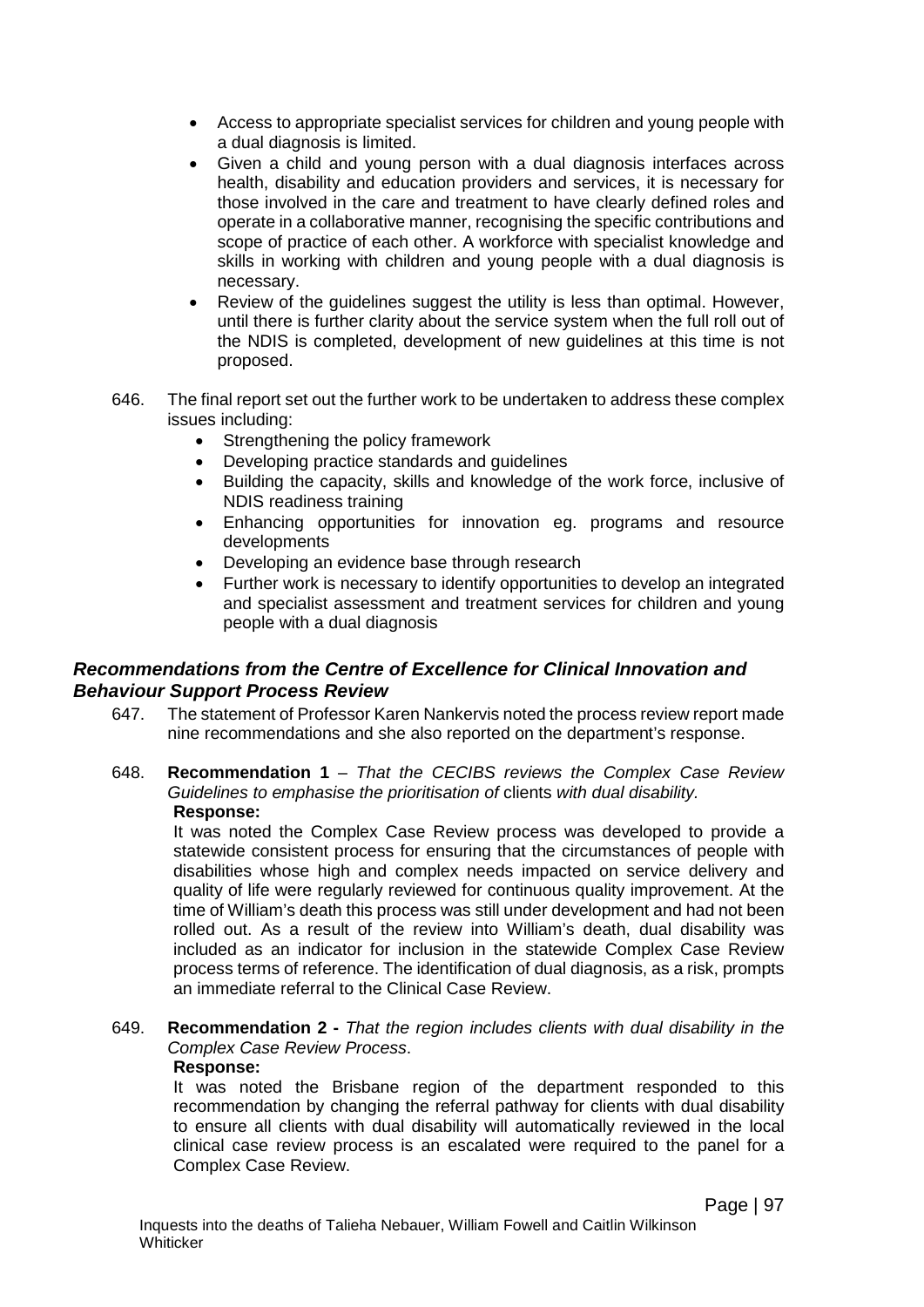- Access to appropriate specialist services for children and young people with a dual diagnosis is limited.
- Given a child and young person with a dual diagnosis interfaces across health, disability and education providers and services, it is necessary for those involved in the care and treatment to have clearly defined roles and operate in a collaborative manner, recognising the specific contributions and scope of practice of each other. A workforce with specialist knowledge and skills in working with children and young people with a dual diagnosis is necessary.
- Review of the guidelines suggest the utility is less than optimal. However, until there is further clarity about the service system when the full roll out of the NDIS is completed, development of new guidelines at this time is not proposed.

646. The final report set out the further work to be undertaken to address these complex issues including:
    - Strengthening the policy framework
    - Developing practice standards and guidelines
    - Building the capacity, skills and knowledge of the work force, inclusive of NDIS readiness training
    - Enhancing opportunities for innovation eg. programs and resource developments
    - Developing an evidence base through research
    - Further work is necessary to identify opportunities to develop an integrated and specialist assessment and treatment services for children and young people with a dual diagnosis

### *Recommendations from the Centre of Excellence for Clinical Innovation and Behaviour Support Process Review*

647. The statement of Professor Karen Nankervis noted the process review report made nine recommendations and she also reported on the department's response.

648. **Recommendation 1** – *That the CECIBS reviews the Complex Case Review Guidelines to emphasise the prioritisation of* clients *with dual disability.*

    **Response:**

    It was noted the Complex Case Review process was developed to provide a statewide consistent process for ensuring that the circumstances of people with disabilities whose high and complex needs impacted on service delivery and quality of life were regularly reviewed for continuous quality improvement. At the time of William's death this process was still under development and had not been rolled out. As a result of the review into William's death, dual disability was included as an indicator for inclusion in the statewide Complex Case Review process terms of reference. The identification of dual diagnosis, as a risk, prompts an immediate referral to the Clinical Case Review.

649. **Recommendation 2 -** *That the region includes clients with dual disability in the Complex Case Review Process*.

    **Response:**

    It was noted the Brisbane region of the department responded to this recommendation by changing the referral pathway for clients with dual disability to ensure all clients with dual disability will automatically reviewed in the local clinical case review process is an escalated were required to the panel for a Complex Case Review.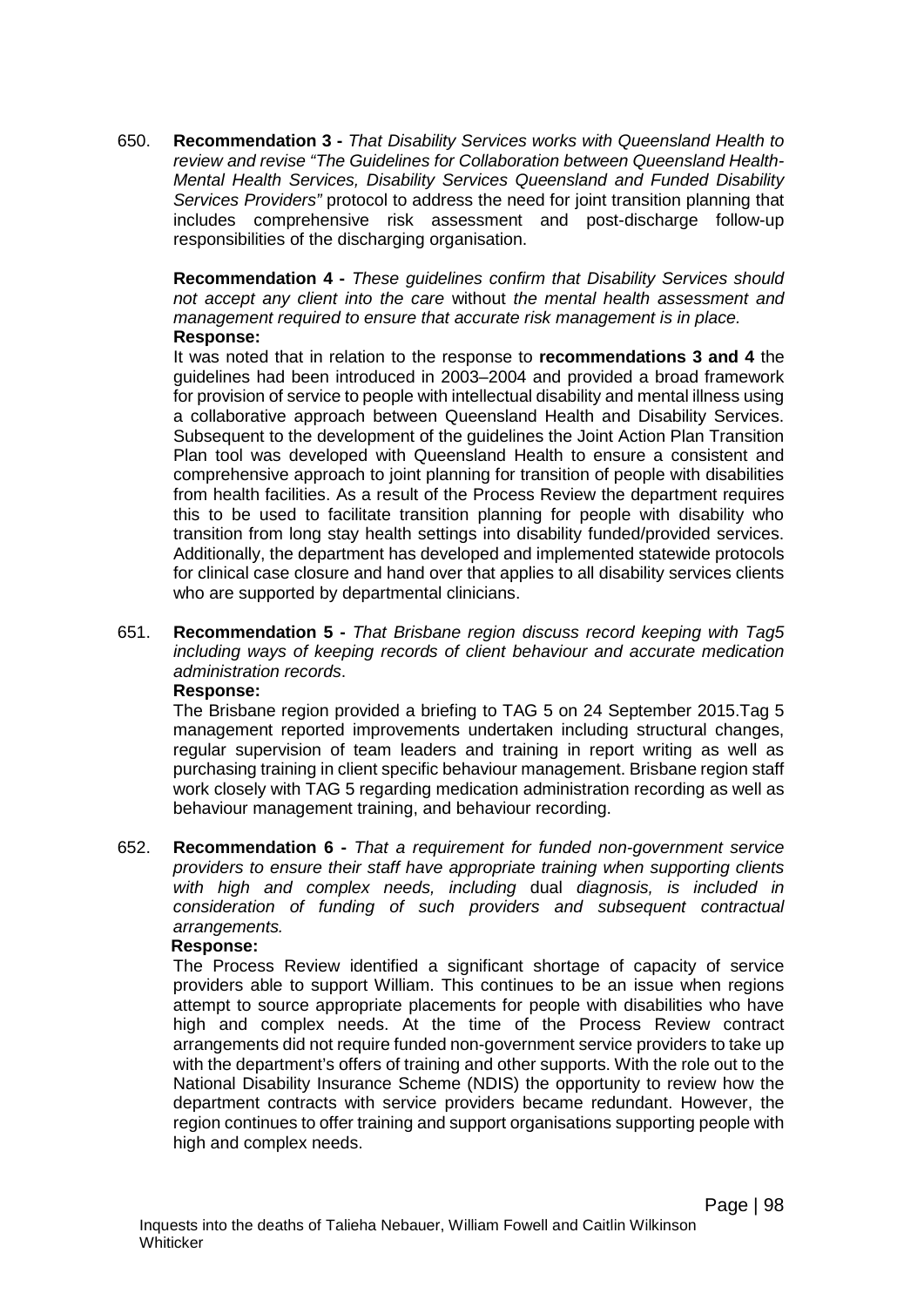650. **Recommendation 3 -** *That Disability Services works with Queensland Health to review and revise "The Guidelines for Collaboration between Queensland Health-Mental Health Services, Disability Services Queensland and Funded Disability Services Providers"* protocol to address the need for joint transition planning that includes comprehensive risk assessment and post-discharge follow-up responsibilities of the discharging organisation.

    **Recommendation 4 -** *These guidelines confirm that Disability Services should not accept any client into the care* without *the mental health assessment and management required to ensure that accurate risk management is in place.*

    **Response:**

    It was noted that in relation to the response to **recommendations 3 and 4** the guidelines had been introduced in 2003–2004 and provided a broad framework for provision of service to people with intellectual disability and mental illness using a collaborative approach between Queensland Health and Disability Services. Subsequent to the development of the guidelines the Joint Action Plan Transition Plan tool was developed with Queensland Health to ensure a consistent and comprehensive approach to joint planning for transition of people with disabilities from health facilities. As a result of the Process Review the department requires this to be used to facilitate transition planning for people with disability who transition from long stay health settings into disability funded/provided services. Additionally, the department has developed and implemented statewide protocols for clinical case closure and hand over that applies to all disability services clients who are supported by departmental clinicians.

651. **Recommendation 5 -** *That Brisbane region discuss record keeping with Tag5 including ways of keeping records of client behaviour and accurate medication administration records*.

    **Response:**

    The Brisbane region provided a briefing to TAG 5 on 24 September 2015.Tag 5 management reported improvements undertaken including structural changes, regular supervision of team leaders and training in report writing as well as purchasing training in client specific behaviour management. Brisbane region staff work closely with TAG 5 regarding medication administration recording as well as behaviour management training, and behaviour recording.

652. **Recommendation 6 -** *That a requirement for funded non-government service providers to ensure their staff have appropriate training when supporting clients with high and complex needs, including* dual *diagnosis, is included in consideration of funding of such providers and subsequent contractual arrangements.*

    **Response:**

    The Process Review identified a significant shortage of capacity of service providers able to support William. This continues to be an issue when regions attempt to source appropriate placements for people with disabilities who have high and complex needs. At the time of the Process Review contract arrangements did not require funded non-government service providers to take up with the department's offers of training and other supports. With the role out to the National Disability Insurance Scheme (NDIS) the opportunity to review how the department contracts with service providers became redundant. However, the region continues to offer training and support organisations supporting people with high and complex needs.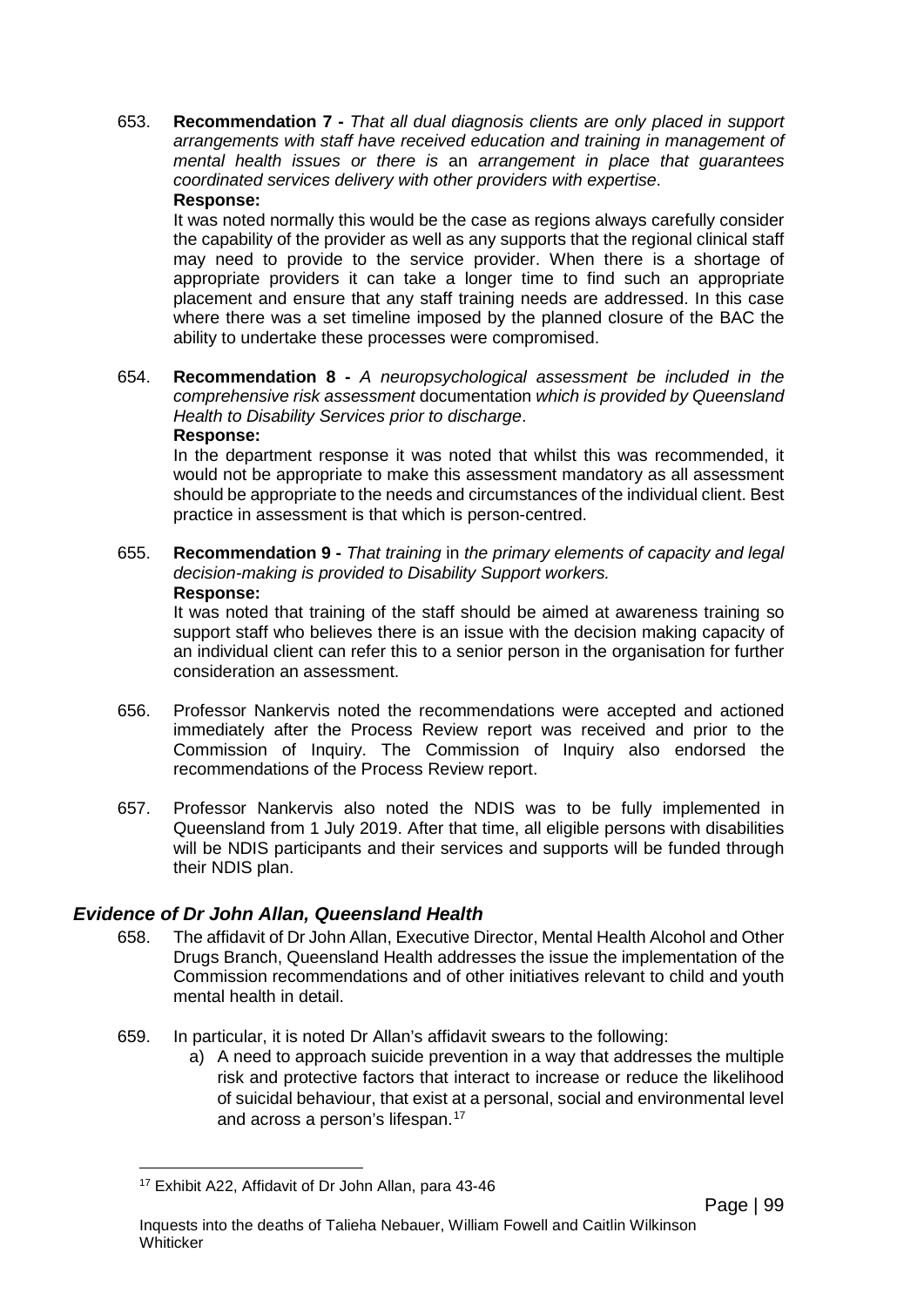653. **Recommendation 7 -** *That all dual diagnosis clients are only placed in support arrangements with staff have received education and training in management of mental health issues or there is* an *arrangement in place that guarantees coordinated services delivery with other providers with expertise*.

**Response:**

It was noted normally this would be the case as regions always carefully consider the capability of the provider as well as any supports that the regional clinical staff may need to provide to the service provider. When there is a shortage of appropriate providers it can take a longer time to find such an appropriate placement and ensure that any staff training needs are addressed. In this case where there was a set timeline imposed by the planned closure of the BAC the ability to undertake these processes were compromised.

654. **Recommendation 8 -** *A neuropsychological assessment be included in the comprehensive risk assessment* documentation *which is provided by Queensland Health to Disability Services prior to discharge*.

**Response:**

In the department response it was noted that whilst this was recommended, it would not be appropriate to make this assessment mandatory as all assessment should be appropriate to the needs and circumstances of the individual client. Best practice in assessment is that which is person-centred.

655. **Recommendation 9 -** *That training* in *the primary elements of capacity and legal decision-making is provided to Disability Support workers.*

**Response:**

It was noted that training of the staff should be aimed at awareness training so support staff who believes there is an issue with the decision making capacity of an individual client can refer this to a senior person in the organisation for further consideration an assessment.

656. Professor Nankervis noted the recommendations were accepted and actioned immediately after the Process Review report was received and prior to the Commission of Inquiry. The Commission of Inquiry also endorsed the recommendations of the Process Review report.

657. Professor Nankervis also noted the NDIS was to be fully implemented in Queensland from 1 July 2019. After that time, all eligible persons with disabilities will be NDIS participants and their services and supports will be funded through their NDIS plan.

### *Evidence of Dr John Allan, Queensland Health*

658. The affidavit of Dr John Allan, Executive Director, Mental Health Alcohol and Other Drugs Branch, Queensland Health addresses the issue the implementation of the Commission recommendations and of other initiatives relevant to child and youth mental health in detail.

659. In particular, it is noted Dr Allan's affidavit swears to the following:

a) A need to approach suicide prevention in a way that addresses the multiple risk and protective factors that interact to increase or reduce the likelihood of suicidal behaviour, that exist at a personal, social and environmental level and across a person's lifespan.[17]

[17] Exhibit A22, Affidavit of Dr John Allan, para 43-46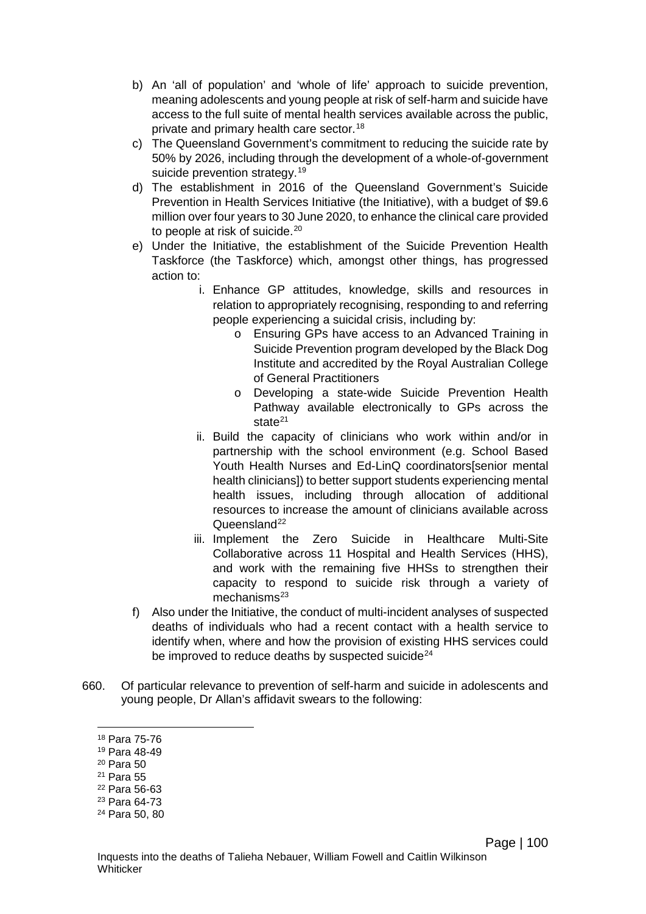b) An 'all of population' and 'whole of life' approach to suicide prevention, meaning adolescents and young people at risk of self-harm and suicide have access to the full suite of mental health services available across the public, private and primary health care sector.[18]

c) The Queensland Government's commitment to reducing the suicide rate by 50% by 2026, including through the development of a whole-of-government suicide prevention strategy.[19]

d) The establishment in 2016 of the Queensland Government's Suicide Prevention in Health Services Initiative (the Initiative), with a budget of $9.6 million over four years to 30 June 2020, to enhance the clinical care provided to people at risk of suicide.[20]

e) Under the Initiative, the establishment of the Suicide Prevention Health Taskforce (the Taskforce) which, amongst other things, has progressed action to:

   i. Enhance GP attitudes, knowledge, skills and resources in relation to appropriately recognising, responding to and referring people experiencing a suicidal crisis, including by:
      - Ensuring GPs have access to an Advanced Training in Suicide Prevention program developed by the Black Dog Institute and accredited by the Royal Australian College of General Practitioners
      - Developing a state-wide Suicide Prevention Health Pathway available electronically to GPs across the state[21]

   ii. Build the capacity of clinicians who work within and/or in partnership with the school environment (e.g. School Based Youth Health Nurses and Ed-LinQ coordinators[senior mental health clinicians]) to better support students experiencing mental health issues, including through allocation of additional resources to increase the amount of clinicians available across Queensland[22]

   iii. Implement the Zero Suicide in Healthcare Multi-Site Collaborative across 11 Hospital and Health Services (HHS), and work with the remaining five HHSs to strengthen their capacity to respond to suicide risk through a variety of mechanisms[23]

f) Also under the Initiative, the conduct of multi-incident analyses of suspected deaths of individuals who had a recent contact with a health service to identify when, where and how the provision of existing HHS services could be improved to reduce deaths by suspected suicide[24]

660. Of particular relevance to prevention of self-harm and suicide in adolescents and young people, Dr Allan's affidavit swears to the following:

---

[18] Para 75-76
[19] Para 48-49
[20] Para 50
[21] Para 55
[22] Para 56-63
[23] Para 64-73
[24] Para 50, 80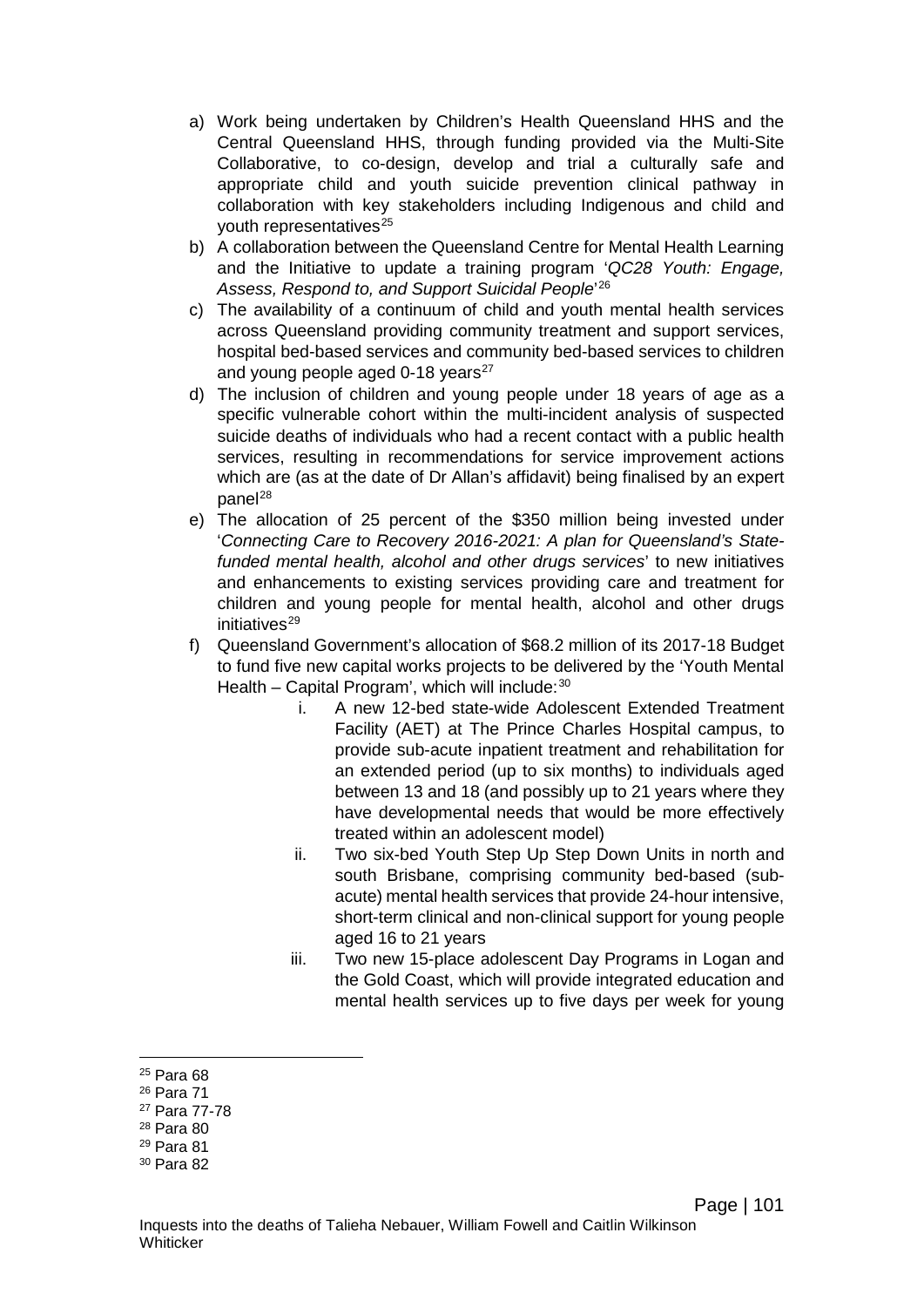a) Work being undertaken by Children's Health Queensland HHS and the Central Queensland HHS, through funding provided via the Multi-Site Collaborative, to co-design, develop and trial a culturally safe and appropriate child and youth suicide prevention clinical pathway in collaboration with key stakeholders including Indigenous and child and youth representatives[25]
b) A collaboration between the Queensland Centre for Mental Health Learning and the Initiative to update a training program '*QC28 Youth: Engage, Assess, Respond to, and Support Suicidal People*'[26]
c) The availability of a continuum of child and youth mental health services across Queensland providing community treatment and support services, hospital bed-based services and community bed-based services to children and young people aged 0-18 years[27]
d) The inclusion of children and young people under 18 years of age as a specific vulnerable cohort within the multi-incident analysis of suspected suicide deaths of individuals who had a recent contact with a public health services, resulting in recommendations for service improvement actions which are (as at the date of Dr Allan's affidavit) being finalised by an expert panel[28]
e) The allocation of 25 percent of the $350 million being invested under '*Connecting Care to Recovery 2016-2021: A plan for Queensland's State-funded mental health, alcohol and other drugs services*' to new initiatives and enhancements to existing services providing care and treatment for children and young people for mental health, alcohol and other drugs initiatives[29]
f) Queensland Government's allocation of $68.2 million of its 2017-18 Budget to fund five new capital works projects to be delivered by the 'Youth Mental Health – Capital Program', which will include:[30]
    i. A new 12-bed state-wide Adolescent Extended Treatment Facility (AET) at The Prince Charles Hospital campus, to provide sub-acute inpatient treatment and rehabilitation for an extended period (up to six months) to individuals aged between 13 and 18 (and possibly up to 21 years where they have developmental needs that would be more effectively treated within an adolescent model)
    ii. Two six-bed Youth Step Up Step Down Units in north and south Brisbane, comprising community bed-based (sub-acute) mental health services that provide 24-hour intensive, short-term clinical and non-clinical support for young people aged 16 to 21 years
    iii. Two new 15-place adolescent Day Programs in Logan and the Gold Coast, which will provide integrated education and mental health services up to five days per week for young

---

[25] Para 68
[26] Para 71
[27] Para 77-78
[28] Para 80
[29] Para 81
[30] Para 82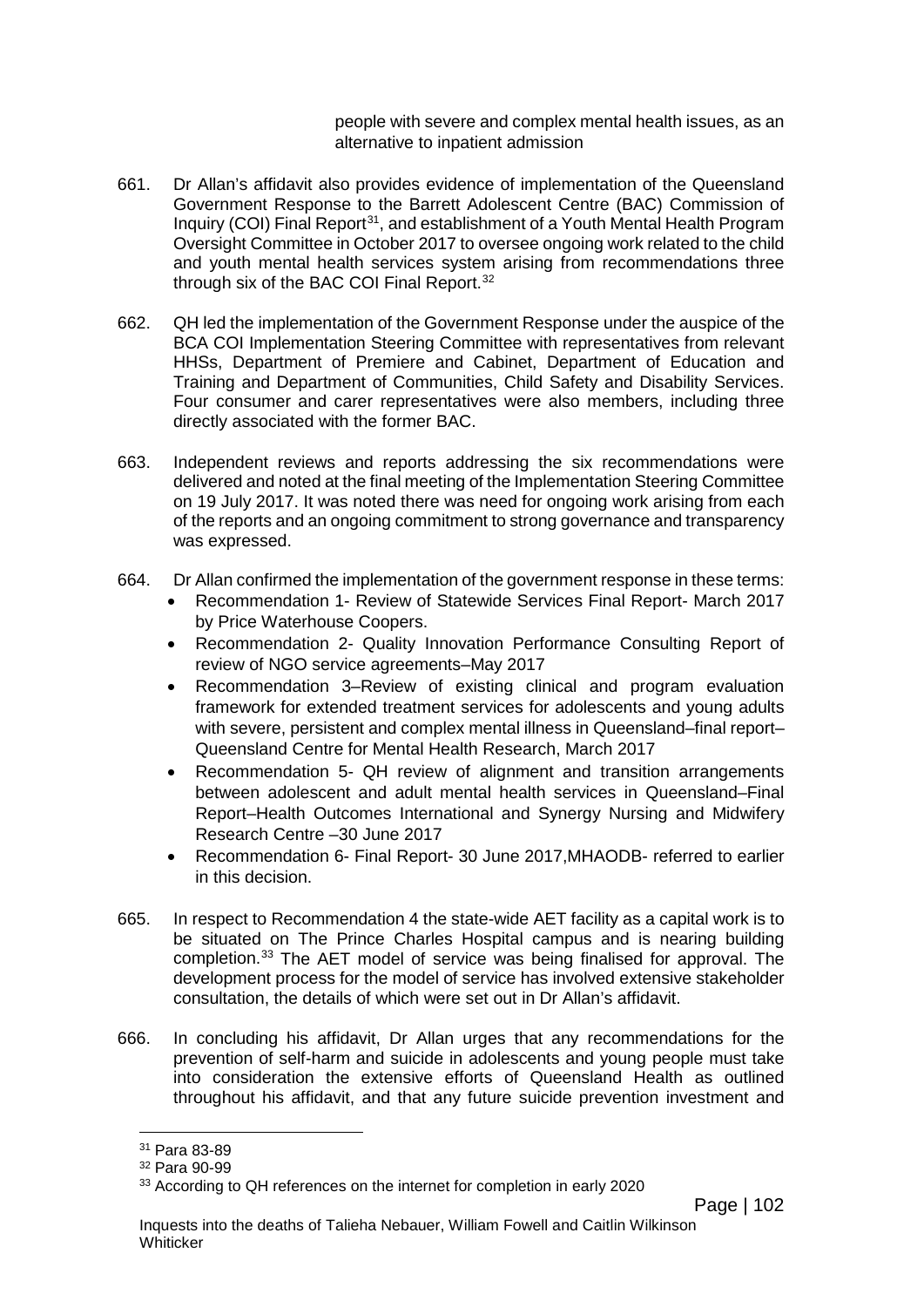people with severe and complex mental health issues, as an alternative to inpatient admission

661. Dr Allan's affidavit also provides evidence of implementation of the Queensland Government Response to the Barrett Adolescent Centre (BAC) Commission of Inquiry (COI) Final Report[31], and establishment of a Youth Mental Health Program Oversight Committee in October 2017 to oversee ongoing work related to the child and youth mental health services system arising from recommendations three through six of the BAC COI Final Report.[32]

662. QH led the implementation of the Government Response under the auspice of the BCA COI Implementation Steering Committee with representatives from relevant HHSs, Department of Premiere and Cabinet, Department of Education and Training and Department of Communities, Child Safety and Disability Services. Four consumer and carer representatives were also members, including three directly associated with the former BAC.

663. Independent reviews and reports addressing the six recommendations were delivered and noted at the final meeting of the Implementation Steering Committee on 19 July 2017. It was noted there was need for ongoing work arising from each of the reports and an ongoing commitment to strong governance and transparency was expressed.

664. Dr Allan confirmed the implementation of the government response in these terms:
    - Recommendation 1- Review of Statewide Services Final Report- March 2017 by Price Waterhouse Coopers.
    - Recommendation 2- Quality Innovation Performance Consulting Report of review of NGO service agreements–May 2017
    - Recommendation 3–Review of existing clinical and program evaluation framework for extended treatment services for adolescents and young adults with severe, persistent and complex mental illness in Queensland–final report–Queensland Centre for Mental Health Research, March 2017
    - Recommendation 5- QH review of alignment and transition arrangements between adolescent and adult mental health services in Queensland–Final Report–Health Outcomes International and Synergy Nursing and Midwifery Research Centre –30 June 2017
    - Recommendation 6- Final Report- 30 June 2017,MHAODB- referred to earlier in this decision.

665. In respect to Recommendation 4 the state-wide AET facility as a capital work is to be situated on The Prince Charles Hospital campus and is nearing building completion.[33] The AET model of service was being finalised for approval. The development process for the model of service has involved extensive stakeholder consultation, the details of which were set out in Dr Allan's affidavit.

666. In concluding his affidavit, Dr Allan urges that any recommendations for the prevention of self-harm and suicide in adolescents and young people must take into consideration the extensive efforts of Queensland Health as outlined throughout his affidavit, and that any future suicide prevention investment and

---

[31] Para 83-89

[32] Para 90-99

[33] According to QH references on the internet for completion in early 2020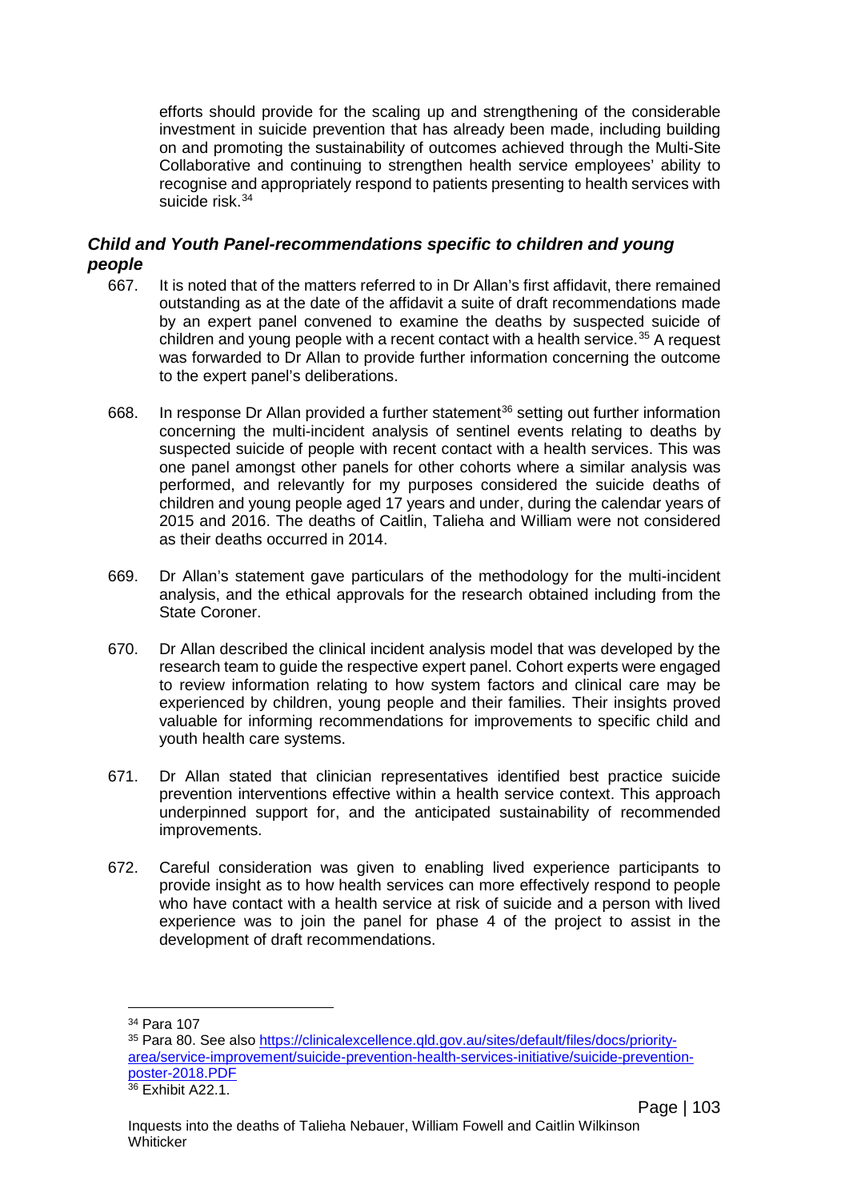efforts should provide for the scaling up and strengthening of the considerable investment in suicide prevention that has already been made, including building on and promoting the sustainability of outcomes achieved through the Multi-Site Collaborative and continuing to strengthen health service employees' ability to recognise and appropriately respond to patients presenting to health services with suicide risk.[34]

### *Child and Youth Panel-recommendations specific to children and young people*

667. It is noted that of the matters referred to in Dr Allan's first affidavit, there remained outstanding as at the date of the affidavit a suite of draft recommendations made by an expert panel convened to examine the deaths by suspected suicide of children and young people with a recent contact with a health service.[35] A request was forwarded to Dr Allan to provide further information concerning the outcome to the expert panel's deliberations.

668. In response Dr Allan provided a further statement[36] setting out further information concerning the multi-incident analysis of sentinel events relating to deaths by suspected suicide of people with recent contact with a health services. This was one panel amongst other panels for other cohorts where a similar analysis was performed, and relevantly for my purposes considered the suicide deaths of children and young people aged 17 years and under, during the calendar years of 2015 and 2016. The deaths of Caitlin, Talieha and William were not considered as their deaths occurred in 2014.

669. Dr Allan's statement gave particulars of the methodology for the multi-incident analysis, and the ethical approvals for the research obtained including from the State Coroner.

670. Dr Allan described the clinical incident analysis model that was developed by the research team to guide the respective expert panel. Cohort experts were engaged to review information relating to how system factors and clinical care may be experienced by children, young people and their families. Their insights proved valuable for informing recommendations for improvements to specific child and youth health care systems.

671. Dr Allan stated that clinician representatives identified best practice suicide prevention interventions effective within a health service context. This approach underpinned support for, and the anticipated sustainability of recommended improvements.

672. Careful consideration was given to enabling lived experience participants to provide insight as to how health services can more effectively respond to people who have contact with a health service at risk of suicide and a person with lived experience was to join the panel for phase 4 of the project to assist in the development of draft recommendations.

---

[34] Para 107

[35] Para 80. See also https://clinicalexcellence.qld.gov.au/sites/default/files/docs/priority-area/service-improvement/suicide-prevention-health-services-initiative/suicide-prevention-poster-2018.PDF

[36] Exhibit A22.1.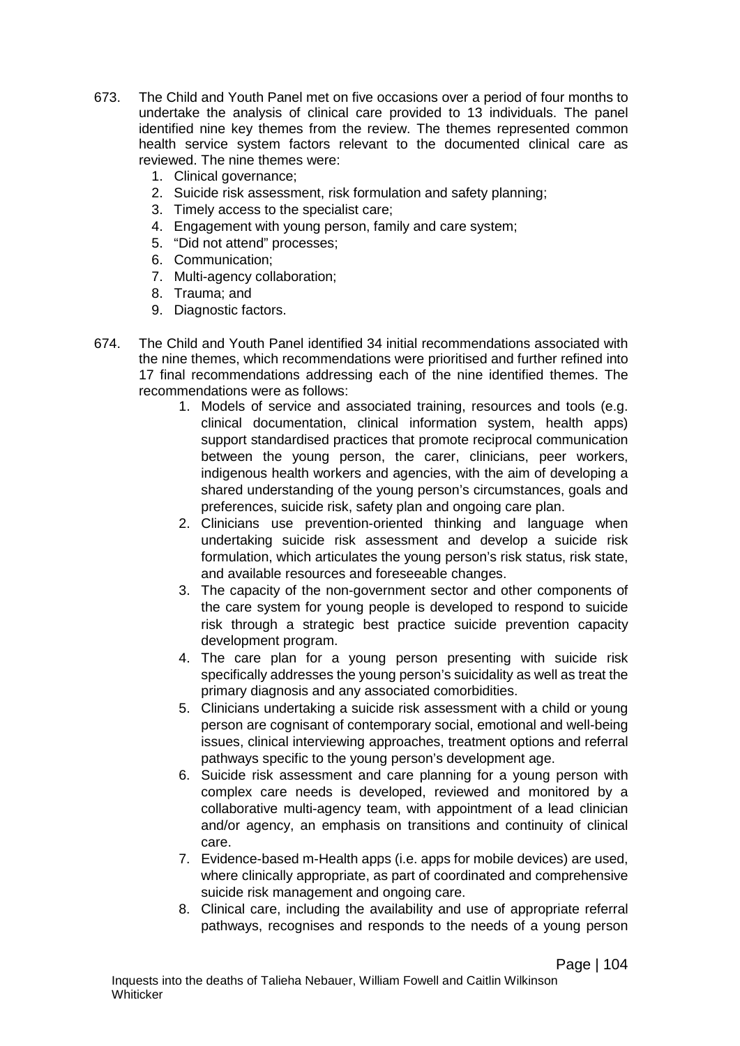673. The Child and Youth Panel met on five occasions over a period of four months to undertake the analysis of clinical care provided to 13 individuals. The panel identified nine key themes from the review. The themes represented common health service system factors relevant to the documented clinical care as reviewed. The nine themes were:

    1. Clinical governance;
    2. Suicide risk assessment, risk formulation and safety planning;
    3. Timely access to the specialist care;
    4. Engagement with young person, family and care system;
    5. "Did not attend" processes;
    6. Communication;
    7. Multi-agency collaboration;
    8. Trauma; and
    9. Diagnostic factors.

674. The Child and Youth Panel identified 34 initial recommendations associated with the nine themes, which recommendations were prioritised and further refined into 17 final recommendations addressing each of the nine identified themes. The recommendations were as follows:

    1. Models of service and associated training, resources and tools (e.g. clinical documentation, clinical information system, health apps) support standardised practices that promote reciprocal communication between the young person, the carer, clinicians, peer workers, indigenous health workers and agencies, with the aim of developing a shared understanding of the young person's circumstances, goals and preferences, suicide risk, safety plan and ongoing care plan.
    2. Clinicians use prevention-oriented thinking and language when undertaking suicide risk assessment and develop a suicide risk formulation, which articulates the young person's risk status, risk state, and available resources and foreseeable changes.
    3. The capacity of the non-government sector and other components of the care system for young people is developed to respond to suicide risk through a strategic best practice suicide prevention capacity development program.
    4. The care plan for a young person presenting with suicide risk specifically addresses the young person's suicidality as well as treat the primary diagnosis and any associated comorbidities.
    5. Clinicians undertaking a suicide risk assessment with a child or young person are cognisant of contemporary social, emotional and well-being issues, clinical interviewing approaches, treatment options and referral pathways specific to the young person's development age.
    6. Suicide risk assessment and care planning for a young person with complex care needs is developed, reviewed and monitored by a collaborative multi-agency team, with appointment of a lead clinician and/or agency, an emphasis on transitions and continuity of clinical care.
    7. Evidence-based m-Health apps (i.e. apps for mobile devices) are used, where clinically appropriate, as part of coordinated and comprehensive suicide risk management and ongoing care.
    8. Clinical care, including the availability and use of appropriate referral pathways, recognises and responds to the needs of a young person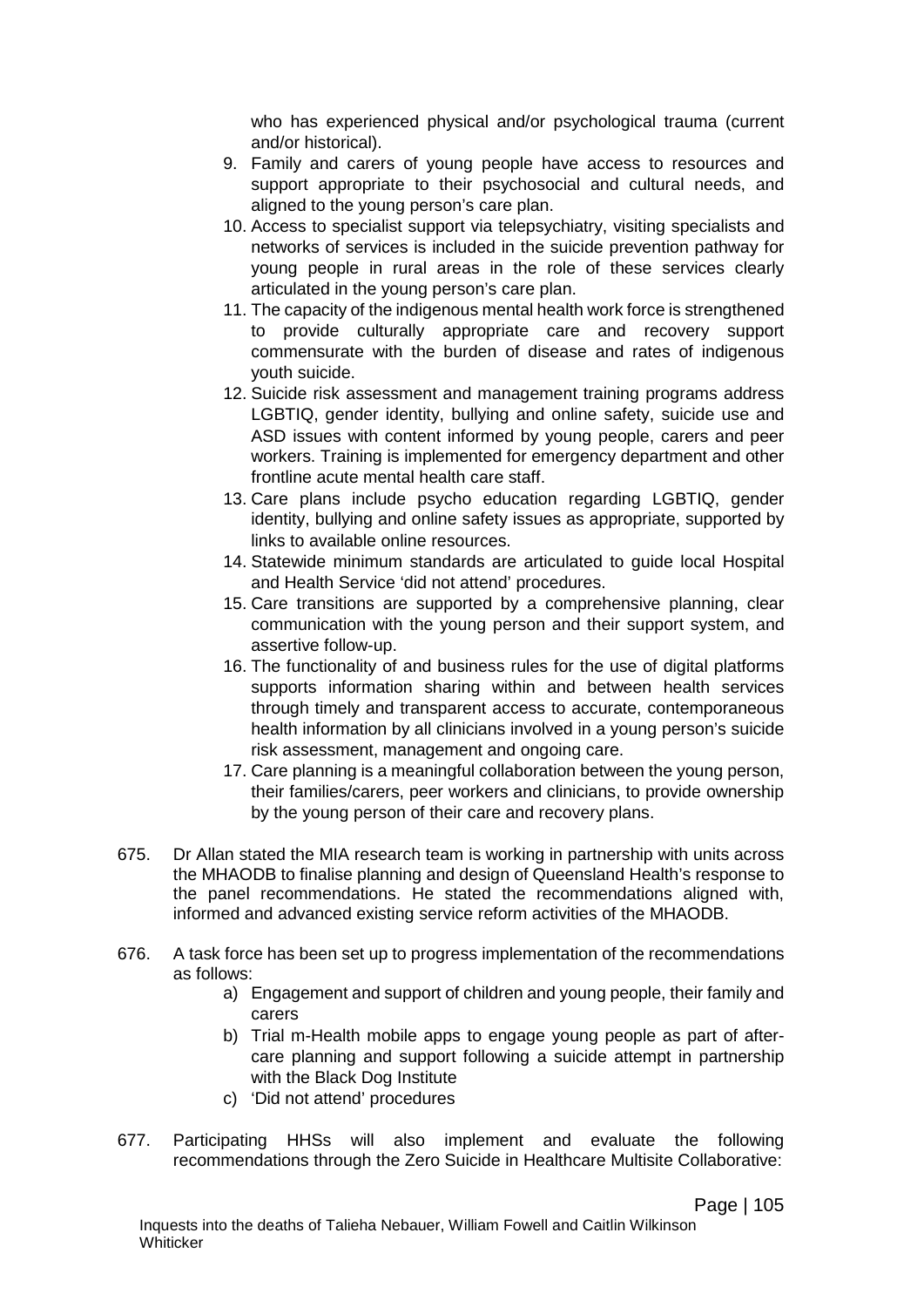who has experienced physical and/or psychological trauma (current and/or historical).

9. Family and carers of young people have access to resources and support appropriate to their psychosocial and cultural needs, and aligned to the young person's care plan.
10. Access to specialist support via telepsychiatry, visiting specialists and networks of services is included in the suicide prevention pathway for young people in rural areas in the role of these services clearly articulated in the young person's care plan.
11. The capacity of the indigenous mental health work force is strengthened to provide culturally appropriate care and recovery support commensurate with the burden of disease and rates of indigenous youth suicide.
12. Suicide risk assessment and management training programs address LGBTIQ, gender identity, bullying and online safety, suicide use and ASD issues with content informed by young people, carers and peer workers. Training is implemented for emergency department and other frontline acute mental health care staff.
13. Care plans include psycho education regarding LGBTIQ, gender identity, bullying and online safety issues as appropriate, supported by links to available online resources.
14. Statewide minimum standards are articulated to guide local Hospital and Health Service 'did not attend' procedures.
15. Care transitions are supported by a comprehensive planning, clear communication with the young person and their support system, and assertive follow-up.
16. The functionality of and business rules for the use of digital platforms supports information sharing within and between health services through timely and transparent access to accurate, contemporaneous health information by all clinicians involved in a young person's suicide risk assessment, management and ongoing care.
17. Care planning is a meaningful collaboration between the young person, their families/carers, peer workers and clinicians, to provide ownership by the young person of their care and recovery plans.

675. Dr Allan stated the MIA research team is working in partnership with units across the MHAODB to finalise planning and design of Queensland Health's response to the panel recommendations. He stated the recommendations aligned with, informed and advanced existing service reform activities of the MHAODB.

676. A task force has been set up to progress implementation of the recommendations as follows:
    a) Engagement and support of children and young people, their family and carers
    b) Trial m-Health mobile apps to engage young people as part of after-care planning and support following a suicide attempt in partnership with the Black Dog Institute
    c) 'Did not attend' procedures

677. Participating HHSs will also implement and evaluate the following recommendations through the Zero Suicide in Healthcare Multisite Collaborative: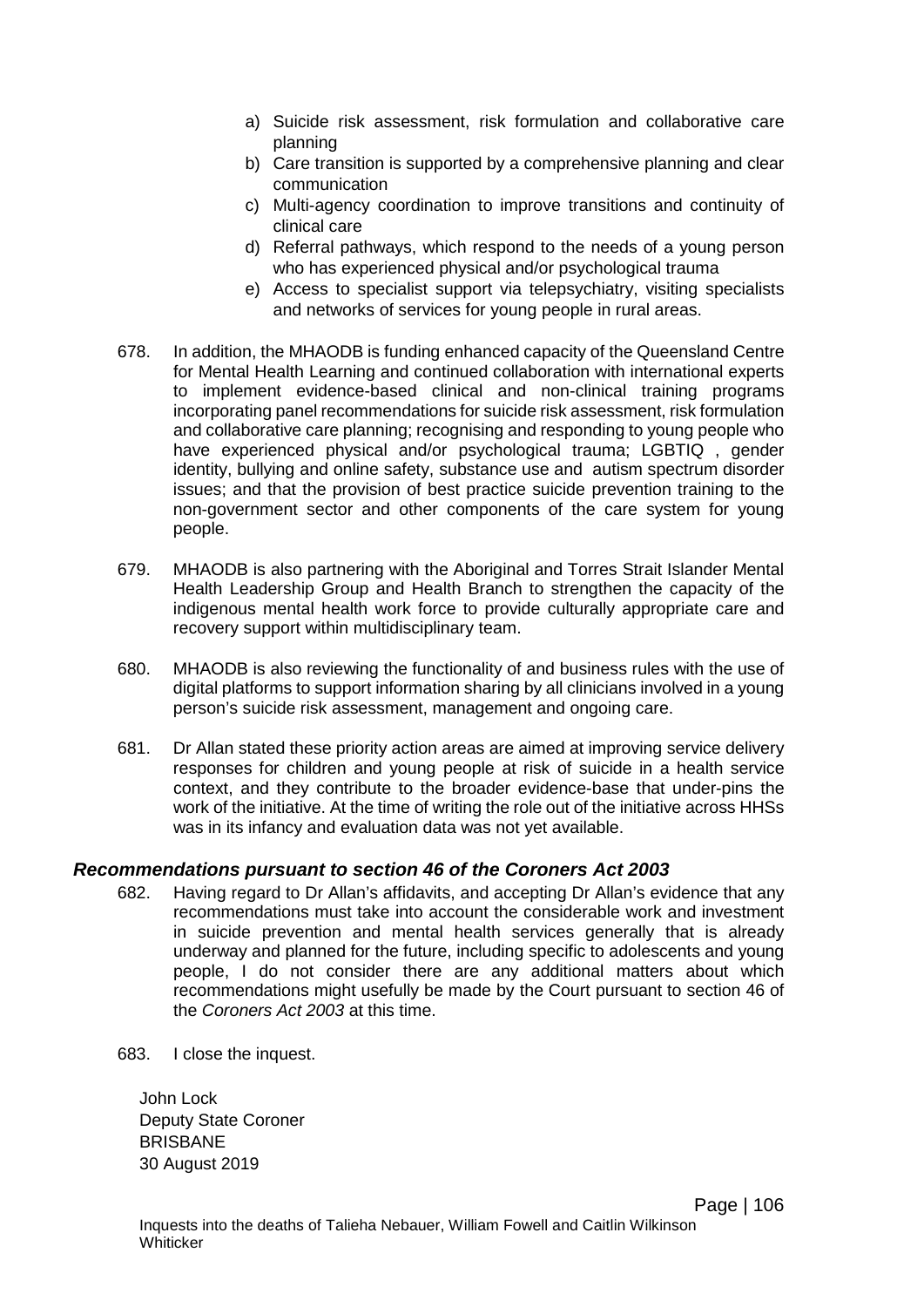a) Suicide risk assessment, risk formulation and collaborative care planning
b) Care transition is supported by a comprehensive planning and clear communication
c) Multi-agency coordination to improve transitions and continuity of clinical care
d) Referral pathways, which respond to the needs of a young person who has experienced physical and/or psychological trauma
e) Access to specialist support via telepsychiatry, visiting specialists and networks of services for young people in rural areas.

678. In addition, the MHAODB is funding enhanced capacity of the Queensland Centre for Mental Health Learning and continued collaboration with international experts to implement evidence-based clinical and non-clinical training programs incorporating panel recommendations for suicide risk assessment, risk formulation and collaborative care planning; recognising and responding to young people who have experienced physical and/or psychological trauma; LGBTIQ , gender identity, bullying and online safety, substance use and autism spectrum disorder issues; and that the provision of best practice suicide prevention training to the non-government sector and other components of the care system for young people.

679. MHAODB is also partnering with the Aboriginal and Torres Strait Islander Mental Health Leadership Group and Health Branch to strengthen the capacity of the indigenous mental health work force to provide culturally appropriate care and recovery support within multidisciplinary team.

680. MHAODB is also reviewing the functionality of and business rules with the use of digital platforms to support information sharing by all clinicians involved in a young person's suicide risk assessment, management and ongoing care.

681. Dr Allan stated these priority action areas are aimed at improving service delivery responses for children and young people at risk of suicide in a health service context, and they contribute to the broader evidence-base that under-pins the work of the initiative. At the time of writing the role out of the initiative across HHSs was in its infancy and evaluation data was not yet available.

### *Recommendations pursuant to section 46 of the Coroners Act 2003*

682. Having regard to Dr Allan's affidavits, and accepting Dr Allan's evidence that any recommendations must take into account the considerable work and investment in suicide prevention and mental health services generally that is already underway and planned for the future, including specific to adolescents and young people, I do not consider there are any additional matters about which recommendations might usefully be made by the Court pursuant to section 46 of the *Coroners Act 2003* at this time.

683. I close the inquest.

John Lock
Deputy State Coroner
BRISBANE
30 August 2019